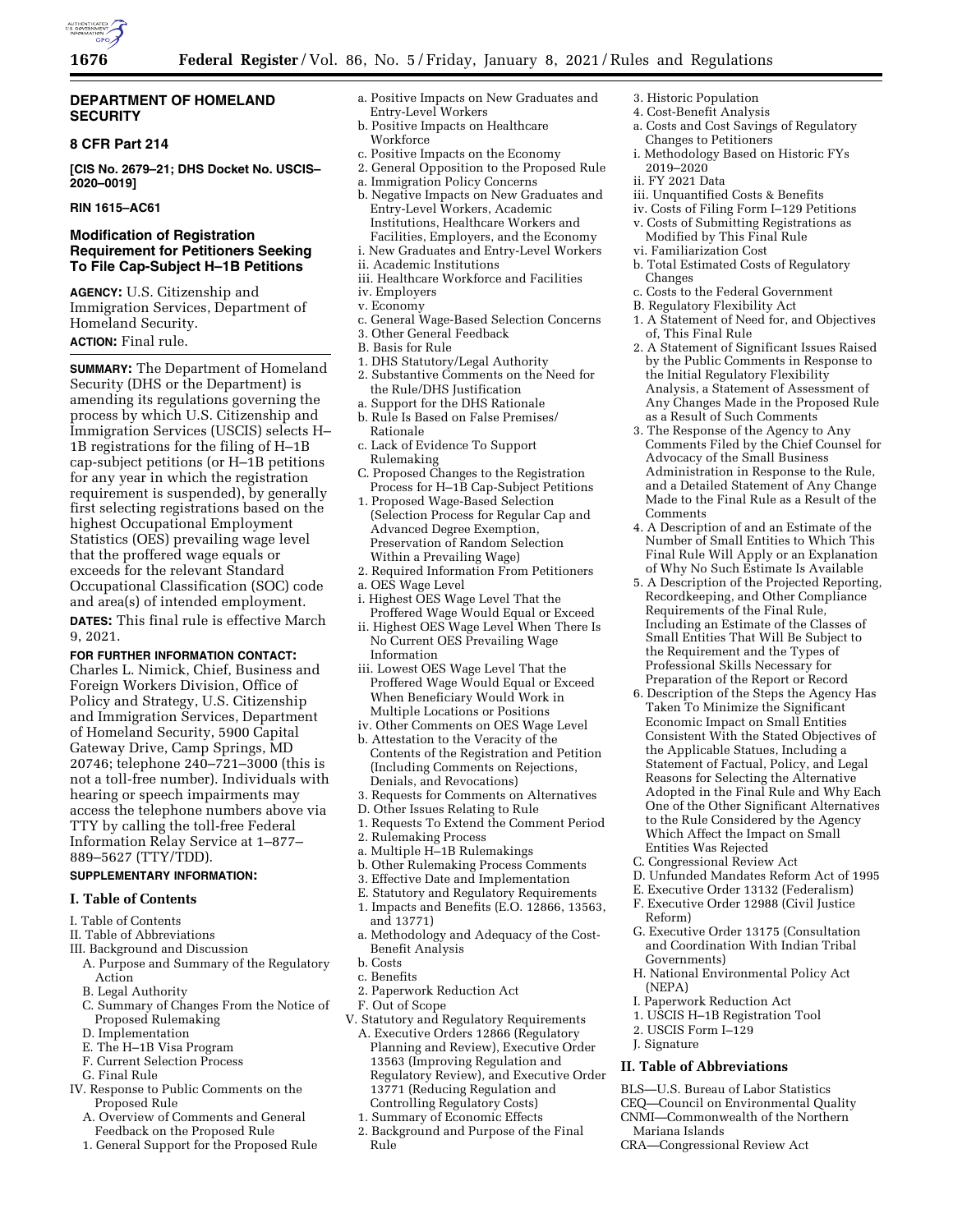## DEPARTMENT OF HOMELAND SECURITY

### 8 CFR Part 214

**[CIS No. 2679–21; DHS Docket No. USCIS–2020–0019]**

**RIN 1615–AC61**

## Modification of Registration Requirement for Petitioners Seeking To File Cap-Subject H–1B Petitions

**AGENCY:** U.S. Citizenship and Immigration Services, Department of Homeland Security.

**ACTION:** Final rule.

**SUMMARY:** The Department of Homeland Security (DHS or the Department) is amending its regulations governing the process by which U.S. Citizenship and Immigration Services (USCIS) selects H–1B registrations for the filing of H–1B cap-subject petitions (or H–1B petitions for any year in which the registration requirement is suspended), by generally first selecting registrations based on the highest Occupational Employment Statistics (OES) prevailing wage level that the proffered wage equals or exceeds for the relevant Standard Occupational Classification (SOC) code and area(s) of intended employment.

**DATES:** This final rule is effective March 9, 2021.

**FOR FURTHER INFORMATION CONTACT:** Charles L. Nimick, Chief, Business and Foreign Workers Division, Office of Policy and Strategy, U.S. Citizenship and Immigration Services, Department of Homeland Security, 5900 Capital Gateway Drive, Camp Springs, MD 20746; telephone 240–721–3000 (this is not a toll-free number). Individuals with hearing or speech impairments may access the telephone numbers above via TTY by calling the toll-free Federal Information Relay Service at 1–877–889–5627 (TTY/TDD).

**SUPPLEMENTARY INFORMATION:**

## I. Table of Contents

- I. Table of Contents
- II. Table of Abbreviations
- III. Background and Discussion
  - A. Purpose and Summary of the Regulatory Action
  - B. Legal Authority
  - C. Summary of Changes From the Notice of Proposed Rulemaking
  - D. Implementation
  - E. The H–1B Visa Program
  - F. Current Selection Process
  - G. Final Rule
- IV. Response to Public Comments on the Proposed Rule
  - A. Overview of Comments and General Feedback on the Proposed Rule
    - 1. General Support for the Proposed Rule
      - a. Positive Impacts on New Graduates and Entry-Level Workers
      - b. Positive Impacts on Healthcare Workforce
      - c. Positive Impacts on the Economy
    - 2. General Opposition to the Proposed Rule
      - a. Immigration Policy Concerns
      - b. Negative Impacts on New Graduates and Entry-Level Workers, Academic Institutions, Healthcare Workers and Facilities, Employers, and the Economy
        - i. New Graduates and Entry-Level Workers
        - ii. Academic Institutions
        - iii. Healthcare Workforce and Facilities
        - iv. Employers
        - v. Economy
      - c. General Wage-Based Selection Concerns
    - 3. Other General Feedback
  - B. Basis for Rule
    - 1. DHS Statutory/Legal Authority
    - 2. Substantive Comments on the Need for the Rule/DHS Justification
      - a. Support for the DHS Rationale
      - b. Rule Is Based on False Premises/Rationale
      - c. Lack of Evidence To Support Rulemaking
  - C. Proposed Changes to the Registration Process for H–1B Cap-Subject Petitions
    - 1. Proposed Wage-Based Selection (Selection Process for Regular Cap and Advanced Degree Exemption, Preservation of Random Selection Within a Prevailing Wage)
    - 2. Required Information From Petitioners
      - a. OES Wage Level
        - i. Highest OES Wage Level That the Proffered Wage Would Equal or Exceed
        - ii. Highest OES Wage Level When There Is No Current OES Prevailing Wage Information
        - iii. Lowest OES Wage Level That the Proffered Wage Would Equal or Exceed When Beneficiary Would Work in Multiple Locations or Positions
        - iv. Other Comments on OES Wage Level
      - b. Attestation to the Veracity of the Contents of the Registration and Petition (Including Comments on Rejections, Denials, and Revocations)
    - 3. Requests for Comments on Alternatives
  - D. Other Issues Relating to Rule
    - 1. Requests To Extend the Comment Period
    - 2. Rulemaking Process
      - a. Multiple H–1B Rulemakings
      - b. Other Rulemaking Process Comments
    - 3. Effective Date and Implementation
  - E. Statutory and Regulatory Requirements
    - 1. Impacts and Benefits (E.O. 12866, 13563, and 13771)
      - a. Methodology and Adequacy of the Cost-Benefit Analysis
      - b. Costs
      - c. Benefits
    - 2. Paperwork Reduction Act
  - F. Out of Scope
- V. Statutory and Regulatory Requirements
  - A. Executive Orders 12866 (Regulatory Planning and Review), Executive Order 13563 (Improving Regulation and Regulatory Review), and Executive Order 13771 (Reducing Regulation and Controlling Regulatory Costs)
    - 1. Summary of Economic Effects
    - 2. Background and Purpose of the Final Rule
    - 3. Historic Population
    - 4. Cost-Benefit Analysis
      - a. Costs and Cost Savings of Regulatory Changes to Petitioners
        - i. Methodology Based on Historic FYs 2019–2020
        - ii. FY 2021 Data
        - iii. Unquantified Costs & Benefits
        - iv. Costs of Filing Form I–129 Petitions
        - v. Costs of Submitting Registrations as Modified by This Final Rule
        - vi. Familiarization Cost
      - b. Total Estimated Costs of Regulatory Changes
      - c. Costs to the Federal Government
  - B. Regulatory Flexibility Act
    - 1. A Statement of Need for, and Objectives of, This Final Rule
    - 2. A Statement of Significant Issues Raised by the Public Comments in Response to the Initial Regulatory Flexibility Analysis, a Statement of Assessment of Any Changes Made in the Proposed Rule as a Result of Such Comments
    - 3. The Response of the Agency to Any Comments Filed by the Chief Counsel for Advocacy of the Small Business Administration in Response to the Rule, and a Detailed Statement of Any Change Made to the Final Rule as a Result of the Comments
    - 4. A Description of and an Estimate of the Number of Small Entities to Which This Final Rule Will Apply or an Explanation of Why No Such Estimate Is Available
    - 5. A Description of the Projected Reporting, Recordkeeping, and Other Compliance Requirements of the Final Rule, Including an Estimate of the Classes of Small Entities That Will Be Subject to the Requirement and the Types of Professional Skills Necessary for Preparation of the Report or Record
    - 6. Description of the Steps the Agency Has Taken To Minimize the Significant Economic Impact on Small Entities Consistent With the Stated Objectives of the Applicable Statues, Including a Statement of Factual, Policy, and Legal Reasons for Selecting the Alternative Adopted in the Final Rule and Why Each One of the Other Significant Alternatives to the Rule Considered by the Agency Which Affect the Impact on Small Entities Was Rejected
  - C. Congressional Review Act
  - D. Unfunded Mandates Reform Act of 1995
  - E. Executive Order 13132 (Federalism)
  - F. Executive Order 12988 (Civil Justice Reform)
  - G. Executive Order 13175 (Consultation and Coordination With Indian Tribal Governments)
  - H. National Environmental Policy Act (NEPA)
  - I. Paperwork Reduction Act
    - 1. USCIS H–1B Registration Tool
    - 2. USCIS Form I–129
  - J. Signature

## II. Table of Abbreviations

BLS—U.S. Bureau of Labor Statistics
CEQ—Council on Environmental Quality
CNMI—Commonwealth of the Northern Mariana Islands
CRA—Congressional Review Act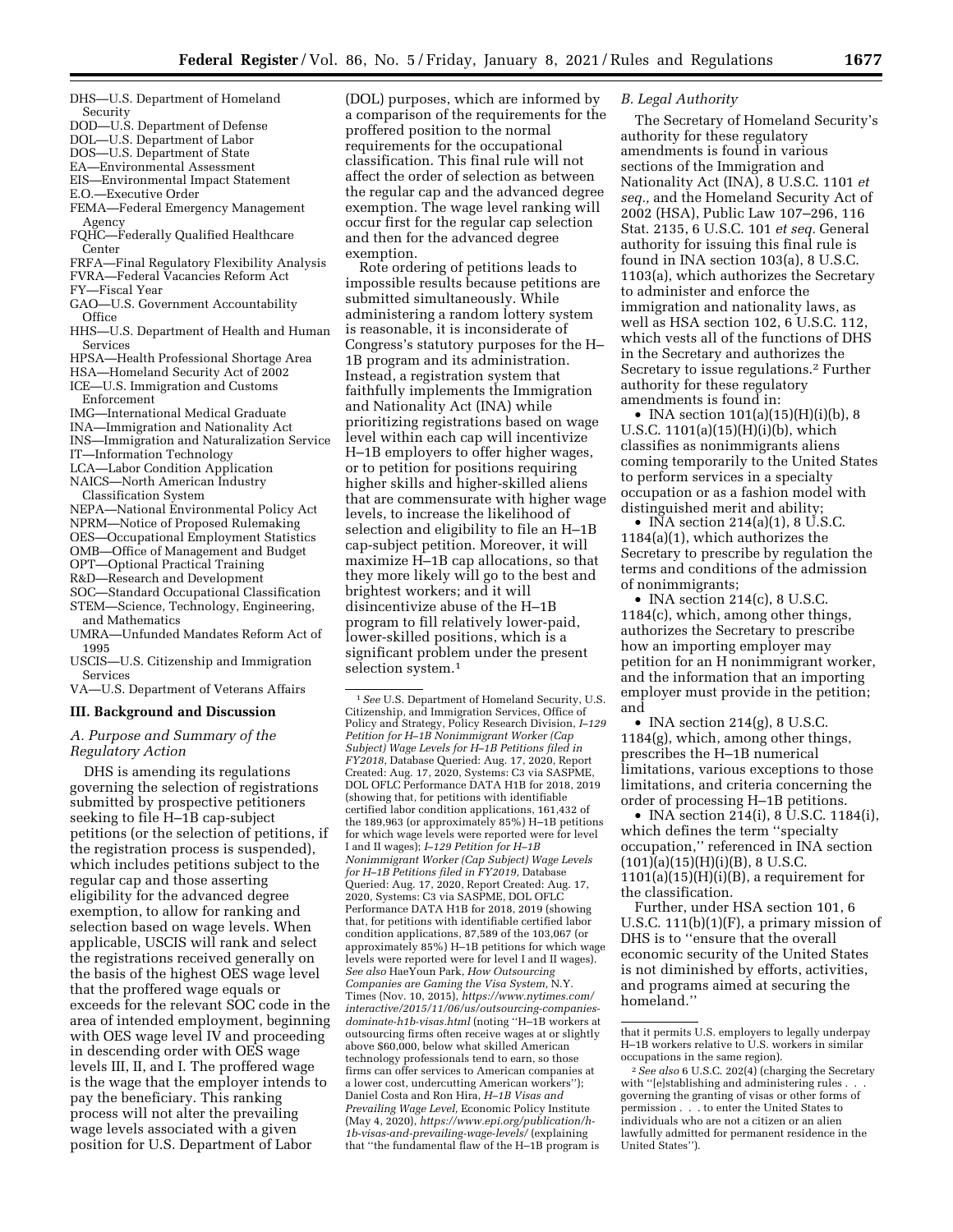- DHS—U.S. Department of Homeland Security
- DOD—U.S. Department of Defense
- DOL—U.S. Department of Labor
- DOS—U.S. Department of State
- EA—Environmental Assessment
- EIS—Environmental Impact Statement
- E.O.—Executive Order
- FEMA—Federal Emergency Management Agency
- FQHC—Federally Qualified Healthcare Center
- FRFA—Final Regulatory Flexibility Analysis
- FVRA—Federal Vacancies Reform Act
- FY—Fiscal Year
- GAO—U.S. Government Accountability Office
- HHS—U.S. Department of Health and Human Services
- HPSA—Health Professional Shortage Area
- HSA—Homeland Security Act of 2002
- ICE—U.S. Immigration and Customs Enforcement
- IMG—International Medical Graduate
- INA—Immigration and Nationality Act
- INS—Immigration and Naturalization Service
- IT—Information Technology
- LCA—Labor Condition Application
- NAICS—North American Industry Classification System
- NEPA—National Environmental Policy Act
- NPRM—Notice of Proposed Rulemaking
- OES—Occupational Employment Statistics
- OMB—Office of Management and Budget
- OPT—Optional Practical Training
- R&D—Research and Development
- SOC—Standard Occupational Classification
- STEM—Science, Technology, Engineering, and Mathematics
- UMRA—Unfunded Mandates Reform Act of 1995
- USCIS—U.S. Citizenship and Immigration Services
- VA—U.S. Department of Veterans Affairs

## III. Background and Discussion

### A. Purpose and Summary of the Regulatory Action

DHS is amending its regulations governing the selection of registrations submitted by prospective petitioners seeking to file H–1B cap-subject petitions (or the selection of petitions, if the registration process is suspended), which includes petitions subject to the regular cap and those asserting eligibility for the advanced degree exemption, to allow for ranking and selection based on wage levels. When applicable, USCIS will rank and select the registrations received generally on the basis of the highest OES wage level that the proffered wage equals or exceeds for the relevant SOC code in the area of intended employment, beginning with OES wage level IV and proceeding in descending order with OES wage levels III, II, and I. The proffered wage is the wage that the employer intends to pay the beneficiary. This ranking process will not alter the prevailing wage levels associated with a given position for U.S. Department of Labor (DOL) purposes, which are informed by a comparison of the requirements for the proffered position to the normal requirements for the occupational classification. This final rule will not affect the order of selection as between the regular cap and the advanced degree exemption. The wage level ranking will occur first for the regular cap selection and then for the advanced degree exemption.

Rote ordering of petitions leads to impossible results because petitions are submitted simultaneously. While administering a random lottery system is reasonable, it is inconsiderate of Congress's statutory purposes for the H–1B program and its administration. Instead, a registration system that faithfully implements the Immigration and Nationality Act (INA) while prioritizing registrations based on wage level within each cap will incentivize H–1B employers to offer higher wages, or to petition for positions requiring higher skills and higher-skilled aliens that are commensurate with higher wage levels, to increase the likelihood of selection and eligibility to file an H–1B cap-subject petition. Moreover, it will maximize H–1B cap allocations, so that they more likely will go to the best and brightest workers; and it will disincentivize abuse of the H–1B program to fill relatively lower-paid, lower-skilled positions, which is a significant problem under the present selection system.[1]

### B. Legal Authority

The Secretary of Homeland Security's authority for these regulatory amendments is found in various sections of the Immigration and Nationality Act (INA), 8 U.S.C. 1101 *et seq.,* and the Homeland Security Act of 2002 (HSA), Public Law 107–296, 116 Stat. 2135, 6 U.S.C. 101 *et seq.* General authority for issuing this final rule is found in INA section 103(a), 8 U.S.C. 1103(a), which authorizes the Secretary to administer and enforce the immigration and nationality laws, as well as HSA section 102, 6 U.S.C. 112, which vests all of the functions of DHS in the Secretary and authorizes the Secretary to issue regulations.[2] Further authority for these regulatory amendments is found in:

- INA section 101(a)(15)(H)(i)(b), 8 U.S.C. 1101(a)(15)(H)(i)(b), which classifies as nonimmigrants aliens coming temporarily to the United States to perform services in a specialty occupation or as a fashion model with distinguished merit and ability;
- INA section 214(a)(1), 8 U.S.C. 1184(a)(1), which authorizes the Secretary to prescribe by regulation the terms and conditions of the admission of nonimmigrants;
- INA section 214(c), 8 U.S.C. 1184(c), which, among other things, authorizes the Secretary to prescribe how an importing employer may petition for an H nonimmigrant worker, and the information that an importing employer must provide in the petition; and
- INA section 214(g), 8 U.S.C. 1184(g), which, among other things, prescribes the H–1B numerical limitations, various exceptions to those limitations, and criteria concerning the order of processing H–1B petitions.
- INA section 214(i), 8 U.S.C. 1184(i), which defines the term ''specialty occupation,'' referenced in INA section (101)(a)(15)(H)(i)(B), 8 U.S.C. 1101(a)(15)(H)(i)(B), a requirement for the classification.

Further, under HSA section 101, 6 U.S.C. 111(b)(1)(F), a primary mission of DHS is to ''ensure that the overall economic security of the United States is not diminished by efforts, activities, and programs aimed at securing the homeland.''

---

[1] *See* U.S. Department of Homeland Security, U.S. Citizenship, and Immigration Services, Office of Policy and Strategy, Policy Research Division, *I–129 Petition for H–1B Nonimmigrant Worker (Cap Subject) Wage Levels for H–1B Petitions filed in FY2018,* Database Queried: Aug. 17, 2020, Report Created: Aug. 17, 2020, Systems: C3 via SASPME, DOL OFLC Performance DATA H1B for 2018, 2019 (showing that, for petitions with identifiable certified labor condition applications, 161,432 of the 189,963 (or approximately 85%) H–1B petitions for which wage levels were reported were for level I and II wages); *I–129 Petition for H–1B Nonimmigrant Worker (Cap Subject) Wage Levels for H–1B Petitions filed in FY2019,* Database Queried: Aug. 17, 2020, Report Created: Aug. 17, 2020, Systems: C3 via SASPME, DOL OFLC Performance DATA H1B for 2018, 2019 (showing that, for petitions with identifiable certified labor condition applications, 87,589 of the 103,067 (or approximately 85%) H–1B petitions for which wage levels were reported were for level I and II wages). *See also* HaeYoun Park, *How Outsourcing Companies are Gaming the Visa System,* N.Y. Times (Nov. 10, 2015), *https://www.nytimes.com/interactive/2015/11/06/us/outsourcing-companies-dominate-h1b-visas.html* (noting ''H–1B workers at outsourcing firms often receive wages at or slightly above $60,000, below what skilled American technology professionals tend to earn, so those firms can offer services to American companies at a lower cost, undercutting American workers''); Daniel Costa and Ron Hira, *H–1B Visas and Prevailing Wage Level,* Economic Policy Institute (May 4, 2020), *https://www.epi.org/publication/h-1b-visas-and-prevailing-wage-levels/* (explaining that ''the fundamental flaw of the H–1B program is that it permits U.S. employers to legally underpay H–1B workers relative to U.S. workers in similar occupations in the same region).

[2] *See also* 6 U.S.C. 202(4) (charging the Secretary with ''[e]stablishing and administering rules . . . governing the granting of visas or other forms of permission . . . to enter the United States to individuals who are not a citizen or an alien lawfully admitted for permanent residence in the United States'').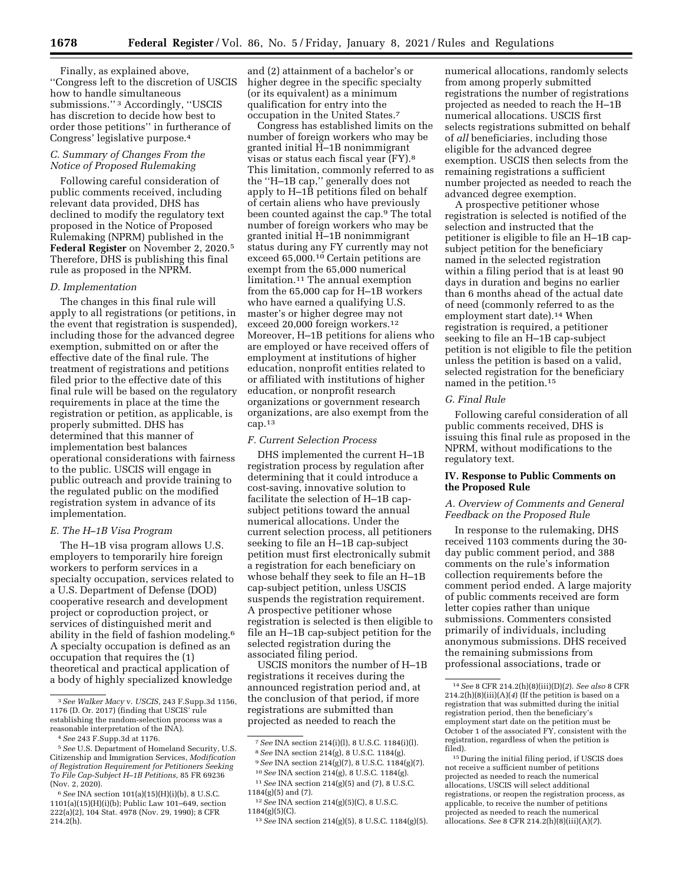Finally, as explained above, "Congress left to the discretion of USCIS how to handle simultaneous submissions." [3] Accordingly, "USCIS has discretion to decide how best to order those petitions" in furtherance of Congress' legislative purpose.[4]

### C. Summary of Changes From the Notice of Proposed Rulemaking

Following careful consideration of public comments received, including relevant data provided, DHS has declined to modify the regulatory text proposed in the Notice of Proposed Rulemaking (NPRM) published in the **Federal Register** on November 2, 2020.[5] Therefore, DHS is publishing this final rule as proposed in the NPRM.

### D. Implementation

The changes in this final rule will apply to all registrations (or petitions, in the event that registration is suspended), including those for the advanced degree exemption, submitted on or after the effective date of the final rule. The treatment of registrations and petitions filed prior to the effective date of this final rule will be based on the regulatory requirements in place at the time the registration or petition, as applicable, is properly submitted. DHS has determined that this manner of implementation best balances operational considerations with fairness to the public. USCIS will engage in public outreach and provide training to the regulated public on the modified registration system in advance of its implementation.

### E. The H–1B Visa Program

The H–1B visa program allows U.S. employers to temporarily hire foreign workers to perform services in a specialty occupation, services related to a U.S. Department of Defense (DOD) cooperative research and development project or coproduction project, or services of distinguished merit and ability in the field of fashion modeling.[6] A specialty occupation is defined as an occupation that requires the (1) theoretical and practical application of a body of highly specialized knowledge and (2) attainment of a bachelor's or higher degree in the specific specialty (or its equivalent) as a minimum qualification for entry into the occupation in the United States.[7]

Congress has established limits on the number of foreign workers who may be granted initial H–1B nonimmigrant visas or status each fiscal year (FY).[8] This limitation, commonly referred to as the "H–1B cap," generally does not apply to H–1B petitions filed on behalf of certain aliens who have previously been counted against the cap.[9] The total number of foreign workers who may be granted initial H–1B nonimmigrant status during any FY currently may not exceed 65,000.[10] Certain petitions are exempt from the 65,000 numerical limitation.[11] The annual exemption from the 65,000 cap for H–1B workers who have earned a qualifying U.S. master's or higher degree may not exceed 20,000 foreign workers.[12] Moreover, H–1B petitions for aliens who are employed or have received offers of employment at institutions of higher education, nonprofit entities related to or affiliated with institutions of higher education, or nonprofit research organizations or government research organizations, are also exempt from the cap.[13]

### F. Current Selection Process

DHS implemented the current H–1B registration process by regulation after determining that it could introduce a cost-saving, innovative solution to facilitate the selection of H–1B cap-subject petitions toward the annual numerical allocations. Under the current selection process, all petitioners seeking to file an H–1B cap-subject petition must first electronically submit a registration for each beneficiary on whose behalf they seek to file an H–1B cap-subject petition, unless USCIS suspends the registration requirement. A prospective petitioner whose registration is selected is then eligible to file an H–1B cap-subject petition for the selected registration during the associated filing period.

USCIS monitors the number of H–1B registrations it receives during the announced registration period and, at the conclusion of that period, if more registrations are submitted than projected as needed to reach the numerical allocations, randomly selects from among properly submitted registrations the number of registrations projected as needed to reach the H–1B numerical allocations. USCIS first selects registrations submitted on behalf of *all* beneficiaries, including those eligible for the advanced degree exemption. USCIS then selects from the remaining registrations a sufficient number projected as needed to reach the advanced degree exemption.

A prospective petitioner whose registration is selected is notified of the selection and instructed that the petitioner is eligible to file an H–1B cap-subject petition for the beneficiary named in the selected registration within a filing period that is at least 90 days in duration and begins no earlier than 6 months ahead of the actual date of need (commonly referred to as the employment start date).[14] When registration is required, a petitioner seeking to file an H–1B cap-subject petition is not eligible to file the petition unless the petition is based on a valid, selected registration for the beneficiary named in the petition.[15]

### G. Final Rule

Following careful consideration of all public comments received, DHS is issuing this final rule as proposed in the NPRM, without modifications to the regulatory text.

## IV. Response to Public Comments on the Proposed Rule

### A. Overview of Comments and General Feedback on the Proposed Rule

In response to the rulemaking, DHS received 1103 comments during the 30-day public comment period, and 388 comments on the rule's information collection requirements before the comment period ended. A large majority of public comments received are form letter copies rather than unique submissions. Commenters consisted primarily of individuals, including anonymous submissions. DHS received the remaining submissions from professional associations, trade or

---

[3] *See Walker Macy* v. *USCIS*, 243 F.Supp.3d 1156, 1176 (D. Or. 2017) (finding that USCIS' rule establishing the random-selection process was a reasonable interpretation of the INA).

[4] *See* 243 F.Supp.3d at 1176.

[5] *See* U.S. Department of Homeland Security, U.S. Citizenship and Immigration Services, *Modification of Registration Requirement for Petitioners Seeking To File Cap-Subject H–1B Petitions,* 85 FR 69236 (Nov. 2, 2020).

[6] *See* INA section 101(a)(15)(H)(i)(b), 8 U.S.C. 1101(a)(15)(H)(i)(b); Public Law 101–649, section 222(a)(2), 104 Stat. 4978 (Nov. 29, 1990); 8 CFR 214.2(h).

[7] *See* INA section 214(i)(l), 8 U.S.C. 1184(i)(l).

[8] *See* INA section 214(g), 8 U.S.C. 1184(g).

[9] *See* INA section 214(g)(7), 8 U.S.C. 1184(g)(7).

[10] *See* INA section 214(g), 8 U.S.C. 1184(g).

[11] *See* INA section 214(g)(5) and (7), 8 U.S.C. 1184(g)(5) and (7).

[12] *See* INA section 214(g)(5)(C), 8 U.S.C. 1184(g)(5)(C).

[13] *See* INA section 214(g)(5), 8 U.S.C. 1184(g)(5).

[14] *See* 8 CFR 214.2(h)(8)(iii)(D)(*2*). *See also* 8 CFR 214.2(h)(8)(iii)(A)(*4*) (If the petition is based on a registration that was submitted during the initial registration period, then the beneficiary's employment start date on the petition must be October 1 of the associated FY, consistent with the registration, regardless of when the petition is filed).

[15] During the initial filing period, if USCIS does not receive a sufficient number of petitions projected as needed to reach the numerical allocations, USCIS will select additional registrations, or reopen the registration process, as applicable, to receive the number of petitions projected as needed to reach the numerical allocations. *See* 8 CFR 214.2(h)(8)(iii)(A)(*7*).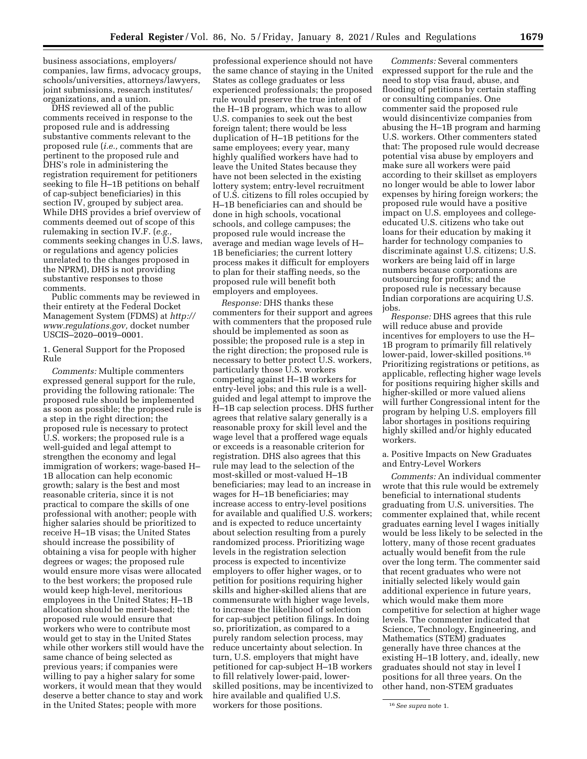business associations, employers/companies, law firms, advocacy groups, schools/universities, attorneys/lawyers, joint submissions, research institutes/organizations, and a union.

DHS reviewed all of the public comments received in response to the proposed rule and is addressing substantive comments relevant to the proposed rule (*i.e.,* comments that are pertinent to the proposed rule and DHS's role in administering the registration requirement for petitioners seeking to file H–1B petitions on behalf of cap-subject beneficiaries) in this section IV, grouped by subject area. While DHS provides a brief overview of comments deemed out of scope of this rulemaking in section IV.F. (*e.g.,* comments seeking changes in U.S. laws, or regulations and agency policies unrelated to the changes proposed in the NPRM), DHS is not providing substantive responses to those comments.

Public comments may be reviewed in their entirety at the Federal Docket Management System (FDMS) at *http://www.regulations.gov,* docket number USCIS–2020–0019–0001.

1. General Support for the Proposed Rule

*Comments:* Multiple commenters expressed general support for the rule, providing the following rationale: The proposed rule should be implemented as soon as possible; the proposed rule is a step in the right direction; the proposed rule is necessary to protect U.S. workers; the proposed rule is a well-guided and legal attempt to strengthen the economy and legal immigration of workers; wage-based H–1B allocation can help economic growth; salary is the best and most reasonable criteria, since it is not practical to compare the skills of one professional with another; people with higher salaries should be prioritized to receive H–1B visas; the United States should increase the possibility of obtaining a visa for people with higher degrees or wages; the proposed rule would ensure more visas were allocated to the best workers; the proposed rule would keep high-level, meritorious employees in the United States; H–1B allocation should be merit-based; the proposed rule would ensure that workers who were to contribute most would get to stay in the United States while other workers still would have the same chance of being selected as previous years; if companies were willing to pay a higher salary for some workers, it would mean that they would deserve a better chance to stay and work in the United States; people with more professional experience should not have the same chance of staying in the United States as college graduates or less experienced professionals; the proposed rule would preserve the true intent of the H–1B program, which was to allow U.S. companies to seek out the best foreign talent; there would be less duplication of H–1B petitions for the same employees; every year, many highly qualified workers have had to leave the United States because they have not been selected in the existing lottery system; entry-level recruitment of U.S. citizens to fill roles occupied by H–1B beneficiaries can and should be done in high schools, vocational schools, and college campuses; the proposed rule would increase the average and median wage levels of H–1B beneficiaries; the current lottery process makes it difficult for employers to plan for their staffing needs, so the proposed rule will benefit both employers and employees.

*Response:* DHS thanks these commenters for their support and agrees with commenters that the proposed rule should be implemented as soon as possible; the proposed rule is a step in the right direction; the proposed rule is necessary to better protect U.S. workers, particularly those U.S. workers competing against H–1B workers for entry-level jobs; and this rule is a well-guided and legal attempt to improve the H–1B cap selection process. DHS further agrees that relative salary generally is a reasonable proxy for skill level and the wage level that a proffered wage equals or exceeds is a reasonable criterion for registration. DHS also agrees that this rule may lead to the selection of the most-skilled or most-valued H–1B beneficiaries; may lead to an increase in wages for H–1B beneficiaries; may increase access to entry-level positions for available and qualified U.S. workers; and is expected to reduce uncertainty about selection resulting from a purely randomized process. Prioritizing wage levels in the registration selection process is expected to incentivize employers to offer higher wages, or to petition for positions requiring higher skills and higher-skilled aliens that are commensurate with higher wage levels, to increase the likelihood of selection for cap-subject petition filings. In doing so, prioritization, as compared to a purely random selection process, may reduce uncertainty about selection. In turn, U.S. employers that might have petitioned for cap-subject H–1B workers to fill relatively lower-paid, lower-skilled positions, may be incentivized to hire available and qualified U.S. workers for those positions.

*Comments:* Several commenters expressed support for the rule and the need to stop visa fraud, abuse, and flooding of petitions by certain staffing or consulting companies. One commenter said the proposed rule would disincentivize companies from abusing the H–1B program and harming U.S. workers. Other commenters stated that: The proposed rule would decrease potential visa abuse by employers and make sure all workers were paid according to their skillset as employers no longer would be able to lower labor expenses by hiring foreign workers; the proposed rule would have a positive impact on U.S. employees and college-educated U.S. citizens who take out loans for their education by making it harder for technology companies to discriminate against U.S. citizens; U.S. workers are being laid off in large numbers because corporations are outsourcing for profits; and the proposed rule is necessary because Indian corporations are acquiring U.S. jobs.

*Response:* DHS agrees that this rule will reduce abuse and provide incentives for employers to use the H–1B program to primarily fill relatively lower-paid, lower-skilled positions.[16] Prioritizing registrations or petitions, as applicable, reflecting higher wage levels for positions requiring higher skills and higher-skilled or more valued aliens will further Congressional intent for the program by helping U.S. employers fill labor shortages in positions requiring highly skilled and/or highly educated workers.

a. Positive Impacts on New Graduates and Entry-Level Workers

*Comments:* An individual commenter wrote that this rule would be extremely beneficial to international students graduating from U.S. universities. The commenter explained that, while recent graduates earning level I wages initially would be less likely to be selected in the lottery, many of those recent graduates actually would benefit from the rule over the long term. The commenter said that recent graduates who were not initially selected likely would gain additional experience in future years, which would make them more competitive for selection at higher wage levels. The commenter indicated that Science, Technology, Engineering, and Mathematics (STEM) graduates generally have three chances at the existing H–1B lottery, and, ideally, new graduates should not stay in level I positions for all three years. On the other hand, non-STEM graduates

[16] *See supra* note 1.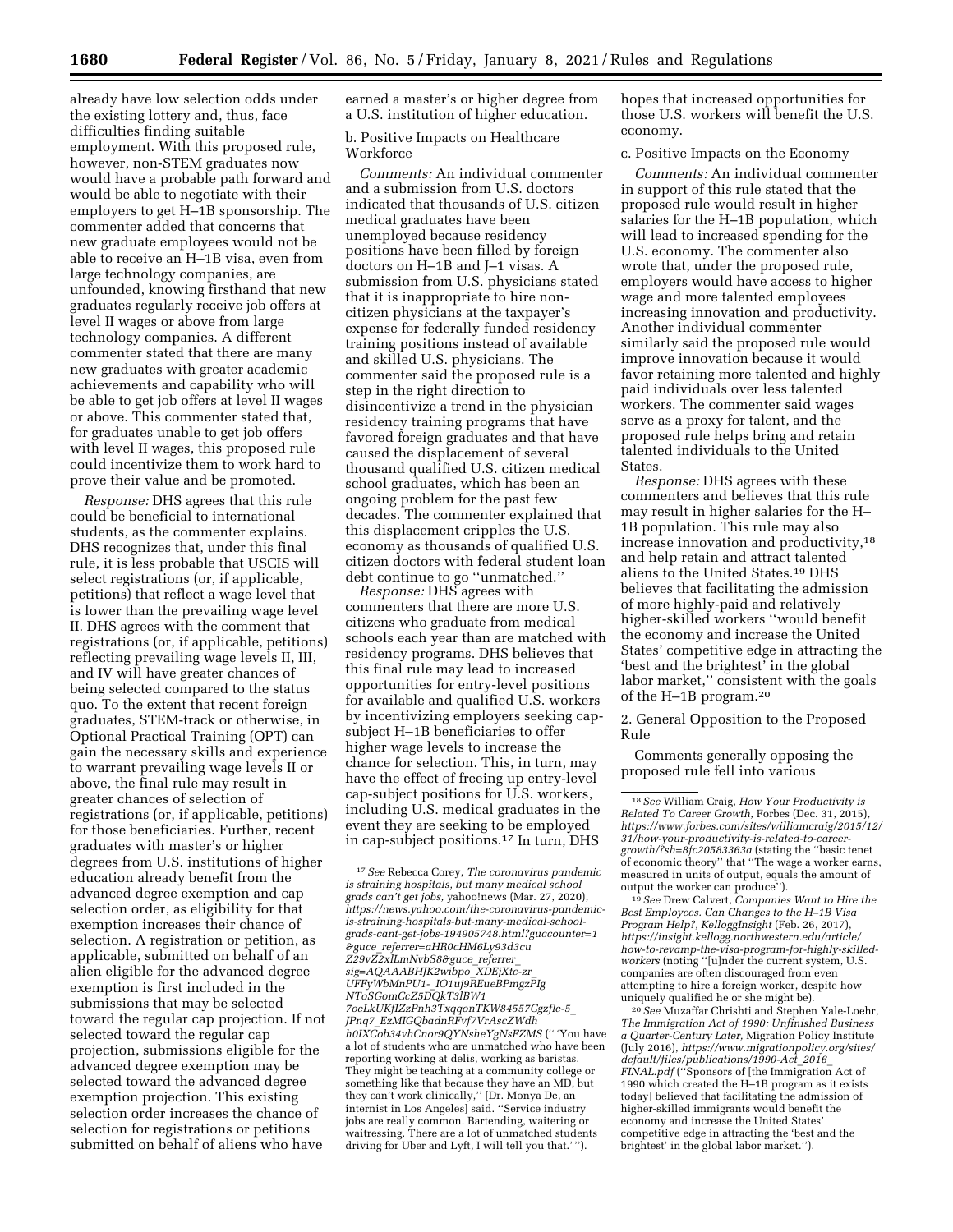already have low selection odds under the existing lottery and, thus, face difficulties finding suitable employment. With this proposed rule, however, non-STEM graduates now would have a probable path forward and would be able to negotiate with their employers to get H–1B sponsorship. The commenter added that concerns that new graduate employees would not be able to receive an H–1B visa, even from large technology companies, are unfounded, knowing firsthand that new graduates regularly receive job offers at level II wages or above from large technology companies. A different commenter stated that there are many new graduates with greater academic achievements and capability who will be able to get job offers at level II wages or above. This commenter stated that, for graduates unable to get job offers with level II wages, this proposed rule could incentivize them to work hard to prove their value and be promoted.

*Response:* DHS agrees that this rule could be beneficial to international students, as the commenter explains. DHS recognizes that, under this final rule, it is less probable that USCIS will select registrations (or, if applicable, petitions) that reflect a wage level that is lower than the prevailing wage level II. DHS agrees with the comment that registrations (or, if applicable, petitions) reflecting prevailing wage levels II, III, and IV will have greater chances of being selected compared to the status quo. To the extent that recent foreign graduates, STEM-track or otherwise, in Optional Practical Training (OPT) can gain the necessary skills and experience to warrant prevailing wage levels II or above, the final rule may result in greater chances of selection of registrations (or, if applicable, petitions) for those beneficiaries. Further, recent graduates with master's or higher degrees from U.S. institutions of higher education already benefit from the advanced degree exemption and cap selection order, as eligibility for that exemption increases their chance of selection. A registration or petition, as applicable, submitted on behalf of an alien eligible for the advanced degree exemption is first included in the submissions that may be selected toward the regular cap projection. If not selected toward the regular cap projection, submissions eligible for the advanced degree exemption may be selected toward the advanced degree exemption projection. This existing selection order increases the chance of selection for registrations or petitions submitted on behalf of aliens who have earned a master's or higher degree from a U.S. institution of higher education.

b. Positive Impacts on Healthcare Workforce

*Comments:* An individual commenter and a submission from U.S. doctors indicated that thousands of U.S. citizen medical graduates have been unemployed because residency positions have been filled by foreign doctors on H–1B and J–1 visas. A submission from U.S. physicians stated that it is inappropriate to hire non-citizen physicians at the taxpayer's expense for federally funded residency training positions instead of available and skilled U.S. physicians. The commenter said the proposed rule is a step in the right direction to disincentivize a trend in the physician residency training programs that have favored foreign graduates and that have caused the displacement of several thousand qualified U.S. citizen medical school graduates, which has been an ongoing problem for the past few decades. The commenter explained that this displacement cripples the U.S. economy as thousands of qualified U.S. citizen doctors with federal student loan debt continue to go "unmatched."

*Response:* DHS agrees with commenters that there are more U.S. citizens who graduate from medical schools each year than are matched with residency programs. DHS believes that this final rule may lead to increased opportunities for entry-level positions for available and qualified U.S. workers by incentivizing employers seeking cap-subject H–1B beneficiaries to offer higher wage levels to increase the chance for selection. This, in turn, may have the effect of freeing up entry-level cap-subject positions for U.S. workers, including U.S. medical graduates in the event they are seeking to be employed in cap-subject positions.[17] In turn, DHS hopes that increased opportunities for those U.S. workers will benefit the U.S. economy.

c. Positive Impacts on the Economy

*Comments:* An individual commenter in support of this rule stated that the proposed rule would result in higher salaries for the H–1B population, which will lead to increased spending for the U.S. economy. The commenter also wrote that, under the proposed rule, employers would have access to higher wage and more talented employees increasing innovation and productivity. Another individual commenter similarly said the proposed rule would improve innovation because it would favor retaining more talented and highly paid individuals over less talented workers. The commenter said wages serve as a proxy for talent, and the proposed rule helps bring and retain talented individuals to the United States.

*Response:* DHS agrees with these commenters and believes that this rule may result in higher salaries for the H–1B population. This rule may also increase innovation and productivity,[18] and help retain and attract talented aliens to the United States.[19] DHS believes that facilitating the admission of more highly-paid and relatively higher-skilled workers "would benefit the economy and increase the United States' competitive edge in attracting the 'best and the brightest' in the global labor market," consistent with the goals of the H–1B program.[20]

2. General Opposition to the Proposed Rule

Comments generally opposing the proposed rule fell into various

---

[17] *See* Rebecca Corey, *The coronavirus pandemic is straining hospitals, but many medical school grads can't get jobs,* yahoo!news (Mar. 27, 2020), *https://news.yahoo.com/the-coronavirus-pandemic-is-straining-hospitals-but-many-medical-school-grads-cant-get-jobs-194905748.html?guccounter=1&guce_referrer=aHR0cHM6Ly93d3cuZ29vZ2xlLmNvbS8&guce_referrer_sig=AQAAABHJK2wibpo_XDEjXtc-zr_UFFyWbMnPU1-_IO1uj9REueBPmgzPIgNToSGomCcZ5DQkT3lBW17oeLkUKfIZzPnh3TxqqonTKW84557Cgzfle-5_JPnq7_EzMIGQbadnRFvf7VrAscZWdhh0IXCob34vhCnor9QYNsheYgNsFZMS* ("'You have a lot of students who are unmatched who have been reporting working at delis, working as baristas. They might be teaching at a community college or something like that because they have an MD, but they can't work clinically,'' [Dr. Monya De, an internist in Los Angeles] said. ''Service industry jobs are really common. Bartending, waitering or waitressing. There are a lot of unmatched students driving for Uber and Lyft, I will tell you that.'").

[18] *See* William Craig, *How Your Productivity is Related To Career Growth,* Forbes (Dec. 31, 2015), *https://www.forbes.com/sites/williamcraig/2015/12/31/how-your-productivity-is-related-to-career-growth/?sh=8fc20583363a* (stating the "basic tenet of economic theory" that "The wage a worker earns, measured in units of output, equals the amount of output the worker can produce").

[19] *See* Drew Calvert, *Companies Want to Hire the Best Employees. Can Changes to the H–1B Visa Program Help?, KelloggInsight* (Feb. 26, 2017), *https://insight.kellogg.northwestern.edu/article/how-to-revamp-the-visa-program-for-highly-skilled-workers* (noting "[u]nder the current system, U.S. companies are often discouraged from even attempting to hire a foreign worker, despite how uniquely qualified he or she might be).

[20] *See* Muzaffar Chrishti and Stephen Yale-Loehr, *The Immigration Act of 1990: Unfinished Business a Quarter-Century Later,* Migration Policy Institute (July 2016), *https://www.migrationpolicy.org/sites/default/files/publications/1990-Act_2016_FINAL.pdf* ("Sponsors of [the Immigration Act of 1990 which created the H–1B program as it exists today] believed that facilitating the admission of higher-skilled immigrants would benefit the economy and increase the United States' competitive edge in attracting the 'best and the brightest' in the global labor market.").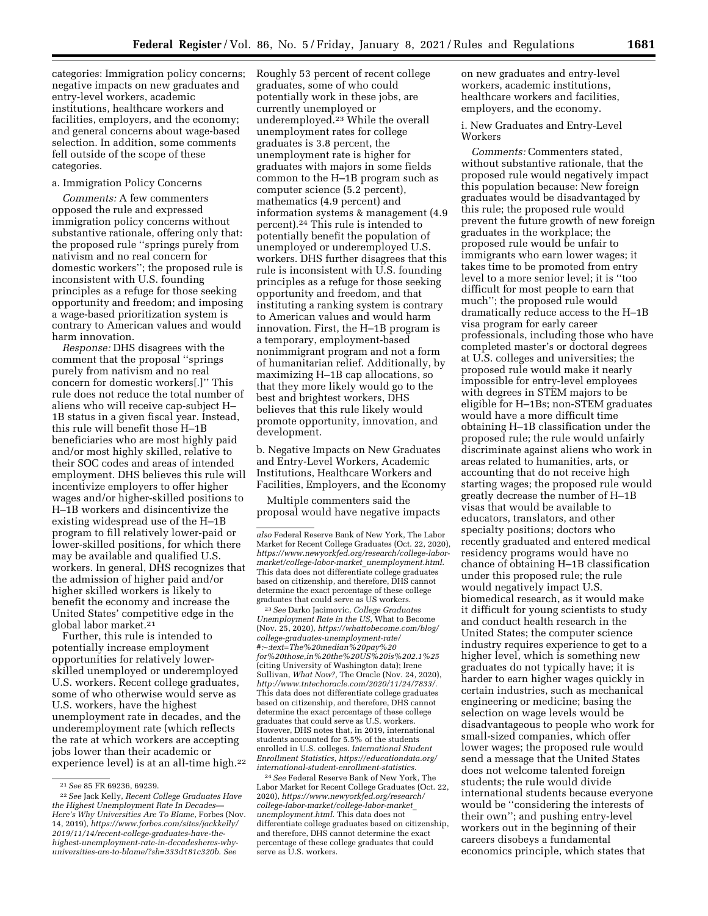categories: Immigration policy concerns; negative impacts on new graduates and entry-level workers, academic institutions, healthcare workers and facilities, employers, and the economy; and general concerns about wage-based selection. In addition, some comments fell outside of the scope of these categories.

a. Immigration Policy Concerns

*Comments:* A few commenters opposed the rule and expressed immigration policy concerns without substantive rationale, offering only that: the proposed rule ''springs purely from nativism and no real concern for domestic workers''; the proposed rule is inconsistent with U.S. founding principles as a refuge for those seeking opportunity and freedom; and imposing a wage-based prioritization system is contrary to American values and would harm innovation.

*Response:* DHS disagrees with the comment that the proposal ''springs purely from nativism and no real concern for domestic workers[.]'' This rule does not reduce the total number of aliens who will receive cap-subject H–1B status in a given fiscal year. Instead, this rule will benefit those H–1B beneficiaries who are most highly paid and/or most highly skilled, relative to their SOC codes and areas of intended employment. DHS believes this rule will incentivize employers to offer higher wages and/or higher-skilled positions to H–1B workers and disincentivize the existing widespread use of the H–1B program to fill relatively lower-paid or lower-skilled positions, for which there may be available and qualified U.S. workers. In general, DHS recognizes that the admission of higher paid and/or higher skilled workers is likely to benefit the economy and increase the United States' competitive edge in the global labor market.[21]

Further, this rule is intended to potentially increase employment opportunities for relatively lower-skilled unemployed or underemployed U.S. workers. Recent college graduates, some of who otherwise would serve as U.S. workers, have the highest unemployment rate in decades, and the underemployment rate (which reflects the rate at which workers are accepting jobs lower than their academic or experience level) is at an all-time high.[22] Roughly 53 percent of recent college graduates, some of who could potentially work in these jobs, are currently unemployed or underemployed.[23] While the overall unemployment rates for college graduates is 3.8 percent, the unemployment rate is higher for graduates with majors in some fields common to the H–1B program such as computer science (5.2 percent), mathematics (4.9 percent) and information systems & management (4.9 percent).[24] This rule is intended to potentially benefit the population of unemployed or underemployed U.S. workers. DHS further disagrees that this rule is inconsistent with U.S. founding principles as a refuge for those seeking opportunity and freedom, and that instituting a ranking system is contrary to American values and would harm innovation. First, the H–1B program is a temporary, employment-based nonimmigrant program and not a form of humanitarian relief. Additionally, by maximizing H–1B cap allocations, so that they more likely would go to the best and brightest workers, DHS believes that this rule likely would promote opportunity, innovation, and development.

b. Negative Impacts on New Graduates and Entry-Level Workers, Academic Institutions, Healthcare Workers and Facilities, Employers, and the Economy

Multiple commenters said the proposal would have negative impacts on new graduates and entry-level workers, academic institutions, healthcare workers and facilities, employers, and the economy.

i. New Graduates and Entry-Level Workers

*Comments:* Commenters stated, without substantive rationale, that the proposed rule would negatively impact this population because: New foreign graduates would be disadvantaged by this rule; the proposed rule would prevent the future growth of new foreign graduates in the workplace; the proposed rule would be unfair to immigrants who earn lower wages; it takes time to be promoted from entry level to a more senior level; it is ''too difficult for most people to earn that much''; the proposed rule would dramatically reduce access to the H–1B visa program for early career professionals, including those who have completed master's or doctoral degrees at U.S. colleges and universities; the proposed rule would make it nearly impossible for entry-level employees with degrees in STEM majors to be eligible for H–1Bs; non-STEM graduates would have a more difficult time obtaining H–1B classification under the proposed rule; the rule would unfairly discriminate against aliens who work in areas related to humanities, arts, or accounting that do not receive high starting wages; the proposed rule would greatly decrease the number of H–1B visas that would be available to educators, translators, and other specialty positions; doctors who recently graduated and entered medical residency programs would have no chance of obtaining H–1B classification under this proposed rule; the rule would negatively impact U.S. biomedical research, as it would make it difficult for young scientists to study and conduct health research in the United States; the computer science industry requires experience to get to a higher level, which is something new graduates do not typically have; it is harder to earn higher wages quickly in certain industries, such as mechanical engineering or medicine; basing the selection on wage levels would be disadvantageous to people who work for small-sized companies, which offer lower wages; the proposed rule would send a message that the United States does not welcome talented foreign students; the rule would divide international students because everyone would be ''considering the interests of their own''; and pushing entry-level workers out in the beginning of their careers disobeys a fundamental economics principle, which states that

---

[21] *See* 85 FR 69236, 69239.

[22] *See* Jack Kelly, *Recent College Graduates Have the Highest Unemployment Rate In Decades—Here's Why Universities Are To Blame,* Forbes (Nov. 14, 2019), *https://www.forbes.com/sites/jackkelly/2019/11/14/recent-college-graduates-have-the-highest-unemployment-rate-in-decadesheres-why-universities-are-to-blame/?sh=333d181c320b. See also* Federal Reserve Bank of New York, The Labor Market for Recent College Graduates (Oct. 22, 2020), *https://www.newyorkfed.org/research/college-labor-market/college-labor-market_unemployment.html.* This data does not differentiate college graduates based on citizenship, and therefore, DHS cannot determine the exact percentage of these college graduates that could serve as US workers.

[23] *See* Darko Jacimovic, *College Graduates Unemployment Rate in the US,* What to Become (Nov. 25, 2020), *https://whattobecome.com/blog/college-graduates-unemployment-rate/#:~:text=The%20median%20pay%20for%20those,in%20the%20US%20is%202.1%25* (citing University of Washington data); Irene Sullivan, *What Now?,* The Oracle (Nov. 24, 2020), *http://www.tntechoracle.com/2020/11/24/7833/.* This data does not differentiate college graduates based on citizenship, and therefore, DHS cannot determine the exact percentage of these college graduates that could serve as U.S. workers. However, DHS notes that, in 2019, international students accounted for 5.5% of the students enrolled in U.S. colleges. *International Student Enrollment Statistics, https://educationdata.org/international-student-enrollment-statistics.*

[24] *See* Federal Reserve Bank of New York, The Labor Market for Recent College Graduates (Oct. 22, 2020), *https://www.newyorkfed.org/research/college-labor-market/college-labor-market_unemployment.html.* This data does not differentiate college graduates based on citizenship, and therefore, DHS cannot determine the exact percentage of these college graduates that could serve as U.S. workers.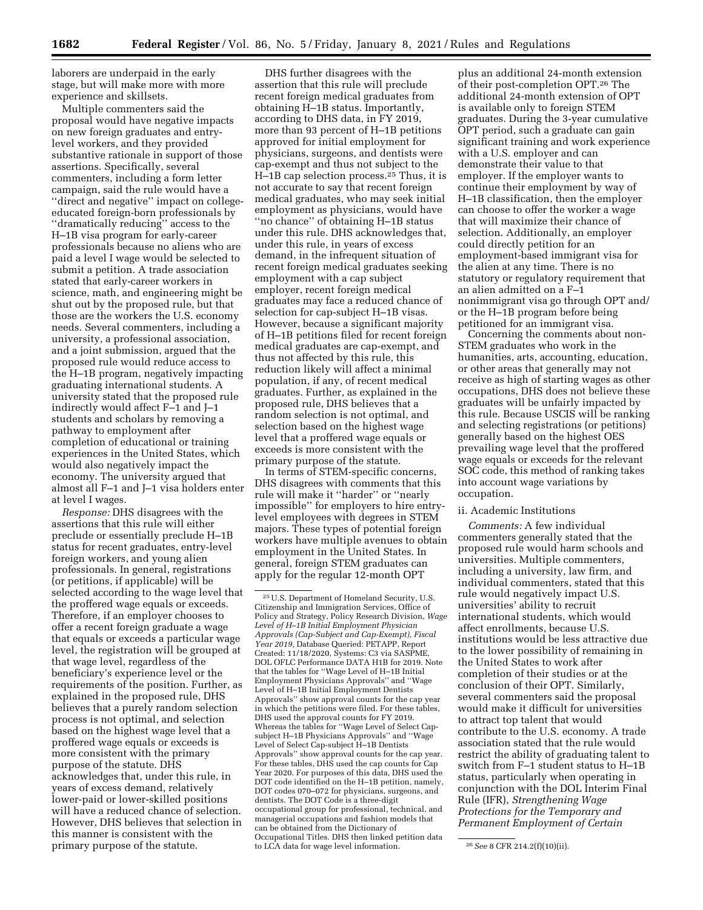laborers are underpaid in the early stage, but will make more with more experience and skillsets.

Multiple commenters said the proposal would have negative impacts on new foreign graduates and entry-level workers, and they provided substantive rationale in support of those assertions. Specifically, several commenters, including a form letter campaign, said the rule would have a ''direct and negative'' impact on college-educated foreign-born professionals by ''dramatically reducing'' access to the H–1B visa program for early-career professionals because no aliens who are paid a level I wage would be selected to submit a petition. A trade association stated that early-career workers in science, math, and engineering might be shut out by the proposed rule, but that those are the workers the U.S. economy needs. Several commenters, including a university, a professional association, and a joint submission, argued that the proposed rule would reduce access to the H–1B program, negatively impacting graduating international students. A university stated that the proposed rule indirectly would affect F–1 and J–1 students and scholars by removing a pathway to employment after completion of educational or training experiences in the United States, which would also negatively impact the economy. The university argued that almost all F–1 and J–1 visa holders enter at level I wages.

*Response:* DHS disagrees with the assertions that this rule will either preclude or essentially preclude H–1B status for recent graduates, entry-level foreign workers, and young alien professionals. In general, registrations (or petitions, if applicable) will be selected according to the wage level that the proffered wage equals or exceeds. Therefore, if an employer chooses to offer a recent foreign graduate a wage that equals or exceeds a particular wage level, the registration will be grouped at that wage level, regardless of the beneficiary's experience level or the requirements of the position. Further, as explained in the proposed rule, DHS believes that a purely random selection process is not optimal, and selection based on the highest wage level that a proffered wage equals or exceeds is more consistent with the primary purpose of the statute. DHS acknowledges that, under this rule, in years of excess demand, relatively lower-paid or lower-skilled positions will have a reduced chance of selection. However, DHS believes that selection in this manner is consistent with the primary purpose of the statute.

DHS further disagrees with the assertion that this rule will preclude recent foreign medical graduates from obtaining H–1B status. Importantly, according to DHS data, in FY 2019, more than 93 percent of H–1B petitions approved for initial employment for physicians, surgeons, and dentists were cap-exempt and thus not subject to the H–1B cap selection process.[25] Thus, it is not accurate to say that recent foreign medical graduates, who may seek initial employment as physicians, would have ''no chance'' of obtaining H–1B status under this rule. DHS acknowledges that, under this rule, in years of excess demand, in the infrequent situation of recent foreign medical graduates seeking employment with a cap subject employer, recent foreign medical graduates may face a reduced chance of selection for cap-subject H–1B visas. However, because a significant majority of H–1B petitions filed for recent foreign medical graduates are cap-exempt, and thus not affected by this rule, this reduction likely will affect a minimal population, if any, of recent medical graduates. Further, as explained in the proposed rule, DHS believes that a random selection is not optimal, and selection based on the highest wage level that a proffered wage equals or exceeds is more consistent with the primary purpose of the statute.

In terms of STEM-specific concerns, DHS disagrees with comments that this rule will make it ''harder'' or ''nearly impossible'' for employers to hire entry-level employees with degrees in STEM majors. These types of potential foreign workers have multiple avenues to obtain employment in the United States. In general, foreign STEM graduates can apply for the regular 12-month OPT plus an additional 24-month extension of their post-completion OPT.[26] The additional 24-month extension of OPT is available only to foreign STEM graduates. During the 3-year cumulative OPT period, such a graduate can gain significant training and work experience with a U.S. employer and can demonstrate their value to that employer. If the employer wants to continue their employment by way of H–1B classification, then the employer can choose to offer the worker a wage that will maximize their chance of selection. Additionally, an employer could directly petition for an employment-based immigrant visa for the alien at any time. There is no statutory or regulatory requirement that an alien admitted on a F–1 nonimmigrant visa go through OPT and/or the H–1B program before being petitioned for an immigrant visa.

Concerning the comments about non-STEM graduates who work in the humanities, arts, accounting, education, or other areas that generally may not receive as high of starting wages as other occupations, DHS does not believe these graduates will be unfairly impacted by this rule. Because USCIS will be ranking and selecting registrations (or petitions) generally based on the highest OES prevailing wage level that the proffered wage equals or exceeds for the relevant SOC code, this method of ranking takes into account wage variations by occupation.

ii. Academic Institutions

*Comments:* A few individual commenters generally stated that the proposed rule would harm schools and universities. Multiple commenters, including a university, law firm, and individual commenters, stated that this rule would negatively impact U.S. universities' ability to recruit international students, which would affect enrollments, because U.S. institutions would be less attractive due to the lower possibility of remaining in the United States to work after completion of their studies or at the conclusion of their OPT. Similarly, several commenters said the proposal would make it difficult for universities to attract top talent that would contribute to the U.S. economy. A trade association stated that the rule would restrict the ability of graduating talent to switch from F–1 student status to H–1B status, particularly when operating in conjunction with the DOL Interim Final Rule (IFR), *Strengthening Wage Protections for the Temporary and Permanent Employment of Certain*

---

[25] U.S. Department of Homeland Security, U.S. Citizenship and Immigration Services, Office of Policy and Strategy, Policy Research Division, *Wage Level of H–1B Initial Employment Physician Approvals (Cap-Subject and Cap-Exempt), Fiscal Year 2019,* Database Queried: PETAPP, Report Created: 11/18/2020, Systems: C3 via SASPME, DOL OFLC Performance DATA H1B for 2019. Note that the tables for ''Wage Level of H–1B Initial Employment Physicians Approvals'' and ''Wage Level of H–1B Initial Employment Dentists Approvals'' show approval counts for the cap year in which the petitions were filed. For these tables, DHS used the approval counts for FY 2019. Whereas the tables for ''Wage Level of Select Cap-subject H–1B Physicians Approvals'' and ''Wage Level of Select Cap-subject H–1B Dentists Approvals'' show approval counts for the cap year. For these tables, DHS used the cap counts for Cap Year 2020. For purposes of this data, DHS used the DOT code identified on the H–1B petition, namely, DOT codes 070–072 for physicians, surgeons, and dentists. The DOT Code is a three-digit occupational group for professional, technical, and managerial occupations and fashion models that can be obtained from the Dictionary of Occupational Titles. DHS then linked petition data to LCA data for wage level information.

[26] *See* 8 CFR 214.2(f)(10)(ii).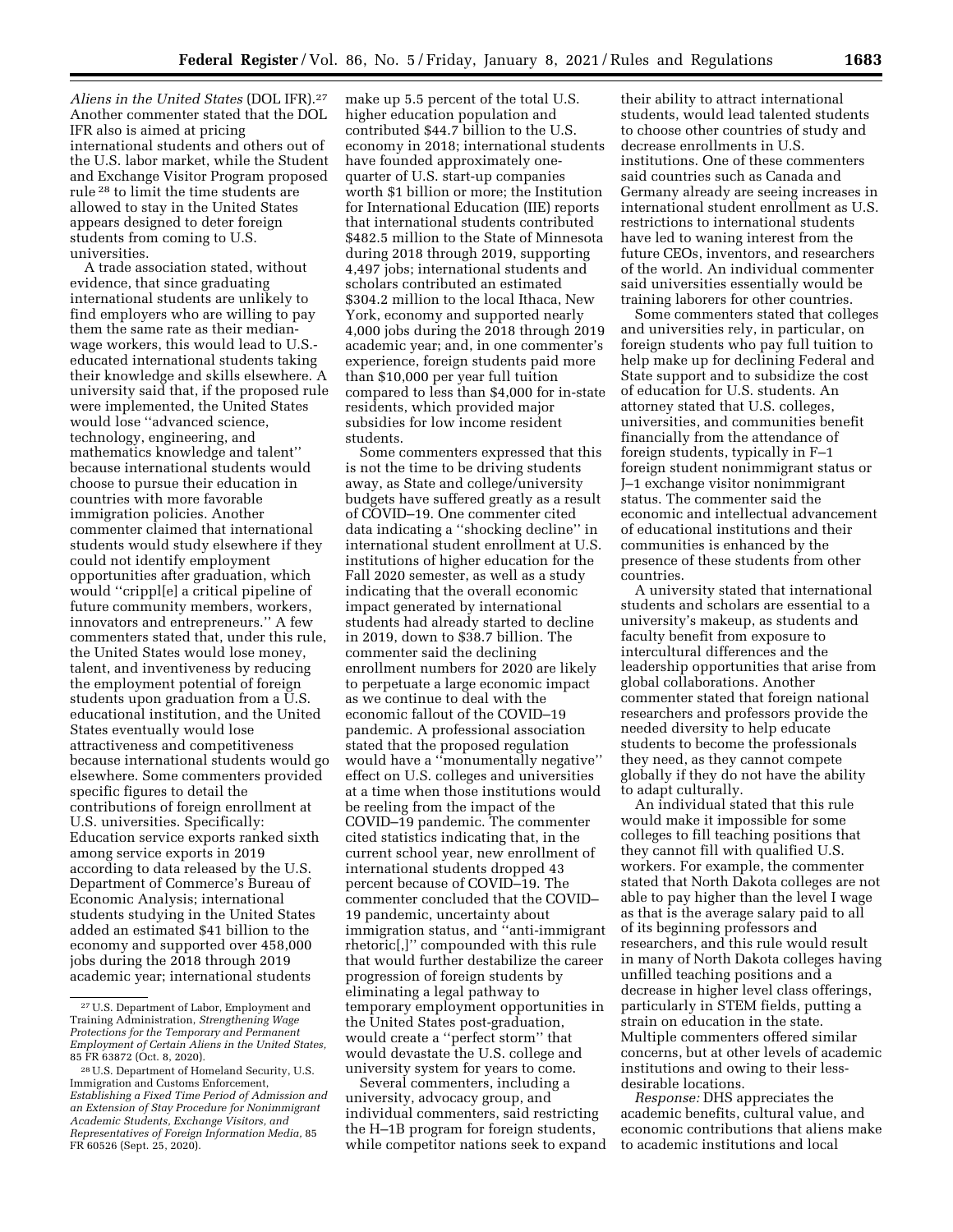*Aliens in the United States* (DOL IFR).[27] Another commenter stated that the DOL IFR also is aimed at pricing international students and others out of the U.S. labor market, while the Student and Exchange Visitor Program proposed rule [28] to limit the time students are allowed to stay in the United States appears designed to deter foreign students from coming to U.S. universities.

A trade association stated, without evidence, that since graduating international students are unlikely to find employers who are willing to pay them the same rate as their median-wage workers, this would lead to U.S.-educated international students taking their knowledge and skills elsewhere. A university said that, if the proposed rule were implemented, the United States would lose ''advanced science, technology, engineering, and mathematics knowledge and talent'' because international students would choose to pursue their education in countries with more favorable immigration policies. Another commenter claimed that international students would study elsewhere if they could not identify employment opportunities after graduation, which would ''crippl[e] a critical pipeline of future community members, workers, innovators and entrepreneurs.'' A few commenters stated that, under this rule, the United States would lose money, talent, and inventiveness by reducing the employment potential of foreign students upon graduation from a U.S. educational institution, and the United States eventually would lose attractiveness and competitiveness because international students would go elsewhere. Some commenters provided specific figures to detail the contributions of foreign enrollment at U.S. universities. Specifically: Education service exports ranked sixth among service exports in 2019 according to data released by the U.S. Department of Commerce's Bureau of Economic Analysis; international students studying in the United States added an estimated $41 billion to the economy and supported over 458,000 jobs during the 2018 through 2019 academic year; international students make up 5.5 percent of the total U.S. higher education population and contributed $44.7 billion to the U.S. economy in 2018; international students have founded approximately one-quarter of U.S. start-up companies worth $1 billion or more; the Institution for International Education (IIE) reports that international students contributed $482.5 million to the State of Minnesota during 2018 through 2019, supporting 4,497 jobs; international students and scholars contributed an estimated $304.2 million to the local Ithaca, New York, economy and supported nearly 4,000 jobs during the 2018 through 2019 academic year; and, in one commenter's experience, foreign students paid more than $10,000 per year full tuition compared to less than $4,000 for in-state residents, which provided major subsidies for low income resident students.

Some commenters expressed that this is not the time to be driving students away, as State and college/university budgets have suffered greatly as a result of COVID–19. One commenter cited data indicating a ''shocking decline'' in international student enrollment at U.S. institutions of higher education for the Fall 2020 semester, as well as a study indicating that the overall economic impact generated by international students had already started to decline in 2019, down to $38.7 billion. The commenter said the declining enrollment numbers for 2020 are likely to perpetuate a large economic impact as we continue to deal with the economic fallout of the COVID–19 pandemic. A professional association stated that the proposed regulation would have a ''monumentally negative'' effect on U.S. colleges and universities at a time when those institutions would be reeling from the impact of the COVID–19 pandemic. The commenter cited statistics indicating that, in the current school year, new enrollment of international students dropped 43 percent because of COVID–19. The commenter concluded that the COVID–19 pandemic, uncertainty about immigration status, and ''anti-immigrant rhetoric[,]'' compounded with this rule that would further destabilize the career progression of foreign students by eliminating a legal pathway to temporary employment opportunities in the United States post-graduation, would create a ''perfect storm'' that would devastate the U.S. college and university system for years to come.

Several commenters, including a university, advocacy group, and individual commenters, said restricting the H–1B program for foreign students, while competitor nations seek to expand their ability to attract international students, would lead talented students to choose other countries of study and decrease enrollments in U.S. institutions. One of these commenters said countries such as Canada and Germany already are seeing increases in international student enrollment as U.S. restrictions to international students have led to waning interest from the future CEOs, inventors, and researchers of the world. An individual commenter said universities essentially would be training laborers for other countries.

Some commenters stated that colleges and universities rely, in particular, on foreign students who pay full tuition to help make up for declining Federal and State support and to subsidize the cost of education for U.S. students. An attorney stated that U.S. colleges, universities, and communities benefit financially from the attendance of foreign students, typically in F–1 foreign student nonimmigrant status or J–1 exchange visitor nonimmigrant status. The commenter said the economic and intellectual advancement of educational institutions and their communities is enhanced by the presence of these students from other countries.

A university stated that international students and scholars are essential to a university's makeup, as students and faculty benefit from exposure to intercultural differences and the leadership opportunities that arise from global collaborations. Another commenter stated that foreign national researchers and professors provide the needed diversity to help educate students to become the professionals they need, as they cannot compete globally if they do not have the ability to adapt culturally.

An individual stated that this rule would make it impossible for some colleges to fill teaching positions that they cannot fill with qualified U.S. workers. For example, the commenter stated that North Dakota colleges are not able to pay higher than the level I wage as that is the average salary paid to all of its beginning professors and researchers, and this rule would result in many of North Dakota colleges having unfilled teaching positions and a decrease in higher level class offerings, particularly in STEM fields, putting a strain on education in the state. Multiple commenters offered similar concerns, but at other levels of academic institutions and owing to their less-desirable locations.

*Response:* DHS appreciates the academic benefits, cultural value, and economic contributions that aliens make to academic institutions and local

---

[27] U.S. Department of Labor, Employment and Training Administration, *Strengthening Wage Protections for the Temporary and Permanent Employment of Certain Aliens in the United States,* 85 FR 63872 (Oct. 8, 2020).

[28] U.S. Department of Homeland Security, U.S. Immigration and Customs Enforcement, *Establishing a Fixed Time Period of Admission and an Extension of Stay Procedure for Nonimmigrant Academic Students, Exchange Visitors, and Representatives of Foreign Information Media,* 85 FR 60526 (Sept. 25, 2020).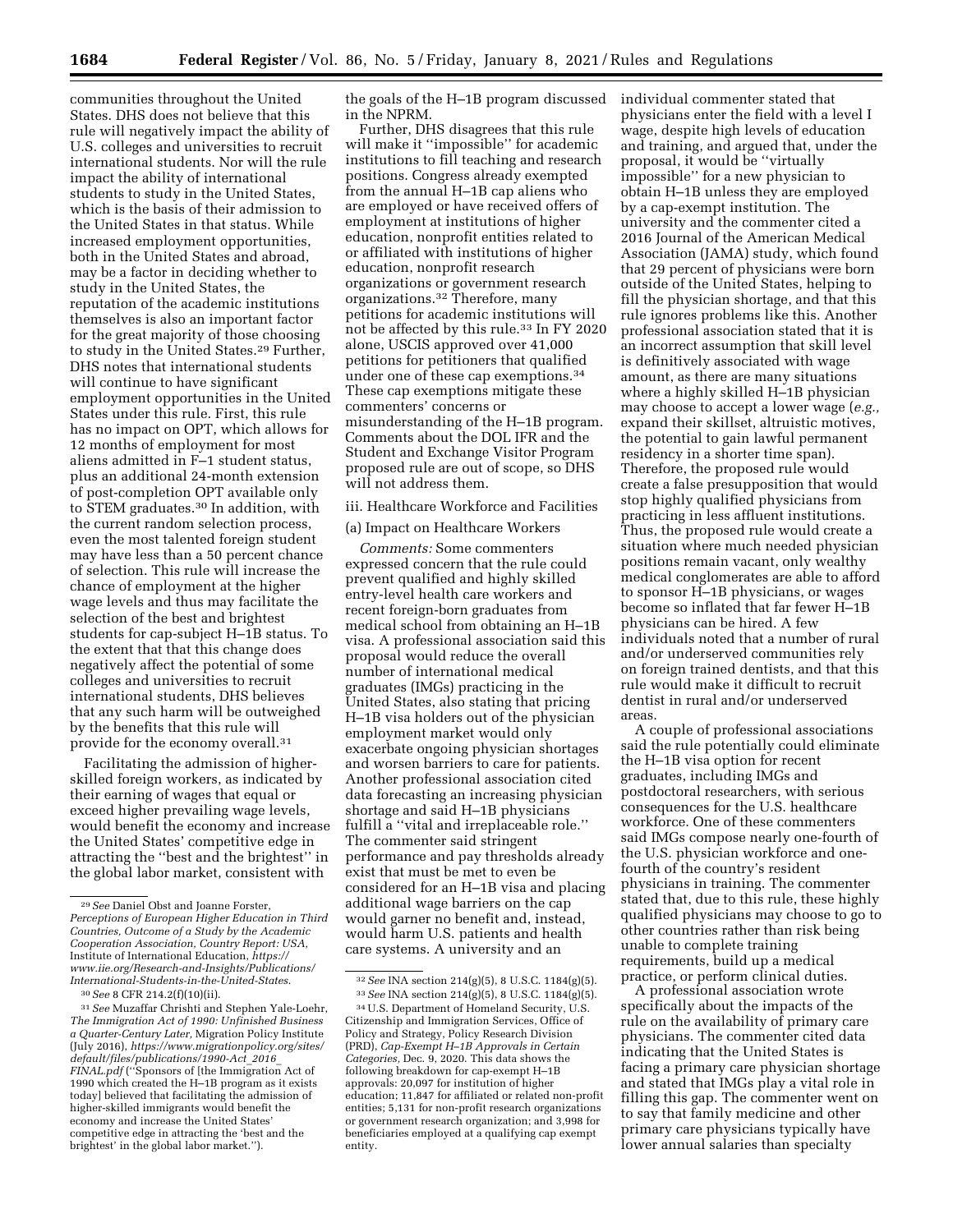communities throughout the United States. DHS does not believe that this rule will negatively impact the ability of U.S. colleges and universities to recruit international students. Nor will the rule impact the ability of international students to study in the United States, which is the basis of their admission to the United States in that status. While increased employment opportunities, both in the United States and abroad, may be a factor in deciding whether to study in the United States, the reputation of the academic institutions themselves is also an important factor for the great majority of those choosing to study in the United States.[29] Further, DHS notes that international students will continue to have significant employment opportunities in the United States under this rule. First, this rule has no impact on OPT, which allows for 12 months of employment for most aliens admitted in F–1 student status, plus an additional 24-month extension of post-completion OPT available only to STEM graduates.[30] In addition, with the current random selection process, even the most talented foreign student may have less than a 50 percent chance of selection. This rule will increase the chance of employment at the higher wage levels and thus may facilitate the selection of the best and brightest students for cap-subject H–1B status. To the extent that that this change does negatively affect the potential of some colleges and universities to recruit international students, DHS believes that any such harm will be outweighed by the benefits that this rule will provide for the economy overall.[31]

Facilitating the admission of higher-skilled foreign workers, as indicated by their earning of wages that equal or exceed higher prevailing wage levels, would benefit the economy and increase the United States' competitive edge in attracting the ''best and the brightest'' in the global labor market, consistent with the goals of the H–1B program discussed in the NPRM.

Further, DHS disagrees that this rule will make it ''impossible'' for academic institutions to fill teaching and research positions. Congress already exempted from the annual H–1B cap aliens who are employed or have received offers of employment at institutions of higher education, nonprofit entities related to or affiliated with institutions of higher education, nonprofit research organizations or government research organizations.[32] Therefore, many petitions for academic institutions will not be affected by this rule.[33] In FY 2020 alone, USCIS approved over 41,000 petitions for petitioners that qualified under one of these cap exemptions.[34] These cap exemptions mitigate these commenters' concerns or misunderstanding of the H–1B program. Comments about the DOL IFR and the Student and Exchange Visitor Program proposed rule are out of scope, so DHS will not address them.

iii. Healthcare Workforce and Facilities

(a) Impact on Healthcare Workers

*Comments:* Some commenters expressed concern that the rule could prevent qualified and highly skilled entry-level health care workers and recent foreign-born graduates from medical school from obtaining an H–1B visa. A professional association said this proposal would reduce the overall number of international medical graduates (IMGs) practicing in the United States, also stating that pricing H–1B visa holders out of the physician employment market would only exacerbate ongoing physician shortages and worsen barriers to care for patients. Another professional association cited data forecasting an increasing physician shortage and said H–1B physicians fulfill a ''vital and irreplaceable role.'' The commenter said stringent performance and pay thresholds already exist that must be met to even be considered for an H–1B visa and placing additional wage barriers on the cap would garner no benefit and, instead, would harm U.S. patients and health care systems. A university and an individual commenter stated that physicians enter the field with a level I wage, despite high levels of education and training, and argued that, under the proposal, it would be ''virtually impossible'' for a new physician to obtain H–1B unless they are employed by a cap-exempt institution. The university and the commenter cited a 2016 Journal of the American Medical Association (JAMA) study, which found that 29 percent of physicians were born outside of the United States, helping to fill the physician shortage, and that this rule ignores problems like this. Another professional association stated that it is an incorrect assumption that skill level is definitively associated with wage amount, as there are many situations where a highly skilled H–1B physician may choose to accept a lower wage (*e.g.,* expand their skillset, altruistic motives, the potential to gain lawful permanent residency in a shorter time span). Therefore, the proposed rule would create a false presupposition that would stop highly qualified physicians from practicing in less affluent institutions. Thus, the proposed rule would create a situation where much needed physician positions remain vacant, only wealthy medical conglomerates are able to afford to sponsor H–1B physicians, or wages become so inflated that far fewer H–1B physicians can be hired. A few individuals noted that a number of rural and/or underserved communities rely on foreign trained dentists, and that this rule would make it difficult to recruit dentist in rural and/or underserved areas.

A couple of professional associations said the rule potentially could eliminate the H–1B visa option for recent graduates, including IMGs and postdoctoral researchers, with serious consequences for the U.S. healthcare workforce. One of these commenters said IMGs compose nearly one-fourth of the U.S. physician workforce and one-fourth of the country's resident physicians in training. The commenter stated that, due to this rule, these highly qualified physicians may choose to go to other countries rather than risk being unable to complete training requirements, build up a medical practice, or perform clinical duties.

A professional association wrote specifically about the impacts of the rule on the availability of primary care physicians. The commenter cited data indicating that the United States is facing a primary care physician shortage and stated that IMGs play a vital role in filling this gap. The commenter went on to say that family medicine and other primary care physicians typically have lower annual salaries than specialty

---

[29] *See* Daniel Obst and Joanne Forster, *Perceptions of European Higher Education in Third Countries, Outcome of a Study by the Academic Cooperation Association, Country Report: USA,* Institute of International Education, *https://www.iie.org/Research-and-Insights/Publications/International-Students-in-the-United-States.*

[30] *See* 8 CFR 214.2(f)(10)(ii).

[31] *See* Muzaffar Chrishti and Stephen Yale-Loehr, *The Immigration Act of 1990: Unfinished Business a Quarter-Century Later,* Migration Policy Institute (July 2016), *https://www.migrationpolicy.org/sites/default/files/publications/1990-Act_2016_FINAL.pdf* (''Sponsors of [the Immigration Act of 1990 which created the H–1B program as it exists today] believed that facilitating the admission of higher-skilled immigrants would benefit the economy and increase the United States' competitive edge in attracting the 'best and the brightest' in the global labor market.'').

[32] *See* INA section 214(g)(5), 8 U.S.C. 1184(g)(5).

[33] *See* INA section 214(g)(5), 8 U.S.C. 1184(g)(5).

[34] U.S. Department of Homeland Security, U.S. Citizenship and Immigration Services, Office of Policy and Strategy, Policy Research Division (PRD), *Cap-Exempt H–1B Approvals in Certain Categories,* Dec. 9, 2020. This data shows the following breakdown for cap-exempt H–1B approvals: 20,097 for institution of higher education; 11,847 for affiliated or related non-profit entities; 5,131 for non-profit research organizations or government research organization; and 3,998 for beneficiaries employed at a qualifying cap exempt entity.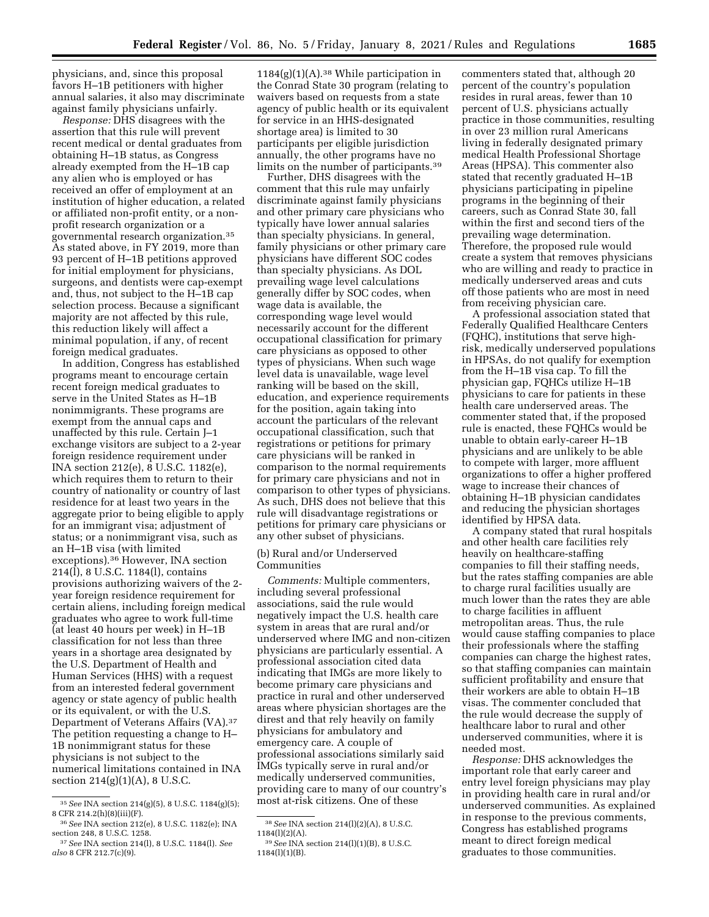physicians, and, since this proposal favors H–1B petitioners with higher annual salaries, it also may discriminate against family physicians unfairly.

*Response:* DHS disagrees with the assertion that this rule will prevent recent medical or dental graduates from obtaining H–1B status, as Congress already exempted from the H–1B cap any alien who is employed or has received an offer of employment at an institution of higher education, a related or affiliated non-profit entity, or a non-profit research organization or a governmental research organization.[35] As stated above, in FY 2019, more than 93 percent of H–1B petitions approved for initial employment for physicians, surgeons, and dentists were cap-exempt and, thus, not subject to the H–1B cap selection process. Because a significant majority are not affected by this rule, this reduction likely will affect a minimal population, if any, of recent foreign medical graduates.

In addition, Congress has established programs meant to encourage certain recent foreign medical graduates to serve in the United States as H–1B nonimmigrants. These programs are exempt from the annual caps and unaffected by this rule. Certain J–1 exchange visitors are subject to a 2-year foreign residence requirement under INA section 212(e), 8 U.S.C. 1182(e), which requires them to return to their country of nationality or country of last residence for at least two years in the aggregate prior to being eligible to apply for an immigrant visa; adjustment of status; or a nonimmigrant visa, such as an H–1B visa (with limited exceptions).[36] However, INA section 214(l), 8 U.S.C. 1184(l), contains provisions authorizing waivers of the 2-year foreign residence requirement for certain aliens, including foreign medical graduates who agree to work full-time (at least 40 hours per week) in H–1B classification for not less than three years in a shortage area designated by the U.S. Department of Health and Human Services (HHS) with a request from an interested federal government agency or state agency of public health or its equivalent, or with the U.S. Department of Veterans Affairs (VA).[37] The petition requesting a change to H–1B nonimmigrant status for these physicians is not subject to the numerical limitations contained in INA section 214(g)(1)(A), 8 U.S.C. 1184(g)(1)(A).[38] While participation in the Conrad State 30 program (relating to waivers based on requests from a state agency of public health or its equivalent for service in an HHS-designated shortage area) is limited to 30 participants per eligible jurisdiction annually, the other programs have no limits on the number of participants.[39]

Further, DHS disagrees with the comment that this rule may unfairly discriminate against family physicians and other primary care physicians who typically have lower annual salaries than specialty physicians. In general, family physicians or other primary care physicians have different SOC codes than specialty physicians. As DOL prevailing wage level calculations generally differ by SOC codes, when wage data is available, the corresponding wage level would necessarily account for the different occupational classification for primary care physicians as opposed to other types of physicians. When such wage level data is unavailable, wage level ranking will be based on the skill, education, and experience requirements for the position, again taking into account the particulars of the relevant occupational classification, such that registrations or petitions for primary care physicians will be ranked in comparison to the normal requirements for primary care physicians and not in comparison to other types of physicians. As such, DHS does not believe that this rule will disadvantage registrations or petitions for primary care physicians or any other subset of physicians.

(b) Rural and/or Underserved Communities

*Comments:* Multiple commenters, including several professional associations, said the rule would negatively impact the U.S. health care system in areas that are rural and/or underserved where IMG and non-citizen physicians are particularly essential. A professional association cited data indicating that IMGs are more likely to become primary care physicians and practice in rural and other underserved areas where physician shortages are the direst and that rely heavily on family physicians for ambulatory and emergency care. A couple of professional associations similarly said IMGs typically serve in rural and/or medically underserved communities, providing care to many of our country's most at-risk citizens. One of these commenters stated that, although 20 percent of the country's population resides in rural areas, fewer than 10 percent of U.S. physicians actually practice in those communities, resulting in over 23 million rural Americans living in federally designated primary medical Health Professional Shortage Areas (HPSA). This commenter also stated that recently graduated H–1B physicians participating in pipeline programs in the beginning of their careers, such as Conrad State 30, fall within the first and second tiers of the prevailing wage determination. Therefore, the proposed rule would create a system that removes physicians who are willing and ready to practice in medically underserved areas and cuts off those patients who are most in need from receiving physician care.

A professional association stated that Federally Qualified Healthcare Centers (FQHC), institutions that serve high-risk, medically underserved populations in HPSAs, do not qualify for exemption from the H–1B visa cap. To fill the physician gap, FQHCs utilize H–1B physicians to care for patients in these health care underserved areas. The commenter stated that, if the proposed rule is enacted, these FQHCs would be unable to obtain early-career H–1B physicians and are unlikely to be able to compete with larger, more affluent organizations to offer a higher proffered wage to increase their chances of obtaining H–1B physician candidates and reducing the physician shortages identified by HPSA data.

A company stated that rural hospitals and other health care facilities rely heavily on healthcare-staffing companies to fill their staffing needs, but the rates staffing companies are able to charge rural facilities usually are much lower than the rates they are able to charge facilities in affluent metropolitan areas. Thus, the rule would cause staffing companies to place their professionals where the staffing companies can charge the highest rates, so that staffing companies can maintain sufficient profitability and ensure that their workers are able to obtain H–1B visas. The commenter concluded that the rule would decrease the supply of healthcare labor to rural and other underserved communities, where it is needed most.

*Response:* DHS acknowledges the important role that early career and entry level foreign physicians may play in providing health care in rural and/or underserved communities. As explained in response to the previous comments, Congress has established programs meant to direct foreign medical graduates to those communities.

[35] *See* INA section 214(g)(5), 8 U.S.C. 1184(g)(5); 8 CFR 214.2(h)(8)(iii)(F).

[36] *See* INA section 212(e), 8 U.S.C. 1182(e); INA section 248, 8 U.S.C. 1258.

[37] *See* INA section 214(l), 8 U.S.C. 1184(l). *See also* 8 CFR 212.7(c)(9).

[38] *See* INA section 214(l)(2)(A), 8 U.S.C. 1184(l)(2)(A).

[39] *See* INA section 214(l)(1)(B), 8 U.S.C. 1184(l)(1)(B).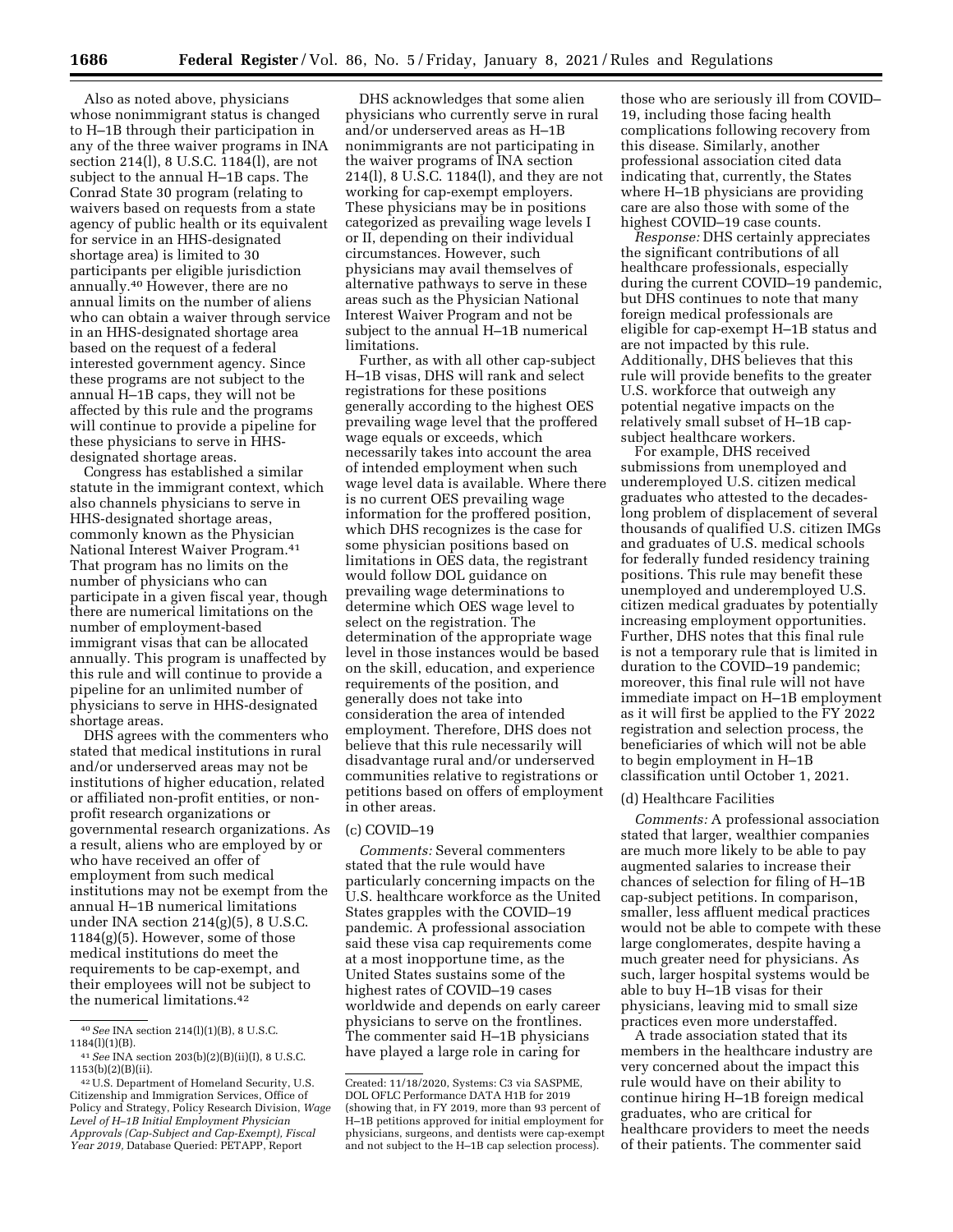Also as noted above, physicians whose nonimmigrant status is changed to H–1B through their participation in any of the three waiver programs in INA section 214(l), 8 U.S.C. 1184(l), are not subject to the annual H–1B caps. The Conrad State 30 program (relating to waivers based on requests from a state agency of public health or its equivalent for service in an HHS-designated shortage area) is limited to 30 participants per eligible jurisdiction annually.[40] However, there are no annual limits on the number of aliens who can obtain a waiver through service in an HHS-designated shortage area based on the request of a federal interested government agency. Since these programs are not subject to the annual H–1B caps, they will not be affected by this rule and the programs will continue to provide a pipeline for these physicians to serve in HHS-designated shortage areas.

Congress has established a similar statute in the immigrant context, which also channels physicians to serve in HHS-designated shortage areas, commonly known as the Physician National Interest Waiver Program.[41] That program has no limits on the number of physicians who can participate in a given fiscal year, though there are numerical limitations on the number of employment-based immigrant visas that can be allocated annually. This program is unaffected by this rule and will continue to provide a pipeline for an unlimited number of physicians to serve in HHS-designated shortage areas.

DHS agrees with the commenters who stated that medical institutions in rural and/or underserved areas may not be institutions of higher education, related or affiliated non-profit entities, or non-profit research organizations or governmental research organizations. As a result, aliens who are employed by or who have received an offer of employment from such medical institutions may not be exempt from the annual H–1B numerical limitations under INA section 214(g)(5), 8 U.S.C. 1184(g)(5). However, some of those medical institutions do meet the requirements to be cap-exempt, and their employees will not be subject to the numerical limitations.[42]

DHS acknowledges that some alien physicians who currently serve in rural and/or underserved areas as H–1B nonimmigrants are not participating in the waiver programs of INA section 214(l), 8 U.S.C. 1184(l), and they are not working for cap-exempt employers. These physicians may be in positions categorized as prevailing wage levels I or II, depending on their individual circumstances. However, such physicians may avail themselves of alternative pathways to serve in these areas such as the Physician National Interest Waiver Program and not be subject to the annual H–1B numerical limitations.

Further, as with all other cap-subject H–1B visas, DHS will rank and select registrations for these positions generally according to the highest OES prevailing wage level that the proffered wage equals or exceeds, which necessarily takes into account the area of intended employment when such wage level data is available. Where there is no current OES prevailing wage information for the proffered position, which DHS recognizes is the case for some physician positions based on limitations in OES data, the registrant would follow DOL guidance on prevailing wage determinations to determine which OES wage level to select on the registration. The determination of the appropriate wage level in those instances would be based on the skill, education, and experience requirements of the position, and generally does not take into consideration the area of intended employment. Therefore, DHS does not believe that this rule necessarily will disadvantage rural and/or underserved communities relative to registrations or petitions based on offers of employment in other areas.

(c) COVID–19

*Comments:* Several commenters stated that the rule would have particularly concerning impacts on the U.S. healthcare workforce as the United States grapples with the COVID–19 pandemic. A professional association said these visa cap requirements come at a most inopportune time, as the United States sustains some of the highest rates of COVID–19 cases worldwide and depends on early career physicians to serve on the frontlines. The commenter said H–1B physicians have played a large role in caring for those who are seriously ill from COVID–19, including those facing health complications following recovery from this disease. Similarly, another professional association cited data indicating that, currently, the States where H–1B physicians are providing care are also those with some of the highest COVID–19 case counts.

*Response:* DHS certainly appreciates the significant contributions of all healthcare professionals, especially during the current COVID–19 pandemic, but DHS continues to note that many foreign medical professionals are eligible for cap-exempt H–1B status and are not impacted by this rule. Additionally, DHS believes that this rule will provide benefits to the greater U.S. workforce that outweigh any potential negative impacts on the relatively small subset of H–1B cap-subject healthcare workers.

For example, DHS received submissions from unemployed and underemployed U.S. citizen medical graduates who attested to the decades-long problem of displacement of several thousands of qualified U.S. citizen IMGs and graduates of U.S. medical schools for federally funded residency training positions. This rule may benefit these unemployed and underemployed U.S. citizen medical graduates by potentially increasing employment opportunities. Further, DHS notes that this final rule is not a temporary rule that is limited in duration to the COVID–19 pandemic; moreover, this final rule will not have immediate impact on H–1B employment as it will first be applied to the FY 2022 registration and selection process, the beneficiaries of which will not be able to begin employment in H–1B classification until October 1, 2021.

(d) Healthcare Facilities

*Comments:* A professional association stated that larger, wealthier companies are much more likely to be able to pay augmented salaries to increase their chances of selection for filing of H–1B cap-subject petitions. In comparison, smaller, less affluent medical practices would not be able to compete with these large conglomerates, despite having a much greater need for physicians. As such, larger hospital systems would be able to buy H–1B visas for their physicians, leaving mid to small size practices even more understaffed.

A trade association stated that its members in the healthcare industry are very concerned about the impact this rule would have on their ability to continue hiring H–1B foreign medical graduates, who are critical for healthcare providers to meet the needs of their patients. The commenter said

---

[40] *See* INA section 214(l)(1)(B), 8 U.S.C. 1184(l)(1)(B).

[41] *See* INA section 203(b)(2)(B)(ii)(I), 8 U.S.C. 1153(b)(2)(B)(ii).

[42] U.S. Department of Homeland Security, U.S. Citizenship and Immigration Services, Office of Policy and Strategy, Policy Research Division, *Wage Level of H–1B Initial Employment Physician Approvals (Cap-Subject and Cap-Exempt), Fiscal Year 2019,* Database Queried: PETAPP, Report Created: 11/18/2020, Systems: C3 via SASPME, DOL OFLC Performance DATA H1B for 2019 (showing that, in FY 2019, more than 93 percent of H–1B petitions approved for initial employment for physicians, surgeons, and dentists were cap-exempt and not subject to the H–1B cap selection process).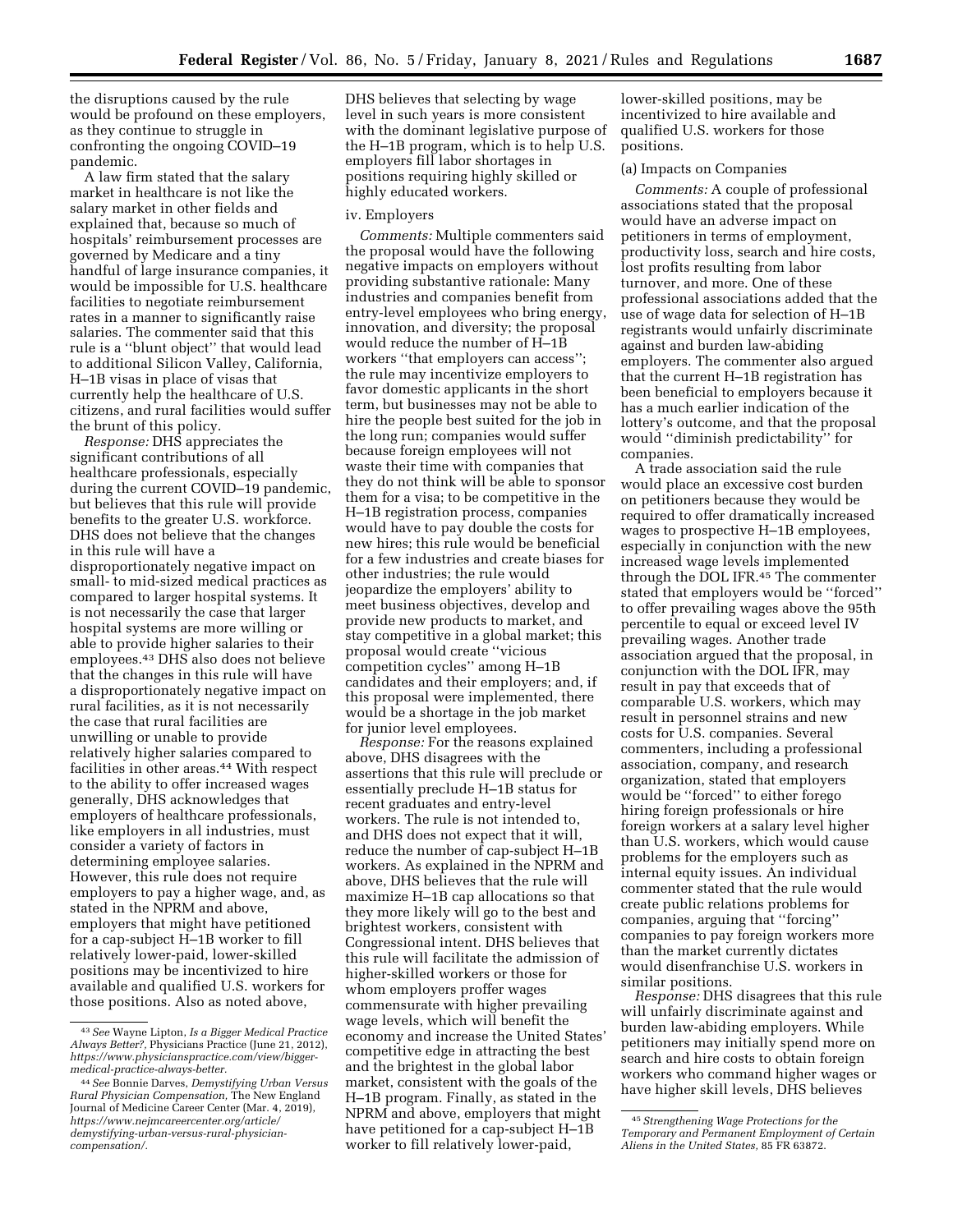the disruptions caused by the rule would be profound on these employers, as they continue to struggle in confronting the ongoing COVID–19 pandemic.

A law firm stated that the salary market in healthcare is not like the salary market in other fields and explained that, because so much of hospitals' reimbursement processes are governed by Medicare and a tiny handful of large insurance companies, it would be impossible for U.S. healthcare facilities to negotiate reimbursement rates in a manner to significantly raise salaries. The commenter said that this rule is a ''blunt object'' that would lead to additional Silicon Valley, California, H–1B visas in place of visas that currently help the healthcare of U.S. citizens, and rural facilities would suffer the brunt of this policy.

*Response:* DHS appreciates the significant contributions of all healthcare professionals, especially during the current COVID–19 pandemic, but believes that this rule will provide benefits to the greater U.S. workforce. DHS does not believe that the changes in this rule will have a disproportionately negative impact on small- to mid-sized medical practices as compared to larger hospital systems. It is not necessarily the case that larger hospital systems are more willing or able to provide higher salaries to their employees.[43] DHS also does not believe that the changes in this rule will have a disproportionately negative impact on rural facilities, as it is not necessarily the case that rural facilities are unwilling or unable to provide relatively higher salaries compared to facilities in other areas.[44] With respect to the ability to offer increased wages generally, DHS acknowledges that employers of healthcare professionals, like employers in all industries, must consider a variety of factors in determining employee salaries. However, this rule does not require employers to pay a higher wage, and, as stated in the NPRM and above, employers that might have petitioned for a cap-subject H–1B worker to fill relatively lower-paid, lower-skilled positions may be incentivized to hire available and qualified U.S. workers for those positions. Also as noted above, DHS believes that selecting by wage level in such years is more consistent with the dominant legislative purpose of the H–1B program, which is to help U.S. employers fill labor shortages in positions requiring highly skilled or highly educated workers.

iv. Employers

*Comments:* Multiple commenters said the proposal would have the following negative impacts on employers without providing substantive rationale: Many industries and companies benefit from entry-level employees who bring energy, innovation, and diversity; the proposal would reduce the number of H–1B workers ''that employers can access''; the rule may incentivize employers to favor domestic applicants in the short term, but businesses may not be able to hire the people best suited for the job in the long run; companies would suffer because foreign employees will not waste their time with companies that they do not think will be able to sponsor them for a visa; to be competitive in the H–1B registration process, companies would have to pay double the costs for new hires; this rule would be beneficial for a few industries and create biases for other industries; the rule would jeopardize the employers' ability to meet business objectives, develop and provide new products to market, and stay competitive in a global market; this proposal would create ''vicious competition cycles'' among H–1B candidates and their employers; and, if this proposal were implemented, there would be a shortage in the job market for junior level employees.

*Response:* For the reasons explained above, DHS disagrees with the assertions that this rule will preclude or essentially preclude H–1B status for recent graduates and entry-level workers. The rule is not intended to, and DHS does not expect that it will, reduce the number of cap-subject H–1B workers. As explained in the NPRM and above, DHS believes that the rule will maximize H–1B cap allocations so that they more likely will go to the best and brightest workers, consistent with Congressional intent. DHS believes that this rule will facilitate the admission of higher-skilled workers or those for whom employers proffer wages commensurate with higher prevailing wage levels, which will benefit the economy and increase the United States' competitive edge in attracting the best and the brightest in the global labor market, consistent with the goals of the H–1B program. Finally, as stated in the NPRM and above, employers that might have petitioned for a cap-subject H–1B worker to fill relatively lower-paid, lower-skilled positions, may be incentivized to hire available and qualified U.S. workers for those positions.

(a) Impacts on Companies

*Comments:* A couple of professional associations stated that the proposal would have an adverse impact on petitioners in terms of employment, productivity loss, search and hire costs, lost profits resulting from labor turnover, and more. One of these professional associations added that the use of wage data for selection of H–1B registrants would unfairly discriminate against and burden law-abiding employers. The commenter also argued that the current H–1B registration has been beneficial to employers because it has a much earlier indication of the lottery's outcome, and that the proposal would ''diminish predictability'' for companies.

A trade association said the rule would place an excessive cost burden on petitioners because they would be required to offer dramatically increased wages to prospective H–1B employees, especially in conjunction with the new increased wage levels implemented through the DOL IFR.[45] The commenter stated that employers would be ''forced'' to offer prevailing wages above the 95th percentile to equal or exceed level IV prevailing wages. Another trade association argued that the proposal, in conjunction with the DOL IFR, may result in pay that exceeds that of comparable U.S. workers, which may result in personnel strains and new costs for U.S. companies. Several commenters, including a professional association, company, and research organization, stated that employers would be ''forced'' to either forego hiring foreign professionals or hire foreign workers at a salary level higher than U.S. workers, which would cause problems for the employers such as internal equity issues. An individual commenter stated that the rule would create public relations problems for companies, arguing that ''forcing'' companies to pay foreign workers more than the market currently dictates would disenfranchise U.S. workers in similar positions.

*Response:* DHS disagrees that this rule will unfairly discriminate against and burden law-abiding employers. While petitioners may initially spend more on search and hire costs to obtain foreign workers who command higher wages or have higher skill levels, DHS believes

---

[43] *See* Wayne Lipton, *Is a Bigger Medical Practice Always Better?*, Physicians Practice (June 21, 2012), *https://www.physicianspractice.com/view/bigger-medical-practice-always-better.*

[44] *See* Bonnie Darves, *Demystifying Urban Versus Rural Physician Compensation,* The New England Journal of Medicine Career Center (Mar. 4, 2019), *https://www.nejmcareercenter.org/article/demystifying-urban-versus-rural-physician-compensation/.*

[45] *Strengthening Wage Protections for the Temporary and Permanent Employment of Certain Aliens in the United States,* 85 FR 63872.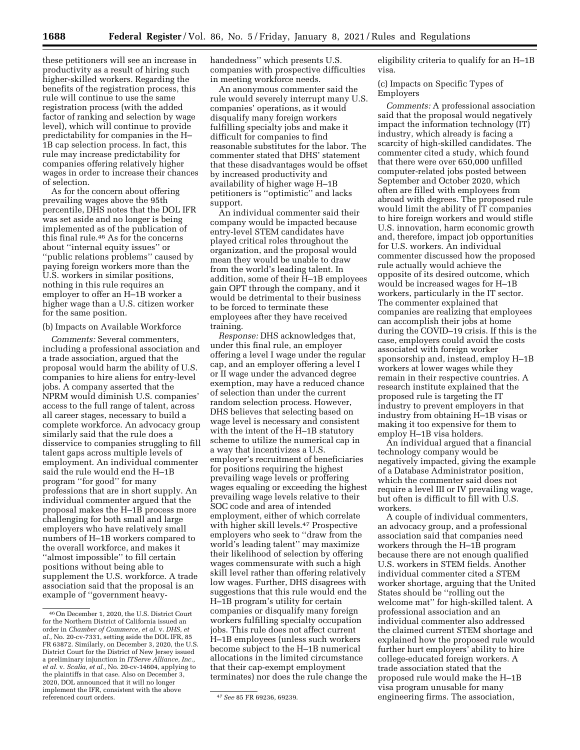these petitioners will see an increase in productivity as a result of hiring such higher-skilled workers. Regarding the benefits of the registration process, this rule will continue to use the same registration process (with the added factor of ranking and selection by wage level), which will continue to provide predictability for companies in the H–1B cap selection process. In fact, this rule may increase predictability for companies offering relatively higher wages in order to increase their chances of selection.

As for the concern about offering prevailing wages above the 95th percentile, DHS notes that the DOL IFR was set aside and no longer is being implemented as of the publication of this final rule.[46] As for the concerns about ''internal equity issues'' or ''public relations problems'' caused by paying foreign workers more than the U.S. workers in similar positions, nothing in this rule requires an employer to offer an H–1B worker a higher wage than a U.S. citizen worker for the same position.

(b) Impacts on Available Workforce

*Comments:* Several commenters, including a professional association and a trade association, argued that the proposal would harm the ability of U.S. companies to hire aliens for entry-level jobs. A company asserted that the NPRM would diminish U.S. companies' access to the full range of talent, across all career stages, necessary to build a complete workforce. An advocacy group similarly said that the rule does a disservice to companies struggling to fill talent gaps across multiple levels of employment. An individual commenter said the rule would end the H–1B program ''for good'' for many professions that are in short supply. An individual commenter argued that the proposal makes the H–1B process more challenging for both small and large employers who have relatively small numbers of H–1B workers compared to the overall workforce, and makes it ''almost impossible'' to fill certain positions without being able to supplement the U.S. workforce. A trade association said that the proposal is an example of ''government heavy-handedness'' which presents U.S. companies with prospective difficulties in meeting workforce needs.

An anonymous commenter said the rule would severely interrupt many U.S. companies' operations, as it would disqualify many foreign workers fulfilling specialty jobs and make it difficult for companies to find reasonable substitutes for the labor. The commenter stated that DHS' statement that these disadvantages would be offset by increased productivity and availability of higher wage H–1B petitioners is ''optimistic'' and lacks support.

An individual commenter said their company would be impacted because entry-level STEM candidates have played critical roles throughout the organization, and the proposal would mean they would be unable to draw from the world's leading talent. In addition, some of their H–1B employees gain OPT through the company, and it would be detrimental to their business to be forced to terminate these employees after they have received training.

*Response:* DHS acknowledges that, under this final rule, an employer offering a level I wage under the regular cap, and an employer offering a level I or II wage under the advanced degree exemption, may have a reduced chance of selection than under the current random selection process. However, DHS believes that selecting based on wage level is necessary and consistent with the intent of the H–1B statutory scheme to utilize the numerical cap in a way that incentivizes a U.S. employer's recruitment of beneficiaries for positions requiring the highest prevailing wage levels or proffering wages equaling or exceeding the highest prevailing wage levels relative to their SOC code and area of intended employment, either of which correlate with higher skill levels.[47] Prospective employers who seek to ''draw from the world's leading talent'' may maximize their likelihood of selection by offering wages commensurate with such a high skill level rather than offering relatively low wages. Further, DHS disagrees with suggestions that this rule would end the H–1B program's utility for certain companies or disqualify many foreign workers fulfilling specialty occupation jobs. This rule does not affect current H–1B employees (unless such workers become subject to the H–1B numerical allocations in the limited circumstance that their cap-exempt employment terminates) nor does the rule change the eligibility criteria to qualify for an H–1B visa.

(c) Impacts on Specific Types of Employers

*Comments:* A professional association said that the proposal would negatively impact the information technology (IT) industry, which already is facing a scarcity of high-skilled candidates. The commenter cited a study, which found that there were over 650,000 unfilled computer-related jobs posted between September and October 2020, which often are filled with employees from abroad with degrees. The proposed rule would limit the ability of IT companies to hire foreign workers and would stifle U.S. innovation, harm economic growth and, therefore, impact job opportunities for U.S. workers. An individual commenter discussed how the proposed rule actually would achieve the opposite of its desired outcome, which would be increased wages for H–1B workers, particularly in the IT sector. The commenter explained that companies are realizing that employees can accomplish their jobs at home during the COVID–19 crisis. If this is the case, employers could avoid the costs associated with foreign worker sponsorship and, instead, employ H–1B workers at lower wages while they remain in their respective countries. A research institute explained that the proposed rule is targeting the IT industry to prevent employers in that industry from obtaining H–1B visas or making it too expensive for them to employ H–1B visa holders.

An individual argued that a financial technology company would be negatively impacted, giving the example of a Database Administrator position, which the commenter said does not require a level III or IV prevailing wage, but often is difficult to fill with U.S. workers.

A couple of individual commenters, an advocacy group, and a professional association said that companies need workers through the H–1B program because there are not enough qualified U.S. workers in STEM fields. Another individual commenter cited a STEM worker shortage, arguing that the United States should be ''rolling out the welcome mat'' for high-skilled talent. A professional association and an individual commenter also addressed the claimed current STEM shortage and explained how the proposed rule would further hurt employers' ability to hire college-educated foreign workers. A trade association stated that the proposed rule would make the H–1B visa program unusable for many engineering firms. The association,

---

[46] On December 1, 2020, the U.S. District Court for the Northern District of California issued an order in *Chamber of Commerce, et al.* v. *DHS, et al.,* No. 20-cv-7331, setting aside the DOL IFR, 85 FR 63872. Similarly, on December 3, 2020, the U.S. District Court for the District of New Jersey issued a preliminary injunction in *ITServe Alliance, Inc., et al.* v. *Scalia, et al.,* No. 20-cv-14604, applying to the plaintiffs in that case. Also on December 3, 2020, DOL announced that it will no longer implement the IFR, consistent with the above referenced court orders.

[47] *See* 85 FR 69236, 69239.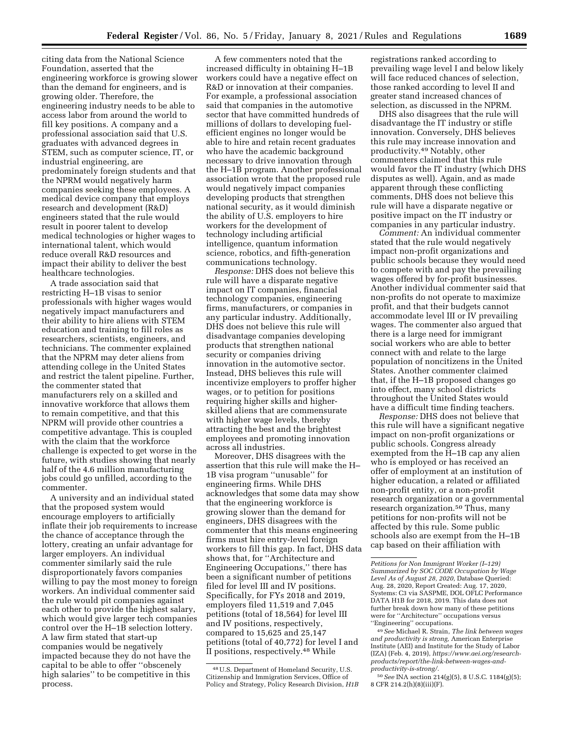citing data from the National Science Foundation, asserted that the engineering workforce is growing slower than the demand for engineers, and is growing older. Therefore, the engineering industry needs to be able to access labor from around the world to fill key positions. A company and a professional association said that U.S. graduates with advanced degrees in STEM, such as computer science, IT, or industrial engineering, are predominately foreign students and that the NPRM would negatively harm companies seeking these employees. A medical device company that employs research and development (R&D) engineers stated that the rule would result in poorer talent to develop medical technologies or higher wages to international talent, which would reduce overall R&D resources and impact their ability to deliver the best healthcare technologies.

A trade association said that restricting H–1B visas to senior professionals with higher wages would negatively impact manufacturers and their ability to hire aliens with STEM education and training to fill roles as researchers, scientists, engineers, and technicians. The commenter explained that the NPRM may deter aliens from attending college in the United States and restrict the talent pipeline. Further, the commenter stated that manufacturers rely on a skilled and innovative workforce that allows them to remain competitive, and that this NPRM will provide other countries a competitive advantage. This is coupled with the claim that the workforce challenge is expected to get worse in the future, with studies showing that nearly half of the 4.6 million manufacturing jobs could go unfilled, according to the commenter.

A university and an individual stated that the proposed system would encourage employers to artificially inflate their job requirements to increase the chance of acceptance through the lottery, creating an unfair advantage for larger employers. An individual commenter similarly said the rule disproportionately favors companies willing to pay the most money to foreign workers. An individual commenter said the rule would pit companies against each other to provide the highest salary, which would give larger tech companies control over the H–1B selection lottery. A law firm stated that start-up companies would be negatively impacted because they do not have the capital to be able to offer ''obscenely high salaries'' to be competitive in this process.

A few commenters noted that the increased difficulty in obtaining H–1B workers could have a negative effect on R&D or innovation at their companies. For example, a professional association said that companies in the automotive sector that have committed hundreds of millions of dollars to developing fuel-efficient engines no longer would be able to hire and retain recent graduates who have the academic background necessary to drive innovation through the H–1B program. Another professional association wrote that the proposed rule would negatively impact companies developing products that strengthen national security, as it would diminish the ability of U.S. employers to hire workers for the development of technology including artificial intelligence, quantum information science, robotics, and fifth-generation communications technology.

*Response:* DHS does not believe this rule will have a disparate negative impact on IT companies, financial technology companies, engineering firms, manufacturers, or companies in any particular industry. Additionally, DHS does not believe this rule will disadvantage companies developing products that strengthen national security or companies driving innovation in the automotive sector. Instead, DHS believes this rule will incentivize employers to proffer higher wages, or to petition for positions requiring higher skills and higher-skilled aliens that are commensurate with higher wage levels, thereby attracting the best and the brightest employees and promoting innovation across all industries.

Moreover, DHS disagrees with the assertion that this rule will make the H–1B visa program ''unusable'' for engineering firms. While DHS acknowledges that some data may show that the engineering workforce is growing slower than the demand for engineers, DHS disagrees with the commenter that this means engineering firms must hire entry-level foreign workers to fill this gap. In fact, DHS data shows that, for ''Architecture and Engineering Occupations,'' there has been a significant number of petitions filed for level III and IV positions. Specifically, for FYs 2018 and 2019, employers filed 11,519 and 7,045 petitions (total of 18,564) for level III and IV positions, respectively, compared to 15,625 and 25,147 petitions (total of 40,772) for level I and II positions, respectively.[48] While registrations ranked according to prevailing wage level I and below likely will face reduced chances of selection, those ranked according to level II and greater stand increased chances of selection, as discussed in the NPRM.

DHS also disagrees that the rule will disadvantage the IT industry or stifle innovation. Conversely, DHS believes this rule may increase innovation and productivity.[49] Notably, other commenters claimed that this rule would favor the IT industry (which DHS disputes as well). Again, and as made apparent through these conflicting comments, DHS does not believe this rule will have a disparate negative or positive impact on the IT industry or companies in any particular industry.

*Comment:* An individual commenter stated that the rule would negatively impact non-profit organizations and public schools because they would need to compete with and pay the prevailing wages offered by for-profit businesses. Another individual commenter said that non-profits do not operate to maximize profit, and that their budgets cannot accommodate level III or IV prevailing wages. The commenter also argued that there is a large need for immigrant social workers who are able to better connect with and relate to the large population of noncitizens in the United States. Another commenter claimed that, if the H–1B proposed changes go into effect, many school districts throughout the United States would have a difficult time finding teachers.

*Response:* DHS does not believe that this rule will have a significant negative impact on non-profit organizations or public schools. Congress already exempted from the H–1B cap any alien who is employed or has received an offer of employment at an institution of higher education, a related or affiliated non-profit entity, or a non-profit research organization or a governmental research organization.[50] Thus, many petitions for non-profits will not be affected by this rule. Some public schools also are exempt from the H–1B cap based on their affiliation with

---

[48] U.S. Department of Homeland Security, U.S. Citizenship and Immigration Services, Office of Policy and Strategy, Policy Research Division, *H1B Petitions for Non Immigrant Worker (I–129) Summarized by SOC CODE Occupation by Wage Level As of August 28, 2020,* Database Queried: Aug. 28, 2020, Report Created: Aug. 17, 2020, Systems: C3 via SASPME, DOL OFLC Performance DATA H1B for 2018, 2019. This data does not further break down how many of these petitions were for ''Architecture'' occupations versus ''Engineering'' occupations.

[49] *See* Michael R. Strain, *The link between wages and productivity is strong,* American Enterprise Institute (AEI) and Institute for the Study of Labor (IZA) (Feb. 4, 2019), *https://www.aei.org/research-products/report/the-link-between-wages-and-productivity-is-strong/*.

[50] *See* INA section 214(g)(5), 8 U.S.C. 1184(g)(5); 8 CFR 214.2(h)(8)(iii)(F).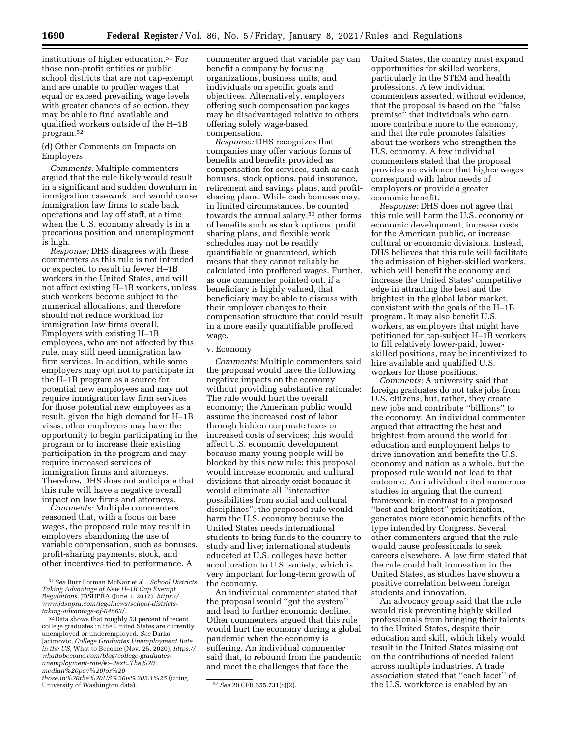institutions of higher education.[51] For those non-profit entities or public school districts that are not cap-exempt and are unable to proffer wages that equal or exceed prevailing wage levels with greater chances of selection, they may be able to find available and qualified workers outside of the H–1B program.[52]

(d) Other Comments on Impacts on Employers

*Comments:* Multiple commenters argued that the rule likely would result in a significant and sudden downturn in immigration casework, and would cause immigration law firms to scale back operations and lay off staff, at a time when the U.S. economy already is in a precarious position and unemployment is high.

*Response:* DHS disagrees with these commenters as this rule is not intended or expected to result in fewer H–1B workers in the United States, and will not affect existing H–1B workers, unless such workers become subject to the numerical allocations, and therefore should not reduce workload for immigration law firms overall. Employers with existing H–1B employees, who are not affected by this rule, may still need immigration law firm services. In addition, while some employers may opt not to participate in the H–1B program as a source for potential new employees and may not require immigration law firm services for those potential new employees as a result, given the high demand for H–1B visas, other employers may have the opportunity to begin participating in the program or to increase their existing participation in the program and may require increased services of immigration firms and attorneys. Therefore, DHS does not anticipate that this rule will have a negative overall impact on law firms and attorneys.

*Comments:* Multiple commenters reasoned that, with a focus on base wages, the proposed rule may result in employers abandoning the use of variable compensation, such as bonuses, profit-sharing payments, stock, and other incentives tied to performance. A commenter argued that variable pay can benefit a company by focusing organizations, business units, and individuals on specific goals and objectives. Alternatively, employers offering such compensation packages may be disadvantaged relative to others offering solely wage-based compensation.

*Response:* DHS recognizes that companies may offer various forms of benefits and benefits provided as compensation for services, such as cash bonuses, stock options, paid insurance, retirement and savings plans, and profit-sharing plans. While cash bonuses may, in limited circumstances, be counted towards the annual salary,[53] other forms of benefits such as stock options, profit sharing plans, and flexible work schedules may not be readily quantifiable or guaranteed, which means that they cannot reliably be calculated into proffered wages. Further, as one commenter pointed out, if a beneficiary is highly valued, that beneficiary may be able to discuss with their employer changes to their compensation structure that could result in a more easily quantifiable proffered wage.

v. Economy

*Comments:* Multiple commenters said the proposal would have the following negative impacts on the economy without providing substantive rationale: The rule would hurt the overall economy; the American public would assume the increased cost of labor through hidden corporate taxes or increased costs of services; this would affect U.S. economic development because many young people will be blocked by this new rule; this proposal would increase economic and cultural divisions that already exist because it would eliminate all ''interactive possibilities from social and cultural disciplines''; the proposed rule would harm the U.S. economy because the United States needs international students to bring funds to the country to study and live; international students educated at U.S. colleges have better acculturation to U.S. society, which is very important for long-term growth of the economy.

An individual commenter stated that the proposal would ''gut the system'' and lead to further economic decline. Other commenters argued that this rule would hurt the economy during a global pandemic when the economy is suffering. An individual commenter said that, to rebound from the pandemic and meet the challenges that face the United States, the country must expand opportunities for skilled workers, particularly in the STEM and health professions. A few individual commenters asserted, without evidence, that the proposal is based on the ''false premise'' that individuals who earn more contribute more to the economy, and that the rule promotes falsities about the workers who strengthen the U.S. economy. A few individual commenters stated that the proposal provides no evidence that higher wages correspond with labor needs of employers or provide a greater economic benefit.

*Response:* DHS does not agree that this rule will harm the U.S. economy or economic development, increase costs for the American public, or increase cultural or economic divisions. Instead, DHS believes that this rule will facilitate the admission of higher-skilled workers, which will benefit the economy and increase the United States' competitive edge in attracting the best and the brightest in the global labor market, consistent with the goals of the H–1B program. It may also benefit U.S. workers, as employers that might have petitioned for cap-subject H–1B workers to fill relatively lower-paid, lower-skilled positions, may be incentivized to hire available and qualified U.S. workers for those positions.

*Comments:* A university said that foreign graduates do not take jobs from U.S. citizens, but, rather, they create new jobs and contribute ''billions'' to the economy. An individual commenter argued that attracting the best and brightest from around the world for education and employment helps to drive innovation and benefits the U.S. economy and nation as a whole, but the proposed rule would not lead to that outcome. An individual cited numerous studies in arguing that the current framework, in contrast to a proposed ''best and brightest'' prioritization, generates more economic benefits of the type intended by Congress. Several other commenters argued that the rule would cause professionals to seek careers elsewhere. A law firm stated that the rule could halt innovation in the United States, as studies have shown a positive correlation between foreign students and innovation.

An advocacy group said that the rule would risk preventing highly skilled professionals from bringing their talents to the United States, despite their education and skill, which likely would result in the United States missing out on the contributions of needed talent across multiple industries. A trade association stated that ''each facet'' of the U.S. workforce is enabled by an

---

[51] *See* Burr Forman McNair et al., *School Districts Taking Advantage of New H–1B Cap Exempt Regulations,* JDSUPRA (June 1, 2017), *https://www.jdsupra.com/legalnews/school-districts-taking-advantage-of-64663/.*

[52] Data shows that roughly 53 percent of recent college graduates in the United States are currently unemployed or underemployed. *See* Darko Jacimovic, *College Graduates Unemployment Rate in the US,* What to Become (Nov. 25, 2020), *https://whattobecome.com/blog/college-graduates-unemployment-rate/#:~:text=The%20median%20pay%20for%20those,in%20the%20US%20is%202.1%25* (citing University of Washington data).

[53] *See* 20 CFR 655.731(c)(2).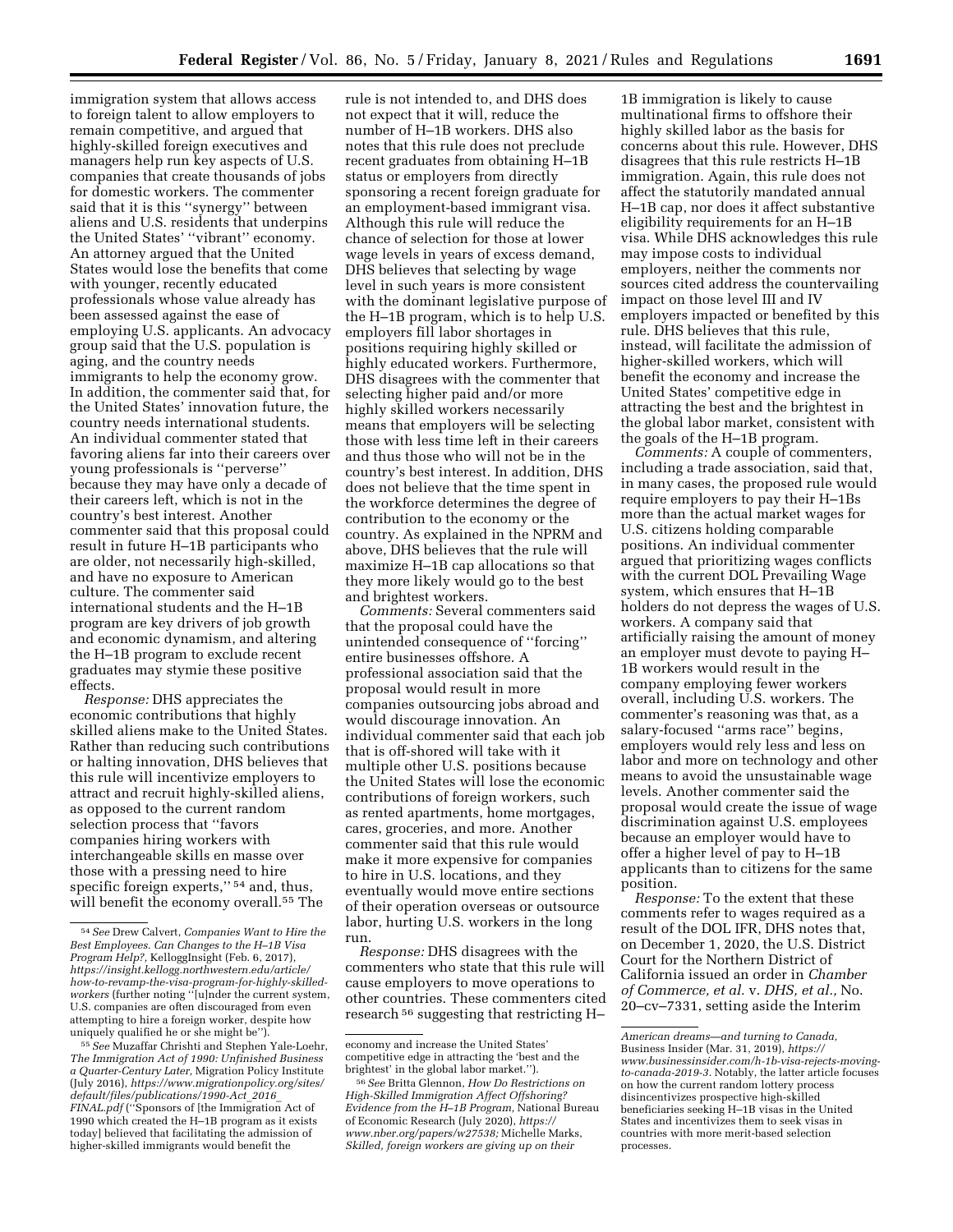immigration system that allows access to foreign talent to allow employers to remain competitive, and argued that highly-skilled foreign executives and managers help run key aspects of U.S. companies that create thousands of jobs for domestic workers. The commenter said that it is this ''synergy'' between aliens and U.S. residents that underpins the United States' ''vibrant'' economy. An attorney argued that the United States would lose the benefits that come with younger, recently educated professionals whose value already has been assessed against the ease of employing U.S. applicants. An advocacy group said that the U.S. population is aging, and the country needs immigrants to help the economy grow. In addition, the commenter said that, for the United States' innovation future, the country needs international students. An individual commenter stated that favoring aliens far into their careers over young professionals is ''perverse'' because they may have only a decade of their careers left, which is not in the country's best interest. Another commenter said that this proposal could result in future H–1B participants who are older, not necessarily high-skilled, and have no exposure to American culture. The commenter said international students and the H–1B program are key drivers of job growth and economic dynamism, and altering the H–1B program to exclude recent graduates may stymie these positive effects.

*Response:* DHS appreciates the economic contributions that highly skilled aliens make to the United States. Rather than reducing such contributions or halting innovation, DHS believes that this rule will incentivize employers to attract and recruit highly-skilled aliens, as opposed to the current random selection process that ''favors companies hiring workers with interchangeable skills en masse over those with a pressing need to hire specific foreign experts,'' [54] and, thus, will benefit the economy overall.[55] The rule is not intended to, and DHS does not expect that it will, reduce the number of H–1B workers. DHS also notes that this rule does not preclude recent graduates from obtaining H–1B status or employers from directly sponsoring a recent foreign graduate for an employment-based immigrant visa. Although this rule will reduce the chance of selection for those at lower wage levels in years of excess demand, DHS believes that selecting by wage level in such years is more consistent with the dominant legislative purpose of the H–1B program, which is to help U.S. employers fill labor shortages in positions requiring highly skilled or highly educated workers. Furthermore, DHS disagrees with the commenter that selecting higher paid and/or more highly skilled workers necessarily means that employers will be selecting those with less time left in their careers and thus those who will not be in the country's best interest. In addition, DHS does not believe that the time spent in the workforce determines the degree of contribution to the economy or the country. As explained in the NPRM and above, DHS believes that the rule will maximize H–1B cap allocations so that they more likely would go to the best and brightest workers.

*Comments:* Several commenters said that the proposal could have the unintended consequence of ''forcing'' entire businesses offshore. A professional association said that the proposal would result in more companies outsourcing jobs abroad and would discourage innovation. An individual commenter said that each job that is off-shored will take with it multiple other U.S. positions because the United States will lose the economic contributions of foreign workers, such as rented apartments, home mortgages, cares, groceries, and more. Another commenter said that this rule would make it more expensive for companies to hire in U.S. locations, and they eventually would move entire sections of their operation overseas or outsource labor, hurting U.S. workers in the long run.

*Response:* DHS disagrees with the commenters who state that this rule will cause employers to move operations to other countries. These commenters cited research [56] suggesting that restricting H–1B immigration is likely to cause multinational firms to offshore their highly skilled labor as the basis for concerns about this rule. However, DHS disagrees that this rule restricts H–1B immigration. Again, this rule does not affect the statutorily mandated annual H–1B cap, nor does it affect substantive eligibility requirements for an H–1B visa. While DHS acknowledges this rule may impose costs to individual employers, neither the comments nor sources cited address the countervailing impact on those level III and IV employers impacted or benefited by this rule. DHS believes that this rule, instead, will facilitate the admission of higher-skilled workers, which will benefit the economy and increase the United States' competitive edge in attracting the best and the brightest in the global labor market, consistent with the goals of the H–1B program.

*Comments:* A couple of commenters, including a trade association, said that, in many cases, the proposed rule would require employers to pay their H–1Bs more than the actual market wages for U.S. citizens holding comparable positions. An individual commenter argued that prioritizing wages conflicts with the current DOL Prevailing Wage system, which ensures that H–1B holders do not depress the wages of U.S. workers. A company said that artificially raising the amount of money an employer must devote to paying H–1B workers would result in the company employing fewer workers overall, including U.S. workers. The commenter's reasoning was that, as a salary-focused ''arms race'' begins, employers would rely less and less on labor and more on technology and other means to avoid the unsustainable wage levels. Another commenter said the proposal would create the issue of wage discrimination against U.S. employees because an employer would have to offer a higher level of pay to H–1B applicants than to citizens for the same position.

*Response:* To the extent that these comments refer to wages required as a result of the DOL IFR, DHS notes that, on December 1, 2020, the U.S. District Court for the Northern District of California issued an order in *Chamber of Commerce, et al.* v. *DHS, et al.,* No. 20–cv–7331, setting aside the Interim

---

[54] *See* Drew Calvert, *Companies Want to Hire the Best Employees. Can Changes to the H–1B Visa Program Help?*, KelloggInsight (Feb. 6, 2017), *https://insight.kellogg.northwestern.edu/article/how-to-revamp-the-visa-program-for-highly-skilled-workers* (further noting ''[u]nder the current system, U.S. companies are often discouraged from even attempting to hire a foreign worker, despite how uniquely qualified he or she might be'').

[55] *See* Muzaffar Chrishti and Stephen Yale-Loehr, *The Immigration Act of 1990: Unfinished Business a Quarter-Century Later,* Migration Policy Institute (July 2016), *https://www.migrationpolicy.org/sites/default/files/publications/1990-Act_2016_FINAL.pdf* (''Sponsors of [the Immigration Act of 1990 which created the H–1B program as it exists today] believed that facilitating the admission of higher-skilled immigrants would benefit the economy and increase the United States' competitive edge in attracting the 'best and the brightest' in the global labor market.'').

[56] *See* Britta Glennon, *How Do Restrictions on High-Skilled Immigration Affect Offshoring? Evidence from the H–1B Program,* National Bureau of Economic Research (July 2020), *https://www.nber.org/papers/w27538;* Michelle Marks, *Skilled, foreign workers are giving up on their American dreams—and turning to Canada,* Business Insider (Mar. 31, 2019), *https://www.businessinsider.com/h-1b-visa-rejects-moving-to-canada-2019-3.* Notably, the latter article focuses on how the current random lottery process disincentivizes prospective high-skilled beneficiaries seeking H–1B visas in the United States and incentivizes them to seek visas in countries with more merit-based selection processes.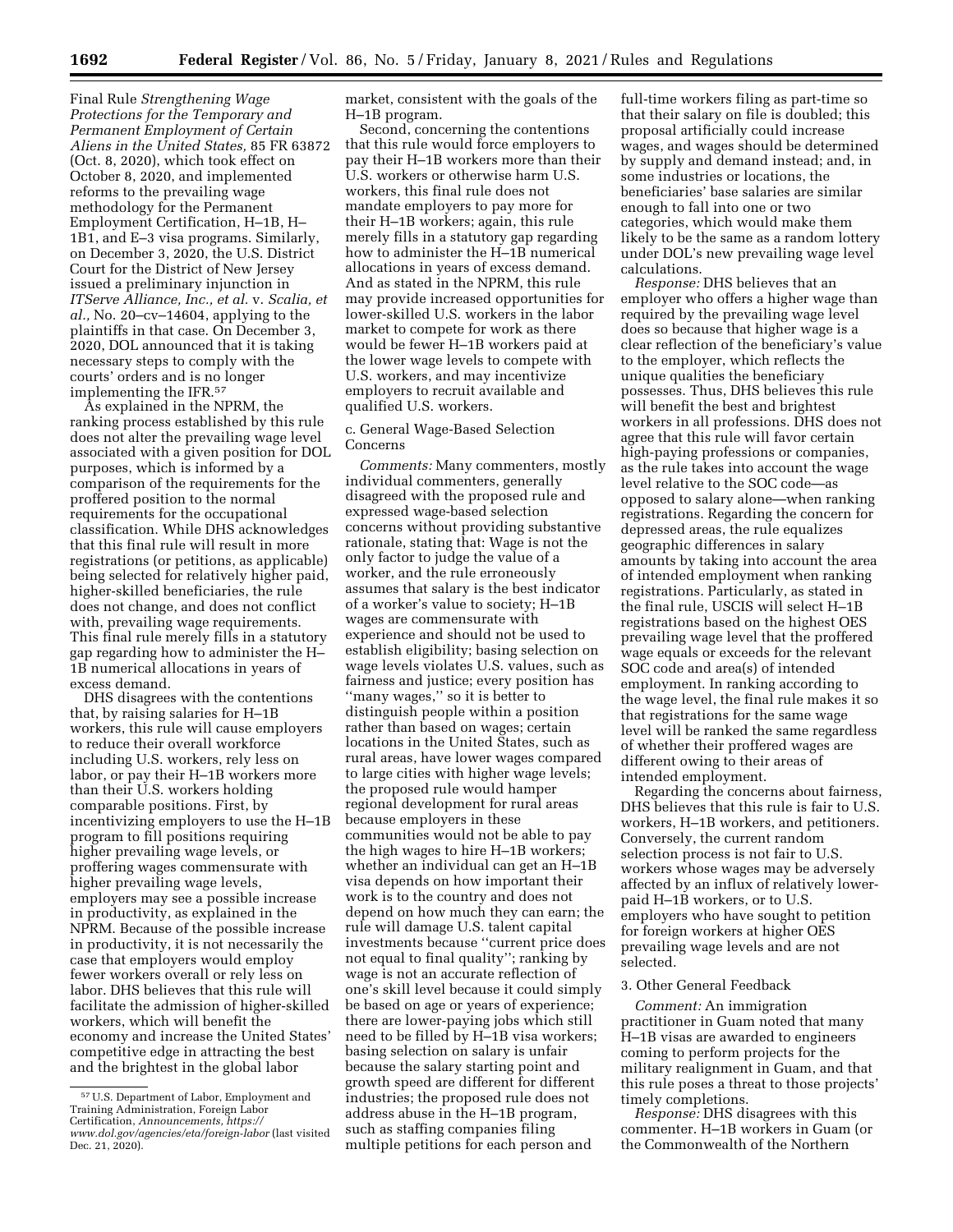Final Rule *Strengthening Wage Protections for the Temporary and Permanent Employment of Certain Aliens in the United States,* 85 FR 63872 (Oct. 8, 2020), which took effect on October 8, 2020, and implemented reforms to the prevailing wage methodology for the Permanent Employment Certification, H–1B, H–1B1, and E–3 visa programs. Similarly, on December 3, 2020, the U.S. District Court for the District of New Jersey issued a preliminary injunction in *ITServe Alliance, Inc., et al.* v. *Scalia, et al.,* No. 20–cv–14604, applying to the plaintiffs in that case. On December 3, 2020, DOL announced that it is taking necessary steps to comply with the courts' orders and is no longer implementing the IFR.[57]

As explained in the NPRM, the ranking process established by this rule does not alter the prevailing wage level associated with a given position for DOL purposes, which is informed by a comparison of the requirements for the proffered position to the normal requirements for the occupational classification. While DHS acknowledges that this final rule will result in more registrations (or petitions, as applicable) being selected for relatively higher paid, higher-skilled beneficiaries, the rule does not change, and does not conflict with, prevailing wage requirements. This final rule merely fills in a statutory gap regarding how to administer the H–1B numerical allocations in years of excess demand.

DHS disagrees with the contentions that, by raising salaries for H–1B workers, this rule will cause employers to reduce their overall workforce including U.S. workers, rely less on labor, or pay their H–1B workers more than their U.S. workers holding comparable positions. First, by incentivizing employers to use the H–1B program to fill positions requiring higher prevailing wage levels, or proffering wages commensurate with higher prevailing wage levels, employers may see a possible increase in productivity, as explained in the NPRM. Because of the possible increase in productivity, it is not necessarily the case that employers would employ fewer workers overall or rely less on labor. DHS believes that this rule will facilitate the admission of higher-skilled workers, which will benefit the economy and increase the United States' competitive edge in attracting the best and the brightest in the global labor market, consistent with the goals of the H–1B program.

Second, concerning the contentions that this rule would force employers to pay their H–1B workers more than their U.S. workers or otherwise harm U.S. workers, this final rule does not mandate employers to pay more for their H–1B workers; again, this rule merely fills in a statutory gap regarding how to administer the H–1B numerical allocations in years of excess demand. And as stated in the NPRM, this rule may provide increased opportunities for lower-skilled U.S. workers in the labor market to compete for work as there would be fewer H–1B workers paid at the lower wage levels to compete with U.S. workers, and may incentivize employers to recruit available and qualified U.S. workers.

### c. General Wage-Based Selection Concerns

*Comments:* Many commenters, mostly individual commenters, generally disagreed with the proposed rule and expressed wage-based selection concerns without providing substantive rationale, stating that: Wage is not the only factor to judge the value of a worker, and the rule erroneously assumes that salary is the best indicator of a worker's value to society; H–1B wages are commensurate with experience and should not be used to establish eligibility; basing selection on wage levels violates U.S. values, such as fairness and justice; every position has "many wages," so it is better to distinguish people within a position rather than based on wages; certain locations in the United States, such as rural areas, have lower wages compared to large cities with higher wage levels; the proposed rule would hamper regional development for rural areas because employers in these communities would not be able to pay the high wages to hire H–1B workers; whether an individual can get an H–1B visa depends on how important their work is to the country and does not depend on how much they can earn; the rule will damage U.S. talent capital investments because "current price does not equal to final quality"; ranking by wage is not an accurate reflection of one's skill level because it could simply be based on age or years of experience; there are lower-paying jobs which still need to be filled by H–1B visa workers; basing selection on salary is unfair because the salary starting point and growth speed are different for different industries; the proposed rule does not address abuse in the H–1B program, such as staffing companies filing multiple petitions for each person and full-time workers filing as part-time so that their salary on file is doubled; this proposal artificially could increase wages, and wages should be determined by supply and demand instead; and, in some industries or locations, the beneficiaries' base salaries are similar enough to fall into one or two categories, which would make them likely to be the same as a random lottery under DOL's new prevailing wage level calculations.

*Response:* DHS believes that an employer who offers a higher wage than required by the prevailing wage level does so because that higher wage is a clear reflection of the beneficiary's value to the employer, which reflects the unique qualities the beneficiary possesses. Thus, DHS believes this rule will benefit the best and brightest workers in all professions. DHS does not agree that this rule will favor certain high-paying professions or companies, as the rule takes into account the wage level relative to the SOC code—as opposed to salary alone—when ranking registrations. Regarding the concern for depressed areas, the rule equalizes geographic differences in salary amounts by taking into account the area of intended employment when ranking registrations. Particularly, as stated in the final rule, USCIS will select H–1B registrations based on the highest OES prevailing wage level that the proffered wage equals or exceeds for the relevant SOC code and area(s) of intended employment. In ranking according to the wage level, the final rule makes it so that registrations for the same wage level will be ranked the same regardless of whether their proffered wages are different owing to their areas of intended employment.

Regarding the concerns about fairness, DHS believes that this rule is fair to U.S. workers, H–1B workers, and petitioners. Conversely, the current random selection process is not fair to U.S. workers whose wages may be adversely affected by an influx of relatively lower-paid H–1B workers, or to U.S. employers who have sought to petition for foreign workers at higher OES prevailing wage levels and are not selected.

### 3. Other General Feedback

*Comment:* An immigration practitioner in Guam noted that many H–1B visas are awarded to engineers coming to perform projects for the military realignment in Guam, and that this rule poses a threat to those projects' timely completions.

*Response:* DHS disagrees with this commenter. H–1B workers in Guam (or the Commonwealth of the Northern

[57] U.S. Department of Labor, Employment and Training Administration, Foreign Labor Certification, *Announcements, https://www.dol.gov/agencies/eta/foreign-labor* (last visited Dec. 21, 2020).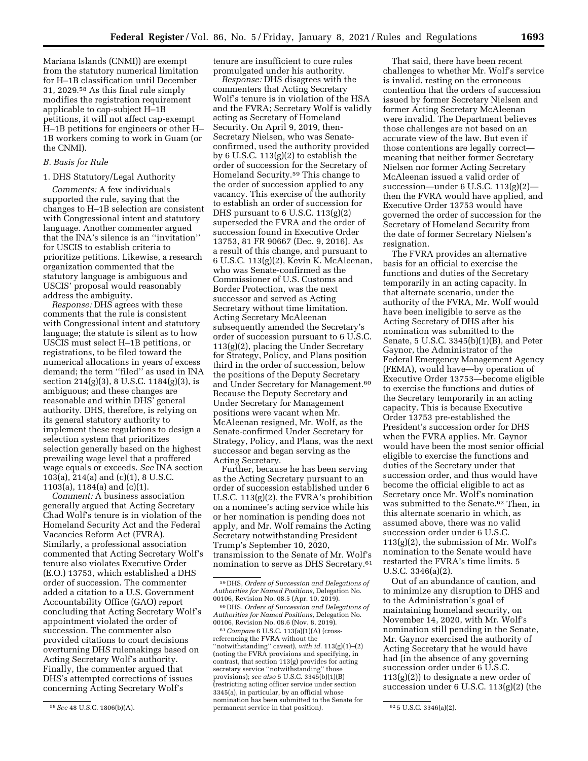Mariana Islands (CNMI)) are exempt from the statutory numerical limitation for H–1B classification until December 31, 2029.[58] As this final rule simply modifies the registration requirement applicable to cap-subject H–1B petitions, it will not affect cap-exempt H–1B petitions for engineers or other H–1B workers coming to work in Guam (or the CNMI).

### B. Basis for Rule

#### 1. DHS Statutory/Legal Authority

*Comments:* A few individuals supported the rule, saying that the changes to H–1B selection are consistent with Congressional intent and statutory language. Another commenter argued that the INA's silence is an ''invitation'' for USCIS to establish criteria to prioritize petitions. Likewise, a research organization commented that the statutory language is ambiguous and USCIS' proposal would reasonably address the ambiguity.

*Response:* DHS agrees with these comments that the rule is consistent with Congressional intent and statutory language; the statute is silent as to how USCIS must select H–1B petitions, or registrations, to be filed toward the numerical allocations in years of excess demand; the term ''filed'' as used in INA section 214(g)(3), 8 U.S.C. 1184(g)(3), is ambiguous; and these changes are reasonable and within DHS' general authority. DHS, therefore, is relying on its general statutory authority to implement these regulations to design a selection system that prioritizes selection generally based on the highest prevailing wage level that a proffered wage equals or exceeds. *See* INA section 103(a), 214(a) and (c)(1), 8 U.S.C. 1103(a), 1184(a) and (c)(1).

*Comment:* A business association generally argued that Acting Secretary Chad Wolf's tenure is in violation of the Homeland Security Act and the Federal Vacancies Reform Act (FVRA). Similarly, a professional association commented that Acting Secretary Wolf's tenure also violates Executive Order (E.O.) 13753, which established a DHS order of succession. The commenter added a citation to a U.S. Government Accountability Office (GAO) report concluding that Acting Secretary Wolf's appointment violated the order of succession. The commenter also provided citations to court decisions overturning DHS rulemakings based on Acting Secretary Wolf's authority. Finally, the commenter argued that DHS's attempted corrections of issues concerning Acting Secretary Wolf's tenure are insufficient to cure rules promulgated under his authority.

*Response:* DHS disagrees with the commenters that Acting Secretary Wolf's tenure is in violation of the HSA and the FVRA; Secretary Wolf is validly acting as Secretary of Homeland Security. On April 9, 2019, then-Secretary Nielsen, who was Senate-confirmed, used the authority provided by 6 U.S.C. 113(g)(2) to establish the order of succession for the Secretary of Homeland Security.[59] This change to the order of succession applied to any vacancy. This exercise of the authority to establish an order of succession for DHS pursuant to 6 U.S.C. 113(g)(2) superseded the FVRA and the order of succession found in Executive Order 13753, 81 FR 90667 (Dec. 9, 2016). As a result of this change, and pursuant to 6 U.S.C. 113(g)(2), Kevin K. McAleenan, who was Senate-confirmed as the Commissioner of U.S. Customs and Border Protection, was the next successor and served as Acting Secretary without time limitation. Acting Secretary McAleenan subsequently amended the Secretary's order of succession pursuant to 6 U.S.C. 113(g)(2), placing the Under Secretary for Strategy, Policy, and Plans position third in the order of succession, below the positions of the Deputy Secretary and Under Secretary for Management.[60] Because the Deputy Secretary and Under Secretary for Management positions were vacant when Mr. McAleenan resigned, Mr. Wolf, as the Senate-confirmed Under Secretary for Strategy, Policy, and Plans, was the next successor and began serving as the Acting Secretary.

Further, because he has been serving as the Acting Secretary pursuant to an order of succession established under 6 U.S.C. 113(g)(2), the FVRA's prohibition on a nominee's acting service while his or her nomination is pending does not apply, and Mr. Wolf remains the Acting Secretary notwithstanding President Trump's September 10, 2020, transmission to the Senate of Mr. Wolf's nomination to serve as DHS Secretary.[61]

That said, there have been recent challenges to whether Mr. Wolf's service is invalid, resting on the erroneous contention that the orders of succession issued by former Secretary Nielsen and former Acting Secretary McAleenan were invalid. The Department believes those challenges are not based on an accurate view of the law. But even if those contentions are legally correct—meaning that neither former Secretary Nielsen nor former Acting Secretary McAleenan issued a valid order of succession—under 6 U.S.C. 113(g)(2)—then the FVRA would have applied, and Executive Order 13753 would have governed the order of succession for the Secretary of Homeland Security from the date of former Secretary Nielsen's resignation.

The FVRA provides an alternative basis for an official to exercise the functions and duties of the Secretary temporarily in an acting capacity. In that alternate scenario, under the authority of the FVRA, Mr. Wolf would have been ineligible to serve as the Acting Secretary of DHS after his nomination was submitted to the Senate, 5 U.S.C. 3345(b)(1)(B), and Peter Gaynor, the Administrator of the Federal Emergency Management Agency (FEMA), would have—by operation of Executive Order 13753—become eligible to exercise the functions and duties of the Secretary temporarily in an acting capacity. This is because Executive Order 13753 pre-established the President's succession order for DHS when the FVRA applies. Mr. Gaynor would have been the most senior official eligible to exercise the functions and duties of the Secretary under that succession order, and thus would have become the official eligible to act as Secretary once Mr. Wolf's nomination was submitted to the Senate.[62] Then, in this alternate scenario in which, as assumed above, there was no valid succession order under 6 U.S.C. 113(g)(2), the submission of Mr. Wolf's nomination to the Senate would have restarted the FVRA's time limits. 5 U.S.C. 3346(a)(2).

Out of an abundance of caution, and to minimize any disruption to DHS and to the Administration's goal of maintaining homeland security, on November 14, 2020, with Mr. Wolf's nomination still pending in the Senate, Mr. Gaynor exercised the authority of Acting Secretary that he would have had (in the absence of any governing succession order under 6 U.S.C. 113(g)(2)) to designate a new order of succession under 6 U.S.C. 113(g)(2) (the

---

[58] *See* 48 U.S.C. 1806(b)(A).

[59] DHS, *Orders of Succession and Delegations of Authorities for Named Positions,* Delegation No. 00106, Revision No. 08.5 (Apr. 10, 2019).

[60] DHS, *Orders of Succession and Delegations of Authorities for Named Positions,* Delegation No. 00106, Revision No. 08.6 (Nov. 8, 2019).

[61] *Compare* 6 U.S.C. 113(a)(1)(A) (cross-referencing the FVRA without the ''notwithstanding'' caveat), *with id.* 113(g)(1)–(2) (noting the FVRA provisions and specifying, in contrast, that section 113(g) provides for acting secretary service ''notwithstanding'' those provisions); *see also* 5 U.S.C. 3345(b)(1)(B) (restricting acting officer service under section 3345(a), in particular, by an official whose nomination has been submitted to the Senate for permanent service in that position).

[62] 5 U.S.C. 3346(a)(2).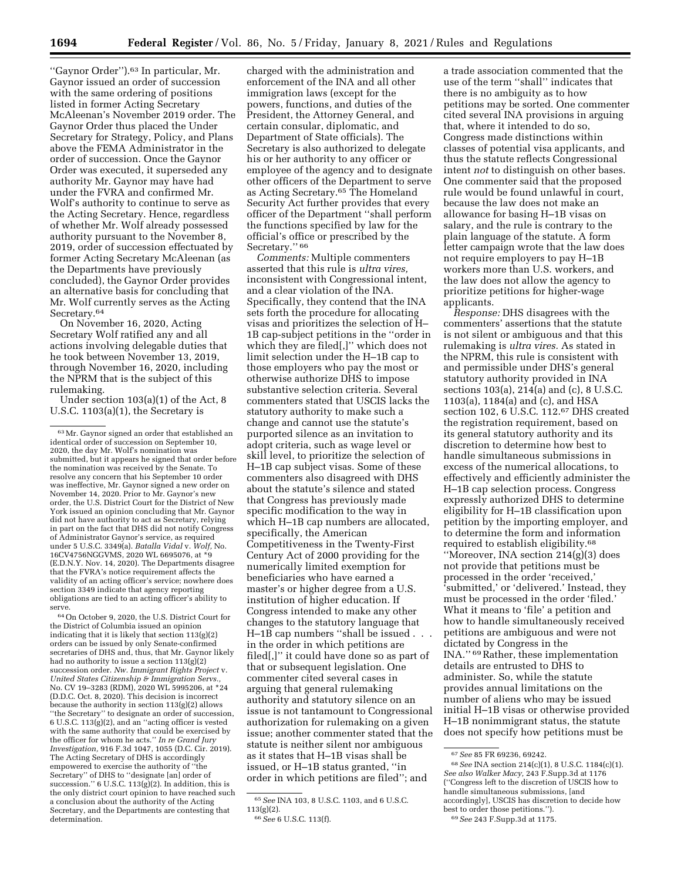"Gaynor Order").[63] In particular, Mr. Gaynor issued an order of succession with the same ordering of positions listed in former Acting Secretary McAleenan's November 2019 order. The Gaynor Order thus placed the Under Secretary for Strategy, Policy, and Plans above the FEMA Administrator in the order of succession. Once the Gaynor Order was executed, it superseded any authority Mr. Gaynor may have had under the FVRA and confirmed Mr. Wolf's authority to continue to serve as the Acting Secretary. Hence, regardless of whether Mr. Wolf already possessed authority pursuant to the November 8, 2019, order of succession effectuated by former Acting Secretary McAleenan (as the Departments have previously concluded), the Gaynor Order provides an alternative basis for concluding that Mr. Wolf currently serves as the Acting Secretary.[64]

On November 16, 2020, Acting Secretary Wolf ratified any and all actions involving delegable duties that he took between November 13, 2019, through November 16, 2020, including the NPRM that is the subject of this rulemaking.

Under section 103(a)(1) of the Act, 8 U.S.C. 1103(a)(1), the Secretary is charged with the administration and enforcement of the INA and all other immigration laws (except for the powers, functions, and duties of the President, the Attorney General, and certain consular, diplomatic, and Department of State officials). The Secretary is also authorized to delegate his or her authority to any officer or employee of the agency and to designate other officers of the Department to serve as Acting Secretary.[65] The Homeland Security Act further provides that every officer of the Department "shall perform the functions specified by law for the official's office or prescribed by the Secretary."[66]

*Comments:* Multiple commenters asserted that this rule is *ultra vires,* inconsistent with Congressional intent, and a clear violation of the INA. Specifically, they contend that the INA sets forth the procedure for allocating visas and prioritizes the selection of H–1B cap-subject petitions in the "order in which they are filed[,]" which does not limit selection under the H–1B cap to those employers who pay the most or otherwise authorize DHS to impose substantive selection criteria. Several commenters stated that USCIS lacks the statutory authority to make such a change and cannot use the statute's purported silence as an invitation to adopt criteria, such as wage level or skill level, to prioritize the selection of H–1B cap subject visas. Some of these commenters also disagreed with DHS about the statute's silence and stated that Congress has previously made specific modification to the way in which H–1B cap numbers are allocated, specifically, the American Competitiveness in the Twenty-First Century Act of 2000 providing for the numerically limited exemption for beneficiaries who have earned a master's or higher degree from a U.S. institution of higher education. If Congress intended to make any other changes to the statutory language that H–1B cap numbers "shall be issued . . . in the order in which petitions are filed[,]" it could have done so as part of that or subsequent legislation. One commenter cited several cases in arguing that general rulemaking authority and statutory silence on an issue is not tantamount to Congressional authorization for rulemaking on a given issue; another commenter stated that the statute is neither silent nor ambiguous as it states that H–1B visas shall be issued, or H–1B status granted, "in order in which petitions are filed"; and a trade association commented that the use of the term "shall" indicates that there is no ambiguity as to how petitions may be sorted. One commenter cited several INA provisions in arguing that, where it intended to do so, Congress made distinctions within classes of potential visa applicants, and thus the statute reflects Congressional intent *not* to distinguish on other bases. One commenter said that the proposed rule would be found unlawful in court, because the law does not make an allowance for basing H–1B visas on salary, and the rule is contrary to the plain language of the statute. A form letter campaign wrote that the law does not require employers to pay H–1B workers more than U.S. workers, and the law does not allow the agency to prioritize petitions for higher-wage applicants.

*Response:* DHS disagrees with the commenters' assertions that the statute is not silent or ambiguous and that this rulemaking is *ultra vires.* As stated in the NPRM, this rule is consistent with and permissible under DHS's general statutory authority provided in INA sections 103(a), 214(a) and (c), 8 U.S.C. 1103(a), 1184(a) and (c), and HSA section 102, 6 U.S.C. 112.[67] DHS created the registration requirement, based on its general statutory authority and its discretion to determine how best to handle simultaneous submissions in excess of the numerical allocations, to effectively and efficiently administer the H–1B cap selection process. Congress expressly authorized DHS to determine eligibility for H–1B classification upon petition by the importing employer, and to determine the form and information required to establish eligibility.[68] "Moreover, INA section 214(g)(3) does not provide that petitions must be processed in the order 'received,' 'submitted,' or 'delivered.' Instead, they must be processed in the order 'filed.' What it means to 'file' a petition and how to handle simultaneously received petitions are ambiguous and were not dictated by Congress in the INA."[69] Rather, these implementation details are entrusted to DHS to administer. So, while the statute provides annual limitations on the number of aliens who may be issued initial H–1B visas or otherwise provided H–1B nonimmigrant status, the statute does not specify how petitions must be

---

[63] Mr. Gaynor signed an order that established an identical order of succession on September 10, 2020, the day Mr. Wolf's nomination was submitted, but it appears he signed that order before the nomination was received by the Senate. To resolve any concern that his September 10 order was ineffective, Mr. Gaynor signed a new order on November 14, 2020. Prior to Mr. Gaynor's new order, the U.S. District Court for the District of New York issued an opinion concluding that Mr. Gaynor did not have authority to act as Secretary, relying in part on the fact that DHS did not notify Congress of Administrator Gaynor's service, as required under 5 U.S.C. 3349(a). *Batalla Vidal* v. *Wolf,* No. 16CV4756NGGVMS, 2020 WL 6695076, at *9 (E.D.N.Y. Nov. 14, 2020). The Departments disagree that the FVRA's notice requirement affects the validity of an acting officer's service; nowhere does section 3349 indicate that agency reporting obligations are tied to an acting officer's ability to serve.

[64] On October 9, 2020, the U.S. District Court for the District of Columbia issued an opinion indicating that it is likely that section 113(g)(2) orders can be issued by only Senate-confirmed secretaries of DHS and, thus, that Mr. Gaynor likely had no authority to issue a section 113(g)(2) succession order. *Nw. Immigrant Rights Project* v. *United States Citizenship & Immigration Servs.,* No. CV 19–3283 (RDM), 2020 WL 5995206, at *24 (D.D.C. Oct. 8, 2020). This decision is incorrect because the authority in section 113(g)(2) allows "the Secretary" to designate an order of succession, 6 U.S.C. 113(g)(2), and an "acting officer is vested with the same authority that could be exercised by the officer for whom he acts." *In re Grand Jury Investigation,* 916 F.3d 1047, 1055 (D.C. Cir. 2019). The Acting Secretary of DHS is accordingly empowered to exercise the authority of "the Secretary" of DHS to "designate [an] order of succession." 6 U.S.C. 113(g)(2). In addition, this is the only district court opinion to have reached such a conclusion about the authority of the Acting Secretary, and the Departments are contesting that determination.

[65] *See* INA 103, 8 U.S.C. 1103, and 6 U.S.C. 113(g)(2).

[66] *See* 6 U.S.C. 113(f).

[67] *See* 85 FR 69236, 69242.

[68] *See* INA section 214(c)(1), 8 U.S.C. 1184(c)(1). *See also Walker Macy,* 243 F.Supp.3d at 1176 ("Congress left to the discretion of USCIS how to handle simultaneous submissions, [and accordingly], USCIS has discretion to decide how best to order those petitions.").

[69] *See* 243 F.Supp.3d at 1175.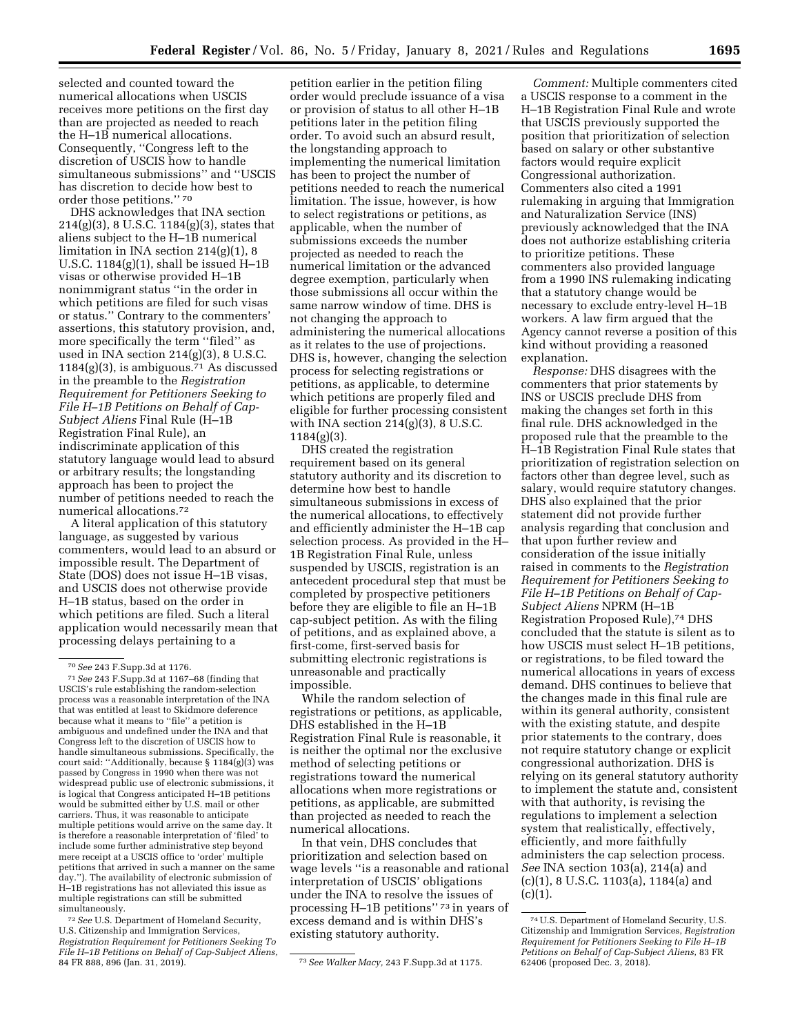selected and counted toward the numerical allocations when USCIS receives more petitions on the first day than are projected as needed to reach the H–1B numerical allocations. Consequently, ''Congress left to the discretion of USCIS how to handle simultaneous submissions'' and ''USCIS has discretion to decide how best to order those petitions.'' [70]

DHS acknowledges that INA section 214(g)(3), 8 U.S.C. 1184(g)(3), states that aliens subject to the H–1B numerical limitation in INA section 214(g)(1), 8 U.S.C. 1184(g)(1), shall be issued H–1B visas or otherwise provided H–1B nonimmigrant status ''in the order in which petitions are filed for such visas or status.'' Contrary to the commenters' assertions, this statutory provision, and, more specifically the term ''filed'' as used in INA section 214(g)(3), 8 U.S.C. 1184(g)(3), is ambiguous.[71] As discussed in the preamble to the *Registration Requirement for Petitioners Seeking to File H–1B Petitions on Behalf of Cap-Subject Aliens* Final Rule (H–1B Registration Final Rule), an indiscriminate application of this statutory language would lead to absurd or arbitrary results; the longstanding approach has been to project the number of petitions needed to reach the numerical allocations.[72]

A literal application of this statutory language, as suggested by various commenters, would lead to an absurd or impossible result. The Department of State (DOS) does not issue H–1B visas, and USCIS does not otherwise provide H–1B status, based on the order in which petitions are filed. Such a literal application would necessarily mean that processing delays pertaining to a petition earlier in the petition filing order would preclude issuance of a visa or provision of status to all other H–1B petitions later in the petition filing order. To avoid such an absurd result, the longstanding approach to implementing the numerical limitation has been to project the number of petitions needed to reach the numerical limitation. The issue, however, is how to select registrations or petitions, as applicable, when the number of submissions exceeds the number projected as needed to reach the numerical limitation or the advanced degree exemption, particularly when those submissions all occur within the same narrow window of time. DHS is not changing the approach to administering the numerical allocations as it relates to the use of projections. DHS is, however, changing the selection process for selecting registrations or petitions, as applicable, to determine which petitions are properly filed and eligible for further processing consistent with INA section 214(g)(3), 8 U.S.C. 1184(g)(3).

DHS created the registration requirement based on its general statutory authority and its discretion to determine how best to handle simultaneous submissions in excess of the numerical allocations, to effectively and efficiently administer the H–1B cap selection process. As provided in the H–1B Registration Final Rule, unless suspended by USCIS, registration is an antecedent procedural step that must be completed by prospective petitioners before they are eligible to file an H–1B cap-subject petition. As with the filing of petitions, and as explained above, a first-come, first-served basis for submitting electronic registrations is unreasonable and practically impossible.

While the random selection of registrations or petitions, as applicable, DHS established in the H–1B Registration Final Rule is reasonable, it is neither the optimal nor the exclusive method of selecting petitions or registrations toward the numerical allocations when more registrations or petitions, as applicable, are submitted than projected as needed to reach the numerical allocations.

In that vein, DHS concludes that prioritization and selection based on wage levels ''is a reasonable and rational interpretation of USCIS' obligations under the INA to resolve the issues of processing H–1B petitions'' [73] in years of excess demand and is within DHS's existing statutory authority.

*Comment:* Multiple commenters cited a USCIS response to a comment in the H–1B Registration Final Rule and wrote that USCIS previously supported the position that prioritization of selection based on salary or other substantive factors would require explicit Congressional authorization. Commenters also cited a 1991 rulemaking in arguing that Immigration and Naturalization Service (INS) previously acknowledged that the INA does not authorize establishing criteria to prioritize petitions. These commenters also provided language from a 1990 INS rulemaking indicating that a statutory change would be necessary to exclude entry-level H–1B workers. A law firm argued that the Agency cannot reverse a position of this kind without providing a reasoned explanation.

*Response:* DHS disagrees with the commenters that prior statements by INS or USCIS preclude DHS from making the changes set forth in this final rule. DHS acknowledged in the proposed rule that the preamble to the H–1B Registration Final Rule states that prioritization of registration selection on factors other than degree level, such as salary, would require statutory changes. DHS also explained that the prior statement did not provide further analysis regarding that conclusion and that upon further review and consideration of the issue initially raised in comments to the *Registration Requirement for Petitioners Seeking to File H–1B Petitions on Behalf of Cap-Subject Aliens* NPRM (H–1B Registration Proposed Rule),[74] DHS concluded that the statute is silent as to how USCIS must select H–1B petitions, or registrations, to be filed toward the numerical allocations in years of excess demand. DHS continues to believe that the changes made in this final rule are within its general authority, consistent with the existing statute, and despite prior statements to the contrary, does not require statutory change or explicit congressional authorization. DHS is relying on its general statutory authority to implement the statute and, consistent with that authority, is revising the regulations to implement a selection system that realistically, effectively, efficiently, and more faithfully administers the cap selection process. *See* INA section 103(a), 214(a) and (c)(1), 8 U.S.C. 1103(a), 1184(a) and (c)(1).

---

[70] *See* 243 F.Supp.3d at 1176.

[71] *See* 243 F.Supp.3d at 1167–68 (finding that USCIS's rule establishing the random-selection process was a reasonable interpretation of the INA that was entitled at least to Skidmore deference because what it means to ''file'' a petition is ambiguous and undefined under the INA and that Congress left to the discretion of USCIS how to handle simultaneous submissions. Specifically, the court said: ''Additionally, because § 1184(g)(3) was passed by Congress in 1990 when there was not widespread public use of electronic submissions, it is logical that Congress anticipated H–1B petitions would be submitted either by U.S. mail or other carriers. Thus, it was reasonable to anticipate multiple petitions would arrive on the same day. It is therefore a reasonable interpretation of 'filed' to include some further administrative step beyond mere receipt at a USCIS office to 'order' multiple petitions that arrived in such a manner on the same day.''). The availability of electronic submission of H–1B registrations has not alleviated this issue as multiple registrations can still be submitted simultaneously.

[72] *See* U.S. Department of Homeland Security, U.S. Citizenship and Immigration Services, *Registration Requirement for Petitioners Seeking To File H–1B Petitions on Behalf of Cap-Subject Aliens,* 84 FR 888, 896 (Jan. 31, 2019).

[73] *See Walker Macy,* 243 F.Supp.3d at 1175.

[74] U.S. Department of Homeland Security, U.S. Citizenship and Immigration Services, *Registration Requirement for Petitioners Seeking to File H–1B Petitions on Behalf of Cap-Subject Aliens,* 83 FR 62406 (proposed Dec. 3, 2018).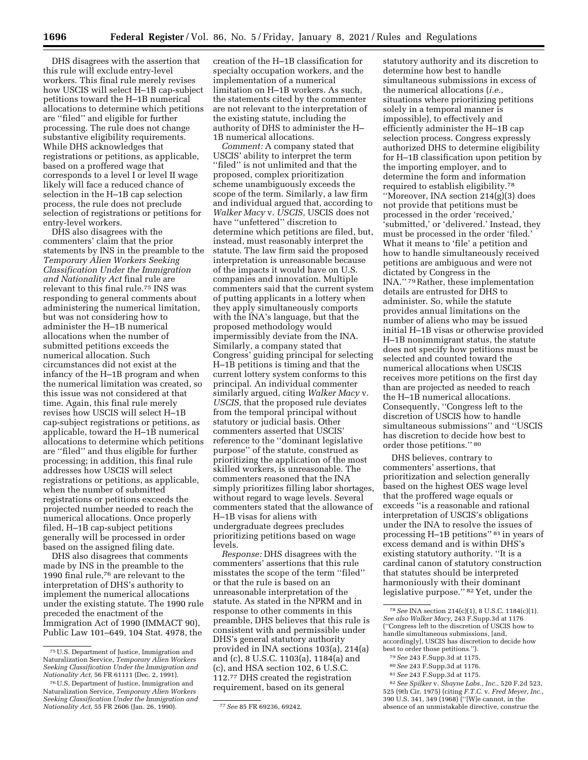DHS disagrees with the assertion that this rule will exclude entry-level workers. This final rule merely revises how USCIS will select H–1B cap-subject petitions toward the H–1B numerical allocations to determine which petitions are ''filed'' and eligible for further processing. The rule does not change substantive eligibility requirements. While DHS acknowledges that registrations or petitions, as applicable, based on a proffered wage that corresponds to a level I or level II wage likely will face a reduced chance of selection in the H–1B cap selection process, the rule does not preclude selection of registrations or petitions for entry-level workers.

DHS also disagrees with the commenters' claim that the prior statements by INS in the preamble to the *Temporary Alien Workers Seeking Classification Under the Immigration and Nationality Act* final rule are relevant to this final rule.[75] INS was responding to general comments about administering the numerical limitation, but was not considering how to administer the H–1B numerical allocations when the number of submitted petitions exceeds the numerical allocation. Such circumstances did not exist at the infancy of the H–1B program and when the numerical limitation was created, so this issue was not considered at that time. Again, this final rule merely revises how USCIS will select H–1B cap-subject registrations or petitions, as applicable, toward the H–1B numerical allocations to determine which petitions are ''filed'' and thus eligible for further processing; in addition, this final rule addresses how USCIS will select registrations or petitions, as applicable, when the number of submitted registrations or petitions exceeds the projected number needed to reach the numerical allocations. Once properly filed, H–1B cap-subject petitions generally will be processed in order based on the assigned filing date.

DHS also disagrees that comments made by INS in the preamble to the 1990 final rule,[76] are relevant to the interpretation of DHS's authority to implement the numerical allocations under the existing statute. The 1990 rule preceded the enactment of the Immigration Act of 1990 (IMMACT 90), Public Law 101–649, 104 Stat. 4978, the creation of the H–1B classification for specialty occupation workers, and the implementation of a numerical limitation on H–1B workers. As such, the statements cited by the commenter are not relevant to the interpretation of the existing statute, including the authority of DHS to administer the H–1B numerical allocations.

*Comment:* A company stated that USCIS' ability to interpret the term ''filed'' is not unlimited and that the proposed, complex prioritization scheme unambiguously exceeds the scope of the term. Similarly, a law firm and individual argued that, according to *Walker Macy* v. *USCIS,* USCIS does not have ''unfettered'' discretion to determine which petitions are filed, but, instead, must reasonably interpret the statute. The law firm said the proposed interpretation is unreasonable because of the impacts it would have on U.S. companies and innovation. Multiple commenters said that the current system of putting applicants in a lottery when they apply simultaneously comports with the INA's language, but that the proposed methodology would impermissibly deviate from the INA. Similarly, a company stated that Congress' guiding principal for selecting H–1B petitions is timing and that the current lottery system conforms to this principal. An individual commenter similarly argued, citing *Walker Macy* v. *USCIS,* that the proposed rule deviates from the temporal principal without statutory or judicial basis. Other commenters asserted that USCIS' reference to the ''dominant legislative purpose'' of the statute, construed as prioritizing the application of the most skilled workers, is unreasonable. The commenters reasoned that the INA simply prioritizes filling labor shortages, without regard to wage levels. Several commenters stated that the allowance of H–1B visas for aliens with undergraduate degrees precludes prioritizing petitions based on wage levels.

*Response:* DHS disagrees with the commenters' assertions that this rule misstates the scope of the term ''filed'' or that the rule is based on an unreasonable interpretation of the statute. As stated in the NPRM and in response to other comments in this preamble, DHS believes that this rule is consistent with and permissible under DHS's general statutory authority provided in INA sections 103(a), 214(a) and (c), 8 U.S.C. 1103(a), 1184(a) and (c), and HSA section 102, 6 U.S.C. 112.[77] DHS created the registration requirement, based on its general statutory authority and its discretion to determine how best to handle simultaneous submissions in excess of the numerical allocations (*i.e.,* situations where prioritizing petitions solely in a temporal manner is impossible), to effectively and efficiently administer the H–1B cap selection process. Congress expressly authorized DHS to determine eligibility for H–1B classification upon petition by the importing employer, and to determine the form and information required to establish eligibility.[78] ''Moreover, INA section 214(g)(3) does not provide that petitions must be processed in the order 'received,' 'submitted,' or 'delivered.' Instead, they must be processed in the order 'filed.' What it means to 'file' a petition and how to handle simultaneously received petitions are ambiguous and were not dictated by Congress in the INA.'' [79] Rather, these implementation details are entrusted for DHS to administer. So, while the statute provides annual limitations on the number of aliens who may be issued initial H–1B visas or otherwise provided H–1B nonimmigrant status, the statute does not specify how petitions must be selected and counted toward the numerical allocations when USCIS receives more petitions on the first day than are projected as needed to reach the H–1B numerical allocations. Consequently, ''Congress left to the discretion of USCIS how to handle simultaneous submissions'' and ''USCIS has discretion to decide how best to order those petitions.'' [80]

DHS believes, contrary to commenters' assertions, that prioritization and selection generally based on the highest OES wage level that the proffered wage equals or exceeds ''is a reasonable and rational interpretation of USCIS's obligations under the INA to resolve the issues of processing H–1B petitions'' [81] in years of excess demand and is within DHS's existing statutory authority. ''It is a cardinal canon of statutory construction that statutes should be interpreted harmoniously with their dominant legislative purpose.'' [82] Yet, under the

---

[75] U.S. Department of Justice, Immigration and Naturalization Service, *Temporary Alien Workers Seeking Classification Under the Immigration and Nationality Act,* 56 FR 61111 (Dec. 2, 1991).

[76] U.S. Department of Justice, Immigration and Naturalization Service, *Temporary Alien Workers Seeking Classification Under the Immigration and Nationality Act,* 55 FR 2606 (Jan. 26, 1990).

[77] *See* 85 FR 69236, 69242.

[78] *See* INA section 214(c)(1), 8 U.S.C. 1184(c)(1). *See also Walker Macy,* 243 F.Supp.3d at 1176 (''Congress left to the discretion of USCIS how to handle simultaneous submissions, [and, accordingly], USCIS has discretion to decide how best to order those petitions.'').

[79] *See* 243 F.Supp.3d at 1175.

[80] *See* 243 F.Supp.3d at 1176.

[81] *See* 243 F.Supp.3d at 1175.

[82] *See Spilker* v. *Shayne Labs., Inc.,* 520 F.2d 523, 525 (9th Cir. 1975) (citing *F.T.C.* v. *Fred Meyer, Inc.,* 390 U.S. 341, 349 (1968) (''[W]e cannot, in the absence of an unmistakable directive, construe the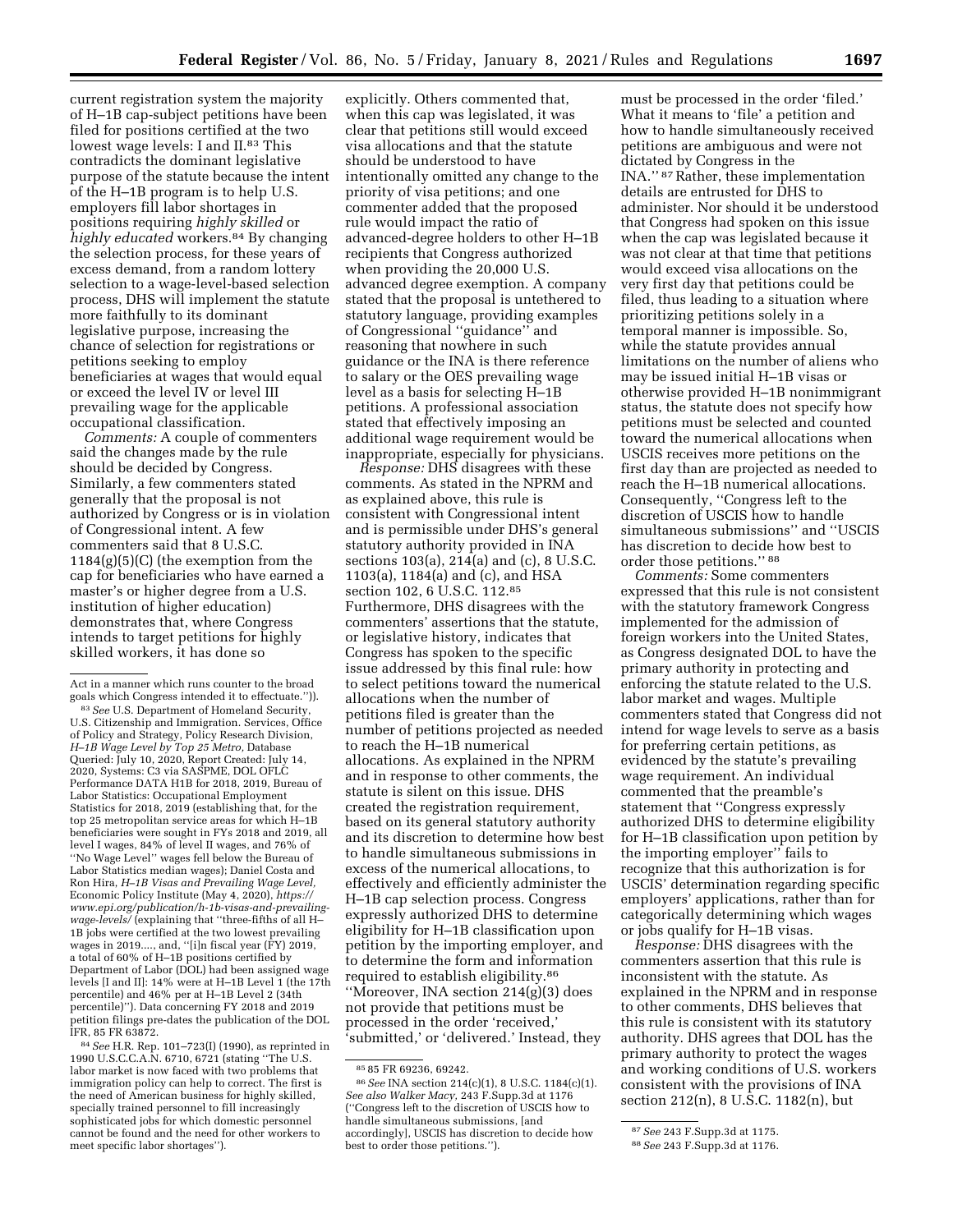current registration system the majority of H–1B cap-subject petitions have been filed for positions certified at the two lowest wage levels: I and II.[83] This contradicts the dominant legislative purpose of the statute because the intent of the H–1B program is to help U.S. employers fill labor shortages in positions requiring *highly skilled* or *highly educated* workers.[84] By changing the selection process, for these years of excess demand, from a random lottery selection to a wage-level-based selection process, DHS will implement the statute more faithfully to its dominant legislative purpose, increasing the chance of selection for registrations or petitions seeking to employ beneficiaries at wages that would equal or exceed the level IV or level III prevailing wage for the applicable occupational classification.

*Comments:* A couple of commenters said the changes made by the rule should be decided by Congress. Similarly, a few commenters stated generally that the proposal is not authorized by Congress or is in violation of Congressional intent. A few commenters said that 8 U.S.C. 1184(g)(5)(C) (the exemption from the cap for beneficiaries who have earned a master's or higher degree from a U.S. institution of higher education) demonstrates that, where Congress intends to target petitions for highly skilled workers, it has done so explicitly. Others commented that, when this cap was legislated, it was clear that petitions still would exceed visa allocations and that the statute should be understood to have intentionally omitted any change to the priority of visa petitions; and one commenter added that the proposed rule would impact the ratio of advanced-degree holders to other H–1B recipients that Congress authorized when providing the 20,000 U.S. advanced degree exemption. A company stated that the proposal is untethered to statutory language, providing examples of Congressional ''guidance'' and reasoning that nowhere in such guidance or the INA is there reference to salary or the OES prevailing wage level as a basis for selecting H–1B petitions. A professional association stated that effectively imposing an additional wage requirement would be inappropriate, especially for physicians.

*Response:* DHS disagrees with these comments. As stated in the NPRM and as explained above, this rule is consistent with Congressional intent and is permissible under DHS's general statutory authority provided in INA sections 103(a), 214(a) and (c), 8 U.S.C. 1103(a), 1184(a) and (c), and HSA section 102, 6 U.S.C. 112.[85] Furthermore, DHS disagrees with the commenters' assertions that the statute, or legislative history, indicates that Congress has spoken to the specific issue addressed by this final rule: how to select petitions toward the numerical allocations when the number of petitions filed is greater than the number of petitions projected as needed to reach the H–1B numerical allocations. As explained in the NPRM and in response to other comments, the statute is silent on this issue. DHS created the registration requirement, based on its general statutory authority and its discretion to determine how best to handle simultaneous submissions in excess of the numerical allocations, to effectively and efficiently administer the H–1B cap selection process. Congress expressly authorized DHS to determine eligibility for H–1B classification upon petition by the importing employer, and to determine the form and information required to establish eligibility.[86] ''Moreover, INA section 214(g)(3) does not provide that petitions must be processed in the order 'received,' 'submitted,' or 'delivered.' Instead, they must be processed in the order 'filed.' What it means to 'file' a petition and how to handle simultaneously received petitions are ambiguous and were not dictated by Congress in the INA.'' [87] Rather, these implementation details are entrusted for DHS to administer. Nor should it be understood that Congress had spoken on this issue when the cap was legislated because it was not clear at that time that petitions would exceed visa allocations on the very first day that petitions could be filed, thus leading to a situation where prioritizing petitions solely in a temporal manner is impossible. So, while the statute provides annual limitations on the number of aliens who may be issued initial H–1B visas or otherwise provided H–1B nonimmigrant status, the statute does not specify how petitions must be selected and counted toward the numerical allocations when USCIS receives more petitions on the first day than are projected as needed to reach the H–1B numerical allocations. Consequently, ''Congress left to the discretion of USCIS how to handle simultaneous submissions'' and ''USCIS has discretion to decide how best to order those petitions.'' [88]

*Comments:* Some commenters expressed that this rule is not consistent with the statutory framework Congress implemented for the admission of foreign workers into the United States, as Congress designated DOL to have the primary authority in protecting and enforcing the statute related to the U.S. labor market and wages. Multiple commenters stated that Congress did not intend for wage levels to serve as a basis for preferring certain petitions, as evidenced by the statute's prevailing wage requirement. An individual commented that the preamble's statement that ''Congress expressly authorized DHS to determine eligibility for H–1B classification upon petition by the importing employer'' fails to recognize that this authorization is for USCIS' determination regarding specific employers' applications, rather than for categorically determining which wages or jobs qualify for H–1B visas.

*Response:* DHS disagrees with the commenters assertion that this rule is inconsistent with the statute. As explained in the NPRM and in response to other comments, DHS believes that this rule is consistent with its statutory authority. DHS agrees that DOL has the primary authority to protect the wages and working conditions of U.S. workers consistent with the provisions of INA section 212(n), 8 U.S.C. 1182(n), but

---

Act in a manner which runs counter to the broad goals which Congress intended it to effectuate.'')).

[83] *See* U.S. Department of Homeland Security, U.S. Citizenship and Immigration. Services, Office of Policy and Strategy, Policy Research Division, *H–1B Wage Level by Top 25 Metro,* Database Queried: July 10, 2020, Report Created: July 14, 2020, Systems: C3 via SASPME, DOL OFLC Performance DATA H1B for 2018, 2019, Bureau of Labor Statistics: Occupational Employment Statistics for 2018, 2019 (establishing that, for the top 25 metropolitan service areas for which H–1B beneficiaries were sought in FYs 2018 and 2019, all level I wages, 84% of level II wages, and 76% of ''No Wage Level'' wages fell below the Bureau of Labor Statistics median wages); Daniel Costa and Ron Hira, *H–1B Visas and Prevailing Wage Level,* Economic Policy Institute (May 4, 2020), *https://www.epi.org/publication/h-1b-visas-and-prevailing-wage-levels/* (explaining that ''three-fifths of all H–1B jobs were certified at the two lowest prevailing wages in 2019...., and, ''[i]n fiscal year (FY) 2019, a total of 60% of H–1B positions certified by Department of Labor (DOL) had been assigned wage levels [I and II]: 14% were at H–1B Level 1 (the 17th percentile) and 46% per at H–1B Level 2 (34th percentile)''). Data concerning FY 2018 and 2019 petition filings pre-dates the publication of the DOL IFR, 85 FR 63872.

[84] *See* H.R. Rep. 101–723(I) (1990), as reprinted in 1990 U.S.C.C.A.N. 6710, 6721 (stating ''The U.S. labor market is now faced with two problems that immigration policy can help to correct. The first is the need of American business for highly skilled, specially trained personnel to fill increasingly sophisticated jobs for which domestic personnel cannot be found and the need for other workers to meet specific labor shortages'').

[85] 85 FR 69236, 69242.

[86] *See* INA section 214(c)(1), 8 U.S.C. 1184(c)(1). *See also Walker Macy,* 243 F.Supp.3d at 1176 (''Congress left to the discretion of USCIS how to handle simultaneous submissions, [and accordingly], USCIS has discretion to decide how best to order those petitions.'').

[87] *See* 243 F.Supp.3d at 1175.

[88] *See* 243 F.Supp.3d at 1176.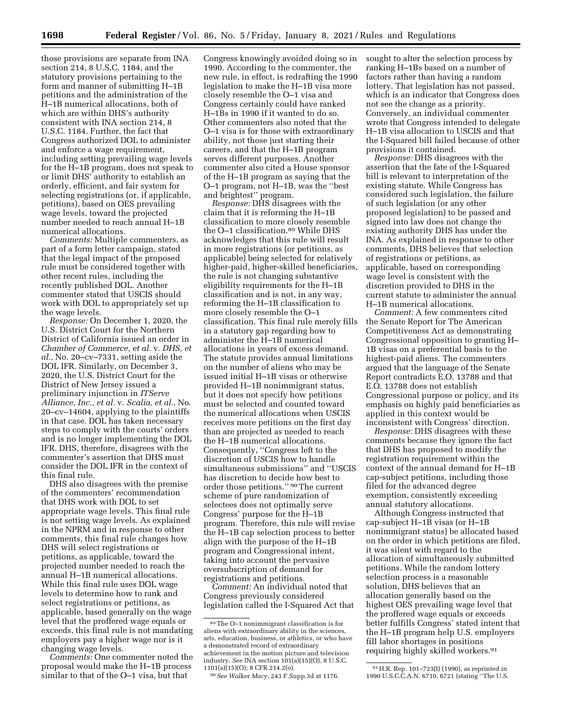those provisions are separate from INA section 214, 8 U.S.C. 1184, and the statutory provisions pertaining to the form and manner of submitting H–1B petitions and the administration of the H–1B numerical allocations, both of which are within DHS's authority consistent with INA section 214, 8 U.S.C. 1184. Further, the fact that Congress authorized DOL to administer and enforce a wage requirement, including setting prevailing wage levels for the H–1B program, does not speak to or limit DHS' authority to establish an orderly, efficient, and fair system for selecting registrations (or, if applicable, petitions), based on OES prevailing wage levels, toward the projected number needed to reach annual H–1B numerical allocations.

*Comments:* Multiple commenters, as part of a form letter campaign, stated that the legal impact of the proposed rule must be considered together with other recent rules, including the recently published DOL. Another commenter stated that USCIS should work with DOL to appropriately set up the wage levels.

*Response:* On December 1, 2020, the U.S. District Court for the Northern District of California issued an order in *Chamber of Commerce, et al.* v. *DHS, et al.,* No. 20–cv–7331, setting aside the DOL IFR. Similarly, on December 3, 2020, the U.S. District Court for the District of New Jersey issued a preliminary injunction in *ITServe Alliance, Inc., et al.* v. *Scalia, et al.,* No. 20–cv–14604, applying to the plaintiffs in that case. DOL has taken necessary steps to comply with the courts' orders and is no longer implementing the DOL IFR. DHS, therefore, disagrees with the commenter's assertion that DHS must consider the DOL IFR in the context of this final rule.

DHS also disagrees with the premise of the commenters' recommendation that DHS work with DOL to set appropriate wage levels. This final rule is not setting wage levels. As explained in the NPRM and in response to other comments, this final rule changes how DHS will select registrations or petitions, as applicable, toward the projected number needed to reach the annual H–1B numerical allocations. While this final rule uses DOL wage levels to determine how to rank and select registrations or petitions, as applicable, based generally on the wage level that the proffered wage equals or exceeds, this final rule is not mandating employers pay a higher wage nor is it changing wage levels.

*Comments:* One commenter noted the proposal would make the H–1B process similar to that of the O–1 visa, but that Congress knowingly avoided doing so in 1990. According to the commenter, the new rule, in effect, is redrafting the 1990 legislation to make the H–1B visa more closely resemble the O–1 visa and Congress certainly could have ranked H–1Bs in 1990 if it wanted to do so. Other commenters also noted that the O–1 visa is for those with extraordinary ability, not those just starting their careers, and that the H–1B program serves different purposes. Another commenter also cited a House sponsor of the H–1B program as saying that the O–1 program, not H–1B, was the ''best and brightest'' program.

*Response:* DHS disagrees with the claim that it is reforming the H–1B classification to more closely resemble the O–1 classification.[89] While DHS acknowledges that this rule will result in more registrations (or petitions, as applicable) being selected for relatively higher-paid, higher-skilled beneficiaries, the rule is not changing substantive eligibility requirements for the H–1B classification and is not, in any way, reforming the H–1B classification to more closely resemble the O–1 classification. This final rule merely fills in a statutory gap regarding how to administer the H–1B numerical allocations in years of excess demand. The statute provides annual limitations on the number of aliens who may be issued initial H–1B visas or otherwise provided H–1B nonimmigrant status, but it does not specify how petitions must be selected and counted toward the numerical allocations when USCIS receives more petitions on the first day than are projected as needed to reach the H–1B numerical allocations. Consequently, ''Congress left to the discretion of USCIS how to handle simultaneous submissions'' and ''USCIS has discretion to decide how best to order those petitions.'' [90] The current scheme of pure randomization of selectees does not optimally serve Congress' purpose for the H–1B program. Therefore, this rule will revise the H–1B cap selection process to better align with the purpose of the H–1B program and Congressional intent, taking into account the pervasive oversubscription of demand for registrations and petitions.

*Comment:* An individual noted that Congress previously considered legislation called the I-Squared Act that sought to alter the selection process by ranking H–1Bs based on a number of factors rather than having a random lottery. That legislation has not passed, which is an indicator that Congress does not see the change as a priority. Conversely, an individual commenter wrote that Congress intended to delegate H–1B visa allocation to USCIS and that the I-Squared bill failed because of other provisions it contained.

*Response:* DHS disagrees with the assertion that the fate of the I-Squared bill is relevant to interpretation of the existing statute. While Congress has considered such legislation, the failure of such legislation (or any other proposed legislation) to be passed and signed into law does not change the existing authority DHS has under the INA. As explained in response to other comments, DHS believes that selection of registrations or petitions, as applicable, based on corresponding wage level is consistent with the discretion provided to DHS in the current statute to administer the annual H–1B numerical allocations.

*Comment:* A few commenters cited the Senate Report for The American Competitiveness Act as demonstrating Congressional opposition to granting H–1B visas on a preferential basis to the highest-paid aliens. The commenters argued that the language of the Senate Report contradicts E.O. 13788 and that E.O. 13788 does not establish Congressional purpose or policy, and its emphasis on highly paid beneficiaries as applied in this context would be inconsistent with Congress' direction.

*Response:* DHS disagrees with these comments because they ignore the fact that DHS has proposed to modify the registration requirement within the context of the annual demand for H–1B cap-subject petitions, including those filed for the advanced degree exemption, consistently exceeding annual statutory allocations.

Although Congress instructed that cap-subject H–1B visas (or H–1B nonimmigrant status) be allocated based on the order in which petitions are filed, it was silent with regard to the allocation of simultaneously submitted petitions. While the random lottery selection process is a reasonable solution, DHS believes that an allocation generally based on the highest OES prevailing wage level that the proffered wage equals or exceeds better fulfills Congress' stated intent that the H–1B program help U.S. employers fill labor shortages in positions requiring highly skilled workers.[91]

---

[89] The O–1 nonimmigrant classification is for aliens with extraordinary ability in the sciences, arts, education, business, or athletics, or who have a demonstrated record of extraordinary achievement in the motion picture and television industry. *See* INA section 101(a)(15)(O), 8 U.S.C. 1101(a)(15)(O); 8 CFR 214.2(o).

[90] *See Walker Macy,* 243 F.Supp.3d at 1176.

[91] H.R. Rep. 101–723(I) (1990), as reprinted in 1990 U.S.C.C.A.N. 6710, 6721 (stating ''The U.S.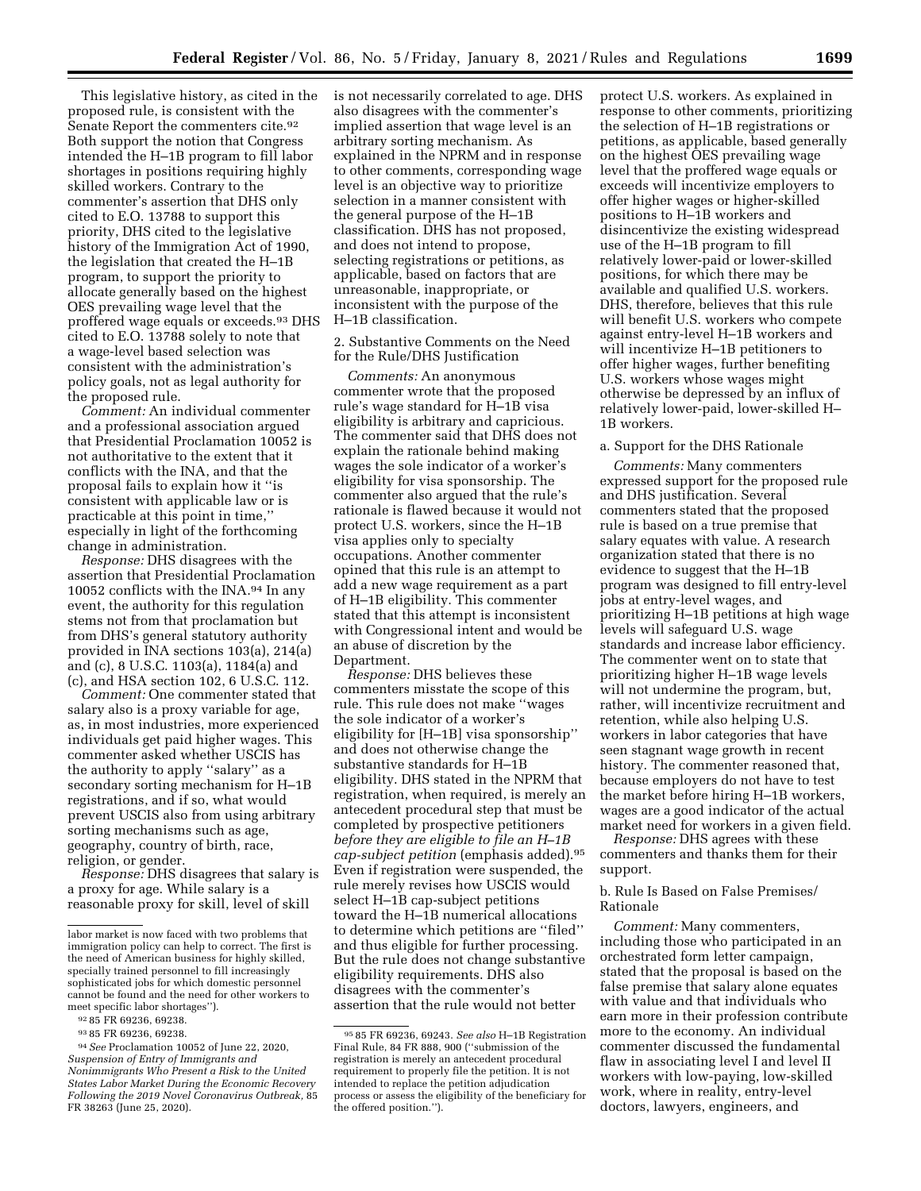This legislative history, as cited in the proposed rule, is consistent with the Senate Report the commenters cite.[92] Both support the notion that Congress intended the H–1B program to fill labor shortages in positions requiring highly skilled workers. Contrary to the commenter's assertion that DHS only cited to E.O. 13788 to support this priority, DHS cited to the legislative history of the Immigration Act of 1990, the legislation that created the H–1B program, to support the priority to allocate generally based on the highest OES prevailing wage level that the proffered wage equals or exceeds.[93] DHS cited to E.O. 13788 solely to note that a wage-level based selection was consistent with the administration's policy goals, not as legal authority for the proposed rule.

*Comment:* An individual commenter and a professional association argued that Presidential Proclamation 10052 is not authoritative to the extent that it conflicts with the INA, and that the proposal fails to explain how it "is consistent with applicable law or is practicable at this point in time," especially in light of the forthcoming change in administration.

*Response:* DHS disagrees with the assertion that Presidential Proclamation 10052 conflicts with the INA.[94] In any event, the authority for this regulation stems not from that proclamation but from DHS's general statutory authority provided in INA sections 103(a), 214(a) and (c), 8 U.S.C. 1103(a), 1184(a) and (c), and HSA section 102, 6 U.S.C. 112.

*Comment:* One commenter stated that salary also is a proxy variable for age, as, in most industries, more experienced individuals get paid higher wages. This commenter asked whether USCIS has the authority to apply "salary" as a secondary sorting mechanism for H–1B registrations, and if so, what would prevent USCIS also from using arbitrary sorting mechanisms such as age, geography, country of birth, race, religion, or gender.

*Response:* DHS disagrees that salary is a proxy for age. While salary is a reasonable proxy for skill, level of skill is not necessarily correlated to age. DHS also disagrees with the commenter's implied assertion that wage level is an arbitrary sorting mechanism. As explained in the NPRM and in response to other comments, corresponding wage level is an objective way to prioritize selection in a manner consistent with the general purpose of the H–1B classification. DHS has not proposed, and does not intend to propose, selecting registrations or petitions, as applicable, based on factors that are unreasonable, inappropriate, or inconsistent with the purpose of the H–1B classification.

2. Substantive Comments on the Need for the Rule/DHS Justification

*Comments:* An anonymous commenter wrote that the proposed rule's wage standard for H–1B visa eligibility is arbitrary and capricious. The commenter said that DHS does not explain the rationale behind making wages the sole indicator of a worker's eligibility for visa sponsorship. The commenter also argued that the rule's rationale is flawed because it would not protect U.S. workers, since the H–1B visa applies only to specialty occupations. Another commenter opined that this rule is an attempt to add a new wage requirement as a part of H–1B eligibility. This commenter stated that this attempt is inconsistent with Congressional intent and would be an abuse of discretion by the Department.

*Response:* DHS believes these commenters misstate the scope of this rule. This rule does not make "wages the sole indicator of a worker's eligibility for [H–1B] visa sponsorship" and does not otherwise change the substantive standards for H–1B eligibility. DHS stated in the NPRM that registration, when required, is merely an antecedent procedural step that must be completed by prospective petitioners *before they are eligible to file an H–1B cap-subject petition* (emphasis added).[95] Even if registration were suspended, the rule merely revises how USCIS would select H–1B cap-subject petitions toward the H–1B numerical allocations to determine which petitions are "filed" and thus eligible for further processing. But the rule does not change substantive eligibility requirements. DHS also disagrees with the commenter's assertion that the rule would not better protect U.S. workers. As explained in response to other comments, prioritizing the selection of H–1B registrations or petitions, as applicable, based generally on the highest OES prevailing wage level that the proffered wage equals or exceeds will incentivize employers to offer higher wages or higher-skilled positions to H–1B workers and disincentivize the existing widespread use of the H–1B program to fill relatively lower-paid or lower-skilled positions, for which there may be available and qualified U.S. workers. DHS, therefore, believes that this rule will benefit U.S. workers who compete against entry-level H–1B workers and will incentivize H–1B petitioners to offer higher wages, further benefiting U.S. workers whose wages might otherwise be depressed by an influx of relatively lower-paid, lower-skilled H–1B workers.

a. Support for the DHS Rationale

*Comments:* Many commenters expressed support for the proposed rule and DHS justification. Several commenters stated that the proposed rule is based on a true premise that salary equates with value. A research organization stated that there is no evidence to suggest that the H–1B program was designed to fill entry-level jobs at entry-level wages, and prioritizing H–1B petitions at high wage levels will safeguard U.S. wage standards and increase labor efficiency. The commenter went on to state that prioritizing higher H–1B wage levels will not undermine the program, but, rather, will incentivize recruitment and retention, while also helping U.S. workers in labor categories that have seen stagnant wage growth in recent history. The commenter reasoned that, because employers do not have to test the market before hiring H–1B workers, wages are a good indicator of the actual market need for workers in a given field.

*Response:* DHS agrees with these commenters and thanks them for their support.

b. Rule Is Based on False Premises/Rationale

*Comment:* Many commenters, including those who participated in an orchestrated form letter campaign, stated that the proposal is based on the false premise that salary alone equates with value and that individuals who earn more in their profession contribute more to the economy. An individual commenter discussed the fundamental flaw in associating level I and level II workers with low-paying, low-skilled work, where in reality, entry-level doctors, lawyers, engineers, and

---

labor market is now faced with two problems that immigration policy can help to correct. The first is the need of American business for highly skilled, specially trained personnel to fill increasingly sophisticated jobs for which domestic personnel cannot be found and the need for other workers to meet specific labor shortages").

[92] 85 FR 69236, 69238.

[93] 85 FR 69236, 69238.

[94] *See* Proclamation 10052 of June 22, 2020, *Suspension of Entry of Immigrants and Nonimmigrants Who Present a Risk to the United States Labor Market During the Economic Recovery Following the 2019 Novel Coronavirus Outbreak*, 85 FR 38263 (June 25, 2020).

[95] 85 FR 69236, 69243. *See also* H–1B Registration Final Rule, 84 FR 888, 900 ("submission of the registration is merely an antecedent procedural requirement to properly file the petition. It is not intended to replace the petition adjudication process or assess the eligibility of the beneficiary for the offered position.").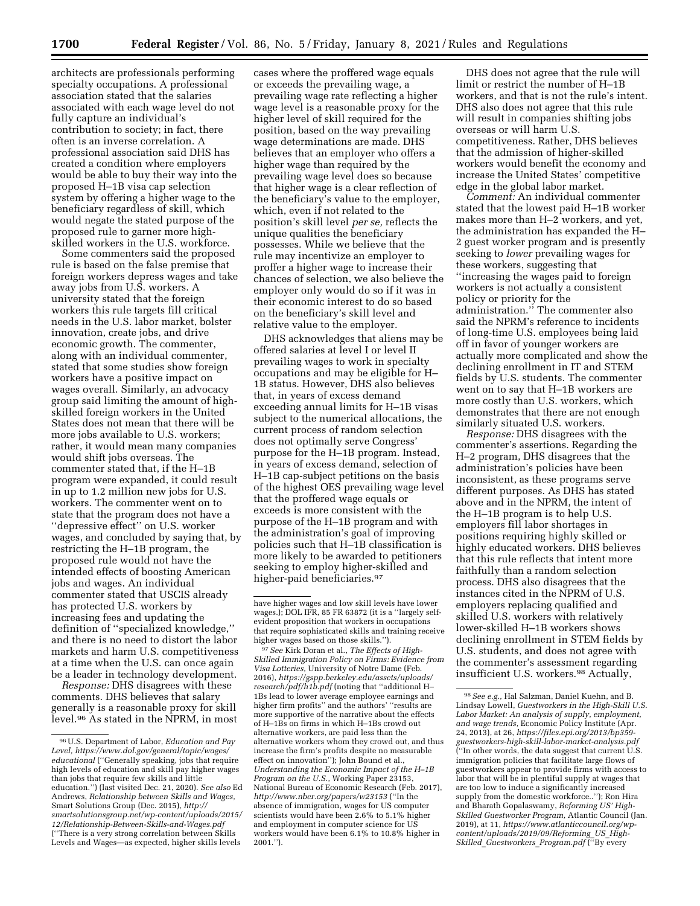architects are professionals performing specialty occupations. A professional association stated that the salaries associated with each wage level do not fully capture an individual's contribution to society; in fact, there often is an inverse correlation. A professional association said DHS has created a condition where employers would be able to buy their way into the proposed H–1B visa cap selection system by offering a higher wage to the beneficiary regardless of skill, which would negate the stated purpose of the proposed rule to garner more high-skilled workers in the U.S. workforce.

Some commenters said the proposed rule is based on the false premise that foreign workers depress wages and take away jobs from U.S. workers. A university stated that the foreign workers this rule targets fill critical needs in the U.S. labor market, bolster innovation, create jobs, and drive economic growth. The commenter, along with an individual commenter, stated that some studies show foreign workers have a positive impact on wages overall. Similarly, an advocacy group said limiting the amount of high-skilled foreign workers in the United States does not mean that there will be more jobs available to U.S. workers; rather, it would mean many companies would shift jobs overseas. The commenter stated that, if the H–1B program were expanded, it could result in up to 1.2 million new jobs for U.S. workers. The commenter went on to state that the program does not have a ''depressive effect'' on U.S. worker wages, and concluded by saying that, by restricting the H–1B program, the proposed rule would not have the intended effects of boosting American jobs and wages. An individual commenter stated that USCIS already has protected U.S. workers by increasing fees and updating the definition of ''specialized knowledge,'' and there is no need to distort the labor markets and harm U.S. competitiveness at a time when the U.S. can once again be a leader in technology development.

*Response:* DHS disagrees with these comments. DHS believes that salary generally is a reasonable proxy for skill level.[96] As stated in the NPRM, in most cases where the proffered wage equals or exceeds the prevailing wage, a prevailing wage rate reflecting a higher wage level is a reasonable proxy for the higher level of skill required for the position, based on the way prevailing wage determinations are made. DHS believes that an employer who offers a higher wage than required by the prevailing wage level does so because that higher wage is a clear reflection of the beneficiary's value to the employer, which, even if not related to the position's skill level *per se,* reflects the unique qualities the beneficiary possesses. While we believe that the rule may incentivize an employer to proffer a higher wage to increase their chances of selection, we also believe the employer only would do so if it was in their economic interest to do so based on the beneficiary's skill level and relative value to the employer.

DHS acknowledges that aliens may be offered salaries at level I or level II prevailing wages to work in specialty occupations and may be eligible for H–1B status. However, DHS also believes that, in years of excess demand exceeding annual limits for H–1B visas subject to the numerical allocations, the current process of random selection does not optimally serve Congress' purpose for the H–1B program. Instead, in years of excess demand, selection of H–1B cap-subject petitions on the basis of the highest OES prevailing wage level that the proffered wage equals or exceeds is more consistent with the purpose of the H–1B program and with the administration's goal of improving policies such that H–1B classification is more likely to be awarded to petitioners seeking to employ higher-skilled and higher-paid beneficiaries.[97]

DHS does not agree that the rule will limit or restrict the number of H–1B workers, and that is not the rule's intent. DHS also does not agree that this rule will result in companies shifting jobs overseas or will harm U.S. competitiveness. Rather, DHS believes that the admission of higher-skilled workers would benefit the economy and increase the United States' competitive edge in the global labor market.

*Comment:* An individual commenter stated that the lowest paid H–1B worker makes more than H–2 workers, and yet, the administration has expanded the H–2 guest worker program and is presently seeking to *lower* prevailing wages for these workers, suggesting that ''increasing the wages paid to foreign workers is not actually a consistent policy or priority for the administration.'' The commenter also said the NPRM's reference to incidents of long-time U.S. employees being laid off in favor of younger workers are actually more complicated and show the declining enrollment in IT and STEM fields by U.S. students. The commenter went on to say that H–1B workers are more costly than U.S. workers, which demonstrates that there are not enough similarly situated U.S. workers.

*Response:* DHS disagrees with the commenter's assertions. Regarding the H–2 program, DHS disagrees that the administration's policies have been inconsistent, as these programs serve different purposes. As DHS has stated above and in the NPRM, the intent of the H–1B program is to help U.S. employers fill labor shortages in positions requiring highly skilled or highly educated workers. DHS believes that this rule reflects that intent more faithfully than a random selection process. DHS also disagrees that the instances cited in the NPRM of U.S. employers replacing qualified and skilled U.S. workers with relatively lower-skilled H–1B workers shows declining enrollment in STEM fields by U.S. students, and does not agree with the commenter's assessment regarding insufficient U.S. workers.[98] Actually,

---

[96] U.S. Department of Labor, *Education and Pay Level, https://www.dol.gov/general/topic/wages/educational* (''Generally speaking, jobs that require high levels of education and skill pay higher wages than jobs that require few skills and little education.'') (last visited Dec. 21, 2020). *See also* Ed Andrews, *Relationship between Skills and Wages,* Smart Solutions Group (Dec. 2015), *http://smartsolutionsgroup.net/wp-content/uploads/2015/12/Relationship-Between-Skills-and-Wages.pdf* (''There is a very strong correlation between Skills Levels and Wages—as expected, higher skills levels have higher wages and low skill levels have lower wages.); DOL IFR, 85 FR 63872 (it is a ''largely self-evident proposition that workers in occupations that require sophisticated skills and training receive higher wages based on those skills.'').

[97] *See* Kirk Doran et al., *The Effects of High-Skilled Immigration Policy on Firms: Evidence from Visa Lotteries,* University of Notre Dame (Feb. 2016), *https://gspp.berkeley.edu/assets/uploads/research/pdf/h1b.pdf* (noting that ''additional H–1Bs lead to lower average employee earnings and higher firm profits'' and the authors' ''results are more supportive of the narrative about the effects of H–1Bs on firms in which H–1Bs crowd out alternative workers, are paid less than the alternative workers whom they crowd out, and thus increase the firm's profits despite no measurable effect on innovation''); John Bound et al., *Understanding the Economic Impact of the H–1B Program on the U.S.,* Working Paper 23153, National Bureau of Economic Research (Feb. 2017), *http://www.nber.org/papers/w23153* (''In the absence of immigration, wages for US computer scientists would have been 2.6% to 5.1% higher and employment in computer science for US workers would have been 6.1% to 10.8% higher in 2001.'').

[98] *See e.g.,* Hal Salzman, Daniel Kuehn, and B. Lindsay Lowell, *Guestworkers in the High-Skill U.S. Labor Market: An analysis of supply, employment, and wage trends,* Economic Policy Institute (Apr. 24, 2013), at 26, *https://files.epi.org/2013/bp359-guestworkers-high-skill-labor-market-analysis.pdf* (''In other words, the data suggest that current U.S. immigration policies that facilitate large flows of guestworkers appear to provide firms with access to labor that will be in plentiful supply at wages that are too low to induce a significantly increased supply from the domestic workforce..''); Ron Hira and Bharath Gopalaswamy, *Reforming US' High-Skilled Guestworker Program,* Atlantic Council (Jan. 2019), at 11, *https://www.atlanticcouncil.org/wp-content/uploads/2019/09/Reforming_US_High-Skilled_Guestworkers_Program.pdf* (''By every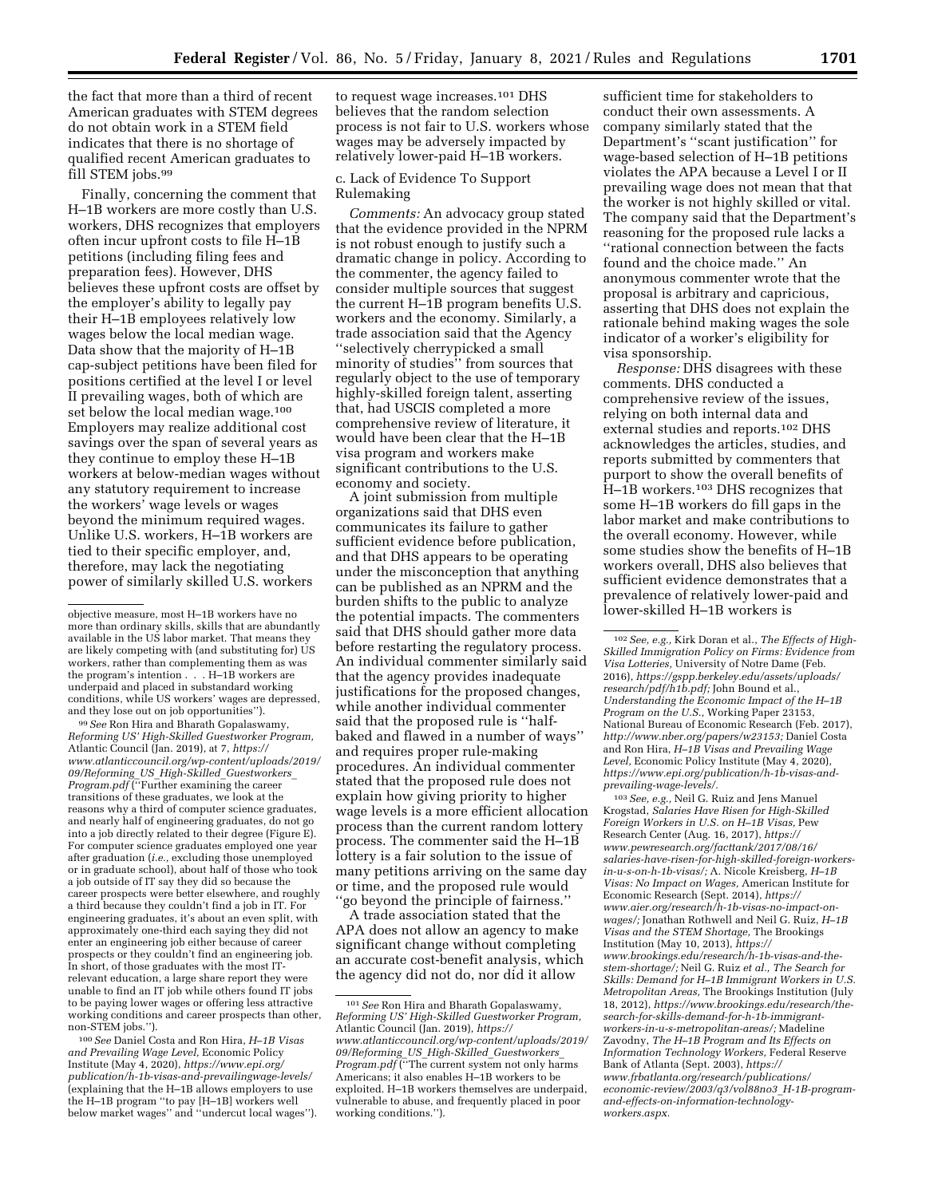the fact that more than a third of recent American graduates with STEM degrees do not obtain work in a STEM field indicates that there is no shortage of qualified recent American graduates to fill STEM jobs.[99]

Finally, concerning the comment that H–1B workers are more costly than U.S. workers, DHS recognizes that employers often incur upfront costs to file H–1B petitions (including filing fees and preparation fees). However, DHS believes these upfront costs are offset by the employer's ability to legally pay their H–1B employees relatively low wages below the local median wage. Data show that the majority of H–1B cap-subject petitions have been filed for positions certified at the level I or level II prevailing wages, both of which are set below the local median wage.[100] Employers may realize additional cost savings over the span of several years as they continue to employ these H–1B workers at below-median wages without any statutory requirement to increase the workers' wage levels or wages beyond the minimum required wages. Unlike U.S. workers, H–1B workers are tied to their specific employer, and, therefore, may lack the negotiating power of similarly skilled U.S. workers to request wage increases.[101] DHS believes that the random selection process is not fair to U.S. workers whose wages may be adversely impacted by relatively lower-paid H–1B workers.

c. Lack of Evidence To Support Rulemaking

*Comments:* An advocacy group stated that the evidence provided in the NPRM is not robust enough to justify such a dramatic change in policy. According to the commenter, the agency failed to consider multiple sources that suggest the current H–1B program benefits U.S. workers and the economy. Similarly, a trade association said that the Agency ''selectively cherrypicked a small minority of studies'' from sources that regularly object to the use of temporary highly-skilled foreign talent, asserting that, had USCIS completed a more comprehensive review of literature, it would have been clear that the H–1B visa program and workers make significant contributions to the U.S. economy and society.

A joint submission from multiple organizations said that DHS even communicates its failure to gather sufficient evidence before publication, and that DHS appears to be operating under the misconception that anything can be published as an NPRM and the burden shifts to the public to analyze the potential impacts. The commenters said that DHS should gather more data before restarting the regulatory process. An individual commenter similarly said that the agency provides inadequate justifications for the proposed changes, while another individual commenter said that the proposed rule is ''half-baked and flawed in a number of ways'' and requires proper rule-making procedures. An individual commenter stated that the proposed rule does not explain how giving priority to higher wage levels is a more efficient allocation process than the current random lottery process. The commenter said the H–1B lottery is a fair solution to the issue of many petitions arriving on the same day or time, and the proposed rule would ''go beyond the principle of fairness.''

A trade association stated that the APA does not allow an agency to make significant change without completing an accurate cost-benefit analysis, which the agency did not do, nor did it allow sufficient time for stakeholders to conduct their own assessments. A company similarly stated that the Department's ''scant justification'' for wage-based selection of H–1B petitions violates the APA because a Level I or II prevailing wage does not mean that the worker is not highly skilled or vital. The company said that the Department's reasoning for the proposed rule lacks a ''rational connection between the facts found and the choice made.'' An anonymous commenter wrote that the proposal is arbitrary and capricious, asserting that DHS does not explain the rationale behind making wages the sole indicator of a worker's eligibility for visa sponsorship.

*Response:* DHS disagrees with these comments. DHS conducted a comprehensive review of the issues, relying on both internal data and external studies and reports.[102] DHS acknowledges the articles, studies, and reports submitted by commenters that purport to show the overall benefits of H–1B workers.[103] DHS recognizes that some H–1B workers do fill gaps in the labor market and make contributions to the overall economy. However, while some studies show the benefits of H–1B workers overall, DHS also believes that sufficient evidence demonstrates that a prevalence of relatively lower-paid and lower-skilled H–1B workers is

---

objective measure, most H–1B workers have no more than ordinary skills, skills that are abundantly available in the US labor market. That means they are likely competing with (and substituting for) US workers, rather than complementing them as was the program's intention . . . H–1B workers are underpaid and placed in substandard working conditions, while US workers' wages are depressed, and they lose out on job opportunities'').

[99] *See* Ron Hira and Bharath Gopalaswamy, *Reforming US' High-Skilled Guestworker Program,* Atlantic Council (Jan. 2019), at 7, *https://www.atlanticcouncil.org/wp-content/uploads/2019/09/Reforming_US_High-Skilled_Guestworkers_Program.pdf* (''Further examining the career transitions of these graduates, we look at the reasons why a third of computer science graduates, and nearly half of engineering graduates, do not go into a job directly related to their degree (Figure E). For computer science graduates employed one year after graduation (*i.e.,* excluding those unemployed or in graduate school), about half of those who took a job outside of IT say they did so because the career prospects were better elsewhere, and roughly a third because they couldn't find a job in IT. For engineering graduates, it's about an even split, with approximately one-third each saying they did not enter an engineering job either because of career prospects or they couldn't find an engineering job. In short, of those graduates with the most IT-relevant education, a large share report they were unable to find an IT job while others found IT jobs to be paying lower wages or offering less attractive working conditions and career prospects than other, non-STEM jobs.'').

[100] *See* Daniel Costa and Ron Hira, *H–1B Visas and Prevailing Wage Level,* Economic Policy Institute (May 4, 2020), *https://www.epi.org/publication/h-1b-visas-and-prevailingwage-levels/* (explaining that the H–1B allows employers to use the H–1B program ''to pay [H–1B] workers well below market wages'' and ''undercut local wages'').

[101] *See* Ron Hira and Bharath Gopalaswamy, *Reforming US' High-Skilled Guestworker Program,* Atlantic Council (Jan. 2019), *https://www.atlanticcouncil.org/wp-content/uploads/2019/09/Reforming_US_High-Skilled_Guestworkers_Program.pdf* (''The current system not only harms Americans; it also enables H–1B workers to be exploited. H–1B workers themselves are underpaid, vulnerable to abuse, and frequently placed in poor working conditions.'').

[102] *See, e.g.,* Kirk Doran et al., *The Effects of High-Skilled Immigration Policy on Firms: Evidence from Visa Lotteries,* University of Notre Dame (Feb. 2016), *https://gspp.berkeley.edu/assets/uploads/research/pdf/h1b.pdf;* John Bound et al., *Understanding the Economic Impact of the H–1B Program on the U.S.,* Working Paper 23153, National Bureau of Economic Research (Feb. 2017), *http://www.nber.org/papers/w23153;* Daniel Costa and Ron Hira, *H–1B Visas and Prevailing Wage Level,* Economic Policy Institute (May 4, 2020), *https://www.epi.org/publication/h-1b-visas-and-prevailing-wage-levels/.*

[103] *See, e.g.,* Neil G. Ruiz and Jens Manuel Krogstad, *Salaries Have Risen for High-Skilled Foreign Workers in U.S. on H–1B Visas,* Pew Research Center (Aug. 16, 2017), *https://www.pewresearch.org/facttank/2017/08/16/salaries-have-risen-for-high-skilled-foreign-workers-in-u-s-on-h-1b-visas/;* A. Nicole Kreisberg, *H–1B Visas: No Impact on Wages,* American Institute for Economic Research (Sept. 2014), *https://www.aier.org/research/h-1b-visas-no-impact-on-wages/;* Jonathan Rothwell and Neil G. Ruiz, *H–1B Visas and the STEM Shortage,* The Brookings Institution (May 10, 2013), *https://www.brookings.edu/research/h-1b-visas-and-the-stem-shortage/;* Neil G. Ruiz *et al., The Search for Skills: Demand for H–1B Immigrant Workers in U.S. Metropolitan Areas,* The Brookings Institution (July 18, 2012), *https://www.brookings.edu/research/the-search-for-skills-demand-for-h-1b-immigrant-workers-in-u-s-metropolitan-areas/;* Madeline Zavodny, *The H–1B Program and Its Effects on Information Technology Workers,* Federal Reserve Bank of Atlanta (Sept. 2003), *https://www.frbatlanta.org/research/publications/economic-review/2003/q3/vol88no3_H-1B-program-and-effects-on-information-technology-workers.aspx.*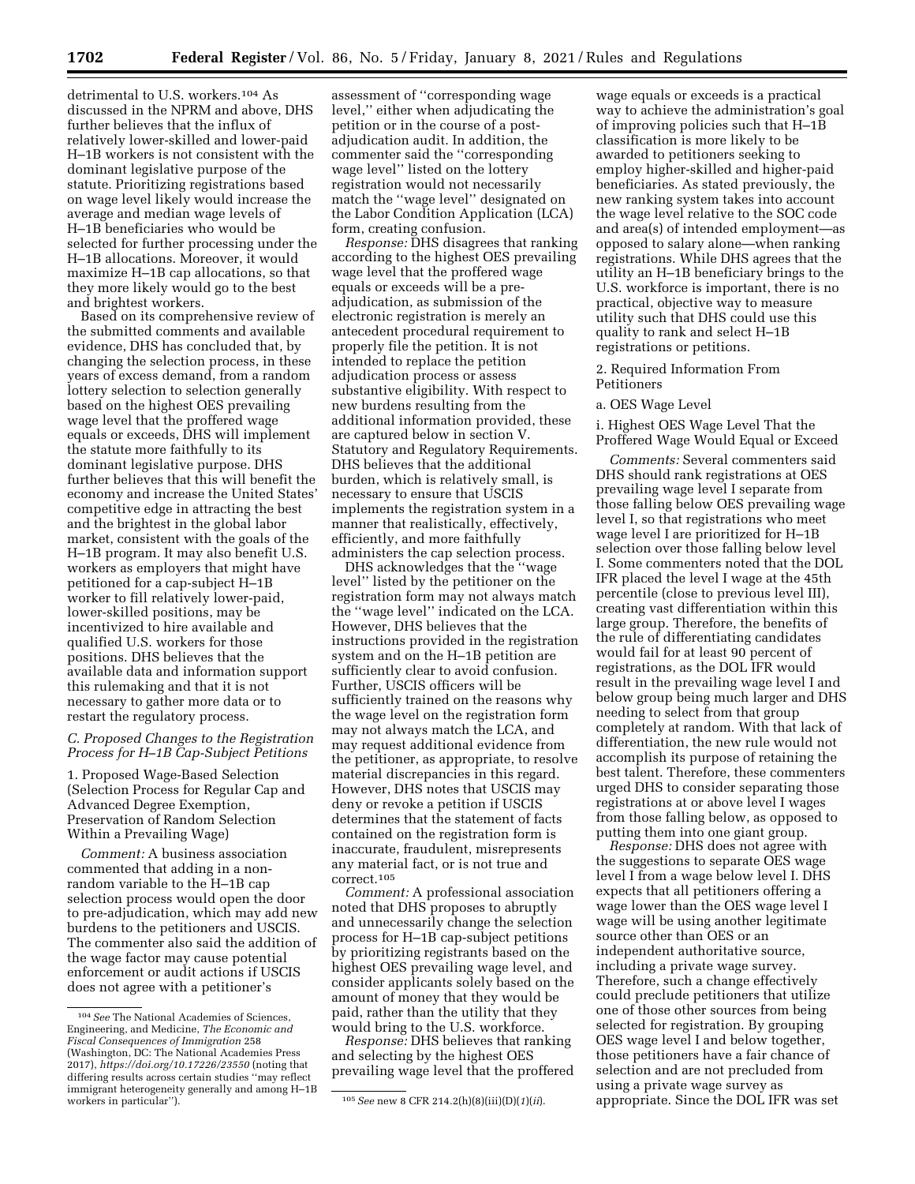detrimental to U.S. workers.[104] As discussed in the NPRM and above, DHS further believes that the influx of relatively lower-skilled and lower-paid H–1B workers is not consistent with the dominant legislative purpose of the statute. Prioritizing registrations based on wage level likely would increase the average and median wage levels of H–1B beneficiaries who would be selected for further processing under the H–1B allocations. Moreover, it would maximize H–1B cap allocations, so that they more likely would go to the best and brightest workers.

Based on its comprehensive review of the submitted comments and available evidence, DHS has concluded that, by changing the selection process, in these years of excess demand, from a random lottery selection to selection generally based on the highest OES prevailing wage level that the proffered wage equals or exceeds, DHS will implement the statute more faithfully to its dominant legislative purpose. DHS further believes that this will benefit the economy and increase the United States' competitive edge in attracting the best and the brightest in the global labor market, consistent with the goals of the H–1B program. It may also benefit U.S. workers as employers that might have petitioned for a cap-subject H–1B worker to fill relatively lower-paid, lower-skilled positions, may be incentivized to hire available and qualified U.S. workers for those positions. DHS believes that the available data and information support this rulemaking and that it is not necessary to gather more data or to restart the regulatory process.

### C. Proposed Changes to the Registration Process for H–1B Cap-Subject Petitions

1. Proposed Wage-Based Selection (Selection Process for Regular Cap and Advanced Degree Exemption, Preservation of Random Selection Within a Prevailing Wage)

*Comment:* A business association commented that adding in a non-random variable to the H–1B cap selection process would open the door to pre-adjudication, which may add new burdens to the petitioners and USCIS. The commenter also said the addition of the wage factor may cause potential enforcement or audit actions if USCIS does not agree with a petitioner's assessment of "corresponding wage level," either when adjudicating the petition or in the course of a post-adjudication audit. In addition, the commenter said the "corresponding wage level" listed on the lottery registration would not necessarily match the "wage level" designated on the Labor Condition Application (LCA) form, creating confusion.

*Response:* DHS disagrees that ranking according to the highest OES prevailing wage level that the proffered wage equals or exceeds will be a pre-adjudication, as submission of the electronic registration is merely an antecedent procedural requirement to properly file the petition. It is not intended to replace the petition adjudication process or assess substantive eligibility. With respect to new burdens resulting from the additional information provided, these are captured below in section V. Statutory and Regulatory Requirements. DHS believes that the additional burden, which is relatively small, is necessary to ensure that USCIS implements the registration system in a manner that realistically, effectively, efficiently, and more faithfully administers the cap selection process.

DHS acknowledges that the "wage level" listed by the petitioner on the registration form may not always match the "wage level" indicated on the LCA. However, DHS believes that the instructions provided in the registration system and on the H–1B petition are sufficiently clear to avoid confusion. Further, USCIS officers will be sufficiently trained on the reasons why the wage level on the registration form may not always match the LCA, and may request additional evidence from the petitioner, as appropriate, to resolve material discrepancies in this regard. However, DHS notes that USCIS may deny or revoke a petition if USCIS determines that the statement of facts contained on the registration form is inaccurate, fraudulent, misrepresents any material fact, or is not true and correct.[105]

*Comment:* A professional association noted that DHS proposes to abruptly and unnecessarily change the selection process for H–1B cap-subject petitions by prioritizing registrants based on the highest OES prevailing wage level, and consider applicants solely based on the amount of money that they would be paid, rather than the utility that they would bring to the U.S. workforce.

*Response:* DHS believes that ranking and selecting by the highest OES prevailing wage level that the proffered wage equals or exceeds is a practical way to achieve the administration's goal of improving policies such that H–1B classification is more likely to be awarded to petitioners seeking to employ higher-skilled and higher-paid beneficiaries. As stated previously, the new ranking system takes into account the wage level relative to the SOC code and area(s) of intended employment—as opposed to salary alone—when ranking registrations. While DHS agrees that the utility an H–1B beneficiary brings to the U.S. workforce is important, there is no practical, objective way to measure utility such that DHS could use this quality to rank and select H–1B registrations or petitions.

2. Required Information From Petitioners

a. OES Wage Level

i. Highest OES Wage Level That the Proffered Wage Would Equal or Exceed

*Comments:* Several commenters said DHS should rank registrations at OES prevailing wage level I separate from those falling below OES prevailing wage level I, so that registrations who meet wage level I are prioritized for H–1B selection over those falling below level I. Some commenters noted that the DOL IFR placed the level I wage at the 45th percentile (close to previous level III), creating vast differentiation within this large group. Therefore, the benefits of the rule of differentiating candidates would fail for at least 90 percent of registrations, as the DOL IFR would result in the prevailing wage level I and below group being much larger and DHS needing to select from that group completely at random. With that lack of differentiation, the new rule would not accomplish its purpose of retaining the best talent. Therefore, these commenters urged DHS to consider separating those registrations at or above level I wages from those falling below, as opposed to putting them into one giant group.

*Response:* DHS does not agree with the suggestions to separate OES wage level I from a wage below level I. DHS expects that all petitioners offering a wage lower than the OES wage level I wage will be using another legitimate source other than OES or an independent authoritative source, including a private wage survey. Therefore, such a change effectively could preclude petitioners that utilize one of those other sources from being selected for registration. By grouping OES wage level I and below together, those petitioners have a fair chance of selection and are not precluded from using a private wage survey as appropriate. Since the DOL IFR was set

---

[104] *See* The National Academies of Sciences, Engineering, and Medicine, *The Economic and Fiscal Consequences of Immigration* 258 (Washington, DC: The National Academies Press 2017), *https://doi.org/10.17226/23550* (noting that differing results across certain studies "may reflect immigrant heterogeneity generally and among H–1B workers in particular").

[105] *See* new 8 CFR 214.2(h)(8)(iii)(D)(*1*)(*ii*).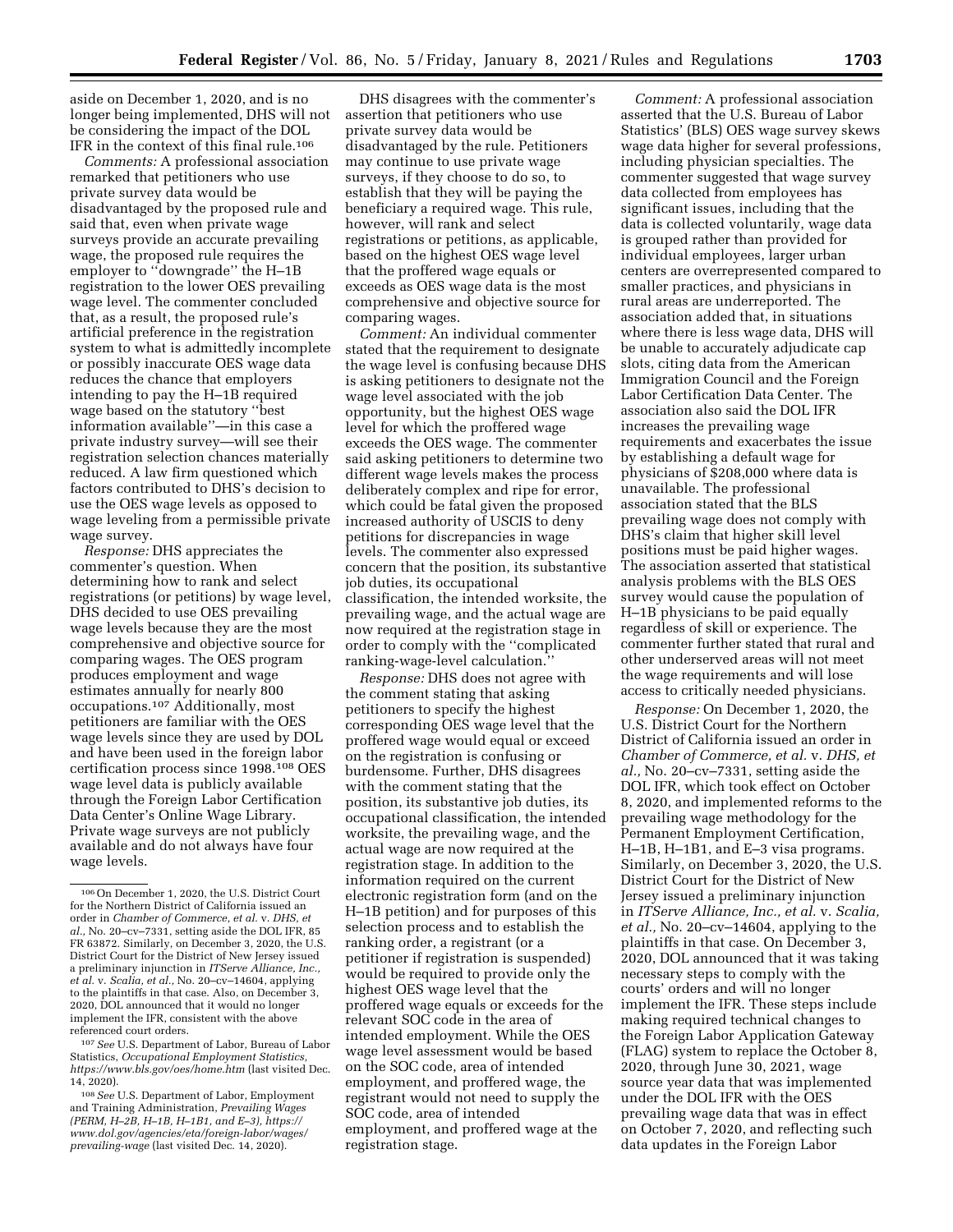aside on December 1, 2020, and is no longer being implemented, DHS will not be considering the impact of the DOL IFR in the context of this final rule.[106]

*Comments:* A professional association remarked that petitioners who use private survey data would be disadvantaged by the proposed rule and said that, even when private wage surveys provide an accurate prevailing wage, the proposed rule requires the employer to ''downgrade'' the H–1B registration to the lower OES prevailing wage level. The commenter concluded that, as a result, the proposed rule's artificial preference in the registration system to what is admittedly incomplete or possibly inaccurate OES wage data reduces the chance that employers intending to pay the H–1B required wage based on the statutory ''best information available''—in this case a private industry survey—will see their registration selection chances materially reduced. A law firm questioned which factors contributed to DHS's decision to use the OES wage levels as opposed to wage leveling from a permissible private wage survey.

*Response:* DHS appreciates the commenter's question. When determining how to rank and select registrations (or petitions) by wage level, DHS decided to use OES prevailing wage levels because they are the most comprehensive and objective source for comparing wages. The OES program produces employment and wage estimates annually for nearly 800 occupations.[107] Additionally, most petitioners are familiar with the OES wage levels since they are used by DOL and have been used in the foreign labor certification process since 1998.[108] OES wage level data is publicly available through the Foreign Labor Certification Data Center's Online Wage Library. Private wage surveys are not publicly available and do not always have four wage levels.

DHS disagrees with the commenter's assertion that petitioners who use private survey data would be disadvantaged by the rule. Petitioners may continue to use private wage surveys, if they choose to do so, to establish that they will be paying the beneficiary a required wage. This rule, however, will rank and select registrations or petitions, as applicable, based on the highest OES wage level that the proffered wage equals or exceeds as OES wage data is the most comprehensive and objective source for comparing wages.

*Comment:* An individual commenter stated that the requirement to designate the wage level is confusing because DHS is asking petitioners to designate not the wage level associated with the job opportunity, but the highest OES wage level for which the proffered wage exceeds the OES wage. The commenter said asking petitioners to determine two different wage levels makes the process deliberately complex and ripe for error, which could be fatal given the proposed increased authority of USCIS to deny petitions for discrepancies in wage levels. The commenter also expressed concern that the position, its substantive job duties, its occupational classification, the intended worksite, the prevailing wage, and the actual wage are now required at the registration stage in order to comply with the ''complicated ranking-wage-level calculation.''

*Response:* DHS does not agree with the comment stating that asking petitioners to specify the highest corresponding OES wage level that the proffered wage would equal or exceed on the registration is confusing or burdensome. Further, DHS disagrees with the comment stating that the position, its substantive job duties, its occupational classification, the intended worksite, the prevailing wage, and the actual wage are now required at the registration stage. In addition to the information required on the current electronic registration form (and on the H–1B petition) and for purposes of this selection process and to establish the ranking order, a registrant (or a petitioner if registration is suspended) would be required to provide only the highest OES wage level that the proffered wage equals or exceeds for the relevant SOC code in the area of intended employment. While the OES wage level assessment would be based on the SOC code, area of intended employment, and proffered wage, the registrant would not need to supply the SOC code, area of intended employment, and proffered wage at the registration stage.

*Comment:* A professional association asserted that the U.S. Bureau of Labor Statistics' (BLS) OES wage survey skews wage data higher for several professions, including physician specialties. The commenter suggested that wage survey data collected from employees has significant issues, including that the data is collected voluntarily, wage data is grouped rather than provided for individual employees, larger urban centers are overrepresented compared to smaller practices, and physicians in rural areas are underreported. The association added that, in situations where there is less wage data, DHS will be unable to accurately adjudicate cap slots, citing data from the American Immigration Council and the Foreign Labor Certification Data Center. The association also said the DOL IFR increases the prevailing wage requirements and exacerbates the issue by establishing a default wage for physicians of $208,000 where data is unavailable. The professional association stated that the BLS prevailing wage does not comply with DHS's claim that higher skill level positions must be paid higher wages. The association asserted that statistical analysis problems with the BLS OES survey would cause the population of H–1B physicians to be paid equally regardless of skill or experience. The commenter further stated that rural and other underserved areas will not meet the wage requirements and will lose access to critically needed physicians.

*Response:* On December 1, 2020, the U.S. District Court for the Northern District of California issued an order in *Chamber of Commerce, et al.* v. *DHS, et al.,* No. 20–cv–7331, setting aside the DOL IFR, which took effect on October 8, 2020, and implemented reforms to the prevailing wage methodology for the Permanent Employment Certification, H–1B, H–1B1, and E–3 visa programs. Similarly, on December 3, 2020, the U.S. District Court for the District of New Jersey issued a preliminary injunction in *ITServe Alliance, Inc., et al.* v. *Scalia, et al.,* No. 20–cv–14604, applying to the plaintiffs in that case. On December 3, 2020, DOL announced that it was taking necessary steps to comply with the courts' orders and will no longer implement the IFR. These steps include making required technical changes to the Foreign Labor Application Gateway (FLAG) system to replace the October 8, 2020, through June 30, 2021, wage source year data that was implemented under the DOL IFR with the OES prevailing wage data that was in effect on October 7, 2020, and reflecting such data updates in the Foreign Labor

---

[106] On December 1, 2020, the U.S. District Court for the Northern District of California issued an order in *Chamber of Commerce, et al.* v. *DHS, et al.,* No. 20–cv–7331, setting aside the DOL IFR, 85 FR 63872. Similarly, on December 3, 2020, the U.S. District Court for the District of New Jersey issued a preliminary injunction in *ITServe Alliance, Inc., et al.* v. *Scalia, et al.,* No. 20–cv–14604, applying to the plaintiffs in that case. Also, on December 3, 2020, DOL announced that it would no longer implement the IFR, consistent with the above referenced court orders.

[107] *See* U.S. Department of Labor, Bureau of Labor Statistics, *Occupational Employment Statistics, https://www.bls.gov/oes/home.htm* (last visited Dec. 14, 2020).

[108] *See* U.S. Department of Labor, Employment and Training Administration, *Prevailing Wages (PERM, H–2B, H–1B, H–1B1, and E–3), https://www.dol.gov/agencies/eta/foreign-labor/wages/prevailing-wage* (last visited Dec. 14, 2020).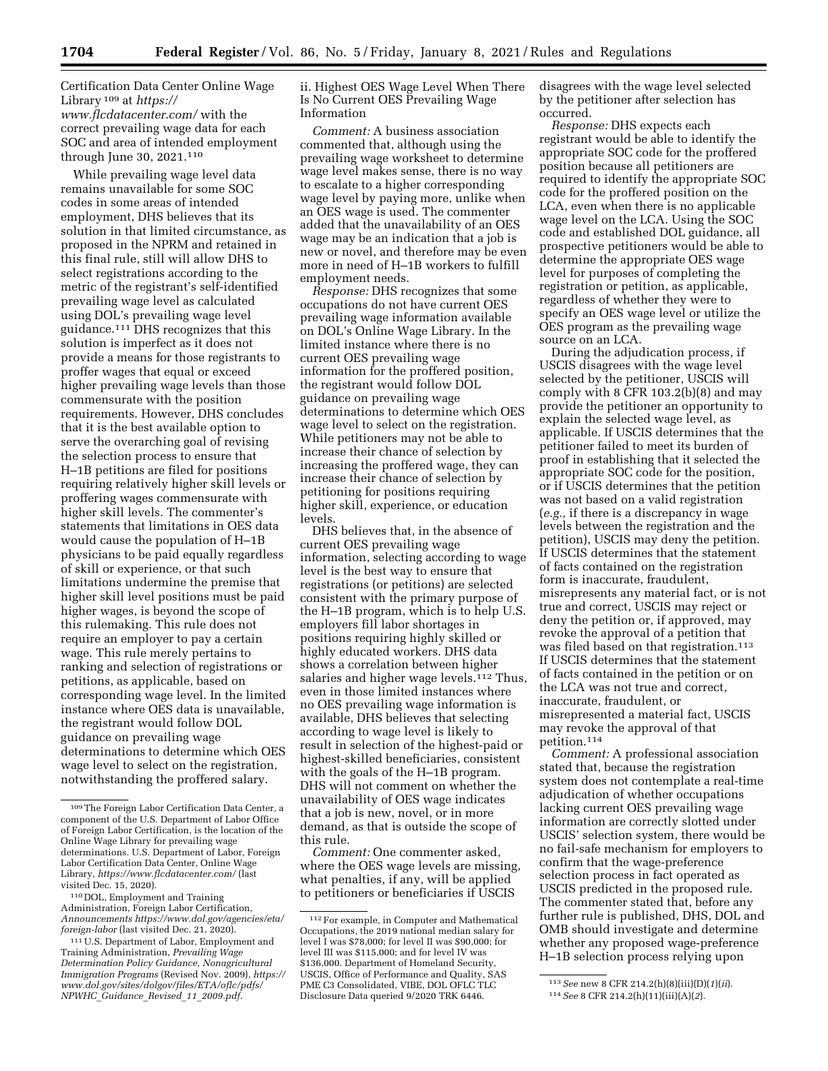Certification Data Center Online Wage Library [109] at *https://www.flcdatacenter.com/* with the correct prevailing wage data for each SOC and area of intended employment through June 30, 2021.[110]

While prevailing wage level data remains unavailable for some SOC codes in some areas of intended employment, DHS believes that its solution in that limited circumstance, as proposed in the NPRM and retained in this final rule, still will allow DHS to select registrations according to the metric of the registrant's self-identified prevailing wage level as calculated using DOL's prevailing wage level guidance.[111] DHS recognizes that this solution is imperfect as it does not provide a means for those registrants to proffer wages that equal or exceed higher prevailing wage levels than those commensurate with the position requirements. However, DHS concludes that it is the best available option to serve the overarching goal of revising the selection process to ensure that H–1B petitions are filed for positions requiring relatively higher skill levels or proffering wages commensurate with higher skill levels. The commenter's statements that limitations in OES data would cause the population of H–1B physicians to be paid equally regardless of skill or experience, or that such limitations undermine the premise that higher skill level positions must be paid higher wages, is beyond the scope of this rulemaking. This rule does not require an employer to pay a certain wage. This rule merely pertains to ranking and selection of registrations or petitions, as applicable, based on corresponding wage level. In the limited instance where OES data is unavailable, the registrant would follow DOL guidance on prevailing wage determinations to determine which OES wage level to select on the registration, notwithstanding the proffered salary.

ii. Highest OES Wage Level When There Is No Current OES Prevailing Wage Information

*Comment:* A business association commented that, although using the prevailing wage worksheet to determine wage level makes sense, there is no way to escalate to a higher corresponding wage level by paying more, unlike when an OES wage is used. The commenter added that the unavailability of an OES wage may be an indication that a job is new or novel, and therefore may be even more in need of H–1B workers to fulfill employment needs.

*Response:* DHS recognizes that some occupations do not have current OES prevailing wage information available on DOL's Online Wage Library. In the limited instance where there is no current OES prevailing wage information for the proffered position, the registrant would follow DOL guidance on prevailing wage determinations to determine which OES wage level to select on the registration. While petitioners may not be able to increase their chance of selection by increasing the proffered wage, they can increase their chance of selection by petitioning for positions requiring higher skill, experience, or education levels.

DHS believes that, in the absence of current OES prevailing wage information, selecting according to wage level is the best way to ensure that registrations (or petitions) are selected consistent with the primary purpose of the H–1B program, which is to help U.S. employers fill labor shortages in positions requiring highly skilled or highly educated workers. DHS data shows a correlation between higher salaries and higher wage levels.[112] Thus, even in those limited instances where no OES prevailing wage information is available, DHS believes that selecting according to wage level is likely to result in selection of the highest-paid or highest-skilled beneficiaries, consistent with the goals of the H–1B program. DHS will not comment on whether the unavailability of OES wage indicates that a job is new, novel, or in more demand, as that is outside the scope of this rule.

*Comment:* One commenter asked, where the OES wage levels are missing, what penalties, if any, will be applied to petitioners or beneficiaries if USCIS disagrees with the wage level selected by the petitioner after selection has occurred.

*Response:* DHS expects each registrant would be able to identify the appropriate SOC code for the proffered position because all petitioners are required to identify the appropriate SOC code for the proffered position on the LCA, even when there is no applicable wage level on the LCA. Using the SOC code and established DOL guidance, all prospective petitioners would be able to determine the appropriate OES wage level for purposes of completing the registration or petition, as applicable, regardless of whether they were to specify an OES wage level or utilize the OES program as the prevailing wage source on an LCA.

During the adjudication process, if USCIS disagrees with the wage level selected by the petitioner, USCIS will comply with 8 CFR 103.2(b)(8) and may provide the petitioner an opportunity to explain the selected wage level, as applicable. If USCIS determines that the petitioner failed to meet its burden of proof in establishing that it selected the appropriate SOC code for the position, or if USCIS determines that the petition was not based on a valid registration (*e.g.,* if there is a discrepancy in wage levels between the registration and the petition), USCIS may deny the petition. If USCIS determines that the statement of facts contained on the registration form is inaccurate, fraudulent, misrepresents any material fact, or is not true and correct, USCIS may reject or deny the petition or, if approved, may revoke the approval of a petition that was filed based on that registration.[113] If USCIS determines that the statement of facts contained in the petition or on the LCA was not true and correct, inaccurate, fraudulent, or misrepresented a material fact, USCIS may revoke the approval of that petition.[114]

*Comment:* A professional association stated that, because the registration system does not contemplate a real-time adjudication of whether occupations lacking current OES prevailing wage information are correctly slotted under USCIS' selection system, there would be no fail-safe mechanism for employers to confirm that the wage-preference selection process in fact operated as USCIS predicted in the proposed rule. The commenter stated that, before any further rule is published, DHS, DOL and OMB should investigate and determine whether any proposed wage-preference H–1B selection process relying upon

---

[109] The Foreign Labor Certification Data Center, a component of the U.S. Department of Labor Office of Foreign Labor Certification, is the location of the Online Wage Library for prevailing wage determinations. U.S. Department of Labor, Foreign Labor Certification Data Center, Online Wage Library, *https://www.flcdatacenter.com/* (last visited Dec. 15, 2020).

[110] DOL, Employment and Training Administration, Foreign Labor Certification, *Announcements https://www.dol.gov/agencies/eta/foreign-labor* (last visited Dec. 21, 2020).

[111] U.S. Department of Labor, Employment and Training Administration, *Prevailing Wage Determination Policy Guidance, Nonagricultural Immigration Programs* (Revised Nov. 2009), *https://www.dol.gov/sites/dolgov/files/ETA/oflc/pdfs/NPWHC_Guidance_Revised_11_2009.pdf.*

[112] For example, in Computer and Mathematical Occupations, the 2019 national median salary for level I was $78,000; for level II was $90,000; for level III was $115,000; and for level IV was $136,000. Department of Homeland Security, USCIS, Office of Performance and Quality, SAS PME C3 Consolidated, VIBE, DOL OFLC TLC Disclosure Data queried 9/2020 TRK 6446.

[113] *See* new 8 CFR 214.2(h)(8)(iii)(D)(*1*)(*ii*).

[114] *See* 8 CFR 214.2(h)(11)(iii)(A)(*2*).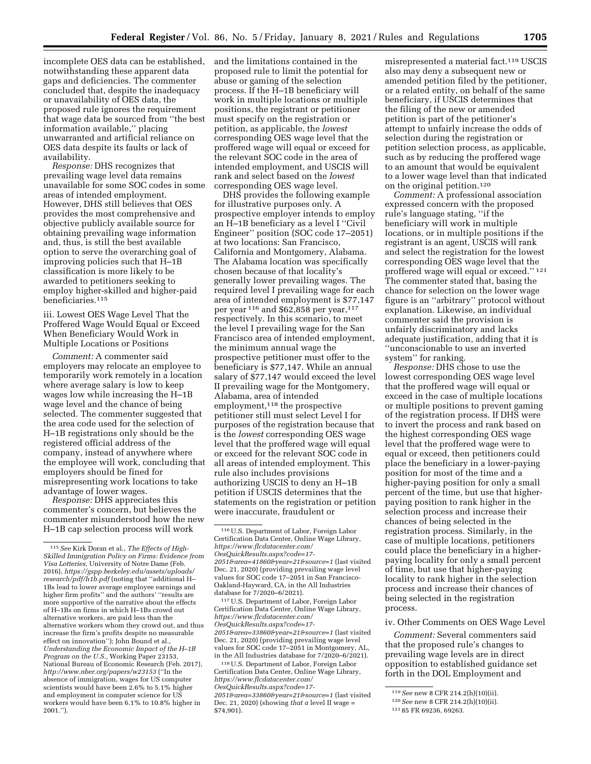incomplete OES data can be established, notwithstanding these apparent data gaps and deficiencies. The commenter concluded that, despite the inadequacy or unavailability of OES data, the proposed rule ignores the requirement that wage data be sourced from "the best information available," placing unwarranted and artificial reliance on OES data despite its faults or lack of availability.

*Response:* DHS recognizes that prevailing wage level data remains unavailable for some SOC codes in some areas of intended employment. However, DHS still believes that OES provides the most comprehensive and objective publicly available source for obtaining prevailing wage information and, thus, is still the best available option to serve the overarching goal of improving policies such that H–1B classification is more likely to be awarded to petitioners seeking to employ higher-skilled and higher-paid beneficiaries.[115]

iii. Lowest OES Wage Level That the Proffered Wage Would Equal or Exceed When Beneficiary Would Work in Multiple Locations or Positions

*Comment:* A commenter said employers may relocate an employee to temporarily work remotely in a location where average salary is low to keep wages low while increasing the H–1B wage level and the chance of being selected. The commenter suggested that the area code used for the selection of H–1B registrations only should be the registered official address of the company, instead of anywhere where the employee will work, concluding that employers should be fined for misrepresenting work locations to take advantage of lower wages.

*Response:* DHS appreciates this commenter's concern, but believes the commenter misunderstood how the new H–1B cap selection process will work and the limitations contained in the proposed rule to limit the potential for abuse or gaming of the selection process. If the H–1B beneficiary will work in multiple locations or multiple positions, the registrant or petitioner must specify on the registration or petition, as applicable, the *lowest* corresponding OES wage level that the proffered wage will equal or exceed for the relevant SOC code in the area of intended employment, and USCIS will rank and select based on the *lowest* corresponding OES wage level.

DHS provides the following example for illustrative purposes only. A prospective employer intends to employ an H–1B beneficiary as a level I "Civil Engineer" position (SOC code 17–2051) at two locations: San Francisco, California and Montgomery, Alabama. The Alabama location was specifically chosen because of that locality's generally lower prevailing wages. The required level I prevailing wage for each area of intended employment is $77,147 per year[116] and $62,858 per year,[117] respectively. In this scenario, to meet the level I prevailing wage for the San Francisco area of intended employment, the minimum annual wage the prospective petitioner must offer to the beneficiary is $77,147. While an annual salary of $77,147 would exceed the level II prevailing wage for the Montgomery, Alabama, area of intended employment,[118] the prospective petitioner still must select Level I for purposes of the registration because that is the *lowest* corresponding OES wage level that the proffered wage will equal or exceed for the relevant SOC code in all areas of intended employment. This rule also includes provisions authorizing USCIS to deny an H–1B petition if USCIS determines that the statements on the registration or petition were inaccurate, fraudulent or misrepresented a material fact.[119] USCIS also may deny a subsequent new or amended petition filed by the petitioner, or a related entity, on behalf of the same beneficiary, if USCIS determines that the filing of the new or amended petition is part of the petitioner's attempt to unfairly increase the odds of selection during the registration or petition selection process, as applicable, such as by reducing the proffered wage to an amount that would be equivalent to a lower wage level than that indicated on the original petition.[120]

*Comment:* A professional association expressed concern with the proposed rule's language stating, "if the beneficiary will work in multiple locations, or in multiple positions if the registrant is an agent, USCIS will rank and select the registration for the lowest corresponding OES wage level that the proffered wage will equal or exceed."[121] The commenter stated that, basing the chance for selection on the lower wage figure is an "arbitrary" protocol without explanation. Likewise, an individual commenter said the provision is unfairly discriminatory and lacks adequate justification, adding that it is "unconscionable to use an inverted system" for ranking.

*Response:* DHS chose to use the lowest corresponding OES wage level that the proffered wage will equal or exceed in the case of multiple locations or multiple positions to prevent gaming of the registration process. If DHS were to invert the process and rank based on the highest corresponding OES wage level that the proffered wage were to equal or exceed, then petitioners could place the beneficiary in a lower-paying position for most of the time and a higher-paying position for only a small percent of the time, but use that higher-paying position to rank higher in the selection process and increase their chances of being selected in the registration process. Similarly, in the case of multiple locations, petitioners could place the beneficiary in a higher-paying locality for only a small percent of time, but use that higher-paying locality to rank higher in the selection process and increase their chances of being selected in the registration process.

iv. Other Comments on OES Wage Level

*Comment:* Several commenters said that the proposed rule's changes to prevailing wage levels are in direct opposition to established guidance set forth in the DOL Employment and

---

[115] *See* Kirk Doran et al., *The Effects of High-Skilled Immigration Policy on Firms: Evidence from Visa Lotteries,* University of Notre Dame (Feb. 2016), *https://gspp.berkeley.edu/assets/uploads/research/pdf/h1b.pdf* (noting that "additional H–1Bs lead to lower average employee earnings and higher firm profits" and the authors' "results are more supportive of the narrative about the effects of H–1Bs on firms in which H–1Bs crowd out alternative workers, are paid less than the alternative workers whom they crowd out, and thus increase the firm's profits despite no measurable effect on innovation"); John Bound et al., *Understanding the Economic Impact of the H–1B Program on the U.S.,* Working Paper 23153, National Bureau of Economic Research (Feb. 2017), *http://www.nber.org/papers/w23153* ("In the absence of immigration, wages for US computer scientists would have been 2.6% to 5.1% higher and employment in computer science for US workers would have been 6.1% to 10.8% higher in 2001.").

[116] U.S. Department of Labor, Foreign Labor Certification Data Center, Online Wage Library, *https://www.flcdatacenter.com/OesQuickResults.aspx?code=17-2051&area=41860&year=21&source=1* (last visited Dec. 21, 2020) (providing prevailing wage level values for SOC code 17–2051 in San Francisco-Oakland-Hayward, CA, in the All Industries database for 7/2020–6/2021).

[117] U.S. Department of Labor, Foreign Labor Certification Data Center, Online Wage Library, *https://www.flcdatacenter.com/OesQuickResults.aspx?code=17-2051&area=33860&year=21&source=1* (last visited Dec. 21, 2020) (providing prevailing wage level values for SOC code 17–2051 in Montgomery, AL, in the All Industries database for 7/2020–6/2021).

[118] U.S. Department of Labor, Foreign Labor Certification Data Center, Online Wage Library, *https://www.flcdatacenter.com/OesQuickResults.aspx?code=17-2051&area=33860&year=21&source=1* (last visited Dec. 21, 2020) (showing *that a* level II wage = $74,901).

[119] *See* new 8 CFR 214.2(h)(10)(ii).

[120] *See* new 8 CFR 214.2(h)(10)(ii).

[121] 85 FR 69236, 69263.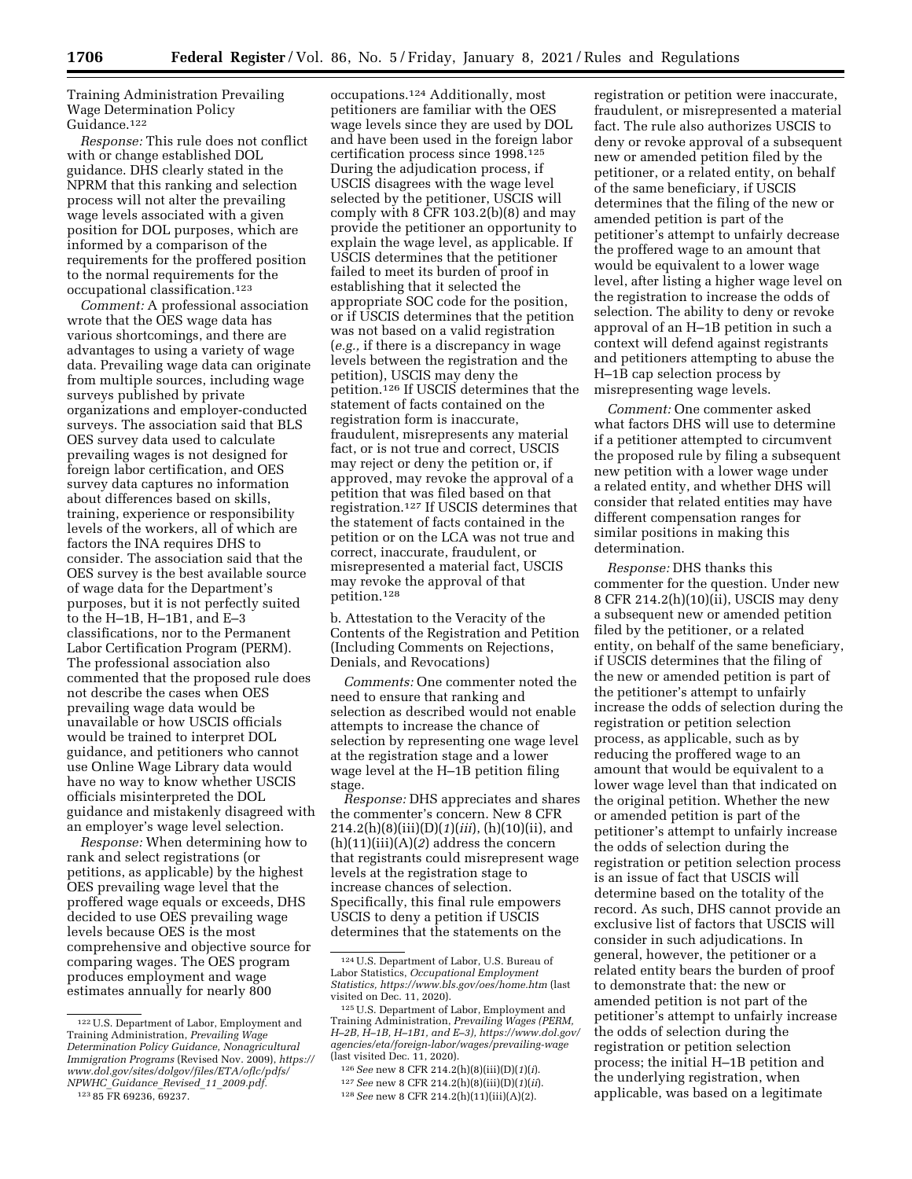Training Administration Prevailing Wage Determination Policy Guidance.[122]

*Response:* This rule does not conflict with or change established DOL guidance. DHS clearly stated in the NPRM that this ranking and selection process will not alter the prevailing wage levels associated with a given position for DOL purposes, which are informed by a comparison of the requirements for the proffered position to the normal requirements for the occupational classification.[123]

*Comment:* A professional association wrote that the OES wage data has various shortcomings, and there are advantages to using a variety of wage data. Prevailing wage data can originate from multiple sources, including wage surveys published by private organizations and employer-conducted surveys. The association said that BLS OES survey data used to calculate prevailing wages is not designed for foreign labor certification, and OES survey data captures no information about differences based on skills, training, experience or responsibility levels of the workers, all of which are factors the INA requires DHS to consider. The association said that the OES survey is the best available source of wage data for the Department's purposes, but it is not perfectly suited to the H–1B, H–1B1, and E–3 classifications, nor to the Permanent Labor Certification Program (PERM). The professional association also commented that the proposed rule does not describe the cases when OES prevailing wage data would be unavailable or how USCIS officials would be trained to interpret DOL guidance, and petitioners who cannot use Online Wage Library data would have no way to know whether USCIS officials misinterpreted the DOL guidance and mistakenly disagreed with an employer's wage level selection.

*Response:* When determining how to rank and select registrations (or petitions, as applicable) by the highest OES prevailing wage level that the proffered wage equals or exceeds, DHS decided to use OES prevailing wage levels because OES is the most comprehensive and objective source for comparing wages. The OES program produces employment and wage estimates annually for nearly 800 occupations.[124] Additionally, most petitioners are familiar with the OES wage levels since they are used by DOL and have been used in the foreign labor certification process since 1998.[125] During the adjudication process, if USCIS disagrees with the wage level selected by the petitioner, USCIS will comply with 8 CFR 103.2(b)(8) and may provide the petitioner an opportunity to explain the wage level, as applicable. If USCIS determines that the petitioner failed to meet its burden of proof in establishing that it selected the appropriate SOC code for the position, or if USCIS determines that the petition was not based on a valid registration (*e.g.,* if there is a discrepancy in wage levels between the registration and the petition), USCIS may deny the petition.[126] If USCIS determines that the statement of facts contained on the registration form is inaccurate, fraudulent, misrepresents any material fact, or is not true and correct, USCIS may reject or deny the petition or, if approved, may revoke the approval of a petition that was filed based on that registration.[127] If USCIS determines that the statement of facts contained in the petition or on the LCA was not true and correct, inaccurate, fraudulent, or misrepresented a material fact, USCIS may revoke the approval of that petition.[128]

b. Attestation to the Veracity of the Contents of the Registration and Petition (Including Comments on Rejections, Denials, and Revocations)

*Comments:* One commenter noted the need to ensure that ranking and selection as described would not enable attempts to increase the chance of selection by representing one wage level at the registration stage and a lower wage level at the H–1B petition filing stage.

*Response:* DHS appreciates and shares the commenter's concern. New 8 CFR 214.2(h)(8)(iii)(D)(*1*)(*iii*), (h)(10)(ii), and (h)(11)(iii)(A)(*2*) address the concern that registrants could misrepresent wage levels at the registration stage to increase chances of selection. Specifically, this final rule empowers USCIS to deny a petition if USCIS determines that the statements on the registration or petition were inaccurate, fraudulent, or misrepresented a material fact. The rule also authorizes USCIS to deny or revoke approval of a subsequent new or amended petition filed by the petitioner, or a related entity, on behalf of the same beneficiary, if USCIS determines that the filing of the new or amended petition is part of the petitioner's attempt to unfairly decrease the proffered wage to an amount that would be equivalent to a lower wage level, after listing a higher wage level on the registration to increase the odds of selection. The ability to deny or revoke approval of an H–1B petition in such a context will defend against registrants and petitioners attempting to abuse the H–1B cap selection process by misrepresenting wage levels.

*Comment:* One commenter asked what factors DHS will use to determine if a petitioner attempted to circumvent the proposed rule by filing a subsequent new petition with a lower wage under a related entity, and whether DHS will consider that related entities may have different compensation ranges for similar positions in making this determination.

*Response:* DHS thanks this commenter for the question. Under new 8 CFR 214.2(h)(10)(ii), USCIS may deny a subsequent new or amended petition filed by the petitioner, or a related entity, on behalf of the same beneficiary, if USCIS determines that the filing of the new or amended petition is part of the petitioner's attempt to unfairly increase the odds of selection during the registration or petition selection process, as applicable, such as by reducing the proffered wage to an amount that would be equivalent to a lower wage level than that indicated on the original petition. Whether the new or amended petition is part of the petitioner's attempt to unfairly increase the odds of selection during the registration or petition selection process is an issue of fact that USCIS will determine based on the totality of the record. As such, DHS cannot provide an exclusive list of factors that USCIS will consider in such adjudications. In general, however, the petitioner or a related entity bears the burden of proof to demonstrate that: the new or amended petition is not part of the petitioner's attempt to unfairly increase the odds of selection during the registration or petition selection process; the initial H–1B petition and the underlying registration, when applicable, was based on a legitimate

---

[122] U.S. Department of Labor, Employment and Training Administration, *Prevailing Wage Determination Policy Guidance, Nonagricultural Immigration Programs* (Revised Nov. 2009), *https://www.dol.gov/sites/dolgov/files/ETA/oflc/pdfs/NPWHC_Guidance_Revised_11_2009.pdf.*

[123] 85 FR 69236, 69237.

[124] U.S. Department of Labor, U.S. Bureau of Labor Statistics, *Occupational Employment Statistics, https://www.bls.gov/oes/home.htm* (last visited on Dec. 11, 2020).

[125] U.S. Department of Labor, Employment and Training Administration, *Prevailing Wages (PERM, H–2B, H–1B, H–1B1, and E–3), https://www.dol.gov/agencies/eta/foreign-labor/wages/prevailing-wage* (last visited Dec. 11, 2020).

[126] *See* new 8 CFR 214.2(h)(8)(iii)(D)(*1*)(*i*).

[127] *See* new 8 CFR 214.2(h)(8)(iii)(D)(*1*)(*ii*).

[128] *See* new 8 CFR 214.2(h)(11)(iii)(A)(*2*).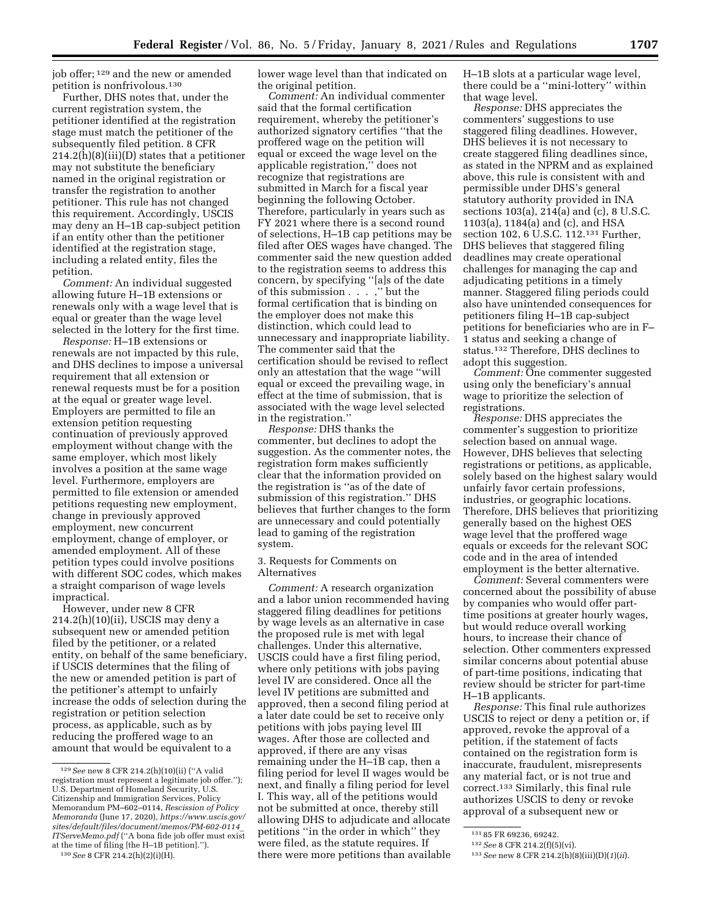job offer;[129] and the new or amended petition is nonfrivolous.[130]

Further, DHS notes that, under the current registration system, the petitioner identified at the registration stage must match the petitioner of the subsequently filed petition. 8 CFR 214.2(h)(8)(iii)(D) states that a petitioner may not substitute the beneficiary named in the original registration or transfer the registration to another petitioner. This rule has not changed this requirement. Accordingly, USCIS may deny an H–1B cap-subject petition if an entity other than the petitioner identified at the registration stage, including a related entity, files the petition.

*Comment:* An individual suggested allowing future H–1B extensions or renewals only with a wage level that is equal or greater than the wage level selected in the lottery for the first time.

*Response:* H–1B extensions or renewals are not impacted by this rule, and DHS declines to impose a universal requirement that all extension or renewal requests must be for a position at the equal or greater wage level. Employers are permitted to file an extension petition requesting continuation of previously approved employment without change with the same employer, which most likely involves a position at the same wage level. Furthermore, employers are permitted to file extension or amended petitions requesting new employment, change in previously approved employment, new concurrent employment, change of employer, or amended employment. All of these petition types could involve positions with different SOC codes, which makes a straight comparison of wage levels impractical.

However, under new 8 CFR 214.2(h)(10)(ii), USCIS may deny a subsequent new or amended petition filed by the petitioner, or a related entity, on behalf of the same beneficiary, if USCIS determines that the filing of the new or amended petition is part of the petitioner's attempt to unfairly increase the odds of selection during the registration or petition selection process, as applicable, such as by reducing the proffered wage to an amount that would be equivalent to a lower wage level than that indicated on the original petition.

*Comment:* An individual commenter said that the formal certification requirement, whereby the petitioner's authorized signatory certifies "that the proffered wage on the petition will equal or exceed the wage level on the applicable registration," does not recognize that registrations are submitted in March for a fiscal year beginning the following October. Therefore, particularly in years such as FY 2021 where there is a second round of selections, H–1B cap petitions may be filed after OES wages have changed. The commenter said the new question added to the registration seems to address this concern, by specifying "[a]s of the date of this submission . . . ," but the formal certification that is binding on the employer does not make this distinction, which could lead to unnecessary and inappropriate liability. The commenter said that the certification should be revised to reflect only an attestation that the wage "will equal or exceed the prevailing wage, in effect at the time of submission, that is associated with the wage level selected in the registration."

*Response:* DHS thanks the commenter, but declines to adopt the suggestion. As the commenter notes, the registration form makes sufficiently clear that the information provided on the registration is "as of the date of submission of this registration." DHS believes that further changes to the form are unnecessary and could potentially lead to gaming of the registration system.

3. Requests for Comments on Alternatives

*Comment:* A research organization and a labor union recommended having staggered filing deadlines for petitions by wage levels as an alternative in case the proposed rule is met with legal challenges. Under this alternative, USCIS could have a first filing period, where only petitions with jobs paying level IV are considered. Once all the level IV petitions are submitted and approved, then a second filing period at a later date could be set to receive only petitions with jobs paying level III wages. After those are collected and approved, if there are any visas remaining under the H–1B cap, then a filing period for level II wages would be next, and finally a filing period for level I. This way, all of the petitions would not be submitted at once, thereby still allowing DHS to adjudicate and allocate petitions "in the order in which" they were filed, as the statute requires. If there were more petitions than available H–1B slots at a particular wage level, there could be a "mini-lottery" within that wage level.

*Response:* DHS appreciates the commenters' suggestions to use staggered filing deadlines. However, DHS believes it is not necessary to create staggered filing deadlines since, as stated in the NPRM and as explained above, this rule is consistent with and permissible under DHS's general statutory authority provided in INA sections 103(a), 214(a) and (c), 8 U.S.C. 1103(a), 1184(a) and (c), and HSA section 102, 6 U.S.C. 112.[131] Further, DHS believes that staggered filing deadlines may create operational challenges for managing the cap and adjudicating petitions in a timely manner. Staggered filing periods could also have unintended consequences for petitioners filing H–1B cap-subject petitions for beneficiaries who are in F–1 status and seeking a change of status.[132] Therefore, DHS declines to adopt this suggestion.

*Comment:* One commenter suggested using only the beneficiary's annual wage to prioritize the selection of registrations.

*Response:* DHS appreciates the commenter's suggestion to prioritize selection based on annual wage. However, DHS believes that selecting registrations or petitions, as applicable, solely based on the highest salary would unfairly favor certain professions, industries, or geographic locations. Therefore, DHS believes that prioritizing generally based on the highest OES wage level that the proffered wage equals or exceeds for the relevant SOC code and in the area of intended employment is the better alternative.

*Comment:* Several commenters were concerned about the possibility of abuse by companies who would offer part-time positions at greater hourly wages, but would reduce overall working hours, to increase their chance of selection. Other commenters expressed similar concerns about potential abuse of part-time positions, indicating that review should be stricter for part-time H–1B applicants.

*Response:* This final rule authorizes USCIS to reject or deny a petition or, if approved, revoke the approval of a petition, if the statement of facts contained on the registration form is inaccurate, fraudulent, misrepresents any material fact, or is not true and correct.[133] Similarly, this final rule authorizes USCIS to deny or revoke approval of a subsequent new or

[129] *See* new 8 CFR 214.2(h)(10)(ii) ("A valid registration must represent a legitimate job offer."); U.S. Department of Homeland Security, U.S. Citizenship and Immigration Services, Policy Memorandum PM–602–0114, *Rescission of Policy Memoranda* (June 17, 2020), *https://www.uscis.gov/sites/default/files/document/memos/PM-602-0114_ITServeMemo.pdf* ("A bona fide job offer must exist at the time of filing [the H–1B petition].").

[130] *See* 8 CFR 214.2(h)(2)(i)(H).

[131] 85 FR 69236, 69242.

[132] *See* 8 CFR 214.2(f)(5)(vi).

[133] *See* new 8 CFR 214.2(h)(8)(iii)(D)(*1*)(*ii*).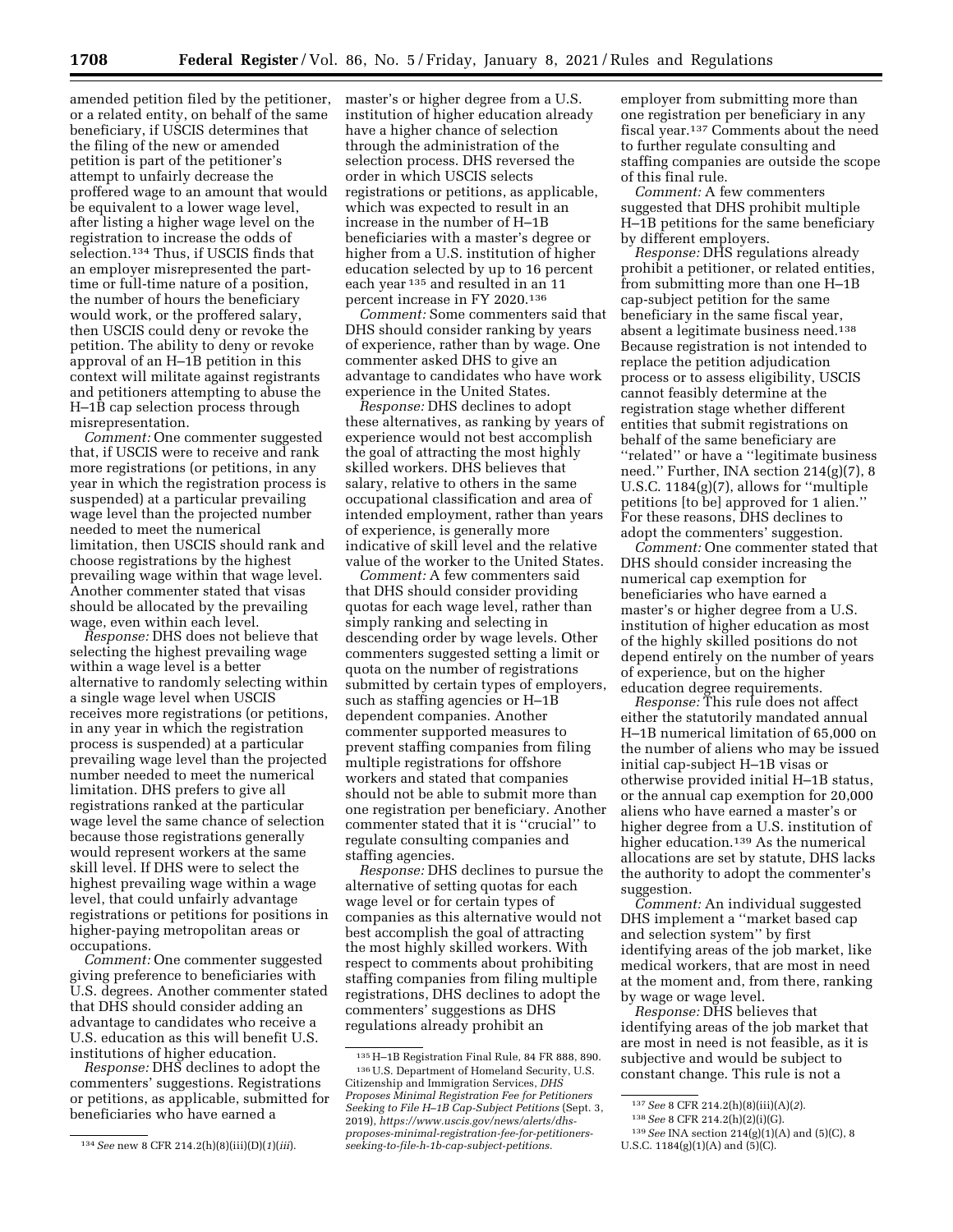amended petition filed by the petitioner, or a related entity, on behalf of the same beneficiary, if USCIS determines that the filing of the new or amended petition is part of the petitioner's attempt to unfairly decrease the proffered wage to an amount that would be equivalent to a lower wage level, after listing a higher wage level on the registration to increase the odds of selection.[134] Thus, if USCIS finds that an employer misrepresented the part-time or full-time nature of a position, the number of hours the beneficiary would work, or the proffered salary, then USCIS could deny or revoke the petition. The ability to deny or revoke approval of an H–1B petition in this context will militate against registrants and petitioners attempting to abuse the H–1B cap selection process through misrepresentation.

*Comment:* One commenter suggested that, if USCIS were to receive and rank more registrations (or petitions, in any year in which the registration process is suspended) at a particular prevailing wage level than the projected number needed to meet the numerical limitation, then USCIS should rank and choose registrations by the highest prevailing wage within that wage level. Another commenter stated that visas should be allocated by the prevailing wage, even within each level.

*Response:* DHS does not believe that selecting the highest prevailing wage within a wage level is a better alternative to randomly selecting within a single wage level when USCIS receives more registrations (or petitions, in any year in which the registration process is suspended) at a particular prevailing wage level than the projected number needed to meet the numerical limitation. DHS prefers to give all registrations ranked at the particular wage level the same chance of selection because those registrations generally would represent workers at the same skill level. If DHS were to select the highest prevailing wage within a wage level, that could unfairly advantage registrations or petitions for positions in higher-paying metropolitan areas or occupations.

*Comment:* One commenter suggested giving preference to beneficiaries with U.S. degrees. Another commenter stated that DHS should consider adding an advantage to candidates who receive a U.S. education as this will benefit U.S. institutions of higher education.

*Response:* DHS declines to adopt the commenters' suggestions. Registrations or petitions, as applicable, submitted for beneficiaries who have earned a master's or higher degree from a U.S. institution of higher education already have a higher chance of selection through the administration of the selection process. DHS reversed the order in which USCIS selects registrations or petitions, as applicable, which was expected to result in an increase in the number of H–1B beneficiaries with a master's degree or higher from a U.S. institution of higher education selected by up to 16 percent each year[135] and resulted in an 11 percent increase in FY 2020.[136]

*Comment:* Some commenters said that DHS should consider ranking by years of experience, rather than by wage. One commenter asked DHS to give an advantage to candidates who have work experience in the United States.

*Response:* DHS declines to adopt these alternatives, as ranking by years of experience would not best accomplish the goal of attracting the most highly skilled workers. DHS believes that salary, relative to others in the same occupational classification and area of intended employment, rather than years of experience, is generally more indicative of skill level and the relative value of the worker to the United States.

*Comment:* A few commenters said that DHS should consider providing quotas for each wage level, rather than simply ranking and selecting in descending order by wage levels. Other commenters suggested setting a limit or quota on the number of registrations submitted by certain types of employers, such as staffing agencies or H–1B dependent companies. Another commenter supported measures to prevent staffing companies from filing multiple registrations for offshore workers and stated that companies should not be able to submit more than one registration per beneficiary. Another commenter stated that it is "crucial" to regulate consulting companies and staffing agencies.

*Response:* DHS declines to pursue the alternative of setting quotas for each wage level or for certain types of companies as this alternative would not best accomplish the goal of attracting the most highly skilled workers. With respect to comments about prohibiting staffing companies from filing multiple registrations, DHS declines to adopt the commenters' suggestions as DHS regulations already prohibit an employer from submitting more than one registration per beneficiary in any fiscal year.[137] Comments about the need to further regulate consulting and staffing companies are outside the scope of this final rule.

*Comment:* A few commenters suggested that DHS prohibit multiple H–1B petitions for the same beneficiary by different employers.

*Response:* DHS regulations already prohibit a petitioner, or related entities, from submitting more than one H–1B cap-subject petition for the same beneficiary in the same fiscal year, absent a legitimate business need.[138] Because registration is not intended to replace the petition adjudication process or to assess eligibility, USCIS cannot feasibly determine at the registration stage whether different entities that submit registrations on behalf of the same beneficiary are "related" or have a "legitimate business need." Further, INA section 214(g)(7), 8 U.S.C. 1184(g)(7), allows for "multiple petitions [to be] approved for 1 alien." For these reasons, DHS declines to adopt the commenters' suggestion.

*Comment:* One commenter stated that DHS should consider increasing the numerical cap exemption for beneficiaries who have earned a master's or higher degree from a U.S. institution of higher education as most of the highly skilled positions do not depend entirely on the number of years of experience, but on the higher education degree requirements.

*Response:* This rule does not affect either the statutorily mandated annual H–1B numerical limitation of 65,000 on the number of aliens who may be issued initial cap-subject H–1B visas or otherwise provided initial H–1B status, or the annual cap exemption for 20,000 aliens who have earned a master's or higher degree from a U.S. institution of higher education.[139] As the numerical allocations are set by statute, DHS lacks the authority to adopt the commenter's suggestion.

*Comment:* An individual suggested DHS implement a "market based cap and selection system" by first identifying areas of the job market, like medical workers, that are most in need at the moment and, from there, ranking by wage or wage level.

*Response:* DHS believes that identifying areas of the job market that are most in need is not feasible, as it is subjective and would be subject to constant change. This rule is not a

---

[134] *See* new 8 CFR 214.2(h)(8)(iii)(D)(*1*)(*iii*).

[135] H–1B Registration Final Rule, 84 FR 888, 890.

[136] U.S. Department of Homeland Security, U.S. Citizenship and Immigration Services, *DHS Proposes Minimal Registration Fee for Petitioners Seeking to File H–1B Cap-Subject Petitions* (Sept. 3, 2019), *https://www.uscis.gov/news/alerts/dhs-proposes-minimal-registration-fee-for-petitioners-seeking-to-file-h-1b-cap-subject-petitions.*

[137] *See* 8 CFR 214.2(h)(8)(iii)(A)(*2*).

[138] *See* 8 CFR 214.2(h)(2)(i)(G).

[139] *See* INA section 214(g)(1)(A) and (5)(C), 8 U.S.C. 1184(g)(1)(A) and (5)(C).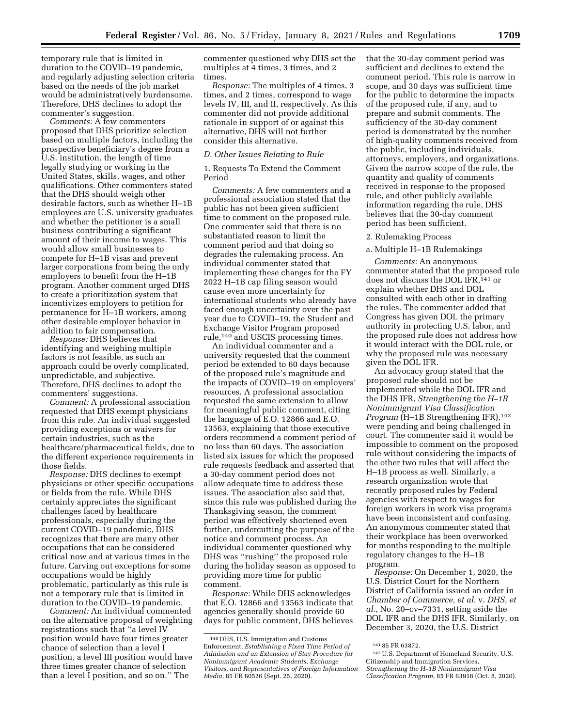temporary rule that is limited in duration to the COVID–19 pandemic, and regularly adjusting selection criteria based on the needs of the job market would be administratively burdensome. Therefore, DHS declines to adopt the commenter's suggestion.

*Comments:* A few commenters proposed that DHS prioritize selection based on multiple factors, including the prospective beneficiary's degree from a U.S. institution, the length of time legally studying or working in the United States, skills, wages, and other qualifications. Other commenters stated that the DHS should weigh other desirable factors, such as whether H–1B employees are U.S. university graduates and whether the petitioner is a small business contributing a significant amount of their income to wages. This would allow small businesses to compete for H–1B visas and prevent larger corporations from being the only employers to benefit from the H–1B program. Another comment urged DHS to create a prioritization system that incentivizes employers to petition for permanence for H–1B workers, among other desirable employer behavior in addition to fair compensation.

*Response:* DHS believes that identifying and weighing multiple factors is not feasible, as such an approach could be overly complicated, unpredictable, and subjective. Therefore, DHS declines to adopt the commenters' suggestions.

*Comment:* A professional association requested that DHS exempt physicians from this rule. An individual suggested providing exceptions or waivers for certain industries, such as the healthcare/pharmaceutical fields, due to the different experience requirements in those fields.

*Response:* DHS declines to exempt physicians or other specific occupations or fields from the rule. While DHS certainly appreciates the significant challenges faced by healthcare professionals, especially during the current COVID–19 pandemic, DHS recognizes that there are many other occupations that can be considered critical now and at various times in the future. Carving out exceptions for some occupations would be highly problematic, particularly as this rule is not a temporary rule that is limited in duration to the COVID–19 pandemic.

*Comment:* An individual commented on the alternative proposal of weighting registrations such that ''a level IV position would have four times greater chance of selection than a level I position, a level III position would have three times greater chance of selection than a level I position, and so on.'' The commenter questioned why DHS set the multiples at 4 times, 3 times, and 2 times.

*Response:* The multiples of 4 times, 3 times, and 2 times, correspond to wage levels IV, III, and II, respectively. As this commenter did not provide additional rationale in support of or against this alternative, DHS will not further consider this alternative.

### *D. Other Issues Relating to Rule*

#### 1. Requests To Extend the Comment Period

*Comments:* A few commenters and a professional association stated that the public has not been given sufficient time to comment on the proposed rule. One commenter said that there is no substantiated reason to limit the comment period and that doing so degrades the rulemaking process. An individual commenter stated that implementing these changes for the FY 2022 H–1B cap filing season would cause even more uncertainty for international students who already have faced enough uncertainty over the past year due to COVID–19, the Student and Exchange Visitor Program proposed rule,[140] and USCIS processing times.

An individual commenter and a university requested that the comment period be extended to 60 days because of the proposed rule's magnitude and the impacts of COVID–19 on employers' resources. A professional association requested the same extension to allow for meaningful public comment, citing the language of E.O. 12866 and E.O. 13563, explaining that those executive orders recommend a comment period of no less than 60 days. The association listed six issues for which the proposed rule requests feedback and asserted that a 30-day comment period does not allow adequate time to address these issues. The association also said that, since this rule was published during the Thanksgiving season, the comment period was effectively shortened even further, undercutting the purpose of the notice and comment process. An individual commenter questioned why DHS was ''rushing'' the proposed rule during the holiday season as opposed to providing more time for public comment.

*Response:* While DHS acknowledges that E.O. 12866 and 13563 indicate that agencies generally should provide 60 days for public comment, DHS believes that the 30-day comment period was sufficient and declines to extend the comment period. This rule is narrow in scope, and 30 days was sufficient time for the public to determine the impacts of the proposed rule, if any, and to prepare and submit comments. The sufficiency of the 30-day comment period is demonstrated by the number of high-quality comments received from the public, including individuals, attorneys, employers, and organizations. Given the narrow scope of the rule, the quantity and quality of comments received in response to the proposed rule, and other publicly available information regarding the rule, DHS believes that the 30-day comment period has been sufficient.

#### 2. Rulemaking Process

##### a. Multiple H–1B Rulemakings

*Comments:* An anonymous commenter stated that the proposed rule does not discuss the DOL IFR,[141] or explain whether DHS and DOL consulted with each other in drafting the rules. The commenter added that Congress has given DOL the primary authority in protecting U.S. labor, and the proposed rule does not address how it would interact with the DOL rule, or why the proposed rule was necessary given the DOL IFR.

An advocacy group stated that the proposed rule should not be implemented while the DOL IFR and the DHS IFR, *Strengthening the H–1B Nonimmigrant Visa Classification Program* (H–1B Strengthening IFR),[142] were pending and being challenged in court. The commenter said it would be impossible to comment on the proposed rule without considering the impacts of the other two rules that will affect the H–1B process as well. Similarly, a research organization wrote that recently proposed rules by Federal agencies with respect to wages for foreign workers in work visa programs have been inconsistent and confusing. An anonymous commenter stated that their workplace has been overworked for months responding to the multiple regulatory changes to the H–1B program.

*Response:* On December 1, 2020, the U.S. District Court for the Northern District of California issued an order in *Chamber of Commerce, et al.* v. *DHS, et al.,* No. 20–cv–7331, setting aside the DOL IFR and the DHS IFR. Similarly, on December 3, 2020, the U.S. District

---

[140] DHS, U.S. Immigration and Customs Enforcement, *Establishing a Fixed Time Period of Admission and an Extension of Stay Procedure for Nonimmigrant Academic Students, Exchange Visitors, and Representatives of Foreign Information Media,* 85 FR 60526 (Sept. 25, 2020).

[141] 85 FR 63872.

[142] U.S. Department of Homeland Security, U.S. Citizenship and Immigration Services, *Strengthening the H–1B Nonimmigrant Visa Classification Program,* 85 FR 63918 (Oct. 8, 2020).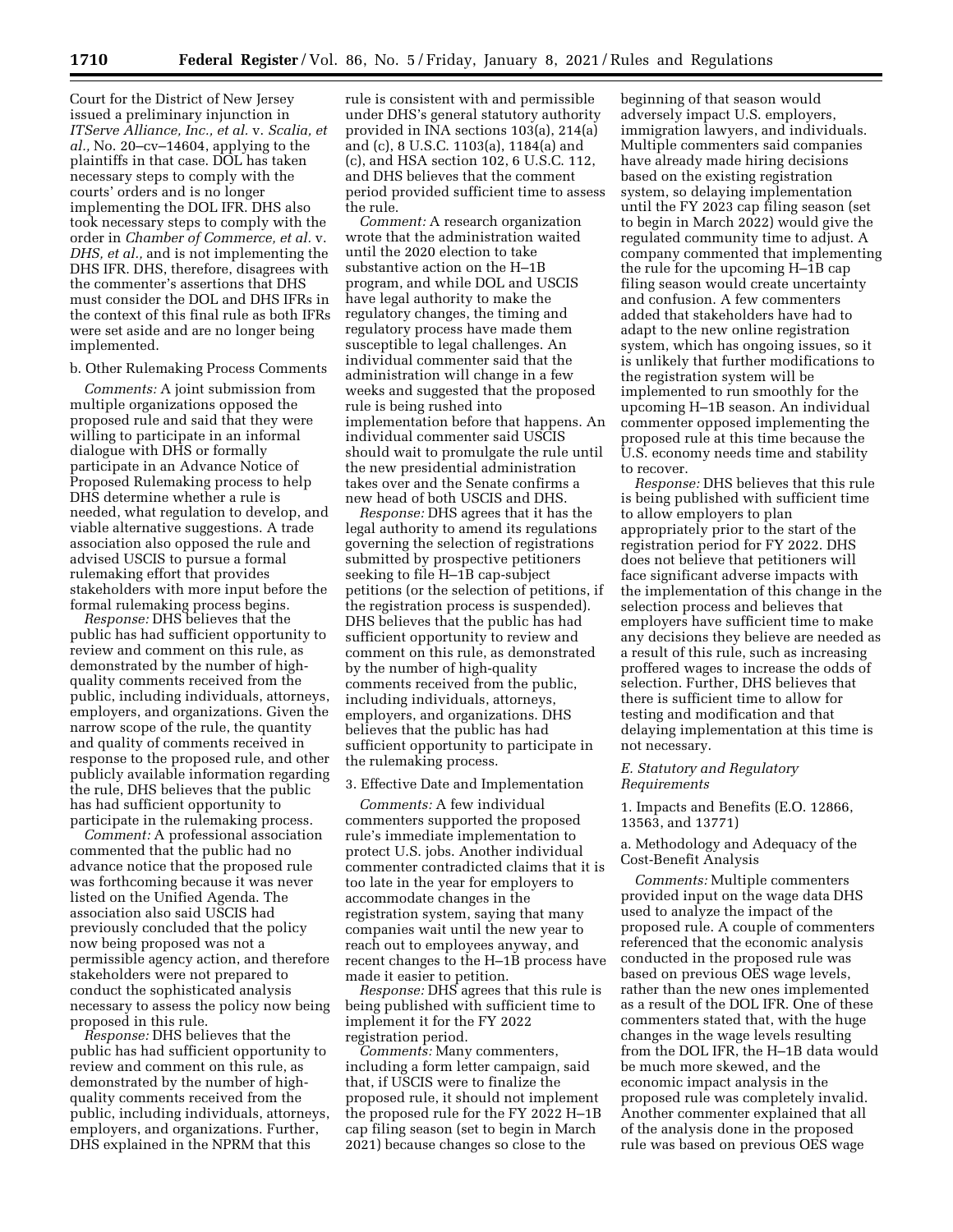Court for the District of New Jersey issued a preliminary injunction in *ITServe Alliance, Inc., et al.* v. *Scalia, et al.,* No. 20–cv–14604, applying to the plaintiffs in that case. DOL has taken necessary steps to comply with the courts' orders and is no longer implementing the DOL IFR. DHS also took necessary steps to comply with the order in *Chamber of Commerce, et al.* v. *DHS, et al.,* and is not implementing the DHS IFR. DHS, therefore, disagrees with the commenter's assertions that DHS must consider the DOL and DHS IFRs in the context of this final rule as both IFRs were set aside and are no longer being implemented.

b. Other Rulemaking Process Comments

*Comments:* A joint submission from multiple organizations opposed the proposed rule and said that they were willing to participate in an informal dialogue with DHS or formally participate in an Advance Notice of Proposed Rulemaking process to help DHS determine whether a rule is needed, what regulation to develop, and viable alternative suggestions. A trade association also opposed the rule and advised USCIS to pursue a formal rulemaking effort that provides stakeholders with more input before the formal rulemaking process begins.

*Response:* DHS believes that the public has had sufficient opportunity to review and comment on this rule, as demonstrated by the number of high-quality comments received from the public, including individuals, attorneys, employers, and organizations. Given the narrow scope of the rule, the quantity and quality of comments received in response to the proposed rule, and other publicly available information regarding the rule, DHS believes that the public has had sufficient opportunity to participate in the rulemaking process.

*Comment:* A professional association commented that the public had no advance notice that the proposed rule was forthcoming because it was never listed on the Unified Agenda. The association also said USCIS had previously concluded that the policy now being proposed was not a permissible agency action, and therefore stakeholders were not prepared to conduct the sophisticated analysis necessary to assess the policy now being proposed in this rule.

*Response:* DHS believes that the public has had sufficient opportunity to review and comment on this rule, as demonstrated by the number of high-quality comments received from the public, including individuals, attorneys, employers, and organizations. Further, DHS explained in the NPRM that this rule is consistent with and permissible under DHS's general statutory authority provided in INA sections 103(a), 214(a) and (c), 8 U.S.C. 1103(a), 1184(a) and (c), and HSA section 102, 6 U.S.C. 112, and DHS believes that the comment period provided sufficient time to assess the rule.

*Comment:* A research organization wrote that the administration waited until the 2020 election to take substantive action on the H–1B program, and while DOL and USCIS have legal authority to make the regulatory changes, the timing and regulatory process have made them susceptible to legal challenges. An individual commenter said that the administration will change in a few weeks and suggested that the proposed rule is being rushed into implementation before that happens. An individual commenter said USCIS should wait to promulgate the rule until the new presidential administration takes over and the Senate confirms a new head of both USCIS and DHS.

*Response:* DHS agrees that it has the legal authority to amend its regulations governing the selection of registrations submitted by prospective petitioners seeking to file H–1B cap-subject petitions (or the selection of petitions, if the registration process is suspended). DHS believes that the public has had sufficient opportunity to review and comment on this rule, as demonstrated by the number of high-quality comments received from the public, including individuals, attorneys, employers, and organizations. DHS believes that the public has had sufficient opportunity to participate in the rulemaking process.

3. Effective Date and Implementation

*Comments:* A few individual commenters supported the proposed rule's immediate implementation to protect U.S. jobs. Another individual commenter contradicted claims that it is too late in the year for employers to accommodate changes in the registration system, saying that many companies wait until the new year to reach out to employees anyway, and recent changes to the H–1B process have made it easier to petition.

*Response:* DHS agrees that this rule is being published with sufficient time to implement it for the FY 2022 registration period.

*Comments:* Many commenters, including a form letter campaign, said that, if USCIS were to finalize the proposed rule, it should not implement the proposed rule for the FY 2022 H–1B cap filing season (set to begin in March 2021) because changes so close to the beginning of that season would adversely impact U.S. employers, immigration lawyers, and individuals. Multiple commenters said companies have already made hiring decisions based on the existing registration system, so delaying implementation until the FY 2023 cap filing season (set to begin in March 2022) would give the regulated community time to adjust. A company commented that implementing the rule for the upcoming H–1B cap filing season would create uncertainty and confusion. A few commenters added that stakeholders have had to adapt to the new online registration system, which has ongoing issues, so it is unlikely that further modifications to the registration system will be implemented to run smoothly for the upcoming H–1B season. An individual commenter opposed implementing the proposed rule at this time because the U.S. economy needs time and stability to recover.

*Response:* DHS believes that this rule is being published with sufficient time to allow employers to plan appropriately prior to the start of the registration period for FY 2022. DHS does not believe that petitioners will face significant adverse impacts with the implementation of this change in the selection process and believes that employers have sufficient time to make any decisions they believe are needed as a result of this rule, such as increasing proffered wages to increase the odds of selection. Further, DHS believes that there is sufficient time to allow for testing and modification and that delaying implementation at this time is not necessary.

### *E. Statutory and Regulatory Requirements*

1. Impacts and Benefits (E.O. 12866, 13563, and 13771)

a. Methodology and Adequacy of the Cost-Benefit Analysis

*Comments:* Multiple commenters provided input on the wage data DHS used to analyze the impact of the proposed rule. A couple of commenters referenced that the economic analysis conducted in the proposed rule was based on previous OES wage levels, rather than the new ones implemented as a result of the DOL IFR. One of these commenters stated that, with the huge changes in the wage levels resulting from the DOL IFR, the H–1B data would be much more skewed, and the economic impact analysis in the proposed rule was completely invalid. Another commenter explained that all of the analysis done in the proposed rule was based on previous OES wage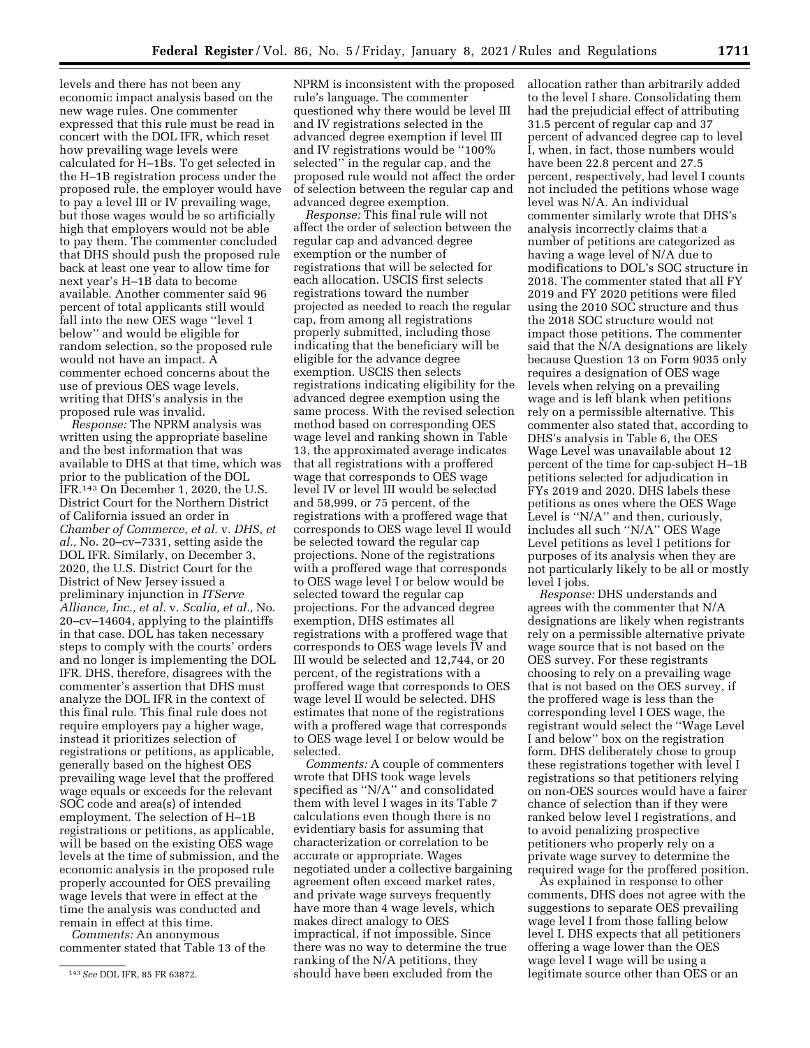levels and there has not been any economic impact analysis based on the new wage rules. One commenter expressed that this rule must be read in concert with the DOL IFR, which reset how prevailing wage levels were calculated for H–1Bs. To get selected in the H–1B registration process under the proposed rule, the employer would have to pay a level III or IV prevailing wage, but those wages would be so artificially high that employers would not be able to pay them. The commenter concluded that DHS should push the proposed rule back at least one year to allow time for next year's H–1B data to become available. Another commenter said 96 percent of total applicants still would fall into the new OES wage ''level 1 below'' and would be eligible for random selection, so the proposed rule would not have an impact. A commenter echoed concerns about the use of previous OES wage levels, writing that DHS's analysis in the proposed rule was invalid.

*Response:* The NPRM analysis was written using the appropriate baseline and the best information that was available to DHS at that time, which was prior to the publication of the DOL IFR.[143] On December 1, 2020, the U.S. District Court for the Northern District of California issued an order in *Chamber of Commerce, et al.* v. *DHS, et al.,* No. 20–cv–7331, setting aside the DOL IFR. Similarly, on December 3, 2020, the U.S. District Court for the District of New Jersey issued a preliminary injunction in *ITServe Alliance, Inc., et al.* v. *Scalia, et al.,* No. 20–cv–14604, applying to the plaintiffs in that case. DOL has taken necessary steps to comply with the courts' orders and no longer is implementing the DOL IFR. DHS, therefore, disagrees with the commenter's assertion that DHS must analyze the DOL IFR in the context of this final rule. This final rule does not require employers pay a higher wage, instead it prioritizes selection of registrations or petitions, as applicable, generally based on the highest OES prevailing wage level that the proffered wage equals or exceeds for the relevant SOC code and area(s) of intended employment. The selection of H–1B registrations or petitions, as applicable, will be based on the existing OES wage levels at the time of submission, and the economic analysis in the proposed rule properly accounted for OES prevailing wage levels that were in effect at the time the analysis was conducted and remain in effect at this time.

*Comments:* An anonymous commenter stated that Table 13 of the NPRM is inconsistent with the proposed rule's language. The commenter questioned why there would be level III and IV registrations selected in the advanced degree exemption if level III and IV registrations would be ''100% selected'' in the regular cap, and the proposed rule would not affect the order of selection between the regular cap and advanced degree exemption.

*Response:* This final rule will not affect the order of selection between the regular cap and advanced degree exemption or the number of registrations that will be selected for each allocation. USCIS first selects registrations toward the number projected as needed to reach the regular cap, from among all registrations properly submitted, including those indicating that the beneficiary will be eligible for the advance degree exemption. USCIS then selects registrations indicating eligibility for the advanced degree exemption using the same process. With the revised selection method based on corresponding OES wage level and ranking shown in Table 13, the approximated average indicates that all registrations with a proffered wage that corresponds to OES wage level IV or level III would be selected and 58,999, or 75 percent, of the registrations with a proffered wage that corresponds to OES wage level II would be selected toward the regular cap projections. None of the registrations with a proffered wage that corresponds to OES wage level I or below would be selected toward the regular cap projections. For the advanced degree exemption, DHS estimates all registrations with a proffered wage that corresponds to OES wage levels IV and III would be selected and 12,744, or 20 percent, of the registrations with a proffered wage that corresponds to OES wage level II would be selected. DHS estimates that none of the registrations with a proffered wage that corresponds to OES wage level I or below would be selected.

*Comments:* A couple of commenters wrote that DHS took wage levels specified as ''N/A'' and consolidated them with level I wages in its Table 7 calculations even though there is no evidentiary basis for assuming that characterization or correlation to be accurate or appropriate. Wages negotiated under a collective bargaining agreement often exceed market rates, and private wage surveys frequently have more than 4 wage levels, which makes direct analogy to OES impractical, if not impossible. Since there was no way to determine the true ranking of the N/A petitions, they should have been excluded from the allocation rather than arbitrarily added to the level I share. Consolidating them had the prejudicial effect of attributing 31.5 percent of regular cap and 37 percent of advanced degree cap to level I, when, in fact, those numbers would have been 22.8 percent and 27.5 percent, respectively, had level I counts not included the petitions whose wage level was N/A. An individual commenter similarly wrote that DHS's analysis incorrectly claims that a number of petitions are categorized as having a wage level of N/A due to modifications to DOL's SOC structure in 2018. The commenter stated that all FY 2019 and FY 2020 petitions were filed using the 2010 SOC structure and thus the 2018 SOC structure would not impact those petitions. The commenter said that the N/A designations are likely because Question 13 on Form 9035 only requires a designation of OES wage levels when relying on a prevailing wage and is left blank when petitions rely on a permissible alternative. This commenter also stated that, according to DHS's analysis in Table 6, the OES Wage Level was unavailable about 12 percent of the time for cap-subject H–1B petitions selected for adjudication in FYs 2019 and 2020. DHS labels these petitions as ones where the OES Wage Level is ''N/A'' and then, curiously, includes all such ''N/A'' OES Wage Level petitions as level I petitions for purposes of its analysis when they are not particularly likely to be all or mostly level I jobs.

*Response:* DHS understands and agrees with the commenter that N/A designations are likely when registrants rely on a permissible alternative private wage source that is not based on the OES survey. For these registrants choosing to rely on a prevailing wage that is not based on the OES survey, if the proffered wage is less than the corresponding level I OES wage, the registrant would select the ''Wage Level I and below'' box on the registration form. DHS deliberately chose to group these registrations together with level I registrations so that petitioners relying on non-OES sources would have a fairer chance of selection than if they were ranked below level I registrations, and to avoid penalizing prospective petitioners who properly rely on a private wage survey to determine the required wage for the proffered position.

As explained in response to other comments, DHS does not agree with the suggestions to separate OES prevailing wage level I from those falling below level I. DHS expects that all petitioners offering a wage lower than the OES wage level I wage will be using a legitimate source other than OES or an

[143] *See* DOL IFR, 85 FR 63872.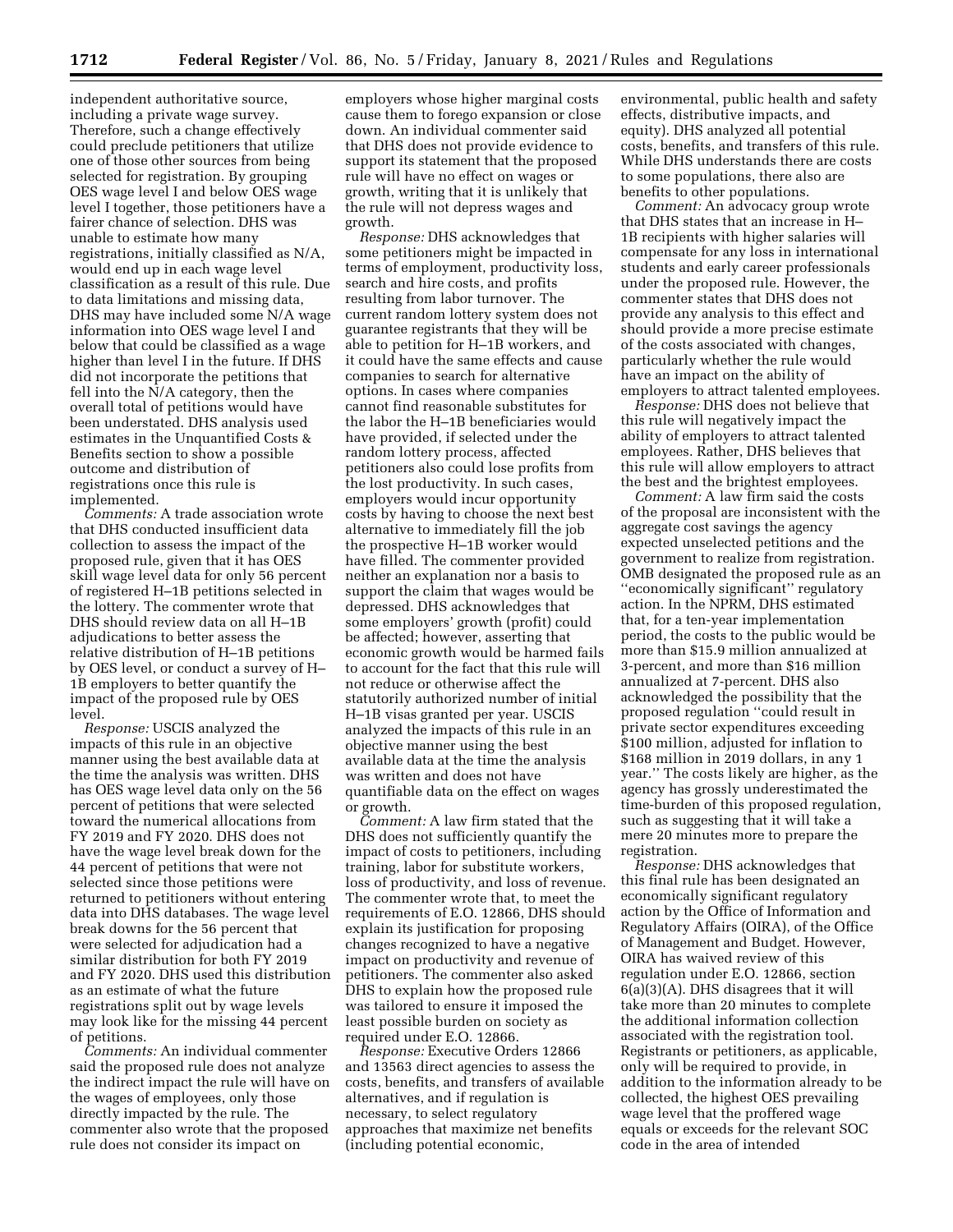independent authoritative source, including a private wage survey. Therefore, such a change effectively could preclude petitioners that utilize one of those other sources from being selected for registration. By grouping OES wage level I and below OES wage level I together, those petitioners have a fairer chance of selection. DHS was unable to estimate how many registrations, initially classified as N/A, would end up in each wage level classification as a result of this rule. Due to data limitations and missing data, DHS may have included some N/A wage information into OES wage level I and below that could be classified as a wage higher than level I in the future. If DHS did not incorporate the petitions that fell into the N/A category, then the overall total of petitions would have been understated. DHS analysis used estimates in the Unquantified Costs & Benefits section to show a possible outcome and distribution of registrations once this rule is implemented.

*Comments:* A trade association wrote that DHS conducted insufficient data collection to assess the impact of the proposed rule, given that it has OES skill wage level data for only 56 percent of registered H–1B petitions selected in the lottery. The commenter wrote that DHS should review data on all H–1B adjudications to better assess the relative distribution of H–1B petitions by OES level, or conduct a survey of H–1B employers to better quantify the impact of the proposed rule by OES level.

*Response:* USCIS analyzed the impacts of this rule in an objective manner using the best available data at the time the analysis was written. DHS has OES wage level data only on the 56 percent of petitions that were selected toward the numerical allocations from FY 2019 and FY 2020. DHS does not have the wage level break down for the 44 percent of petitions that were not selected since those petitions were returned to petitioners without entering data into DHS databases. The wage level break downs for the 56 percent that were selected for adjudication had a similar distribution for both FY 2019 and FY 2020. DHS used this distribution as an estimate of what the future registrations split out by wage levels may look like for the missing 44 percent of petitions.

*Comments:* An individual commenter said the proposed rule does not analyze the indirect impact the rule will have on the wages of employees, only those directly impacted by the rule. The commenter also wrote that the proposed rule does not consider its impact on employers whose higher marginal costs cause them to forego expansion or close down. An individual commenter said that DHS does not provide evidence to support its statement that the proposed rule will have no effect on wages or growth, writing that it is unlikely that the rule will not depress wages and growth.

*Response:* DHS acknowledges that some petitioners might be impacted in terms of employment, productivity loss, search and hire costs, and profits resulting from labor turnover. The current random lottery system does not guarantee registrants that they will be able to petition for H–1B workers, and it could have the same effects and cause companies to search for alternative options. In cases where companies cannot find reasonable substitutes for the labor the H–1B beneficiaries would have provided, if selected under the random lottery process, affected petitioners also could lose profits from the lost productivity. In such cases, employers would incur opportunity costs by having to choose the next best alternative to immediately fill the job the prospective H–1B worker would have filled. The commenter provided neither an explanation nor a basis to support the claim that wages would be depressed. DHS acknowledges that some employers' growth (profit) could be affected; however, asserting that economic growth would be harmed fails to account for the fact that this rule will not reduce or otherwise affect the statutorily authorized number of initial H–1B visas granted per year. USCIS analyzed the impacts of this rule in an objective manner using the best available data at the time the analysis was written and does not have quantifiable data on the effect on wages or growth.

*Comment:* A law firm stated that the DHS does not sufficiently quantify the impact of costs to petitioners, including training, labor for substitute workers, loss of productivity, and loss of revenue. The commenter wrote that, to meet the requirements of E.O. 12866, DHS should explain its justification for proposing changes recognized to have a negative impact on productivity and revenue of petitioners. The commenter also asked DHS to explain how the proposed rule was tailored to ensure it imposed the least possible burden on society as required under E.O. 12866.

*Response:* Executive Orders 12866 and 13563 direct agencies to assess the costs, benefits, and transfers of available alternatives, and if regulation is necessary, to select regulatory approaches that maximize net benefits (including potential economic, environmental, public health and safety effects, distributive impacts, and equity). DHS analyzed all potential costs, benefits, and transfers of this rule. While DHS understands there are costs to some populations, there also are benefits to other populations.

*Comment:* An advocacy group wrote that DHS states that an increase in H–1B recipients with higher salaries will compensate for any loss in international students and early career professionals under the proposed rule. However, the commenter states that DHS does not provide any analysis to this effect and should provide a more precise estimate of the costs associated with changes, particularly whether the rule would have an impact on the ability of employers to attract talented employees.

*Response:* DHS does not believe that this rule will negatively impact the ability of employers to attract talented employees. Rather, DHS believes that this rule will allow employers to attract the best and the brightest employees.

*Comment:* A law firm said the costs of the proposal are inconsistent with the aggregate cost savings the agency expected unselected petitions and the government to realize from registration. OMB designated the proposed rule as an ''economically significant'' regulatory action. In the NPRM, DHS estimated that, for a ten-year implementation period, the costs to the public would be more than $15.9 million annualized at 3-percent, and more than $16 million annualized at 7-percent. DHS also acknowledged the possibility that the proposed regulation ''could result in private sector expenditures exceeding $100 million, adjusted for inflation to $168 million in 2019 dollars, in any 1 year.'' The costs likely are higher, as the agency has grossly underestimated the time-burden of this proposed regulation, such as suggesting that it will take a mere 20 minutes more to prepare the registration.

*Response:* DHS acknowledges that this final rule has been designated an economically significant regulatory action by the Office of Information and Regulatory Affairs (OIRA), of the Office of Management and Budget. However, OIRA has waived review of this regulation under E.O. 12866, section 6(a)(3)(A). DHS disagrees that it will take more than 20 minutes to complete the additional information collection associated with the registration tool. Registrants or petitioners, as applicable, only will be required to provide, in addition to the information already to be collected, the highest OES prevailing wage level that the proffered wage equals or exceeds for the relevant SOC code in the area of intended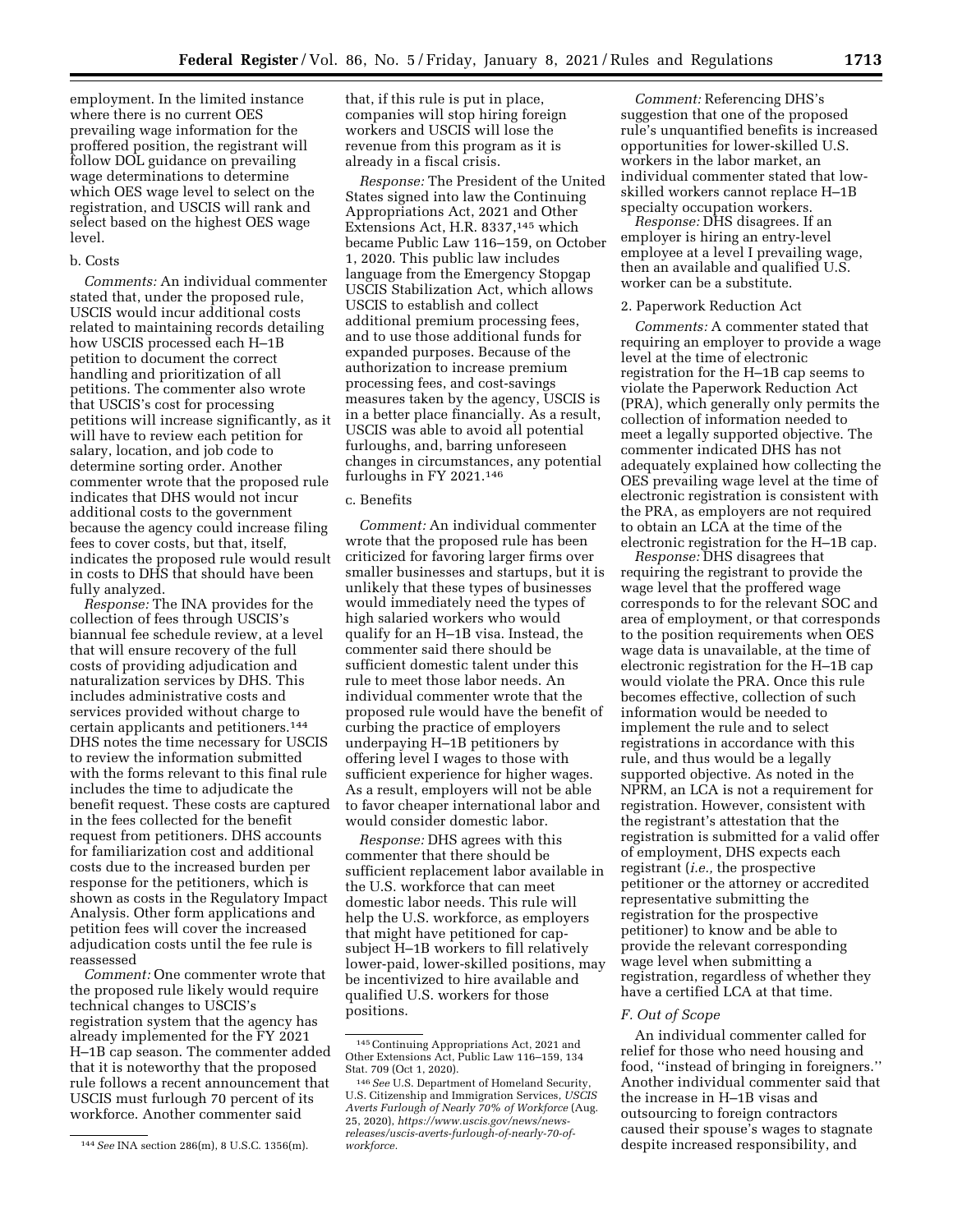employment. In the limited instance where there is no current OES prevailing wage information for the proffered position, the registrant will follow DOL guidance on prevailing wage determinations to determine which OES wage level to select on the registration, and USCIS will rank and select based on the highest OES wage level.

b. Costs

*Comments:* An individual commenter stated that, under the proposed rule, USCIS would incur additional costs related to maintaining records detailing how USCIS processed each H–1B petition to document the correct handling and prioritization of all petitions. The commenter also wrote that USCIS's cost for processing petitions will increase significantly, as it will have to review each petition for salary, location, and job code to determine sorting order. Another commenter wrote that the proposed rule indicates that DHS would not incur additional costs to the government because the agency could increase filing fees to cover costs, but that, itself, indicates the proposed rule would result in costs to DHS that should have been fully analyzed.

*Response:* The INA provides for the collection of fees through USCIS's biannual fee schedule review, at a level that will ensure recovery of the full costs of providing adjudication and naturalization services by DHS. This includes administrative costs and services provided without charge to certain applicants and petitioners.[144] DHS notes the time necessary for USCIS to review the information submitted with the forms relevant to this final rule includes the time to adjudicate the benefit request. These costs are captured in the fees collected for the benefit request from petitioners. DHS accounts for familiarization cost and additional costs due to the increased burden per response for the petitioners, which is shown as costs in the Regulatory Impact Analysis. Other form applications and petition fees will cover the increased adjudication costs until the fee rule is reassessed

*Comment:* One commenter wrote that the proposed rule likely would require technical changes to USCIS's registration system that the agency has already implemented for the FY 2021 H–1B cap season. The commenter added that it is noteworthy that the proposed rule follows a recent announcement that USCIS must furlough 70 percent of its workforce. Another commenter said that, if this rule is put in place, companies will stop hiring foreign workers and USCIS will lose the revenue from this program as it is already in a fiscal crisis.

*Response:* The President of the United States signed into law the Continuing Appropriations Act, 2021 and Other Extensions Act, H.R. 8337,[145] which became Public Law 116–159, on October 1, 2020. This public law includes language from the Emergency Stopgap USCIS Stabilization Act, which allows USCIS to establish and collect additional premium processing fees, and to use those additional funds for expanded purposes. Because of the authorization to increase premium processing fees, and cost-savings measures taken by the agency, USCIS is in a better place financially. As a result, USCIS was able to avoid all potential furloughs, and, barring unforeseen changes in circumstances, any potential furloughs in FY 2021.[146]

c. Benefits

*Comment:* An individual commenter wrote that the proposed rule has been criticized for favoring larger firms over smaller businesses and startups, but it is unlikely that these types of businesses would immediately need the types of high salaried workers who would qualify for an H–1B visa. Instead, the commenter said there should be sufficient domestic talent under this rule to meet those labor needs. An individual commenter wrote that the proposed rule would have the benefit of curbing the practice of employers underpaying H–1B petitioners by offering level I wages to those with sufficient experience for higher wages. As a result, employers will not be able to favor cheaper international labor and would consider domestic labor.

*Response:* DHS agrees with this commenter that there should be sufficient replacement labor available in the U.S. workforce that can meet domestic labor needs. This rule will help the U.S. workforce, as employers that might have petitioned for cap-subject H–1B workers to fill relatively lower-paid, lower-skilled positions, may be incentivized to hire available and qualified U.S. workers for those positions.

*Comment:* Referencing DHS's suggestion that one of the proposed rule's unquantified benefits is increased opportunities for lower-skilled U.S. workers in the labor market, an individual commenter stated that low-skilled workers cannot replace H–1B specialty occupation workers.

*Response:* DHS disagrees. If an employer is hiring an entry-level employee at a level I prevailing wage, then an available and qualified U.S. worker can be a substitute.

2. Paperwork Reduction Act

*Comments:* A commenter stated that requiring an employer to provide a wage level at the time of electronic registration for the H–1B cap seems to violate the Paperwork Reduction Act (PRA), which generally only permits the collection of information needed to meet a legally supported objective. The commenter indicated DHS has not adequately explained how collecting the OES prevailing wage level at the time of electronic registration is consistent with the PRA, as employers are not required to obtain an LCA at the time of the electronic registration for the H–1B cap.

*Response:* DHS disagrees that requiring the registrant to provide the wage level that the proffered wage corresponds to for the relevant SOC and area of employment, or that corresponds to the position requirements when OES wage data is unavailable, at the time of electronic registration for the H–1B cap would violate the PRA. Once this rule becomes effective, collection of such information would be needed to implement the rule and to select registrations in accordance with this rule, and thus would be a legally supported objective. As noted in the NPRM, an LCA is not a requirement for registration. However, consistent with the registrant's attestation that the registration is submitted for a valid offer of employment, DHS expects each registrant (*i.e.,* the prospective petitioner or the attorney or accredited representative submitting the registration for the prospective petitioner) to know and be able to provide the relevant corresponding wage level when submitting a registration, regardless of whether they have a certified LCA at that time.

### *F. Out of Scope*

An individual commenter called for relief for those who need housing and food, ''instead of bringing in foreigners.'' Another individual commenter said that the increase in H–1B visas and outsourcing to foreign contractors caused their spouse's wages to stagnate despite increased responsibility, and

---

[144] *See* INA section 286(m), 8 U.S.C. 1356(m).

[145] Continuing Appropriations Act, 2021 and Other Extensions Act, Public Law 116–159, 134 Stat. 709 (Oct 1, 2020).

[146] *See* U.S. Department of Homeland Security, U.S. Citizenship and Immigration Services, *USCIS Averts Furlough of Nearly 70% of Workforce* (Aug. 25, 2020), *https://www.uscis.gov/news/news-releases/uscis-averts-furlough-of-nearly-70-of-workforce.*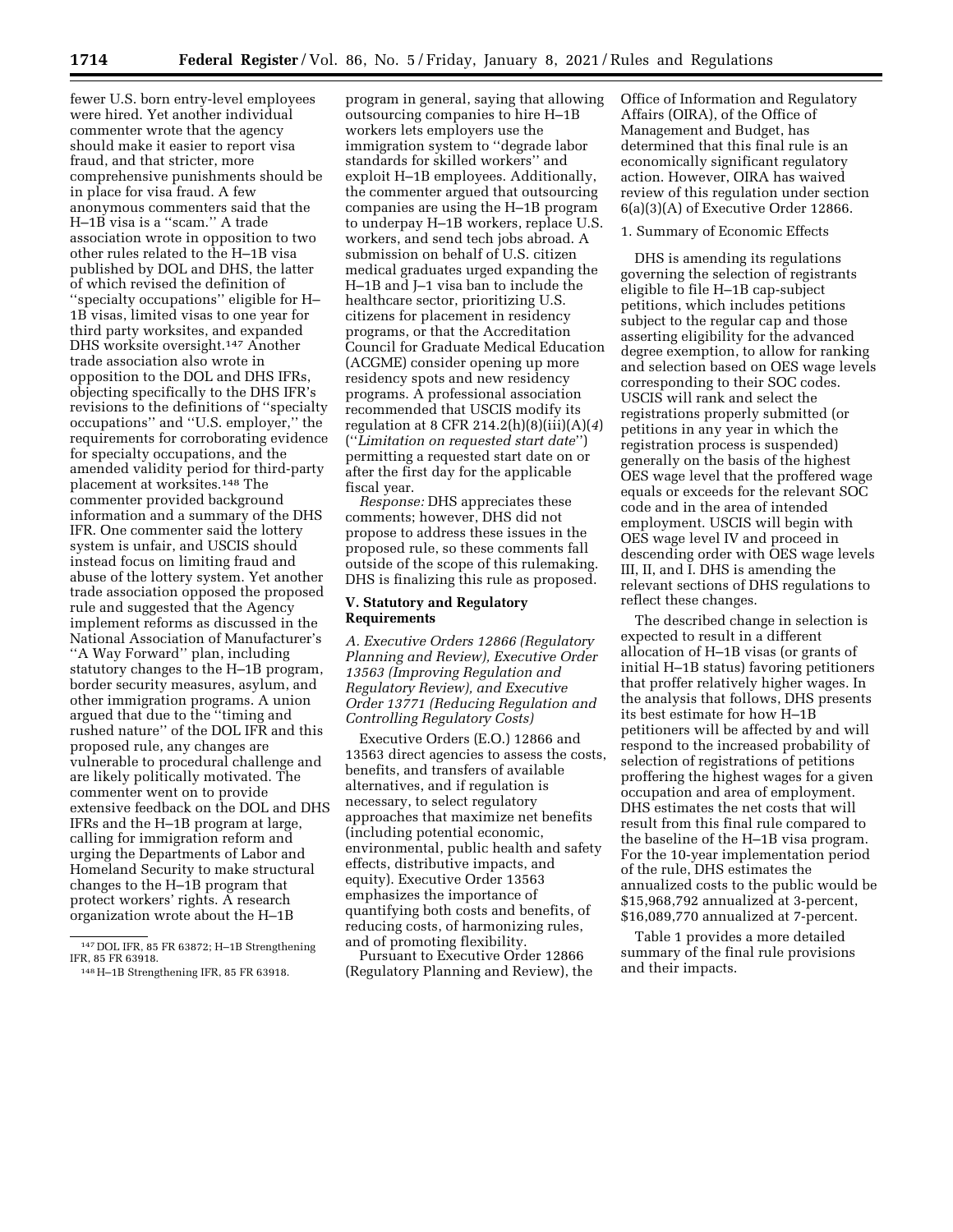fewer U.S. born entry-level employees were hired. Yet another individual commenter wrote that the agency should make it easier to report visa fraud, and that stricter, more comprehensive punishments should be in place for visa fraud. A few anonymous commenters said that the H–1B visa is a ''scam.'' A trade association wrote in opposition to two other rules related to the H–1B visa published by DOL and DHS, the latter of which revised the definition of ''specialty occupations'' eligible for H–1B visas, limited visas to one year for third party worksites, and expanded DHS worksite oversight.[147] Another trade association also wrote in opposition to the DOL and DHS IFRs, objecting specifically to the DHS IFR's revisions to the definitions of ''specialty occupations'' and ''U.S. employer,'' the requirements for corroborating evidence for specialty occupations, and the amended validity period for third-party placement at worksites.[148] The commenter provided background information and a summary of the DHS IFR. One commenter said the lottery system is unfair, and USCIS should instead focus on limiting fraud and abuse of the lottery system. Yet another trade association opposed the proposed rule and suggested that the Agency implement reforms as discussed in the National Association of Manufacturer's ''A Way Forward'' plan, including statutory changes to the H–1B program, border security measures, asylum, and other immigration programs. A union argued that due to the ''timing and rushed nature'' of the DOL IFR and this proposed rule, any changes are vulnerable to procedural challenge and are likely politically motivated. The commenter went on to provide extensive feedback on the DOL and DHS IFRs and the H–1B program at large, calling for immigration reform and urging the Departments of Labor and Homeland Security to make structural changes to the H–1B program that protect workers' rights. A research organization wrote about the H–1B program in general, saying that allowing outsourcing companies to hire H–1B workers lets employers use the immigration system to ''degrade labor standards for skilled workers'' and exploit H–1B employees. Additionally, the commenter argued that outsourcing companies are using the H–1B program to underpay H–1B workers, replace U.S. workers, and send tech jobs abroad. A submission on behalf of U.S. citizen medical graduates urged expanding the H–1B and J–1 visa ban to include the healthcare sector, prioritizing U.S. citizens for placement in residency programs, or that the Accreditation Council for Graduate Medical Education (ACGME) consider opening up more residency spots and new residency programs. A professional association recommended that USCIS modify its regulation at 8 CFR 214.2(h)(8)(iii)(A)(*4*) (''*Limitation on requested start date*'') permitting a requested start date on or after the first day for the applicable fiscal year.

*Response:* DHS appreciates these comments; however, DHS did not propose to address these issues in the proposed rule, so these comments fall outside of the scope of this rulemaking. DHS is finalizing this rule as proposed.

## V. Statutory and Regulatory Requirements

### *A. Executive Orders 12866 (Regulatory Planning and Review), Executive Order 13563 (Improving Regulation and Regulatory Review), and Executive Order 13771 (Reducing Regulation and Controlling Regulatory Costs)*

Executive Orders (E.O.) 12866 and 13563 direct agencies to assess the costs, benefits, and transfers of available alternatives, and if regulation is necessary, to select regulatory approaches that maximize net benefits (including potential economic, environmental, public health and safety effects, distributive impacts, and equity). Executive Order 13563 emphasizes the importance of quantifying both costs and benefits, of reducing costs, of harmonizing rules, and of promoting flexibility.

Pursuant to Executive Order 12866 (Regulatory Planning and Review), the Office of Information and Regulatory Affairs (OIRA), of the Office of Management and Budget, has determined that this final rule is an economically significant regulatory action. However, OIRA has waived review of this regulation under section 6(a)(3)(A) of Executive Order 12866.

1. Summary of Economic Effects

DHS is amending its regulations governing the selection of registrants eligible to file H–1B cap-subject petitions, which includes petitions subject to the regular cap and those asserting eligibility for the advanced degree exemption, to allow for ranking and selection based on OES wage levels corresponding to their SOC codes. USCIS will rank and select the registrations properly submitted (or petitions in any year in which the registration process is suspended) generally on the basis of the highest OES wage level that the proffered wage equals or exceeds for the relevant SOC code and in the area of intended employment. USCIS will begin with OES wage level IV and proceed in descending order with OES wage levels III, II, and I. DHS is amending the relevant sections of DHS regulations to reflect these changes.

The described change in selection is expected to result in a different allocation of H–1B visas (or grants of initial H–1B status) favoring petitioners that proffer relatively higher wages. In the analysis that follows, DHS presents its best estimate for how H–1B petitioners will be affected by and will respond to the increased probability of selection of registrations of petitions proffering the highest wages for a given occupation and area of employment. DHS estimates the net costs that will result from this final rule compared to the baseline of the H–1B visa program. For the 10-year implementation period of the rule, DHS estimates the annualized costs to the public would be $15,968,792 annualized at 3-percent, $16,089,770 annualized at 7-percent.

Table 1 provides a more detailed summary of the final rule provisions and their impacts.

[147] DOL IFR, 85 FR 63872; H–1B Strengthening IFR, 85 FR 63918.

[148] H–1B Strengthening IFR, 85 FR 63918.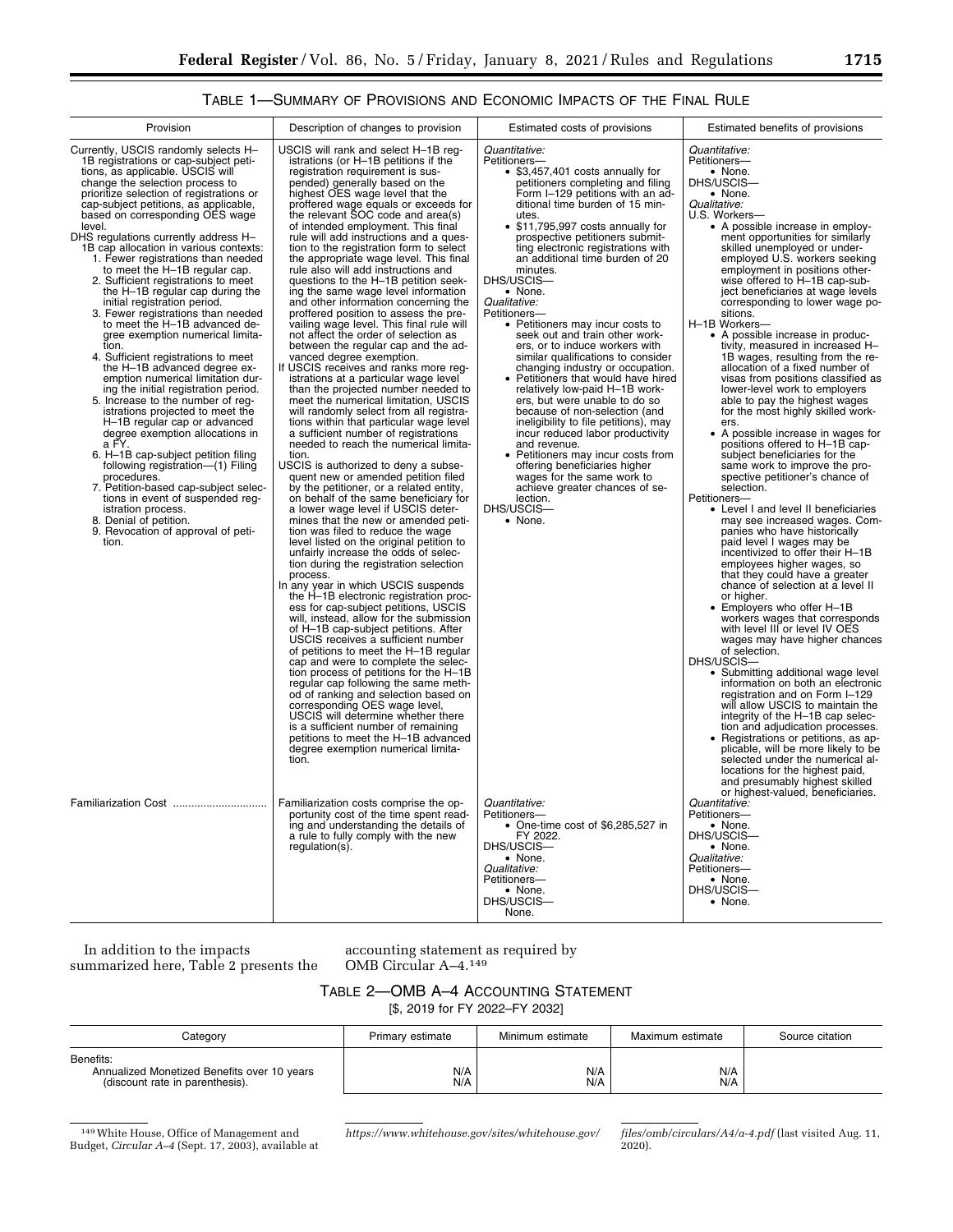TABLE 1—SUMMARY OF PROVISIONS AND ECONOMIC IMPACTS OF THE FINAL RULE

| Provision | Description of changes to provision | Estimated costs of provisions | Estimated benefits of provisions |
|---|---|---|---|
| Currently, USCIS randomly selects H–1B registrations or cap-subject petitions, as applicable. USCIS will change the selection process to prioritize selection of registrations or cap-subject petitions, as applicable, based on corresponding OES wage level.<br>DHS regulations currently address H–1B cap allocation in various contexts:<br>1. Fewer registrations than needed to meet the H–1B regular cap.<br>2. Sufficient registrations to meet the H–1B regular cap during the initial registration period.<br>3. Fewer registrations than needed to meet the H–1B advanced degree exemption numerical limitation.<br>4. Sufficient registrations to meet the H–1B advanced degree exemption numerical limitation during the initial registration period.<br>5. Increase to the number of registrations projected to meet the H–1B regular cap or advanced degree exemption allocations in a FY.<br>6. H–1B cap-subject petition filing following registration—(1) Filing procedures.<br>7. Petition-based cap-subject selections in event of suspended registration process.<br>8. Denial of petition.<br>9. Revocation of approval of petition. | USCIS will rank and select H–1B registrations (or H–1B petitions if the registration requirement is suspended) generally based on the highest OES wage level that the proffered wage equals or exceeds for the relevant SOC code and area(s) of intended employment. This final rule will add instructions and a question to the registration form to select the appropriate wage level. This final rule also will add instructions and questions to the H–1B petition seeking the same wage level information and other information concerning the proffered position to assess the prevailing wage level. This final rule will not affect the order of selection as between the regular cap and the advanced degree exemption.<br>If USCIS receives and ranks more registrations at a particular wage level than the projected number needed to meet the numerical limitation, USCIS will randomly select from all registrations within that particular wage level a sufficient number of registrations needed to reach the numerical limitation.<br>USCIS is authorized to deny a subsequent new or amended petition filed by the petitioner, or a related entity, on behalf of the same beneficiary for a lower wage level if USCIS determines that the new or amended petition was filed to reduce the wage level listed on the original petition to unfairly increase the odds of selection during the registration selection process.<br>In any year in which USCIS suspends the H–1B electronic registration process for cap-subject petitions, USCIS will, instead, allow for the submission of H–1B cap-subject petitions. After USCIS receives a sufficient number of petitions to meet the H–1B regular cap and were to complete the selection process of petitions for the H–1B regular cap following the same method of ranking and selection based on corresponding OES wage level, USCIS will determine whether there is a sufficient number of remaining petitions to meet the H–1B advanced degree exemption numerical limitation. | *Quantitative:*<br>Petitioners—<br>• $3,457,401 costs annually for petitioners completing and filing Form I–129 petitions with an additional time burden of 15 minutes.<br>• $11,795,997 costs annually for prospective petitioners submitting electronic registrations with an additional time burden of 20 minutes.<br>DHS/USCIS—<br>• None.<br>*Qualitative:*<br>Petitioners—<br>• Petitioners may incur costs to seek out and train other workers, or to induce workers with similar qualifications to consider changing industry or occupation.<br>• Petitioners that would have hired relatively low-paid H–1B workers, but were unable to do so because of non-selection (and ineligibility to file petitions), may incur reduced labor productivity and revenue.<br>• Petitioners may incur costs from offering beneficiaries higher wages for the same work to achieve greater chances of selection.<br>DHS/USCIS—<br>• None. | *Quantitative:*<br>Petitioners—<br>• None.<br>DHS/USCIS—<br>• None.<br>*Qualitative:*<br>U.S. Workers—<br>• A possible increase in employment opportunities for similarly skilled unemployed or under-employed U.S. workers seeking employment in positions otherwise offered to H–1B cap-subject beneficiaries at wage levels corresponding to lower wage positions.<br>H–1B Workers—<br>• A possible increase in productivity, measured in increased H–1B wages, resulting from the reallocation of a fixed number of visas from positions classified as lower-level work to employers able to pay the highest wages for the most highly skilled workers.<br>• A possible increase in wages for positions offered to H–1B cap-subject beneficiaries for the same work to improve the prospective petitioner's chance of selection.<br>Petitioners—<br>• Level I and level II beneficiaries may see increased wages. Companies who have historically paid level I wages may be incentivized to offer their H–1B employees higher wages, so that they could have a greater chance of selection at a level II or higher.<br>• Employers who offer H–1B workers wages that corresponds with level III or level IV OES wages may have higher chances of selection.<br>DHS/USCIS—<br>• Submitting additional wage level information on both an electronic registration and on Form I–129 will allow USCIS to maintain the integrity of the H–1B cap selection and adjudication processes.<br>• Registrations or petitions, as applicable, will be more likely to be selected under the numerical allocations for the highest paid, and presumably highest skilled or highest-valued, beneficiaries. |
| Familiarization Cost | Familiarization costs comprise the opportunity cost of the time spent reading and understanding the details of a rule to fully comply with the new regulation(s). | *Quantitative:*<br>Petitioners—<br>• One-time cost of $6,285,527 in FY 2022.<br>DHS/USCIS—<br>• None.<br>*Qualitative:*<br>Petitioners—<br>• None.<br>DHS/USCIS—<br>None. | *Quantitative:*<br>Petitioners—<br>• None.<br>DHS/USCIS—<br>• None.<br>*Qualitative:*<br>Petitioners—<br>• None.<br>DHS/USCIS—<br>• None. |

In addition to the impacts summarized here, Table 2 presents the accounting statement as required by OMB Circular A–4.[149]

TABLE 2—OMB A–4 ACCOUNTING STATEMENT

[$, 2019 for FY 2022–FY 2032]

| Category | Primary estimate | Minimum estimate | Maximum estimate | Source citation |
|---|---|---|---|---|
| Benefits:<br>Annualized Monetized Benefits over 10 years (discount rate in parenthesis). | N/A<br>N/A | N/A<br>N/A | N/A<br>N/A | |

[149] White House, Office of Management and Budget, *Circular A–4* (Sept. 17, 2003), available at *https://www.whitehouse.gov/sites/whitehouse.gov/files/omb/circulars/A4/a-4.pdf* (last visited Aug. 11, 2020).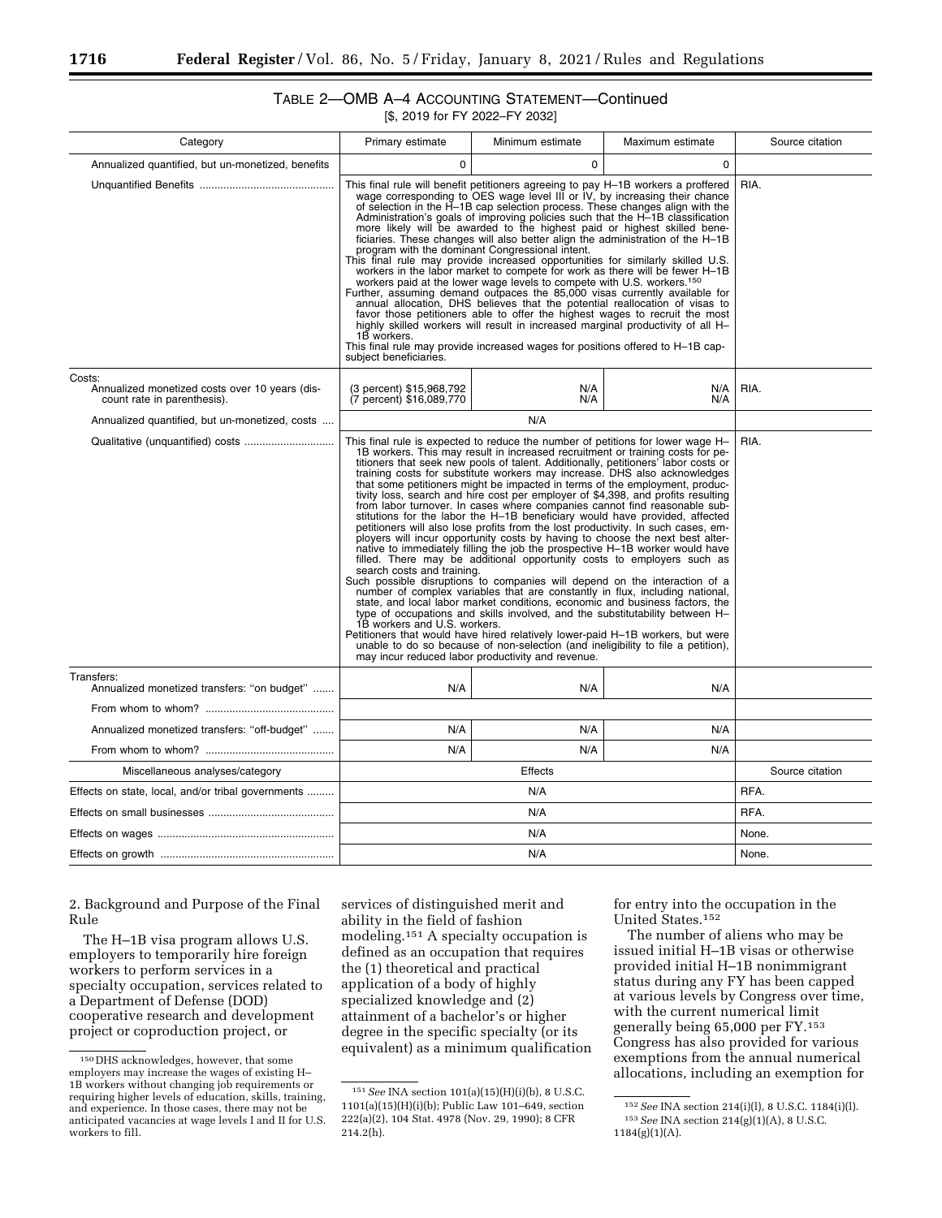TABLE 2—OMB A–4 ACCOUNTING STATEMENT—Continued

[$, 2019 for FY 2022–FY 2032]

| Category | Primary estimate | Minimum estimate | Maximum estimate | Source citation |
|---|---|---|---|---|
| Annualized quantified, but un-monetized, benefits | 0 | 0 | 0 | |
| Unquantified Benefits | This final rule will benefit petitioners agreeing to pay H–1B workers a proffered wage corresponding to OES wage level III or IV, by increasing their chance of selection in the H–1B cap selection process. These changes align with the Administration's goals of improving policies such that the H–1B classification more likely will be awarded to the highest paid or highest skilled beneficiaries. These changes will also better align the administration of the H–1B program with the dominant Congressional intent. This final rule may provide increased opportunities for similarly skilled U.S. workers in the labor market to compete for work as there will be fewer H–1B workers paid at the lower wage levels to compete with U.S. workers.[150] Further, assuming demand outpaces the 85,000 visas currently available for annual allocation, DHS believes that the potential reallocation of visas to favor those petitioners able to offer the highest wages to recruit the most highly skilled workers will result in increased marginal productivity of all H–1B workers. This final rule may provide increased wages for positions offered to H–1B cap-subject beneficiaries. | | | RIA. |
| Costs: Annualized monetized costs over 10 years (discount rate in parenthesis). | (3 percent) $15,968,792 (7 percent) $16,089,770 | N/A N/A | N/A N/A | RIA. |
| Annualized quantified, but un-monetized, costs | N/A | | | |
| Qualitative (unquantified) costs | This final rule is expected to reduce the number of petitions for lower wage H–1B workers. This may result in increased recruitment or training costs for petitioners that seek new pools of talent. Additionally, petitioners' labor costs or training costs for substitute workers may increase. DHS also acknowledges that some petitioners might be impacted in terms of the employment, productivity loss, search and hire cost per employer of $4,398, and profits resulting from labor turnover. In cases where companies cannot find reasonable substitutions for the labor the H–1B beneficiary would have provided, affected petitioners will also lose profits from the lost productivity. In such cases, employers will incur opportunity costs by having to choose the next best alternative to immediately filling the job the prospective H–1B worker would have filled. There may be additional opportunity costs to employers such as search costs and training. Such possible disruptions to companies will depend on the interaction of a number of complex variables that are constantly in flux, including national, state, and local labor market conditions, economic and business factors, the type of occupations and skills involved, and the substitutability between H–1B workers and U.S. workers. Petitioners that would have hired relatively lower-paid H–1B workers, but were unable to do so because of non-selection (and ineligibility to file a petition), may incur reduced labor productivity and revenue. | | | RIA. |
| Transfers: Annualized monetized transfers: "on budget" | N/A | N/A | N/A | |
| From whom to whom? | | | | |
| Annualized monetized transfers: "off-budget" | N/A | N/A | N/A | |
| From whom to whom? | N/A | N/A | N/A | |
| Miscellaneous analyses/category | Effects | | | Source citation |
| Effects on state, local, and/or tribal governments | N/A | | | RFA. |
| Effects on small businesses | N/A | | | RFA. |
| Effects on wages | N/A | | | None. |
| Effects on growth | N/A | | | None. |

2. Background and Purpose of the Final Rule

The H–1B visa program allows U.S. employers to temporarily hire foreign workers to perform services in a specialty occupation, services related to a Department of Defense (DOD) cooperative research and development project or coproduction project, or services of distinguished merit and ability in the field of fashion modeling.[151] A specialty occupation is defined as an occupation that requires the (1) theoretical and practical application of a body of highly specialized knowledge and (2) attainment of a bachelor's or higher degree in the specific specialty (or its equivalent) as a minimum qualification for entry into the occupation in the United States.[152]

The number of aliens who may be issued initial H–1B visas or otherwise provided initial H–1B nonimmigrant status during any FY has been capped at various levels by Congress over time, with the current numerical limit generally being 65,000 per FY.[153] Congress has also provided for various exemptions from the annual numerical allocations, including an exemption for

[150] DHS acknowledges, however, that some employers may increase the wages of existing H–1B workers without changing job requirements or requiring higher levels of education, skills, training, and experience. In those cases, there may not be anticipated vacancies at wage levels I and II for U.S. workers to fill.

[151] *See* INA section 101(a)(15)(H)(i)(b), 8 U.S.C. 1101(a)(15)(H)(i)(b); Public Law 101–649, section 222(a)(2), 104 Stat. 4978 (Nov. 29, 1990); 8 CFR 214.2(h).

[152] *See* INA section 214(i)(l), 8 U.S.C. 1184(i)(l).

[153] *See* INA section 214(g)(1)(A), 8 U.S.C. 1184(g)(1)(A).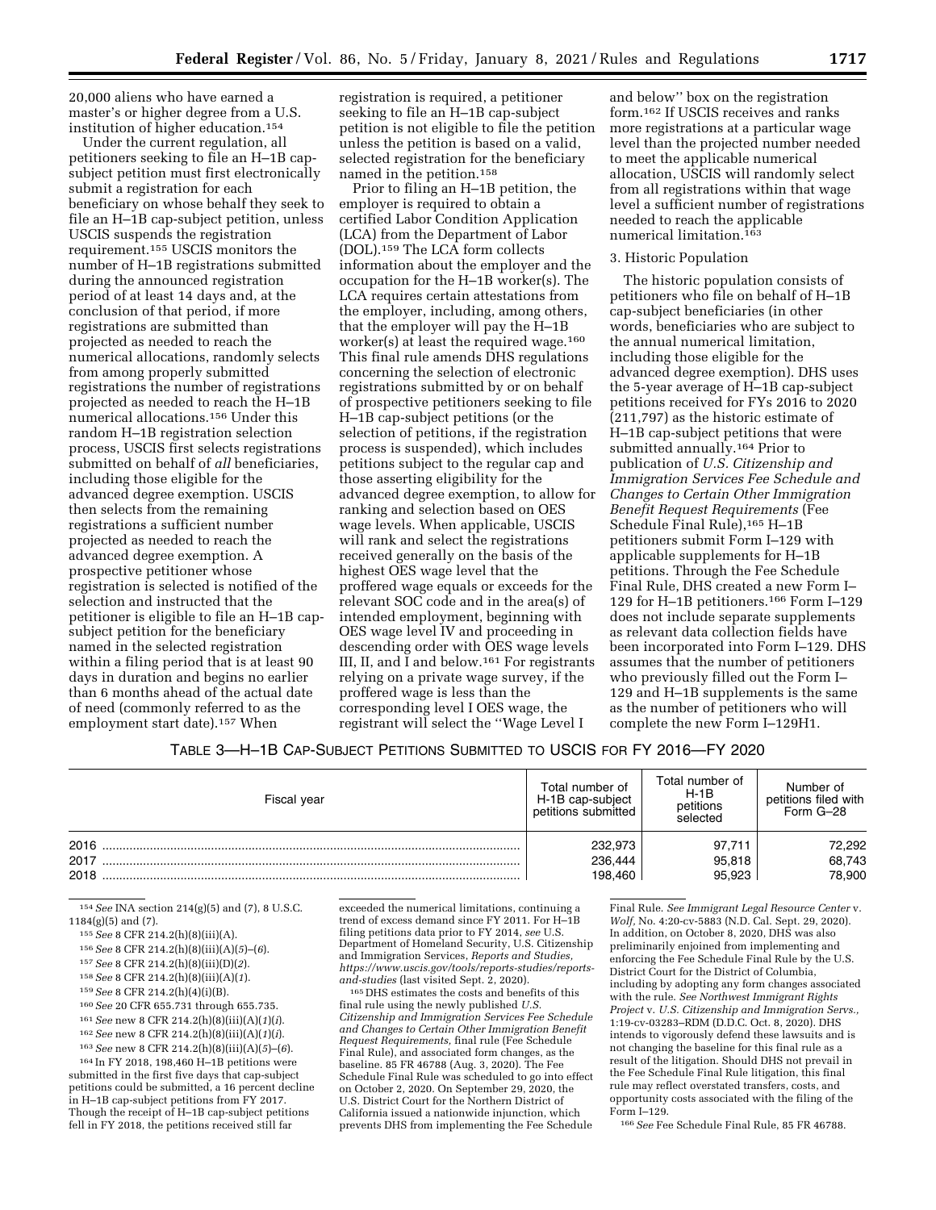20,000 aliens who have earned a master's or higher degree from a U.S. institution of higher education.[154]

Under the current regulation, all petitioners seeking to file an H–1B cap-subject petition must first electronically submit a registration for each beneficiary on whose behalf they seek to file an H–1B cap-subject petition, unless USCIS suspends the registration requirement.[155] USCIS monitors the number of H–1B registrations submitted during the announced registration period of at least 14 days and, at the conclusion of that period, if more registrations are submitted than projected as needed to reach the numerical allocations, randomly selects from among properly submitted registrations the number of registrations projected as needed to reach the H–1B numerical allocations.[156] Under this random H–1B registration selection process, USCIS first selects registrations submitted on behalf of *all* beneficiaries, including those eligible for the advanced degree exemption. USCIS then selects from the remaining registrations a sufficient number projected as needed to reach the advanced degree exemption. A prospective petitioner whose registration is selected is notified of the selection and instructed that the petitioner is eligible to file an H–1B cap-subject petition for the beneficiary named in the selected registration within a filing period that is at least 90 days in duration and begins no earlier than 6 months ahead of the actual date of need (commonly referred to as the employment start date).[157] When registration is required, a petitioner seeking to file an H–1B cap-subject petition is not eligible to file the petition unless the petition is based on a valid, selected registration for the beneficiary named in the petition.[158]

Prior to filing an H–1B petition, the employer is required to obtain a certified Labor Condition Application (LCA) from the Department of Labor (DOL).[159] The LCA form collects information about the employer and the occupation for the H–1B worker(s). The LCA requires certain attestations from the employer, including, among others, that the employer will pay the H–1B worker(s) at least the required wage.[160] This final rule amends DHS regulations concerning the selection of electronic registrations submitted by or on behalf of prospective petitioners seeking to file H–1B cap-subject petitions (or the selection of petitions, if the registration process is suspended), which includes petitions subject to the regular cap and those asserting eligibility for the advanced degree exemption, to allow for ranking and selection based on OES wage levels. When applicable, USCIS will rank and select the registrations received generally on the basis of the highest OES wage level that the proffered wage equals or exceeds for the relevant SOC code and in the area(s) of intended employment, beginning with OES wage level IV and proceeding in descending order with OES wage levels III, II, and I and below.[161] For registrants relying on a private wage survey, if the proffered wage is less than the corresponding level I OES wage, the registrant will select the ''Wage Level I and below'' box on the registration form.[162] If USCIS receives and ranks more registrations at a particular wage level than the projected number needed to meet the applicable numerical allocation, USCIS will randomly select from all registrations within that wage level a sufficient number of registrations needed to reach the applicable numerical limitation.[163]

### 3. Historic Population

The historic population consists of petitioners who file on behalf of H–1B cap-subject beneficiaries (in other words, beneficiaries who are subject to the annual numerical limitation, including those eligible for the advanced degree exemption). DHS uses the 5-year average of H–1B cap-subject petitions received for FYs 2016 to 2020 (211,797) as the historic estimate of H–1B cap-subject petitions that were submitted annually.[164] Prior to publication of *U.S. Citizenship and Immigration Services Fee Schedule and Changes to Certain Other Immigration Benefit Request Requirements* (Fee Schedule Final Rule),[165] H–1B petitioners submit Form I–129 with applicable supplements for H–1B petitions. Through the Fee Schedule Final Rule, DHS created a new Form I–129 for H–1B petitioners.[166] Form I–129 does not include separate supplements as relevant data collection fields have been incorporated into Form I–129. DHS assumes that the number of petitioners who previously filled out the Form I–129 and H–1B supplements is the same as the number of petitioners who will complete the new Form I–129H1.

TABLE 3—H–1B CAP-SUBJECT PETITIONS SUBMITTED TO USCIS FOR FY 2016—FY 2020

| Fiscal year | Total number of H-1B cap-subject petitions submitted | Total number of H-1B petitions selected | Number of petitions filed with Form G–28 |
|---|---|---|---|
| 2016 | 232,973 | 97,711 | 72,292 |
| 2017 | 236,444 | 95,818 | 68,743 |
| 2018 | 198,460 | 95,923 | 78,900 |

[154] *See* INA section 214(g)(5) and (7), 8 U.S.C. 1184(g)(5) and (7).

[155] *See* 8 CFR 214.2(h)(8)(iii)(A).

[156] *See* 8 CFR 214.2(h)(8)(iii)(A)(*5*)–(*6*).

[157] *See* 8 CFR 214.2(h)(8)(iii)(D)(*2*).

[158] *See* 8 CFR 214.2(h)(8)(iii)(A)(*1*).

[159] *See* 8 CFR 214.2(h)(4)(i)(B).

[160] *See* 20 CFR 655.731 through 655.735.

[161] *See* new 8 CFR 214.2(h)(8)(iii)(A)(*1*)(*i*).

[162] *See* new 8 CFR 214.2(h)(8)(iii)(A)(*1*)(*i*).

[163] *See* new 8 CFR 214.2(h)(8)(iii)(A)(*5*)–(*6*).

[164] In FY 2018, 198,460 H–1B petitions were submitted in the first five days that cap-subject petitions could be submitted, a 16 percent decline in H–1B cap-subject petitions from FY 2017. Though the receipt of H–1B cap-subject petitions fell in FY 2018, the petitions received still far exceeded the numerical limitations, continuing a trend of excess demand since FY 2011. For H–1B filing petitions data prior to FY 2014, *see* U.S. Department of Homeland Security, U.S. Citizenship and Immigration Services, *Reports and Studies, https://www.uscis.gov/tools/reports-studies/reports-and-studies* (last visited Sept. 2, 2020).

[165] DHS estimates the costs and benefits of this final rule using the newly published *U.S. Citizenship and Immigration Services Fee Schedule and Changes to Certain Other Immigration Benefit Request Requirements,* final rule (Fee Schedule Final Rule), and associated form changes, as the baseline. 85 FR 46788 (Aug. 3, 2020). The Fee Schedule Final Rule was scheduled to go into effect on October 2, 2020. On September 29, 2020, the U.S. District Court for the Northern District of California issued a nationwide injunction, which prevents DHS from implementing the Fee Schedule Final Rule. *See Immigrant Legal Resource Center* v. *Wolf,* No. 4:20-cv-5883 (N.D. Cal. Sept. 29, 2020). In addition, on October 8, 2020, DHS was also preliminarily enjoined from implementing and enforcing the Fee Schedule Final Rule by the U.S. District Court for the District of Columbia, including by adopting any form changes associated with the rule. *See Northwest Immigrant Rights Project* v. *U.S. Citizenship and Immigration Servs.,* 1:19-cv-03283–RDM (D.D.C. Oct. 8, 2020). DHS intends to vigorously defend these lawsuits and is not changing the baseline for this final rule as a result of the litigation. Should DHS not prevail in the Fee Schedule Final Rule litigation, this final rule may reflect overstated transfers, costs, and opportunity costs associated with the filing of the Form I–129.

[166] *See* Fee Schedule Final Rule, 85 FR 46788.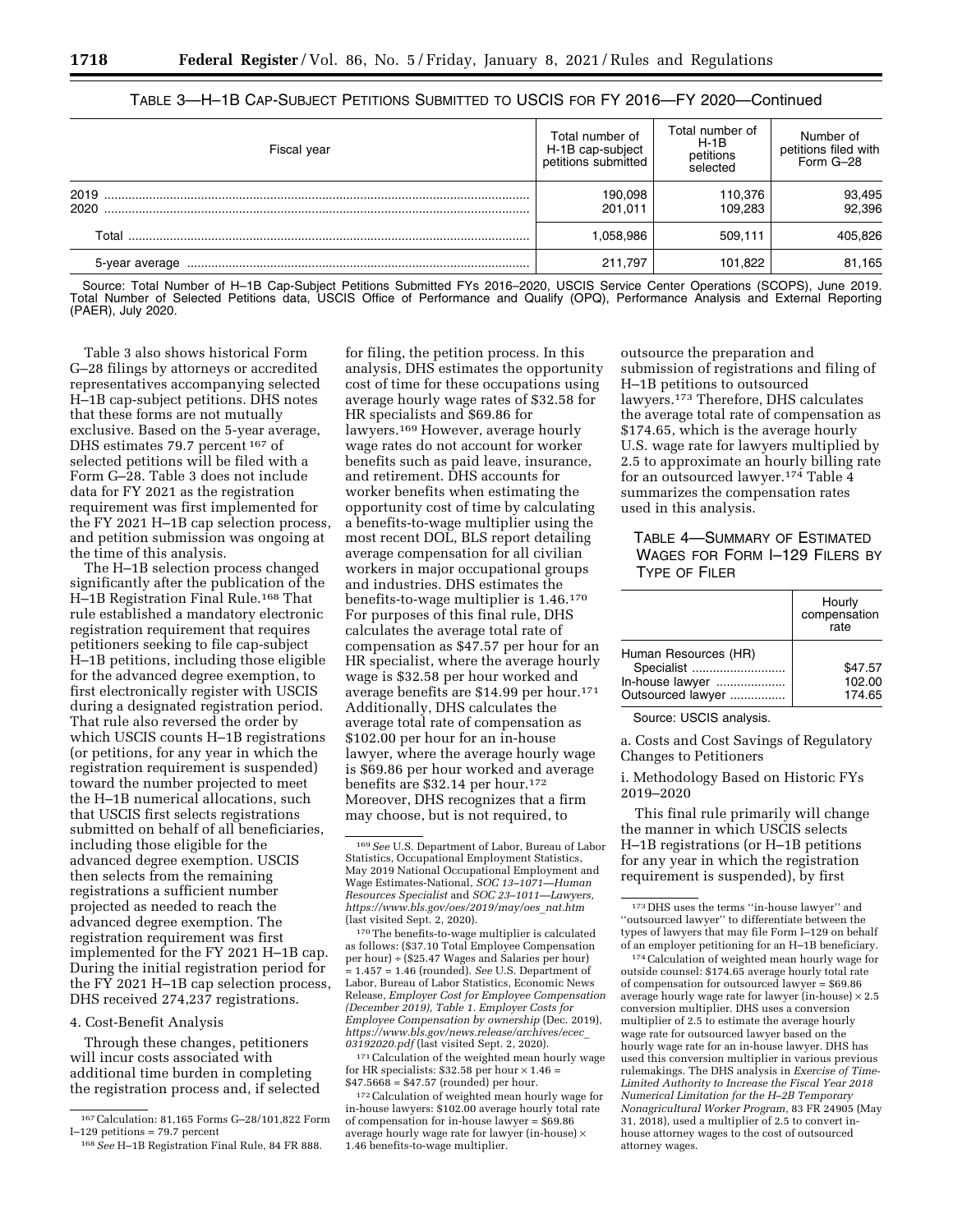TABLE 3—H–1B CAP-SUBJECT PETITIONS SUBMITTED TO USCIS FOR FY 2016—FY 2020—Continued

| Fiscal year | Total number of H-1B cap-subject petitions submitted | Total number of H-1B petitions selected | Number of petitions filed with Form G–28 |
|---|---|---|---|
| 2019 | 190,098 | 110,376 | 93,495 |
| 2020 | 201,011 | 109,283 | 92,396 |
| Total | 1,058,986 | 509,111 | 405,826 |
| 5-year average | 211,797 | 101,822 | 81,165 |

Source: Total Number of H–1B Cap-Subject Petitions Submitted FYs 2016–2020, USCIS Service Center Operations (SCOPS), June 2019. Total Number of Selected Petitions data, USCIS Office of Performance and Qualify (OPQ), Performance Analysis and External Reporting (PAER), July 2020.

Table 3 also shows historical Form G–28 filings by attorneys or accredited representatives accompanying selected H–1B cap-subject petitions. DHS notes that these forms are not mutually exclusive. Based on the 5-year average, DHS estimates 79.7 percent [167] of selected petitions will be filed with a Form G–28. Table 3 does not include data for FY 2021 as the registration requirement was first implemented for the FY 2021 H–1B cap selection process, and petition submission was ongoing at the time of this analysis.

The H–1B selection process changed significantly after the publication of the H–1B Registration Final Rule.[168] That rule established a mandatory electronic registration requirement that requires petitioners seeking to file cap-subject H–1B petitions, including those eligible for the advanced degree exemption, to first electronically register with USCIS during a designated registration period. That rule also reversed the order by which USCIS counts H–1B registrations (or petitions, for any year in which the registration requirement is suspended) toward the number projected to meet the H–1B numerical allocations, such that USCIS first selects registrations submitted on behalf of all beneficiaries, including those eligible for the advanced degree exemption. USCIS then selects from the remaining registrations a sufficient number projected as needed to reach the advanced degree exemption. The registration requirement was first implemented for the FY 2021 H–1B cap. During the initial registration period for the FY 2021 H–1B cap selection process, DHS received 274,237 registrations.

4. Cost-Benefit Analysis

Through these changes, petitioners will incur costs associated with additional time burden in completing the registration process and, if selected for filing, the petition process. In this analysis, DHS estimates the opportunity cost of time for these occupations using average hourly wage rates of $32.58 for HR specialists and $69.86 for lawyers.[169] However, average hourly wage rates do not account for worker benefits such as paid leave, insurance, and retirement. DHS accounts for worker benefits when estimating the opportunity cost of time by calculating a benefits-to-wage multiplier using the most recent DOL, BLS report detailing average compensation for all civilian workers in major occupational groups and industries. DHS estimates the benefits-to-wage multiplier is 1.46.[170] For purposes of this final rule, DHS calculates the average total rate of compensation as $47.57 per hour for an HR specialist, where the average hourly wage is $32.58 per hour worked and average benefits are $14.99 per hour.[171] Additionally, DHS calculates the average total rate of compensation as $102.00 per hour for an in-house lawyer, where the average hourly wage is $69.86 per hour worked and average benefits are $32.14 per hour.[172] Moreover, DHS recognizes that a firm may choose, but is not required, to outsource the preparation and submission of registrations and filing of H–1B petitions to outsourced lawyers.[173] Therefore, DHS calculates the average total rate of compensation as $174.65, which is the average hourly U.S. wage rate for lawyers multiplied by 2.5 to approximate an hourly billing rate for an outsourced lawyer.[174] Table 4 summarizes the compensation rates used in this analysis.

TABLE 4—SUMMARY OF ESTIMATED WAGES FOR FORM I–129 FILERS BY TYPE OF FILER

| | Hourly compensation rate |
|---|---|
| Human Resources (HR) Specialist | $47.57 |
| In-house lawyer | 102.00 |
| Outsourced lawyer | 174.65 |

Source: USCIS analysis.

a. Costs and Cost Savings of Regulatory Changes to Petitioners

i. Methodology Based on Historic FYs 2019–2020

This final rule primarily will change the manner in which USCIS selects H–1B registrations (or H–1B petitions for any year in which the registration requirement is suspended), by first

---

[167] Calculation: 81,165 Forms G–28/101,822 Form I–129 petitions = 79.7 percent

[168] *See* H–1B Registration Final Rule, 84 FR 888.

[169] *See* U.S. Department of Labor, Bureau of Labor Statistics, Occupational Employment Statistics, May 2019 National Occupational Employment and Wage Estimates-National, *SOC 13–1071—Human Resources Specialist* and *SOC 23–1011—Lawyers, https://www.bls.gov/oes/2019/may/oes_nat.htm* (last visited Sept. 2, 2020).

[170] The benefits-to-wage multiplier is calculated as follows: ($37.10 Total Employee Compensation per hour) ÷ ($25.47 Wages and Salaries per hour) = 1.457 = 1.46 (rounded). *See* U.S. Department of Labor, Bureau of Labor Statistics, Economic News Release, *Employer Cost for Employee Compensation (December 2019), Table 1. Employer Costs for Employee Compensation by ownership* (Dec. 2019), *https://www.bls.gov/news.release/archives/ecec_03192020.pdf* (last visited Sept. 2, 2020).

[171] Calculation of the weighted mean hourly wage for HR specialists: $32.58 per hour × 1.46 = $47.5668 = $47.57 (rounded) per hour.

[172] Calculation of weighted mean hourly wage for in-house lawyers: $102.00 average hourly total rate of compensation for in-house lawyer = $69.86 average hourly wage rate for lawyer (in-house) × 1.46 benefits-to-wage multiplier.

[173] DHS uses the terms ''in-house lawyer'' and ''outsourced lawyer'' to differentiate between the types of lawyers that may file Form I–129 on behalf of an employer petitioning for an H–1B beneficiary.

[174] Calculation of weighted mean hourly wage for outside counsel: $174.65 average hourly total rate of compensation for outsourced lawyer = $69.86 average hourly wage rate for lawyer (in-house) × 2.5 conversion multiplier. DHS uses a conversion multiplier of 2.5 to estimate the average hourly wage rate for outsourced lawyer based on the hourly wage rate for an in-house lawyer. DHS has used this conversion multiplier in various previous rulemakings. The DHS analysis in *Exercise of Time-Limited Authority to Increase the Fiscal Year 2018 Numerical Limitation for the H–2B Temporary Nonagricultural Worker Program,* 83 FR 24905 (May 31, 2018), used a multiplier of 2.5 to convert in-house attorney wages to the cost of outsourced attorney wages.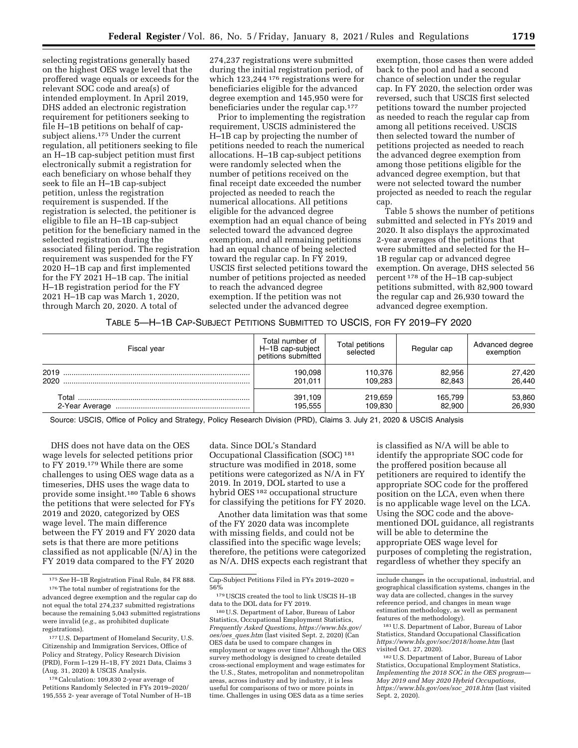selecting registrations generally based on the highest OES wage level that the proffered wage equals or exceeds for the relevant SOC code and area(s) of intended employment. In April 2019, DHS added an electronic registration requirement for petitioners seeking to file H–1B petitions on behalf of cap-subject aliens.[175] Under the current regulation, all petitioners seeking to file an H–1B cap-subject petition must first electronically submit a registration for each beneficiary on whose behalf they seek to file an H–1B cap-subject petition, unless the registration requirement is suspended. If the registration is selected, the petitioner is eligible to file an H–1B cap-subject petition for the beneficiary named in the selected registration during the associated filing period. The registration requirement was suspended for the FY 2020 H–1B cap and first implemented for the FY 2021 H–1B cap. The initial H–1B registration period for the FY 2021 H–1B cap was March 1, 2020, through March 20, 2020. A total of 274,237 registrations were submitted during the initial registration period, of which 123,244 [176] registrations were for beneficiaries eligible for the advanced degree exemption and 145,950 were for beneficiaries under the regular cap.[177]

Prior to implementing the registration requirement, USCIS administered the H–1B cap by projecting the number of petitions needed to reach the numerical allocations. H–1B cap-subject petitions were randomly selected when the number of petitions received on the final receipt date exceeded the number projected as needed to reach the numerical allocations. All petitions eligible for the advanced degree exemption had an equal chance of being selected toward the advanced degree exemption, and all remaining petitions had an equal chance of being selected toward the regular cap. In FY 2019, USCIS first selected petitions toward the number of petitions projected as needed to reach the advanced degree exemption. If the petition was not selected under the advanced degree exemption, those cases then were added back to the pool and had a second chance of selection under the regular cap. In FY 2020, the selection order was reversed, such that USCIS first selected petitions toward the number projected as needed to reach the regular cap from among all petitions received. USCIS then selected toward the number of petitions projected as needed to reach the advanced degree exemption from among those petitions eligible for the advanced degree exemption, but that were not selected toward the number projected as needed to reach the regular cap.

Table 5 shows the number of petitions submitted and selected in FYs 2019 and 2020. It also displays the approximated 2-year averages of the petitions that were submitted and selected for the H–1B regular cap or advanced degree exemption. On average, DHS selected 56 percent [178] of the H–1B cap-subject petitions submitted, with 82,900 toward the regular cap and 26,930 toward the advanced degree exemption.

TABLE 5—H–1B CAP-SUBJECT PETITIONS SUBMITTED TO USCIS, FOR FY 2019–FY 2020

| Fiscal year | Total number of H–1B cap-subject petitions submitted | Total petitions selected | Regular cap | Advanced degree exemption |
|---|---|---|---|---|
| 2019 | 190,098 | 110,376 | 82,956 | 27,420 |
| 2020 | 201,011 | 109,283 | 82,843 | 26,440 |
| Total | 391,109 | 219,659 | 165,799 | 53,860 |
| 2-Year Average | 195,555 | 109,830 | 82,900 | 26,930 |

Source: USCIS, Office of Policy and Strategy, Policy Research Division (PRD), Claims 3. July 21, 2020 & USCIS Analysis

DHS does not have data on the OES wage levels for selected petitions prior to FY 2019.[179] While there are some challenges to using OES wage data as a timeseries, DHS uses the wage data to provide some insight.[180] Table 6 shows the petitions that were selected for FYs 2019 and 2020, categorized by OES wage level. The main difference between the FY 2019 and FY 2020 data sets is that there are more petitions classified as not applicable (N/A) in the FY 2019 data compared to the FY 2020 data. Since DOL's Standard Occupational Classification (SOC) [181] structure was modified in 2018, some petitions were categorized as N/A in FY 2019. In 2019, DOL started to use a hybrid OES [182] occupational structure for classifying the petitions for FY 2020.

Another data limitation was that some of the FY 2020 data was incomplete with missing fields, and could not be classified into the specific wage levels; therefore, the petitions were categorized as N/A. DHS expects each registrant that is classified as N/A will be able to identify the appropriate SOC code for the proffered position because all petitioners are required to identify the appropriate SOC code for the proffered position on the LCA, even when there is no applicable wage level on the LCA. Using the SOC code and the above-mentioned DOL guidance, all registrants will be able to determine the appropriate OES wage level for purposes of completing the registration, regardless of whether they specify an

[175] *See* H–1B Registration Final Rule, 84 FR 888.

[176] The total number of registrations for the advanced degree exemption and the regular cap do not equal the total 274,237 submitted registrations because the remaining 5,043 submitted registrations were invalid (*e.g.,* as prohibited duplicate registrations).

[177] U.S. Department of Homeland Security, U.S. Citizenship and Immigration Services, Office of Policy and Strategy, Policy Research Division (PRD), Form I–129 H–1B, FY 2021 Data, Claims 3 (Aug. 31, 2020) & USCIS Analysis.

[178] Calculation: 109,830 2-year average of Petitions Randomly Selected in FYs 2019–2020/195,555 2- year average of Total Number of H–1B Cap-Subject Petitions Filed in FYs 2019–2020 = 56%

[179] USCIS created the tool to link USCIS H–1B data to the DOL data for FY 2019.

[180] U.S. Department of Labor, Bureau of Labor Statistics, Occupational Employment Statistics, *Frequently Asked Questions, https://www.bls.gov/oes/oes_ques.htm* (last visited Sept. 2, 2020) (Can OES data be used to compare changes in employment or wages over time? Although the OES survey methodology is designed to create detailed cross-sectional employment and wage estimates for the U.S., States, metropolitan and nonmetropolitan areas, across industry and by industry, it is less useful for comparisons of two or more points in time. Challenges in using OES data as a time series include changes in the occupational, industrial, and geographical classification systems, changes in the way data are collected, changes in the survey reference period, and changes in mean wage estimation methodology, as well as permanent features of the methodology).

[181] U.S. Department of Labor, Bureau of Labor Statistics, Standard Occupational Classification *https://www.bls.gov/soc/2018/home.htm* (last visited Oct. 27, 2020).

[182] U.S. Department of Labor, Bureau of Labor Statistics, Occupational Employment Statistics, *Implementing the 2018 SOC in the OES program—May 2019 and May 2020 Hybrid Occupations, https://www.bls.gov/oes/soc_2018.htm* (last visited Sept. 2, 2020).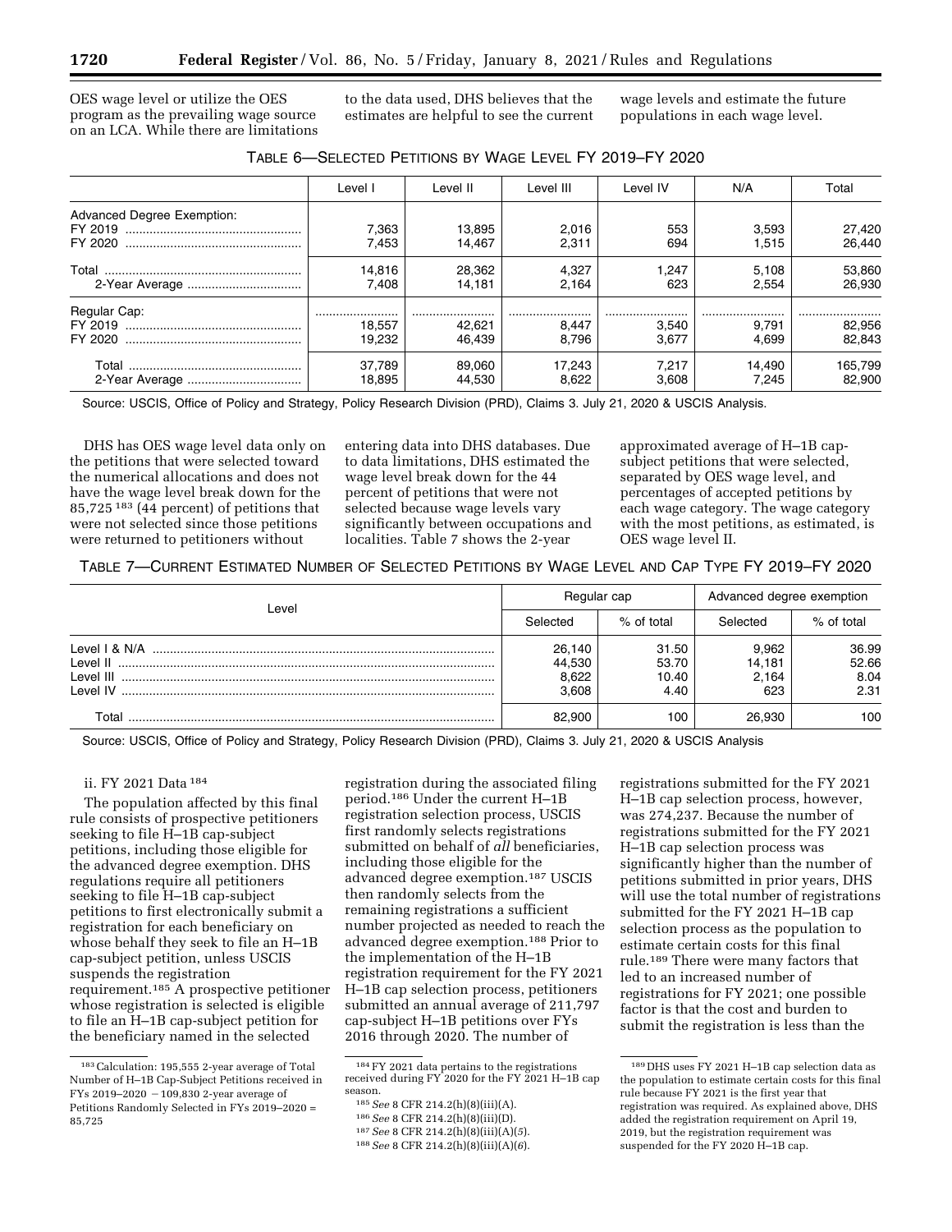OES wage level or utilize the OES program as the prevailing wage source on an LCA. While there are limitations to the data used, DHS believes that the estimates are helpful to see the current wage levels and estimate the future populations in each wage level.

TABLE 6—SELECTED PETITIONS BY WAGE LEVEL FY 2019–FY 2020

| | Level I | Level II | Level III | Level IV | N/A | Total |
|---|---|---|---|---|---|---|
| Advanced Degree Exemption: | | | | | | |
| FY 2019 | 7,363 | 13,895 | 2,016 | 553 | 3,593 | 27,420 |
| FY 2020 | 7,453 | 14,467 | 2,311 | 694 | 1,515 | 26,440 |
| Total | 14,816 | 28,362 | 4,327 | 1,247 | 5,108 | 53,860 |
| 2-Year Average | 7,408 | 14,181 | 2,164 | 623 | 2,554 | 26,930 |
| Regular Cap: | | | | | | |
| FY 2019 | 18,557 | 42,621 | 8,447 | 3,540 | 9,791 | 82,956 |
| FY 2020 | 19,232 | 46,439 | 8,796 | 3,677 | 4,699 | 82,843 |
| Total | 37,789 | 89,060 | 17,243 | 7,217 | 14,490 | 165,799 |
| 2-Year Average | 18,895 | 44,530 | 8,622 | 3,608 | 7,245 | 82,900 |

Source: USCIS, Office of Policy and Strategy, Policy Research Division (PRD), Claims 3. July 21, 2020 & USCIS Analysis.

DHS has OES wage level data only on the petitions that were selected toward the numerical allocations and does not have the wage level break down for the 85,725 [183] (44 percent) of petitions that were not selected since those petitions were returned to petitioners without entering data into DHS databases. Due to data limitations, DHS estimated the wage level break down for the 44 percent of petitions that were not selected because wage levels vary significantly between occupations and localities. Table 7 shows the 2-year approximated average of H–1B cap-subject petitions that were selected, separated by OES wage level, and percentages of accepted petitions by each wage category. The wage category with the most petitions, as estimated, is OES wage level II.

TABLE 7—CURRENT ESTIMATED NUMBER OF SELECTED PETITIONS BY WAGE LEVEL AND CAP TYPE FY 2019–FY 2020

| Level | Regular cap | | Advanced degree exemption | |
|---|---|---|---|---|
| | Selected | % of total | Selected | % of total |
| Level I & N/A | 26,140 | 31.50 | 9,962 | 36.99 |
| Level II | 44,530 | 53.70 | 14,181 | 52.66 |
| Level III | 8,622 | 10.40 | 2,164 | 8.04 |
| Level IV | 3,608 | 4.40 | 623 | 2.31 |
| Total | 82,900 | 100 | 26,930 | 100 |

Source: USCIS, Office of Policy and Strategy, Policy Research Division (PRD), Claims 3. July 21, 2020 & USCIS Analysis

ii. FY 2021 Data [184]

The population affected by this final rule consists of prospective petitioners seeking to file H–1B cap-subject petitions, including those eligible for the advanced degree exemption. DHS regulations require all petitioners seeking to file H–1B cap-subject petitions to first electronically submit a registration for each beneficiary on whose behalf they seek to file an H–1B cap-subject petition, unless USCIS suspends the registration requirement.[185] A prospective petitioner whose registration is selected is eligible to file an H–1B cap-subject petition for the beneficiary named in the selected registration during the associated filing period.[186] Under the current H–1B registration selection process, USCIS first randomly selects registrations submitted on behalf of *all* beneficiaries, including those eligible for the advanced degree exemption.[187] USCIS then randomly selects from the remaining registrations a sufficient number projected as needed to reach the advanced degree exemption.[188] Prior to the implementation of the H–1B registration requirement for the FY 2021 H–1B cap selection process, petitioners submitted an annual average of 211,797 cap-subject H–1B petitions over FYs 2016 through 2020. The number of registrations submitted for the FY 2021 H–1B cap selection process, however, was 274,237. Because the number of registrations submitted for the FY 2021 H–1B cap selection process was significantly higher than the number of petitions submitted in prior years, DHS will use the total number of registrations submitted for the FY 2021 H–1B cap selection process as the population to estimate certain costs for this final rule.[189] There were many factors that led to an increased number of registrations for FY 2021; one possible factor is that the cost and burden to submit the registration is less than the

[183] Calculation: 195,555 2-year average of Total Number of H–1B Cap-Subject Petitions received in FYs 2019–2020 − 109,830 2-year average of Petitions Randomly Selected in FYs 2019–2020 = 85,725

[184] FY 2021 data pertains to the registrations received during FY 2020 for the FY 2021 H–1B cap season.

[185] *See* 8 CFR 214.2(h)(8)(iii)(A).

[186] *See* 8 CFR 214.2(h)(8)(iii)(D).

[187] *See* 8 CFR 214.2(h)(8)(iii)(A)(*5*).

[188] *See* 8 CFR 214.2(h)(8)(iii)(A)(*6*).

[189] DHS uses FY 2021 H–1B cap selection data as the population to estimate certain costs for this final rule because FY 2021 is the first year that registration was required. As explained above, DHS added the registration requirement on April 19, 2019, but the registration requirement was suspended for the FY 2020 H–1B cap.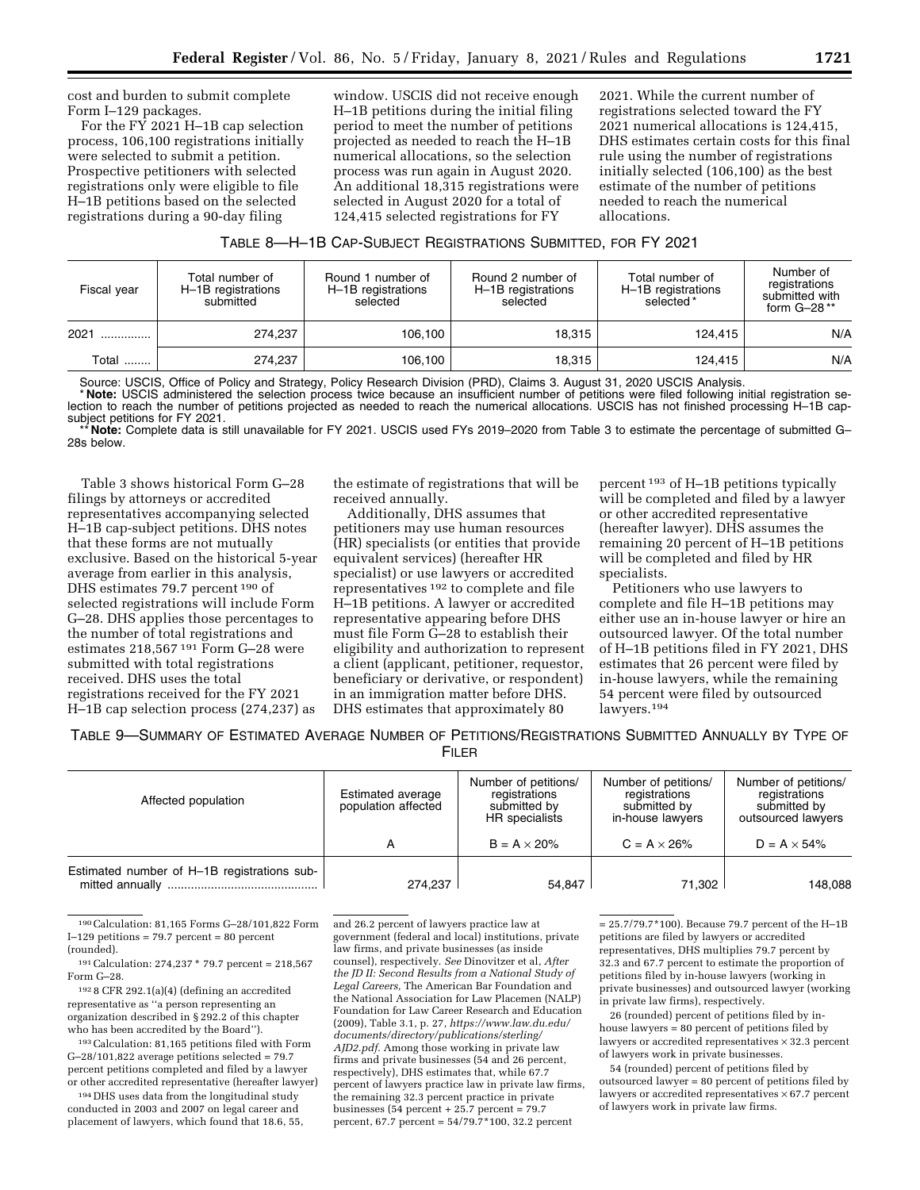cost and burden to submit complete Form I–129 packages.

For the FY 2021 H–1B cap selection process, 106,100 registrations initially were selected to submit a petition. Prospective petitioners with selected registrations only were eligible to file H–1B petitions based on the selected registrations during a 90-day filing window. USCIS did not receive enough H–1B petitions during the initial filing period to meet the number of petitions projected as needed to reach the H–1B numerical allocations, so the selection process was run again in August 2020. An additional 18,315 registrations were selected in August 2020 for a total of 124,415 selected registrations for FY 2021. While the current number of registrations selected toward the FY 2021 numerical allocations is 124,415, DHS estimates certain costs for this final rule using the number of registrations initially selected (106,100) as the best estimate of the number of petitions needed to reach the numerical allocations.

TABLE 8—H–1B CAP-SUBJECT REGISTRATIONS SUBMITTED, FOR FY 2021

| Fiscal year | Total number of H–1B registrations submitted | Round 1 number of H–1B registrations selected | Round 2 number of H–1B registrations selected | Total number of H–1B registrations selected * | Number of registrations submitted with form G–28 ** |
|---|---|---|---|---|---|
| 2021 | 274,237 | 106,100 | 18,315 | 124,415 | N/A |
| Total | 274,237 | 106,100 | 18,315 | 124,415 | N/A |

Source: USCIS, Office of Policy and Strategy, Policy Research Division (PRD), Claims 3. August 31, 2020 USCIS Analysis.
* **Note:** USCIS administered the selection process twice because an insufficient number of petitions were filed following initial registration selection to reach the number of petitions projected as needed to reach the numerical allocations. USCIS has not finished processing H–1B cap-subject petitions for FY 2021.
** **Note:** Complete data is still unavailable for FY 2021. USCIS used FYs 2019–2020 from Table 3 to estimate the percentage of submitted G–28s below.

Table 3 shows historical Form G–28 filings by attorneys or accredited representatives accompanying selected H–1B cap-subject petitions. DHS notes that these forms are not mutually exclusive. Based on the historical 5-year average from earlier in this analysis, DHS estimates 79.7 percent [190] of selected registrations will include Form G–28. DHS applies those percentages to the number of total registrations and estimates 218,567 [191] Form G–28 were submitted with total registrations received. DHS uses the total registrations received for the FY 2021 H–1B cap selection process (274,237) as the estimate of registrations that will be received annually.

Additionally, DHS assumes that petitioners may use human resources (HR) specialists (or entities that provide equivalent services) (hereafter HR specialist) or use lawyers or accredited representatives [192] to complete and file H–1B petitions. A lawyer or accredited representative appearing before DHS must file Form G–28 to establish their eligibility and authorization to represent a client (applicant, petitioner, requestor, beneficiary or derivative, or respondent) in an immigration matter before DHS. DHS estimates that approximately 80 percent [193] of H–1B petitions typically will be completed and filed by a lawyer or other accredited representative (hereafter lawyer). DHS assumes the remaining 20 percent of H–1B petitions will be completed and filed by HR specialists.

Petitioners who use lawyers to complete and file H–1B petitions may either use an in-house lawyer or hire an outsourced lawyer. Of the total number of H–1B petitions filed in FY 2021, DHS estimates that 26 percent were filed by in-house lawyers, while the remaining 54 percent were filed by outsourced lawyers.[194]

TABLE 9—SUMMARY OF ESTIMATED AVERAGE NUMBER OF PETITIONS/REGISTRATIONS SUBMITTED ANNUALLY BY TYPE OF FILER

| Affected population | Estimated average population affected | Number of petitions/registrations submitted by HR specialists | Number of petitions/registrations submitted by in-house lawyers | Number of petitions/registrations submitted by outsourced lawyers |
|---|---|---|---|---|
| | A | B = A × 20% | C = A × 26% | D = A × 54% |
| Estimated number of H–1B registrations submitted annually | 274,237 | 54,847 | 71,302 | 148,088 |

[190] Calculation: 81,165 Forms G–28/101,822 Form I–129 petitions = 79.7 percent = 80 percent (rounded).

[191] Calculation: 274,237 * 79.7 percent = 218,567 Form G–28.

[192] 8 CFR 292.1(a)(4) (defining an accredited representative as "a person representing an organization described in § 292.2 of this chapter who has been accredited by the Board").

[193] Calculation: 81,165 petitions filed with Form G–28/101,822 average petitions selected = 79.7 percent petitions completed and filed by a lawyer or other accredited representative (hereafter lawyer)

[194] DHS uses data from the longitudinal study conducted in 2003 and 2007 on legal career and placement of lawyers, which found that 18.6, 55, and 26.2 percent of lawyers practice law at government (federal and local) institutions, private law firms, and private businesses (as inside counsel), respectively. *See* Dinovitzer et al, *After the JD II: Second Results from a National Study of Legal Careers,* The American Bar Foundation and the National Association for Law Placemen (NALP) Foundation for Law Career Research and Education (2009), Table 3.1, p. 27, *https://www.law.du.edu/documents/directory/publications/sterling/AJD2.pdf.* Among those working in private law firms and private businesses (54 and 26 percent, respectively), DHS estimates that, while 67.7 percent of lawyers practice law in private law firms, the remaining 32.3 percent practice in private businesses (54 percent + 25.7 percent = 79.7 percent, 67.7 percent = 54/79.7*100, 32.2 percent = 25.7/79.7*100). Because 79.7 percent of the H–1B petitions are filed by lawyers or accredited representatives, DHS multiplies 79.7 percent by 32.3 and 67.7 percent to estimate the proportion of petitions filed by in-house lawyers (working in private businesses) and outsourced lawyer (working in private law firms), respectively.

26 (rounded) percent of petitions filed by in-house lawyers = 80 percent of petitions filed by lawyers or accredited representatives × 32.3 percent of lawyers work in private businesses.

54 (rounded) percent of petitions filed by outsourced lawyer = 80 percent of petitions filed by lawyers or accredited representatives × 67.7 percent of lawyers work in private law firms.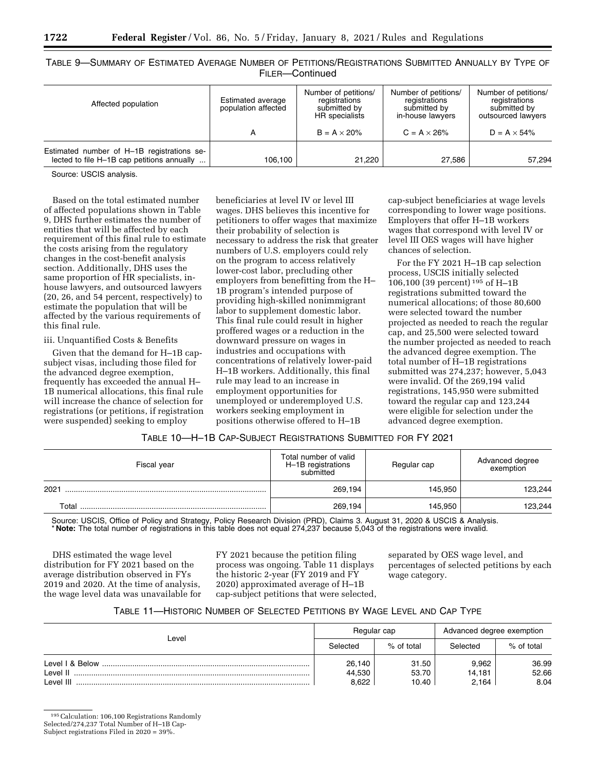TABLE 9—SUMMARY OF ESTIMATED AVERAGE NUMBER OF PETITIONS/REGISTRATIONS SUBMITTED ANNUALLY BY TYPE OF FILER—Continued

| Affected population | Estimated average population affected | Number of petitions/registrations submitted by HR specialists | Number of petitions/registrations submitted by in-house lawyers | Number of petitions/registrations submitted by outsourced lawyers |
|---|---|---|---|---|
| | A | B = A × 20% | C = A × 26% | D = A × 54% |
| Estimated number of H–1B registrations selected to file H–1B cap petitions annually ... | 106,100 | 21,220 | 27,586 | 57,294 |

Source: USCIS analysis.

Based on the total estimated number of affected populations shown in Table 9, DHS further estimates the number of entities that will be affected by each requirement of this final rule to estimate the costs arising from the regulatory changes in the cost-benefit analysis section. Additionally, DHS uses the same proportion of HR specialists, in-house lawyers, and outsourced lawyers (20, 26, and 54 percent, respectively) to estimate the population that will be affected by the various requirements of this final rule.

iii. Unquantified Costs & Benefits

Given that the demand for H–1B cap-subject visas, including those filed for the advanced degree exemption, frequently has exceeded the annual H–1B numerical allocations, this final rule will increase the chance of selection for registrations (or petitions, if registration were suspended) seeking to employ beneficiaries at level IV or level III wages. DHS believes this incentive for petitioners to offer wages that maximize their probability of selection is necessary to address the risk that greater numbers of U.S. employers could rely on the program to access relatively lower-cost labor, precluding other employers from benefitting from the H–1B program's intended purpose of providing high-skilled nonimmigrant labor to supplement domestic labor. This final rule could result in higher proffered wages or a reduction in the downward pressure on wages in industries and occupations with concentrations of relatively lower-paid H–1B workers. Additionally, this final rule may lead to an increase in employment opportunities for unemployed or underemployed U.S. workers seeking employment in positions otherwise offered to H–1B cap-subject beneficiaries at wage levels corresponding to lower wage positions. Employers that offer H–1B workers wages that correspond with level IV or level III OES wages will have higher chances of selection.

For the FY 2021 H–1B cap selection process, USCIS initially selected 106,100 (39 percent)[195] of H–1B registrations submitted toward the numerical allocations; of those 80,600 were selected toward the number projected as needed to reach the regular cap, and 25,500 were selected toward the number projected as needed to reach the advanced degree exemption. The total number of H–1B registrations submitted was 274,237; however, 5,043 were invalid. Of the 269,194 valid registrations, 145,950 were submitted toward the regular cap and 123,244 were eligible for selection under the advanced degree exemption.

TABLE 10—H–1B CAP-SUBJECT REGISTRATIONS SUBMITTED FOR FY 2021

| Fiscal year | Total number of valid H–1B registrations submitted | Regular cap | Advanced degree exemption |
|---|---|---|---|
| 2021 | 269,194 | 145,950 | 123,244 |
| Total | 269,194 | 145,950 | 123,244 |

Source: USCIS, Office of Policy and Strategy, Policy Research Division (PRD), Claims 3. August 31, 2020 & USCIS & Analysis.
* **Note:** The total number of registrations in this table does not equal 274,237 because 5,043 of the registrations were invalid.

DHS estimated the wage level distribution for FY 2021 based on the average distribution observed in FYs 2019 and 2020. At the time of analysis, the wage level data was unavailable for FY 2021 because the petition filing process was ongoing. Table 11 displays the historic 2-year (FY 2019 and FY 2020) approximated average of H–1B cap-subject petitions that were selected, separated by OES wage level, and percentages of selected petitions by each wage category.

TABLE 11—HISTORIC NUMBER OF SELECTED PETITIONS BY WAGE LEVEL AND CAP TYPE

| Level | Regular cap | | Advanced degree exemption | |
|---|---|---|---|---|
| | Selected | % of total | Selected | % of total |
| Level I & Below | 26,140 | 31.50 | 9,962 | 36.99 |
| Level II | 44,530 | 53.70 | 14,181 | 52.66 |
| Level III | 8,622 | 10.40 | 2,164 | 8.04 |

[195] Calculation: 106,100 Registrations Randomly Selected/274,237 Total Number of H–1B Cap-Subject registrations Filed in 2020 = 39%.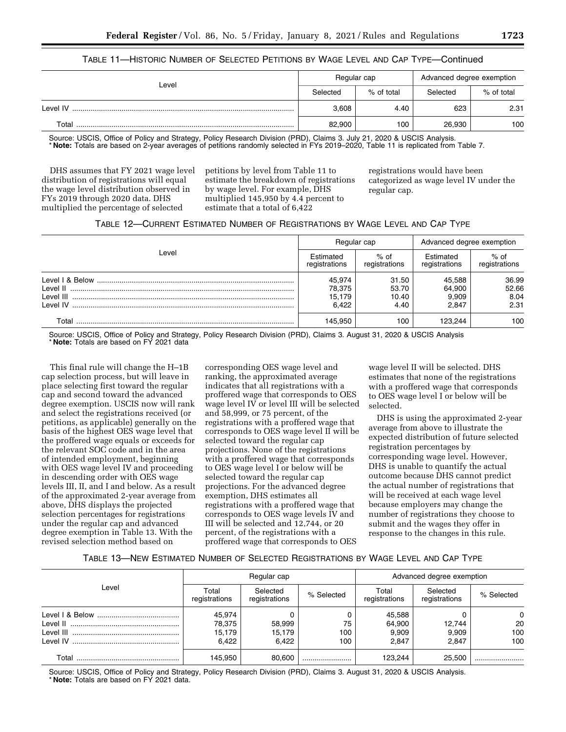TABLE 11—HISTORIC NUMBER OF SELECTED PETITIONS BY WAGE LEVEL AND CAP TYPE—Continued

| Level | Regular cap | | Advanced degree exemption | |
|---|---|---|---|---|
| | Selected | % of total | Selected | % of total |
| Level IV | 3,608 | 4.40 | 623 | 2.31 |
| Total | 82,900 | 100 | 26,930 | 100 |

Source: USCIS, Office of Policy and Strategy, Policy Research Division (PRD), Claims 3. July 21, 2020 & USCIS Analysis.
* **Note:** Totals are based on 2-year averages of petitions randomly selected in FYs 2019–2020, Table 11 is replicated from Table 7.

DHS assumes that FY 2021 wage level distribution of registrations will equal the wage level distribution observed in FYs 2019 through 2020 data. DHS multiplied the percentage of selected petitions by level from Table 11 to estimate the breakdown of registrations by wage level. For example, DHS multiplied 145,950 by 4.4 percent to estimate that a total of 6,422 registrations would have been categorized as wage level IV under the regular cap.

TABLE 12—CURRENT ESTIMATED NUMBER OF REGISTRATIONS BY WAGE LEVEL AND CAP TYPE

| Level | Regular cap | | Advanced degree exemption | |
|---|---|---|---|---|
| | Estimated registrations | % of registrations | Estimated registrations | % of registrations |
| Level I & Below | 45,974 | 31.50 | 45,588 | 36.99 |
| Level II | 78,375 | 53.70 | 64,900 | 52.66 |
| Level III | 15,179 | 10.40 | 9,909 | 8.04 |
| Level IV | 6,422 | 4.40 | 2,847 | 2.31 |
| Total | 145,950 | 100 | 123,244 | 100 |

Source: USCIS, Office of Policy and Strategy, Policy Research Division (PRD), Claims 3. August 31, 2020 & USCIS Analysis
* **Note:** Totals are based on FY 2021 data

This final rule will change the H–1B cap selection process, but will leave in place selecting first toward the regular cap and second toward the advanced degree exemption. USCIS now will rank and select the registrations received (or petitions, as applicable) generally on the basis of the highest OES wage level that the proffered wage equals or exceeds for the relevant SOC code and in the area of intended employment, beginning with OES wage level IV and proceeding in descending order with OES wage levels III, II, and I and below. As a result of the approximated 2-year average from above, DHS displays the projected selection percentages for registrations under the regular cap and advanced degree exemption in Table 13. With the revised selection method based on corresponding OES wage level and ranking, the approximated average indicates that all registrations with a proffered wage that corresponds to OES wage level IV or level III will be selected and 58,999, or 75 percent, of the registrations with a proffered wage that corresponds to OES wage level II will be selected toward the regular cap projections. None of the registrations with a proffered wage that corresponds to OES wage level I or below will be selected toward the regular cap projections. For the advanced degree exemption, DHS estimates all registrations with a proffered wage that corresponds to OES wage levels IV and III will be selected and 12,744, or 20 percent, of the registrations with a proffered wage that corresponds to OES wage level II will be selected. DHS estimates that none of the registrations with a proffered wage that corresponds to OES wage level I or below will be selected.

DHS is using the approximated 2-year average from above to illustrate the expected distribution of future selected registration percentages by corresponding wage level. However, DHS is unable to quantify the actual outcome because DHS cannot predict the actual number of registrations that will be received at each wage level because employers may change the number of registrations they choose to submit and the wages they offer in response to the changes in this rule.

TABLE 13—NEW ESTIMATED NUMBER OF SELECTED REGISTRATIONS BY WAGE LEVEL AND CAP TYPE

| Level | Regular cap | | | Advanced degree exemption | | |
|---|---|---|---|---|---|---|
| | Total registrations | Selected registrations | % Selected | Total registrations | Selected registrations | % Selected |
| Level I & Below | 45,974 | 0 | 0 | 45,588 | 0 | 0 |
| Level II | 78,375 | 58,999 | 75 | 64,900 | 12,744 | 20 |
| Level III | 15,179 | 15,179 | 100 | 9,909 | 9,909 | 100 |
| Level IV | 6,422 | 6,422 | 100 | 2,847 | 2,847 | 100 |
| Total | 145,950 | 80,600 | | 123,244 | 25,500 | |

Source: USCIS, Office of Policy and Strategy, Policy Research Division (PRD), Claims 3. August 31, 2020 & USCIS Analysis.
* **Note:** Totals are based on FY 2021 data.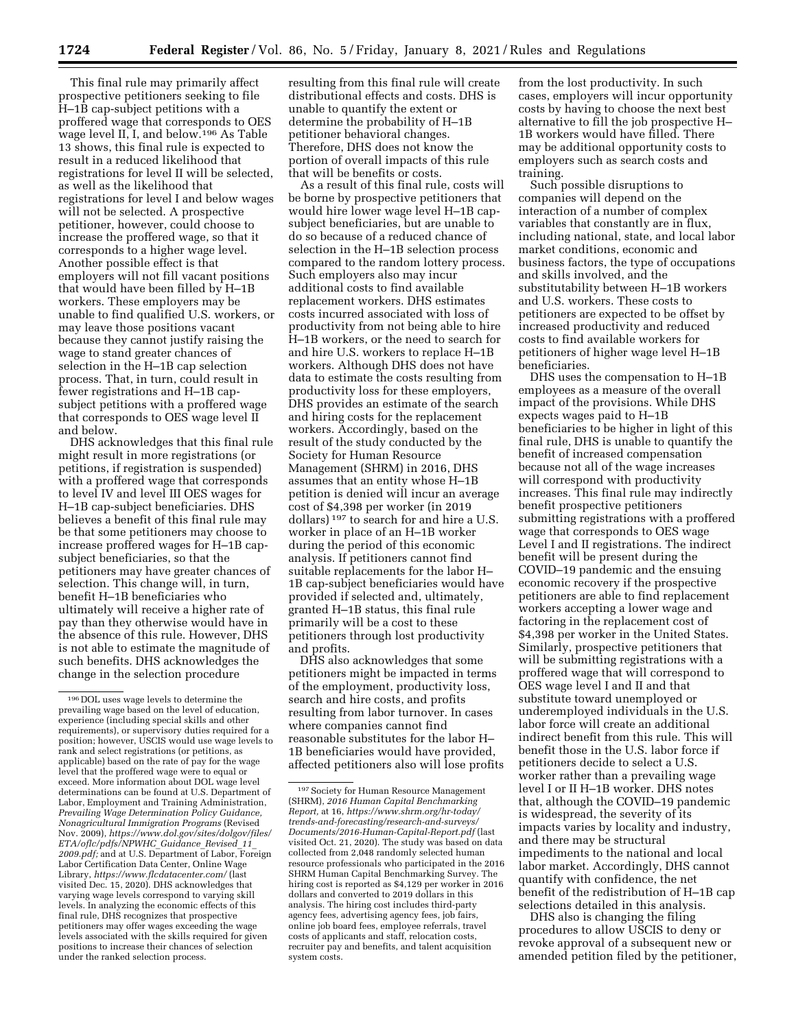This final rule may primarily affect prospective petitioners seeking to file H–1B cap-subject petitions with a proffered wage that corresponds to OES wage level II, I, and below.[196] As Table 13 shows, this final rule is expected to result in a reduced likelihood that registrations for level II will be selected, as well as the likelihood that registrations for level I and below wages will not be selected. A prospective petitioner, however, could choose to increase the proffered wage, so that it corresponds to a higher wage level. Another possible effect is that employers will not fill vacant positions that would have been filled by H–1B workers. These employers may be unable to find qualified U.S. workers, or may leave those positions vacant because they cannot justify raising the wage to stand greater chances of selection in the H–1B cap selection process. That, in turn, could result in fewer registrations and H–1B cap-subject petitions with a proffered wage that corresponds to OES wage level II and below.

DHS acknowledges that this final rule might result in more registrations (or petitions, if registration is suspended) with a proffered wage that corresponds to level IV and level III OES wages for H–1B cap-subject beneficiaries. DHS believes a benefit of this final rule may be that some petitioners may choose to increase proffered wages for H–1B cap-subject beneficiaries, so that the petitioners may have greater chances of selection. This change will, in turn, benefit H–1B beneficiaries who ultimately will receive a higher rate of pay than they otherwise would have in the absence of this rule. However, DHS is not able to estimate the magnitude of such benefits. DHS acknowledges the change in the selection procedure resulting from this final rule will create distributional effects and costs. DHS is unable to quantify the extent or determine the probability of H–1B petitioner behavioral changes. Therefore, DHS does not know the portion of overall impacts of this rule that will be benefits or costs.

As a result of this final rule, costs will be borne by prospective petitioners that would hire lower wage level H–1B cap-subject beneficiaries, but are unable to do so because of a reduced chance of selection in the H–1B selection process compared to the random lottery process. Such employers also may incur additional costs to find available replacement workers. DHS estimates costs incurred associated with loss of productivity from not being able to hire H–1B workers, or the need to search for and hire U.S. workers to replace H–1B workers. Although DHS does not have data to estimate the costs resulting from productivity loss for these employers, DHS provides an estimate of the search and hiring costs for the replacement workers. Accordingly, based on the result of the study conducted by the Society for Human Resource Management (SHRM) in 2016, DHS assumes that an entity whose H–1B petition is denied will incur an average cost of $4,398 per worker (in 2019 dollars)[197] to search for and hire a U.S. worker in place of an H–1B worker during the period of this economic analysis. If petitioners cannot find suitable replacements for the labor H–1B cap-subject beneficiaries would have provided if selected and, ultimately, granted H–1B status, this final rule primarily will be a cost to these petitioners through lost productivity and profits.

DHS also acknowledges that some petitioners might be impacted in terms of the employment, productivity loss, search and hire costs, and profits resulting from labor turnover. In cases where companies cannot find reasonable substitutes for the labor H–1B beneficiaries would have provided, affected petitioners also will lose profits from the lost productivity. In such cases, employers will incur opportunity costs by having to choose the next best alternative to fill the job prospective H–1B workers would have filled. There may be additional opportunity costs to employers such as search costs and training.

Such possible disruptions to companies will depend on the interaction of a number of complex variables that constantly are in flux, including national, state, and local labor market conditions, economic and business factors, the type of occupations and skills involved, and the substitutability between H–1B workers and U.S. workers. These costs to petitioners are expected to be offset by increased productivity and reduced costs to find available workers for petitioners of higher wage level H–1B beneficiaries.

DHS uses the compensation to H–1B employees as a measure of the overall impact of the provisions. While DHS expects wages paid to H–1B beneficiaries to be higher in light of this final rule, DHS is unable to quantify the benefit of increased compensation because not all of the wage increases will correspond with productivity increases. This final rule may indirectly benefit prospective petitioners submitting registrations with a proffered wage that corresponds to OES wage Level I and II registrations. The indirect benefit will be present during the COVID–19 pandemic and the ensuing economic recovery if the prospective petitioners are able to find replacement workers accepting a lower wage and factoring in the replacement cost of $4,398 per worker in the United States. Similarly, prospective petitioners that will be submitting registrations with a proffered wage that will correspond to OES wage level I and II and that substitute toward unemployed or underemployed individuals in the U.S. labor force will create an additional indirect benefit from this rule. This will benefit those in the U.S. labor force if petitioners decide to select a U.S. worker rather than a prevailing wage level I or II H–1B worker. DHS notes that, although the COVID–19 pandemic is widespread, the severity of its impacts varies by locality and industry, and there may be structural impediments to the national and local labor market. Accordingly, DHS cannot quantify with confidence, the net benefit of the redistribution of H–1B cap selections detailed in this analysis.

DHS also is changing the filing procedures to allow USCIS to deny or revoke approval of a subsequent new or amended petition filed by the petitioner,

---

[196] DOL uses wage levels to determine the prevailing wage based on the level of education, experience (including special skills and other requirements), or supervisory duties required for a position; however, USCIS would use wage levels to rank and select registrations (or petitions, as applicable) based on the rate of pay for the wage level that the proffered wage were to equal or exceed. More information about DOL wage level determinations can be found at U.S. Department of Labor, Employment and Training Administration, *Prevailing Wage Determination Policy Guidance, Nonagricultural Immigration Programs* (Revised Nov. 2009), *https://www.dol.gov/sites/dolgov/files/ETA/oflc/pdfs/NPWHC_Guidance_Revised_11_2009.pdf;* and at U.S. Department of Labor, Foreign Labor Certification Data Center, Online Wage Library, *https://www.flcdatacenter.com/* (last visited Dec. 15, 2020). DHS acknowledges that varying wage levels correspond to varying skill levels. In analyzing the economic effects of this final rule, DHS recognizes that prospective petitioners may offer wages exceeding the wage levels associated with the skills required for given positions to increase their chances of selection under the ranked selection process.

[197] Society for Human Resource Management (SHRM), *2016 Human Capital Benchmarking Report,* at 16, *https://www.shrm.org/hr-today/trends-and-forecasting/research-and-surveys/Documents/2016-Human-Capital-Report.pdf* (last visited Oct. 21, 2020). The study was based on data collected from 2,048 randomly selected human resource professionals who participated in the 2016 SHRM Human Capital Benchmarking Survey. The hiring cost is reported as $4,129 per worker in 2016 dollars and converted to 2019 dollars in this analysis. The hiring cost includes third-party agency fees, advertising agency fees, job fairs, online job board fees, employee referrals, travel costs of applicants and staff, relocation costs, recruiter pay and benefits, and talent acquisition system costs.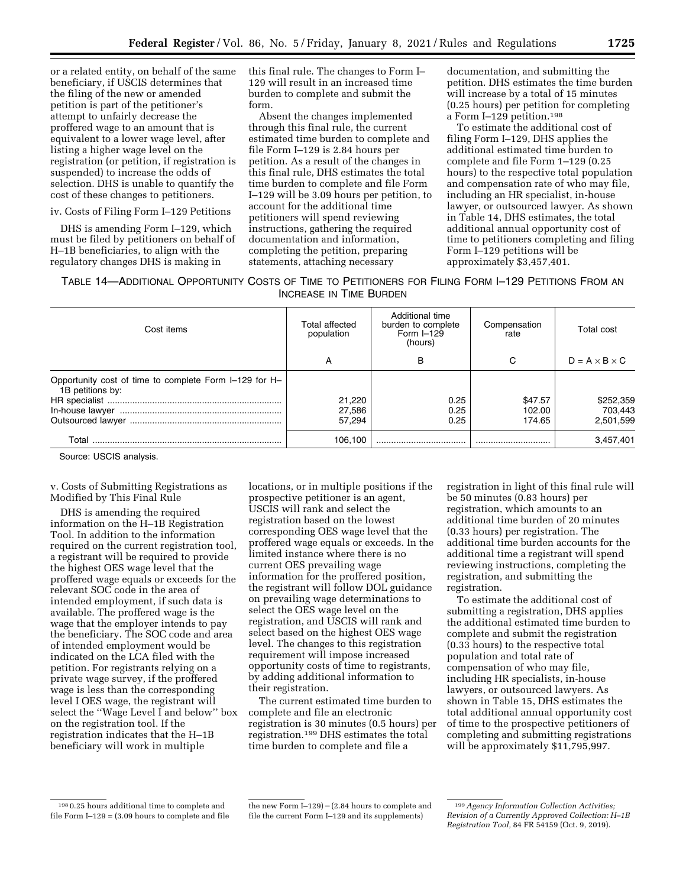or a related entity, on behalf of the same beneficiary, if USCIS determines that the filing of the new or amended petition is part of the petitioner's attempt to unfairly decrease the proffered wage to an amount that is equivalent to a lower wage level, after listing a higher wage level on the registration (or petition, if registration is suspended) to increase the odds of selection. DHS is unable to quantify the cost of these changes to petitioners.

iv. Costs of Filing Form I–129 Petitions

DHS is amending Form I–129, which must be filed by petitioners on behalf of H–1B beneficiaries, to align with the regulatory changes DHS is making in this final rule. The changes to Form I–129 will result in an increased time burden to complete and submit the form.

Absent the changes implemented through this final rule, the current estimated time burden to complete and file Form I–129 is 2.84 hours per petition. As a result of the changes in this final rule, DHS estimates the total time burden to complete and file Form I–129 will be 3.09 hours per petition, to account for the additional time petitioners will spend reviewing instructions, gathering the required documentation and information, completing the petition, preparing statements, attaching necessary documentation, and submitting the petition. DHS estimates the time burden will increase by a total of 15 minutes (0.25 hours) per petition for completing a Form I–129 petition.[198]

To estimate the additional cost of filing Form I–129, DHS applies the additional estimated time burden to complete and file Form 1–129 (0.25 hours) to the respective total population and compensation rate of who may file, including an HR specialist, in-house lawyer, or outsourced lawyer. As shown in Table 14, DHS estimates, the total additional annual opportunity cost of time to petitioners completing and filing Form I–129 petitions will be approximately $3,457,401.

TABLE 14—ADDITIONAL OPPORTUNITY COSTS OF TIME TO PETITIONERS FOR FILING FORM I–129 PETITIONS FROM AN INCREASE IN TIME BURDEN

| Cost items | Total affected population | Additional time burden to complete Form I–129 (hours) | Compensation rate | Total cost |
|---|---|---|---|---|
| | A | B | C | D = A × B × C |
| Opportunity cost of time to complete Form I–129 for H–1B petitions by: | | | | |
| HR specialist | 21,220 | 0.25 | $47.57 | $252,359 |
| In-house lawyer | 27,586 | 0.25 | 102.00 | 703,443 |
| Outsourced lawyer | 57,294 | 0.25 | 174.65 | 2,501,599 |
| Total | 106,100 | | | 3,457,401 |

Source: USCIS analysis.

v. Costs of Submitting Registrations as Modified by This Final Rule

DHS is amending the required information on the H–1B Registration Tool. In addition to the information required on the current registration tool, a registrant will be required to provide the highest OES wage level that the proffered wage equals or exceeds for the relevant SOC code in the area of intended employment, if such data is available. The proffered wage is the wage that the employer intends to pay the beneficiary. The SOC code and area of intended employment would be indicated on the LCA filed with the petition. For registrants relying on a private wage survey, if the proffered wage is less than the corresponding level I OES wage, the registrant will select the "Wage Level I and below" box on the registration tool. If the registration indicates that the H–1B beneficiary will work in multiple locations, or in multiple positions if the prospective petitioner is an agent, USCIS will rank and select the registration based on the lowest corresponding OES wage level that the proffered wage equals or exceeds. In the limited instance where there is no current OES prevailing wage information for the proffered position, the registrant will follow DOL guidance on prevailing wage determinations to select the OES wage level on the registration, and USCIS will rank and select based on the highest OES wage level. The changes to this registration requirement will impose increased opportunity costs of time to registrants, by adding additional information to their registration.

The current estimated time burden to complete and file an electronic registration is 30 minutes (0.5 hours) per registration.[199] DHS estimates the total time burden to complete and file a registration in light of this final rule will be 50 minutes (0.83 hours) per registration, which amounts to an additional time burden of 20 minutes (0.33 hours) per registration. The additional time burden accounts for the additional time a registrant will spend reviewing instructions, completing the registration, and submitting the registration.

To estimate the additional cost of submitting a registration, DHS applies the additional estimated time burden to complete and submit the registration (0.33 hours) to the respective total population and total rate of compensation of who may file, including HR specialists, in-house lawyers, or outsourced lawyers. As shown in Table 15, DHS estimates the total additional annual opportunity cost of time to the prospective petitioners of completing and submitting registrations will be approximately $11,795,997.

[198] 0.25 hours additional time to complete and file Form I–129 = (3.09 hours to complete and file the new Form I–129) − (2.84 hours to complete and file the current Form I–129 and its supplements)

[199] *Agency Information Collection Activities; Revision of a Currently Approved Collection: H–1B Registration Tool,* 84 FR 54159 (Oct. 9, 2019).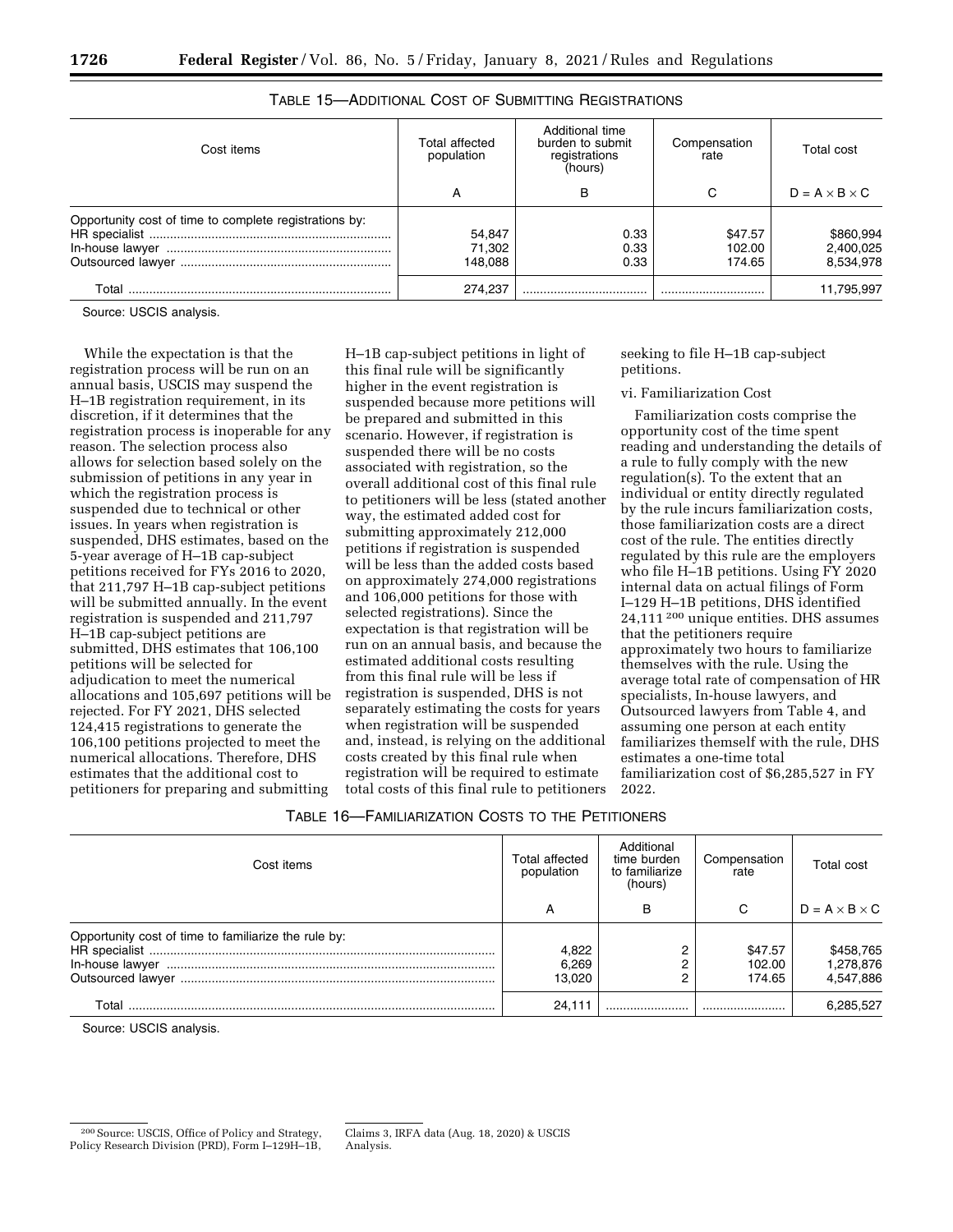TABLE 15—ADDITIONAL COST OF SUBMITTING REGISTRATIONS

| Cost items | Total affected population | Additional time burden to submit registrations (hours) | Compensation rate | Total cost |
|---|---|---|---|---|
| | A | B | C | D = A × B × C |
| Opportunity cost of time to complete registrations by: | | | | |
| HR specialist | 54,847 | 0.33 | $47.57 | $860,994 |
| In-house lawyer | 71,302 | 0.33 | 102.00 | 2,400,025 |
| Outsourced lawyer | 148,088 | 0.33 | 174.65 | 8,534,978 |
| Total | 274,237 | | | 11,795,997 |

Source: USCIS analysis.

While the expectation is that the registration process will be run on an annual basis, USCIS may suspend the H–1B registration requirement, in its discretion, if it determines that the registration process is inoperable for any reason. The selection process also allows for selection based solely on the submission of petitions in any year in which the registration process is suspended due to technical or other issues. In years when registration is suspended, DHS estimates, based on the 5-year average of H–1B cap-subject petitions received for FYs 2016 to 2020, that 211,797 H–1B cap-subject petitions will be submitted annually. In the event registration is suspended and 211,797 H–1B cap-subject petitions are submitted, DHS estimates that 106,100 petitions will be selected for adjudication to meet the numerical allocations and 105,697 petitions will be rejected. For FY 2021, DHS selected 124,415 registrations to generate the 106,100 petitions projected to meet the numerical allocations. Therefore, DHS estimates that the additional cost to petitioners for preparing and submitting H–1B cap-subject petitions in light of this final rule will be significantly higher in the event registration is suspended because more petitions will be prepared and submitted in this scenario. However, if registration is suspended there will be no costs associated with registration, so the overall additional cost of this final rule to petitioners will be less (stated another way, the estimated added cost for submitting approximately 212,000 petitions if registration is suspended will be less than the added costs based on approximately 274,000 registrations and 106,000 petitions for those with selected registrations). Since the expectation is that registration will be run on an annual basis, and because the estimated additional costs resulting from this final rule will be less if registration is suspended, DHS is not separately estimating the costs for years when registration will be suspended and, instead, is relying on the additional costs created by this final rule when registration will be required to estimate total costs of this final rule to petitioners seeking to file H–1B cap-subject petitions.

vi. Familiarization Cost

Familiarization costs comprise the opportunity cost of the time spent reading and understanding the details of a rule to fully comply with the new regulation(s). To the extent that an individual or entity directly regulated by the rule incurs familiarization costs, those familiarization costs are a direct cost of the rule. The entities directly regulated by this rule are the employers who file H–1B petitions. Using FY 2020 internal data on actual filings of Form I–129 H–1B petitions, DHS identified 24,111 [200] unique entities. DHS assumes that the petitioners require approximately two hours to familiarize themselves with the rule. Using the average total rate of compensation of HR specialists, In-house lawyers, and Outsourced lawyers from Table 4, and assuming one person at each entity familiarizes themself with the rule, DHS estimates a one-time total familiarization cost of $6,285,527 in FY 2022.

TABLE 16—FAMILIARIZATION COSTS TO THE PETITIONERS

| Cost items | Total affected population | Additional time burden to familiarize (hours) | Compensation rate | Total cost |
|---|---|---|---|---|
| | A | B | C | D = A × B × C |
| Opportunity cost of time to familiarize the rule by: | | | | |
| HR specialist | 4,822 | 2 | $47.57 | $458,765 |
| In-house lawyer | 6,269 | 2 | 102.00 | 1,278,876 |
| Outsourced lawyer | 13,020 | 2 | 174.65 | 4,547,886 |
| Total | 24,111 | | | 6,285,527 |

Source: USCIS analysis.

[200] Source: USCIS, Office of Policy and Strategy, Policy Research Division (PRD), Form I–129H–1B, Claims 3, IRFA data (Aug. 18, 2020) & USCIS Analysis.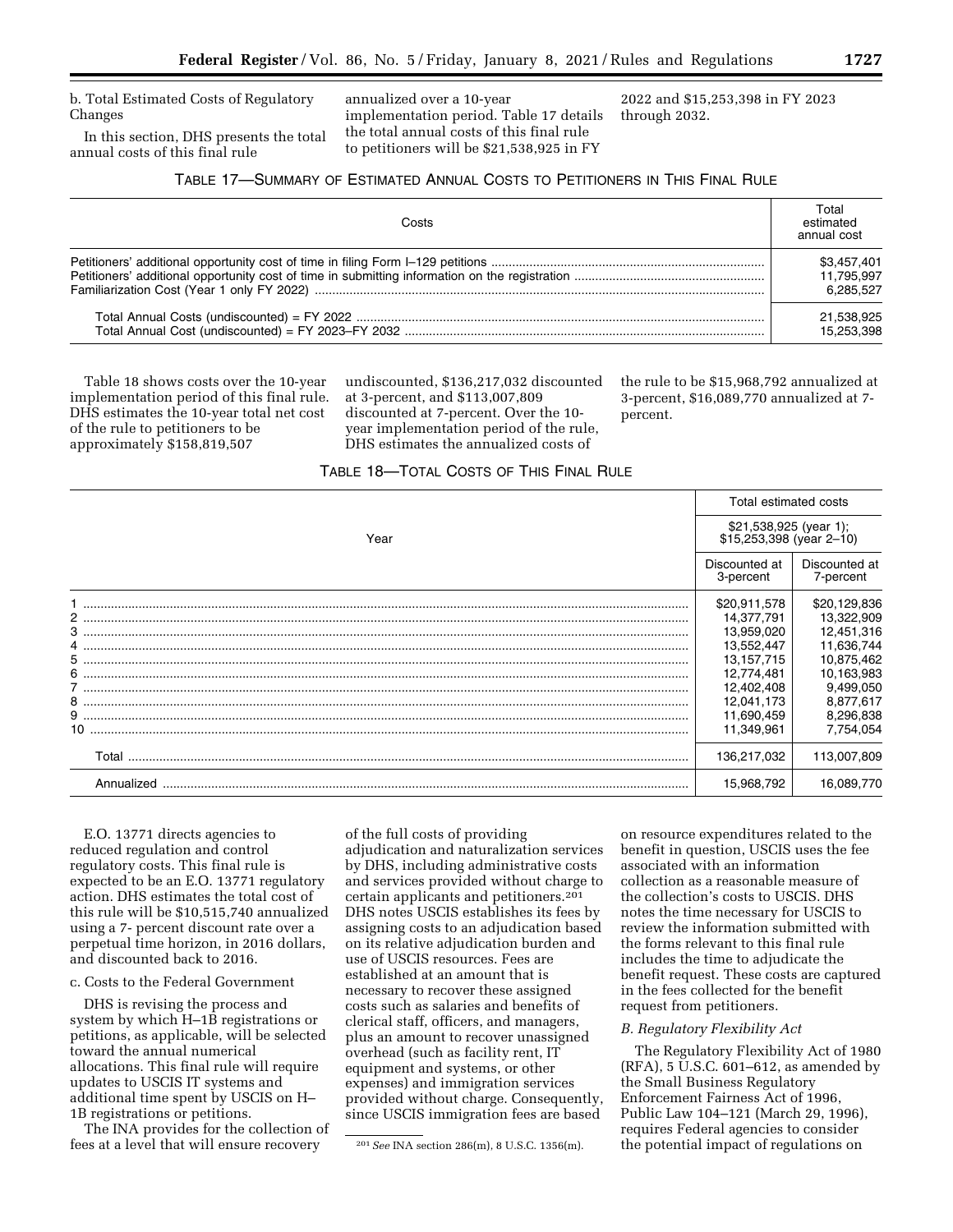b. Total Estimated Costs of Regulatory Changes

In this section, DHS presents the total annual costs of this final rule annualized over a 10-year implementation period. Table 17 details the total annual costs of this final rule to petitioners will be $21,538,925 in FY 2022 and $15,253,398 in FY 2023 through 2032.

TABLE 17—SUMMARY OF ESTIMATED ANNUAL COSTS TO PETITIONERS IN THIS FINAL RULE

| Costs | Total estimated annual cost |
|---|---|
| Petitioners' additional opportunity cost of time in filing Form I–129 petitions | $3,457,401 |
| Petitioners' additional opportunity cost of time in submitting information on the registration | 11,795,997 |
| Familiarization Cost (Year 1 only FY 2022) | 6,285,527 |
| Total Annual Costs (undiscounted) = FY 2022 | 21,538,925 |
| Total Annual Cost (undiscounted) = FY 2023–FY 2032 | 15,253,398 |

Table 18 shows costs over the 10-year implementation period of this final rule. DHS estimates the 10-year total net cost of the rule to petitioners to be approximately $158,819,507 undiscounted, $136,217,032 discounted at 3-percent, and $113,007,809 discounted at 7-percent. Over the 10-year implementation period of the rule, DHS estimates the annualized costs of the rule to be $15,968,792 annualized at 3-percent, $16,089,770 annualized at 7-percent.

TABLE 18—TOTAL COSTS OF THIS FINAL RULE

| Year | Total estimated costs | |
|---|---|---|
| | $21,538,925 (year 1); $15,253,398 (year 2–10) | |
| | Discounted at 3-percent | Discounted at 7-percent |
| 1 | $20,911,578 | $20,129,836 |
| 2 | 14,377,791 | 13,322,909 |
| 3 | 13,959,020 | 12,451,316 |
| 4 | 13,552,447 | 11,636,744 |
| 5 | 13,157,715 | 10,875,462 |
| 6 | 12,774,481 | 10,163,983 |
| 7 | 12,402,408 | 9,499,050 |
| 8 | 12,041,173 | 8,877,617 |
| 9 | 11,690,459 | 8,296,838 |
| 10 | 11,349,961 | 7,754,054 |
| Total | 136,217,032 | 113,007,809 |
| Annualized | 15,968,792 | 16,089,770 |

E.O. 13771 directs agencies to reduced regulation and control regulatory costs. This final rule is expected to be an E.O. 13771 regulatory action. DHS estimates the total cost of this rule will be $10,515,740 annualized using a 7- percent discount rate over a perpetual time horizon, in 2016 dollars, and discounted back to 2016.

c. Costs to the Federal Government

DHS is revising the process and system by which H–1B registrations or petitions, as applicable, will be selected toward the annual numerical allocations. This final rule will require updates to USCIS IT systems and additional time spent by USCIS on H–1B registrations or petitions.

The INA provides for the collection of fees at a level that will ensure recovery of the full costs of providing adjudication and naturalization services by DHS, including administrative costs and services provided without charge to certain applicants and petitioners.[201] DHS notes USCIS establishes its fees by assigning costs to an adjudication based on its relative adjudication burden and use of USCIS resources. Fees are established at an amount that is necessary to recover these assigned costs such as salaries and benefits of clerical staff, officers, and managers, plus an amount to recover unassigned overhead (such as facility rent, IT equipment and systems, or other expenses) and immigration services provided without charge. Consequently, since USCIS immigration fees are based on resource expenditures related to the benefit in question, USCIS uses the fee associated with an information collection as a reasonable measure of the collection's costs to USCIS. DHS notes the time necessary for USCIS to review the information submitted with the forms relevant to this final rule includes the time to adjudicate the benefit request. These costs are captured in the fees collected for the benefit request from petitioners.

*B. Regulatory Flexibility Act*

The Regulatory Flexibility Act of 1980 (RFA), 5 U.S.C. 601–612, as amended by the Small Business Regulatory Enforcement Fairness Act of 1996, Public Law 104–121 (March 29, 1996), requires Federal agencies to consider the potential impact of regulations on

[201] *See* INA section 286(m), 8 U.S.C. 1356(m).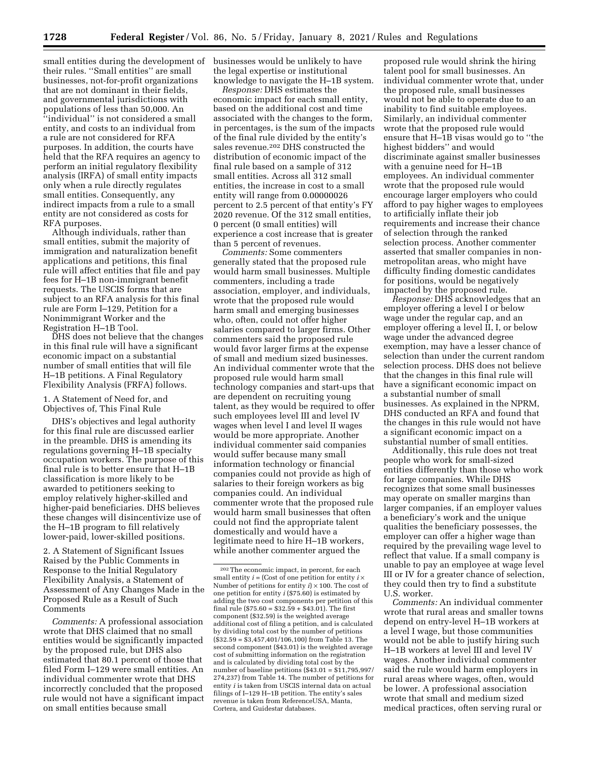small entities during the development of their rules. ''Small entities'' are small businesses, not-for-profit organizations that are not dominant in their fields, and governmental jurisdictions with populations of less than 50,000. An ''individual'' is not considered a small entity, and costs to an individual from a rule are not considered for RFA purposes. In addition, the courts have held that the RFA requires an agency to perform an initial regulatory flexibility analysis (IRFA) of small entity impacts only when a rule directly regulates small entities. Consequently, any indirect impacts from a rule to a small entity are not considered as costs for RFA purposes.

Although individuals, rather than small entities, submit the majority of immigration and naturalization benefit applications and petitions, this final rule will affect entities that file and pay fees for H–1B non-immigrant benefit requests. The USCIS forms that are subject to an RFA analysis for this final rule are Form I–129, Petition for a Nonimmigrant Worker and the Registration H–1B Tool.

DHS does not believe that the changes in this final rule will have a significant economic impact on a substantial number of small entities that will file H–1B petitions. A Final Regulatory Flexibility Analysis (FRFA) follows.

1. A Statement of Need for, and Objectives of, This Final Rule

DHS's objectives and legal authority for this final rule are discussed earlier in the preamble. DHS is amending its regulations governing H–1B specialty occupation workers. The purpose of this final rule is to better ensure that H–1B classification is more likely to be awarded to petitioners seeking to employ relatively higher-skilled and higher-paid beneficiaries. DHS believes these changes will disincentivize use of the H–1B program to fill relatively lower-paid, lower-skilled positions.

2. A Statement of Significant Issues Raised by the Public Comments in Response to the Initial Regulatory Flexibility Analysis, a Statement of Assessment of Any Changes Made in the Proposed Rule as a Result of Such Comments

*Comments:* A professional association wrote that DHS claimed that no small entities would be significantly impacted by the proposed rule, but DHS also estimated that 80.1 percent of those that filed Form I–129 were small entities. An individual commenter wrote that DHS incorrectly concluded that the proposed rule would not have a significant impact on small entities because small businesses would be unlikely to have the legal expertise or institutional knowledge to navigate the H–1B system.

*Response:* DHS estimates the economic impact for each small entity, based on the additional cost and time associated with the changes to the form, in percentages, is the sum of the impacts of the final rule divided by the entity's sales revenue.[202] DHS constructed the distribution of economic impact of the final rule based on a sample of 312 small entities. Across all 312 small entities, the increase in cost to a small entity will range from 0.00000026 percent to 2.5 percent of that entity's FY 2020 revenue. Of the 312 small entities, 0 percent (0 small entities) will experience a cost increase that is greater than 5 percent of revenues.

*Comments:* Some commenters generally stated that the proposed rule would harm small businesses. Multiple commenters, including a trade association, employer, and individuals, wrote that the proposed rule would harm small and emerging businesses who, often, could not offer higher salaries compared to larger firms. Other commenters said the proposed rule would favor larger firms at the expense of small and medium sized businesses. An individual commenter wrote that the proposed rule would harm small technology companies and start-ups that are dependent on recruiting young talent, as they would be required to offer such employees level III and level IV wages when level I and level II wages would be more appropriate. Another individual commenter said companies would suffer because many small information technology or financial companies could not provide as high of salaries to their foreign workers as big companies could. An individual commenter wrote that the proposed rule would harm small businesses that often could not find the appropriate talent domestically and would have a legitimate need to hire H–1B workers, while another commenter argued the proposed rule would shrink the hiring talent pool for small businesses. An individual commenter wrote that, under the proposed rule, small businesses would not be able to operate due to an inability to find suitable employees. Similarly, an individual commenter wrote that the proposed rule would ensure that H–1B visas would go to ''the highest bidders'' and would discriminate against smaller businesses with a genuine need for H–1B employees. An individual commenter wrote that the proposed rule would encourage larger employers who could afford to pay higher wages to employees to artificially inflate their job requirements and increase their chance of selection through the ranked selection process. Another commenter asserted that smaller companies in non-metropolitan areas, who might have difficulty finding domestic candidates for positions, would be negatively impacted by the proposed rule.

*Response:* DHS acknowledges that an employer offering a level I or below wage under the regular cap, and an employer offering a level II, I, or below wage under the advanced degree exemption, may have a lesser chance of selection than under the current random selection process. DHS does not believe that the changes in this final rule will have a significant economic impact on a substantial number of small businesses. As explained in the NPRM, DHS conducted an RFA and found that the changes in this rule would not have a significant economic impact on a substantial number of small entities.

Additionally, this rule does not treat people who work for small-sized entities differently than those who work for large companies. While DHS recognizes that some small businesses may operate on smaller margins than larger companies, if an employer values a beneficiary's work and the unique qualities the beneficiary possesses, the employer can offer a higher wage than required by the prevailing wage level to reflect that value. If a small company is unable to pay an employee at wage level III or IV for a greater chance of selection, they could then try to find a substitute U.S. worker.

*Comments:* An individual commenter wrote that rural areas and smaller towns depend on entry-level H–1B workers at a level I wage, but those communities would not be able to justify hiring such H–1B workers at level III and level IV wages. Another individual commenter said the rule would harm employers in rural areas where wages, often, would be lower. A professional association wrote that small and medium sized medical practices, often serving rural or

[202] The economic impact, in percent, for each small entity $i$ = (Cost of one petition for entity $i$ × Number of petitions for entity $i$) × 100. The cost of one petition for entity $i$ ($75.60) is estimated by adding the two cost components per petition of this final rule ($75.60 = $32.59 + $43.01). The first component ($32.59) is the weighted average additional cost of filing a petition, and is calculated by dividing total cost by the number of petitions ($32.59 = $3,457,401/106,100) from Table 13. The second component ($43.01) is the weighted average cost of submitting information on the registration and is calculated by dividing total cost by the number of baseline petitions ($43.01 = $11,795,997/274,237) from Table 14. The number of petitions for entity $i$ is taken from USCIS internal data on actual filings of I–129 H–1B petition. The entity's sales revenue is taken from ReferenceUSA, Manta, Cortera, and Guidestar databases.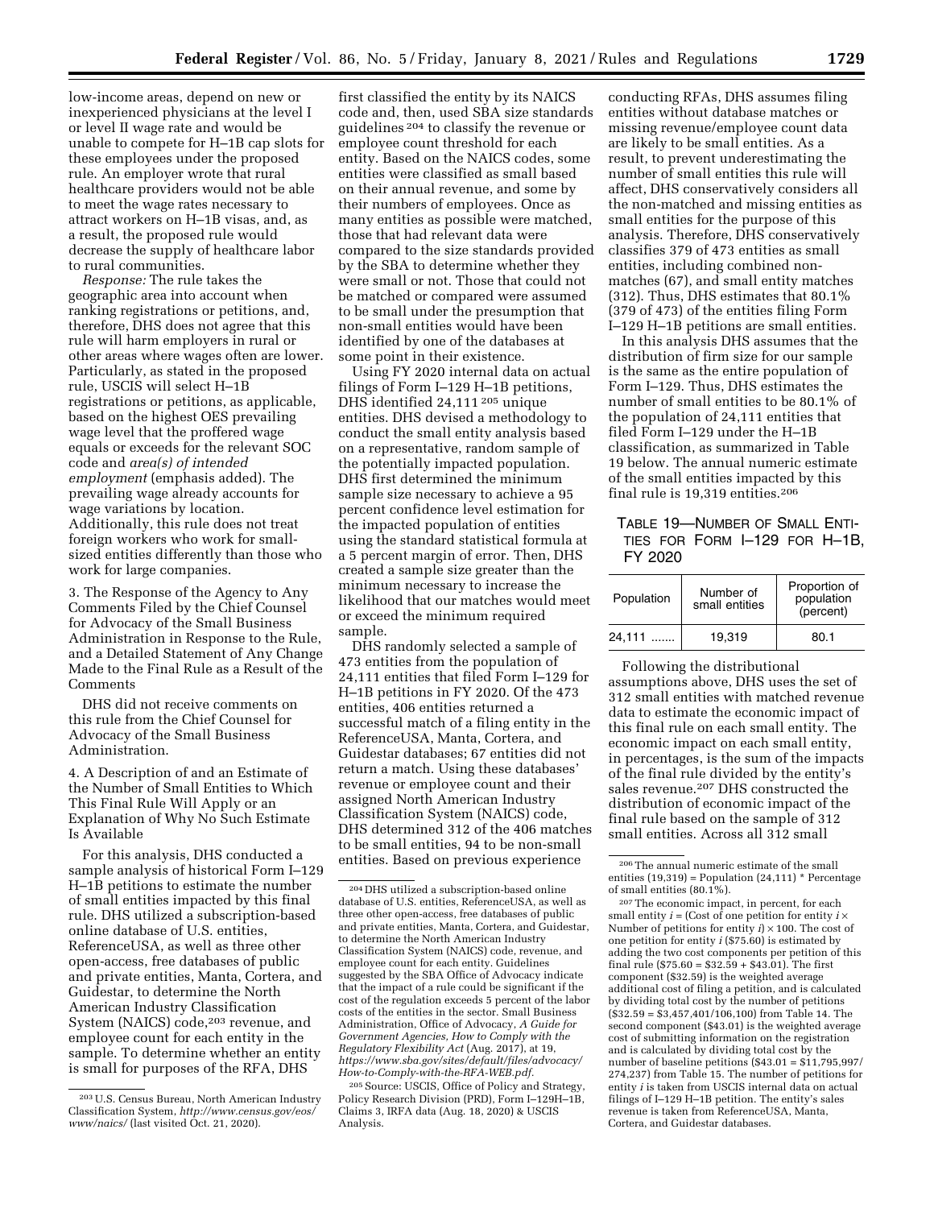low-income areas, depend on new or inexperienced physicians at the level I or level II wage rate and would be unable to compete for H–1B cap slots for these employees under the proposed rule. An employer wrote that rural healthcare providers would not be able to meet the wage rates necessary to attract workers on H–1B visas, and, as a result, the proposed rule would decrease the supply of healthcare labor to rural communities.

*Response:* The rule takes the geographic area into account when ranking registrations or petitions, and, therefore, DHS does not agree that this rule will harm employers in rural or other areas where wages often are lower. Particularly, as stated in the proposed rule, USCIS will select H–1B registrations or petitions, as applicable, based on the highest OES prevailing wage level that the proffered wage equals or exceeds for the relevant SOC code and *area(s) of intended employment* (emphasis added). The prevailing wage already accounts for wage variations by location. Additionally, this rule does not treat foreign workers who work for small-sized entities differently than those who work for large companies.

3. The Response of the Agency to Any Comments Filed by the Chief Counsel for Advocacy of the Small Business Administration in Response to the Rule, and a Detailed Statement of Any Change Made to the Final Rule as a Result of the Comments

DHS did not receive comments on this rule from the Chief Counsel for Advocacy of the Small Business Administration.

4. A Description of and an Estimate of the Number of Small Entities to Which This Final Rule Will Apply or an Explanation of Why No Such Estimate Is Available

For this analysis, DHS conducted a sample analysis of historical Form I–129 H–1B petitions to estimate the number of small entities impacted by this final rule. DHS utilized a subscription-based online database of U.S. entities, ReferenceUSA, as well as three other open-access, free databases of public and private entities, Manta, Cortera, and Guidestar, to determine the North American Industry Classification System (NAICS) code,[203] revenue, and employee count for each entity in the sample. To determine whether an entity is small for purposes of the RFA, DHS first classified the entity by its NAICS code and, then, used SBA size standards guidelines [204] to classify the revenue or employee count threshold for each entity. Based on the NAICS codes, some entities were classified as small based on their annual revenue, and some by their numbers of employees. Once as many entities as possible were matched, those that had relevant data were compared to the size standards provided by the SBA to determine whether they were small or not. Those that could not be matched or compared were assumed to be small under the presumption that non-small entities would have been identified by one of the databases at some point in their existence.

Using FY 2020 internal data on actual filings of Form I–129 H–1B petitions, DHS identified 24,111 [205] unique entities. DHS devised a methodology to conduct the small entity analysis based on a representative, random sample of the potentially impacted population. DHS first determined the minimum sample size necessary to achieve a 95 percent confidence level estimation for the impacted population of entities using the standard statistical formula at a 5 percent margin of error. Then, DHS created a sample size greater than the minimum necessary to increase the likelihood that our matches would meet or exceed the minimum required sample.

DHS randomly selected a sample of 473 entities from the population of 24,111 entities that filed Form I–129 for H–1B petitions in FY 2020. Of the 473 entities, 406 entities returned a successful match of a filing entity in the ReferenceUSA, Manta, Cortera, and Guidestar databases; 67 entities did not return a match. Using these databases' revenue or employee count and their assigned North American Industry Classification System (NAICS) code, DHS determined 312 of the 406 matches to be small entities, 94 to be non-small entities. Based on previous experience conducting RFAs, DHS assumes filing entities without database matches or missing revenue/employee count data are likely to be small entities. As a result, to prevent underestimating the number of small entities this rule will affect, DHS conservatively considers all the non-matched and missing entities as small entities for the purpose of this analysis. Therefore, DHS conservatively classifies 379 of 473 entities as small entities, including combined non-matches (67), and small entity matches (312). Thus, DHS estimates that 80.1% (379 of 473) of the entities filing Form I–129 H–1B petitions are small entities.

In this analysis DHS assumes that the distribution of firm size for our sample is the same as the entire population of Form I–129. Thus, DHS estimates the number of small entities to be 80.1% of the population of 24,111 entities that filed Form I–129 under the H–1B classification, as summarized in Table 19 below. The annual numeric estimate of the small entities impacted by this final rule is 19,319 entities.[206]

TABLE 19—NUMBER OF SMALL ENTITIES FOR FORM I–129 FOR H–1B, FY 2020

| Population | Number of small entities | Proportion of population (percent) |
|---|---|---|
| 24,111 ....... | 19,319 | 80.1 |

Following the distributional assumptions above, DHS uses the set of 312 small entities with matched revenue data to estimate the economic impact of this final rule on each small entity. The economic impact on each small entity, in percentages, is the sum of the impacts of the final rule divided by the entity's sales revenue.[207] DHS constructed the distribution of economic impact of the final rule based on the sample of 312 small entities. Across all 312 small

---

[203] U.S. Census Bureau, North American Industry Classification System, *http://www.census.gov/eos/www/naics/* (last visited Oct. 21, 2020).

[204] DHS utilized a subscription-based online database of U.S. entities, ReferenceUSA, as well as three other open-access, free databases of public and private entities, Manta, Cortera, and Guidestar, to determine the North American Industry Classification System (NAICS) code, revenue, and employee count for each entity. Guidelines suggested by the SBA Office of Advocacy indicate that the impact of a rule could be significant if the cost of the regulation exceeds 5 percent of the labor costs of the entities in the sector. Small Business Administration, Office of Advocacy, *A Guide for Government Agencies, How to Comply with the Regulatory Flexibility Act* (Aug. 2017), at 19, *https://www.sba.gov/sites/default/files/advocacy/How-to-Comply-with-the-RFA-WEB.pdf*.

[205] Source: USCIS, Office of Policy and Strategy, Policy Research Division (PRD), Form I–129H–1B, Claims 3, IRFA data (Aug. 18, 2020) & USCIS Analysis.

[206] The annual numeric estimate of the small entities (19,319) = Population (24,111) * Percentage of small entities (80.1%).

[207] The economic impact, in percent, for each small entity $i$ = (Cost of one petition for entity $i \times$ Number of petitions for entity $i$) $\times$ 100. The cost of one petition for entity $i$ ($75.60) is estimated by adding the two cost components per petition of this final rule ($75.60 = $32.59 + $43.01). The first component ($32.59) is the weighted average additional cost of filing a petition, and is calculated by dividing total cost by the number of petitions ($32.59 = $3,457,401/106,100) from Table 14. The second component ($43.01) is the weighted average cost of submitting information on the registration and is calculated by dividing total cost by the number of baseline petitions ($43.01 = $11,795,997/274,237) from Table 15. The number of petitions for entity $i$ is taken from USCIS internal data on actual filings of I–129 H–1B petition. The entity's sales revenue is taken from ReferenceUSA, Manta, Cortera, and Guidestar databases.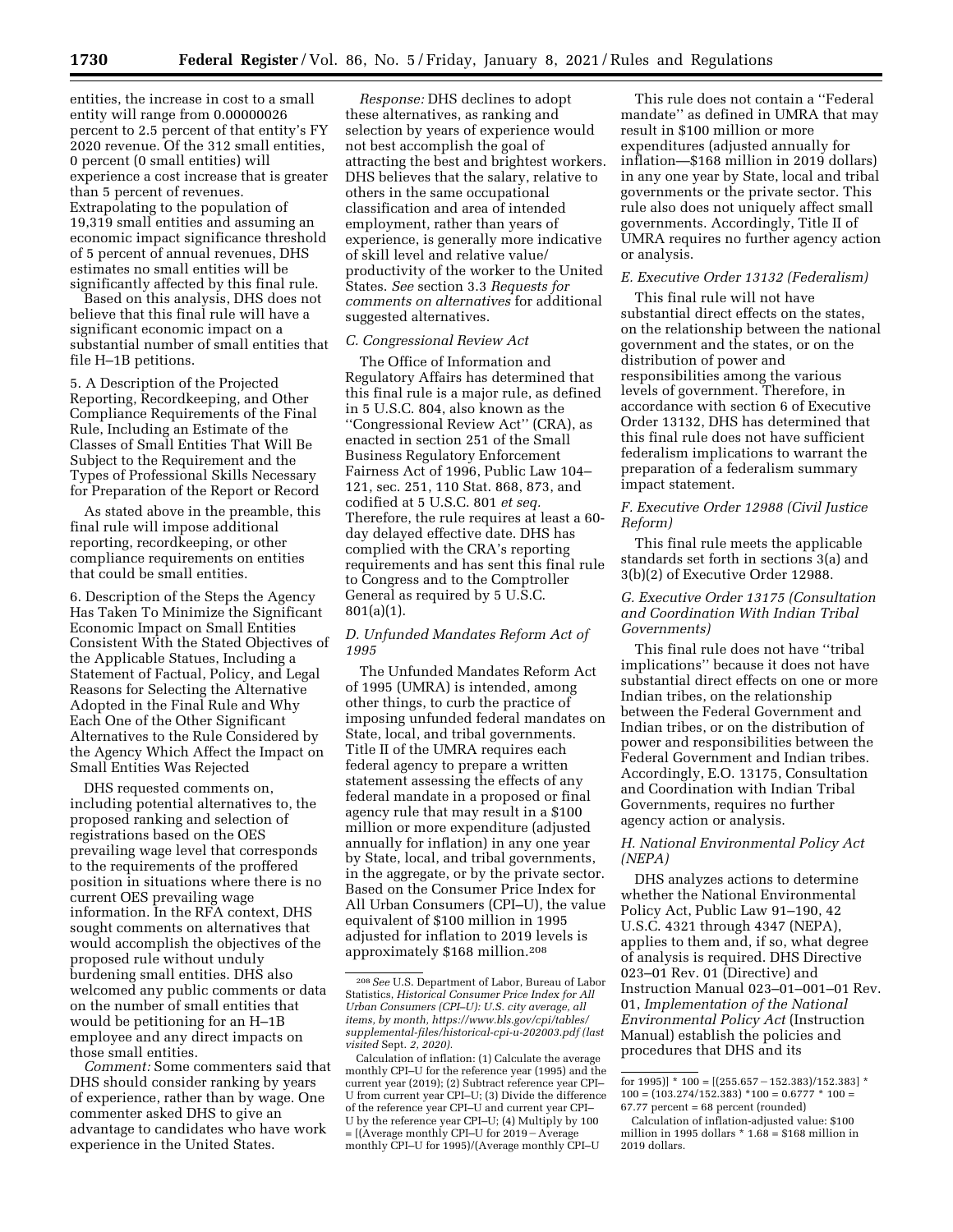entities, the increase in cost to a small entity will range from 0.00000026 percent to 2.5 percent of that entity's FY 2020 revenue. Of the 312 small entities, 0 percent (0 small entities) will experience a cost increase that is greater than 5 percent of revenues. Extrapolating to the population of 19,319 small entities and assuming an economic impact significance threshold of 5 percent of annual revenues, DHS estimates no small entities will be significantly affected by this final rule.

Based on this analysis, DHS does not believe that this final rule will have a significant economic impact on a substantial number of small entities that file H–1B petitions.

5. A Description of the Projected Reporting, Recordkeeping, and Other Compliance Requirements of the Final Rule, Including an Estimate of the Classes of Small Entities That Will Be Subject to the Requirement and the Types of Professional Skills Necessary for Preparation of the Report or Record

As stated above in the preamble, this final rule will impose additional reporting, recordkeeping, or other compliance requirements on entities that could be small entities.

6. Description of the Steps the Agency Has Taken To Minimize the Significant Economic Impact on Small Entities Consistent With the Stated Objectives of the Applicable Statues, Including a Statement of Factual, Policy, and Legal Reasons for Selecting the Alternative Adopted in the Final Rule and Why Each One of the Other Significant Alternatives to the Rule Considered by the Agency Which Affect the Impact on Small Entities Was Rejected

DHS requested comments on, including potential alternatives to, the proposed ranking and selection of registrations based on the OES prevailing wage level that corresponds to the requirements of the proffered position in situations where there is no current OES prevailing wage information. In the RFA context, DHS sought comments on alternatives that would accomplish the objectives of the proposed rule without unduly burdening small entities. DHS also welcomed any public comments or data on the number of small entities that would be petitioning for an H–1B employee and any direct impacts on those small entities.

*Comment:* Some commenters said that DHS should consider ranking by years of experience, rather than by wage. One commenter asked DHS to give an advantage to candidates who have work experience in the United States.

*Response:* DHS declines to adopt these alternatives, as ranking and selection by years of experience would not best accomplish the goal of attracting the best and brightest workers. DHS believes that the salary, relative to others in the same occupational classification and area of intended employment, rather than years of experience, is generally more indicative of skill level and relative value/productivity of the worker to the United States. *See* section 3.3 *Requests for comments on alternatives* for additional suggested alternatives.

### C. Congressional Review Act

The Office of Information and Regulatory Affairs has determined that this final rule is a major rule, as defined in 5 U.S.C. 804, also known as the "Congressional Review Act" (CRA), as enacted in section 251 of the Small Business Regulatory Enforcement Fairness Act of 1996, Public Law 104–121, sec. 251, 110 Stat. 868, 873, and codified at 5 U.S.C. 801 *et seq.* Therefore, the rule requires at least a 60-day delayed effective date. DHS has complied with the CRA's reporting requirements and has sent this final rule to Congress and to the Comptroller General as required by 5 U.S.C. 801(a)(1).

### D. Unfunded Mandates Reform Act of 1995

The Unfunded Mandates Reform Act of 1995 (UMRA) is intended, among other things, to curb the practice of imposing unfunded federal mandates on State, local, and tribal governments. Title II of the UMRA requires each federal agency to prepare a written statement assessing the effects of any federal mandate in a proposed or final agency rule that may result in a $100 million or more expenditure (adjusted annually for inflation) in any one year by State, local, and tribal governments, in the aggregate, or by the private sector. Based on the Consumer Price Index for All Urban Consumers (CPI–U), the value equivalent of $100 million in 1995 adjusted for inflation to 2019 levels is approximately $168 million.[208]

This rule does not contain a "Federal mandate" as defined in UMRA that may result in $100 million or more expenditures (adjusted annually for inflation—$168 million in 2019 dollars) in any one year by State, local and tribal governments or the private sector. This rule also does not uniquely affect small governments. Accordingly, Title II of UMRA requires no further agency action or analysis.

### E. Executive Order 13132 (Federalism)

This final rule will not have substantial direct effects on the states, on the relationship between the national government and the states, or on the distribution of power and responsibilities among the various levels of government. Therefore, in accordance with section 6 of Executive Order 13132, DHS has determined that this final rule does not have sufficient federalism implications to warrant the preparation of a federalism summary impact statement.

### F. Executive Order 12988 (Civil Justice Reform)

This final rule meets the applicable standards set forth in sections 3(a) and 3(b)(2) of Executive Order 12988.

### G. Executive Order 13175 (Consultation and Coordination With Indian Tribal Governments)

This final rule does not have "tribal implications" because it does not have substantial direct effects on one or more Indian tribes, on the relationship between the Federal Government and Indian tribes, or on the distribution of power and responsibilities between the Federal Government and Indian tribes. Accordingly, E.O. 13175, Consultation and Coordination with Indian Tribal Governments, requires no further agency action or analysis.

### H. National Environmental Policy Act (NEPA)

DHS analyzes actions to determine whether the National Environmental Policy Act, Public Law 91–190, 42 U.S.C. 4321 through 4347 (NEPA), applies to them and, if so, what degree of analysis is required. DHS Directive 023–01 Rev. 01 (Directive) and Instruction Manual 023–01–001–01 Rev. 01, *Implementation of the National Environmental Policy Act* (Instruction Manual) establish the policies and procedures that DHS and its

---

[208] *See* U.S. Department of Labor, Bureau of Labor Statistics, *Historical Consumer Price Index for All Urban Consumers (CPI–U): U.S. city average, all items, by month, https://www.bls.gov/cpi/tables/supplemental-files/historical-cpi-u-202003.pdf (last visited* Sept. *2, 2020).*

Calculation of inflation: (1) Calculate the average monthly CPI–U for the reference year (1995) and the current year (2019); (2) Subtract reference year CPI–U from current year CPI–U; (3) Divide the difference of the reference year CPI–U and current year CPI–U by the reference year CPI–U; (4) Multiply by 100 = [(Average monthly CPI–U for 2019 − Average monthly CPI–U for 1995)/(Average monthly CPI–U for 1995)] * 100 = [(255.657 − 152.383)/152.383] * 100 = (103.274/152.383) *100 = 0.6777 * 100 = 67.77 percent = 68 percent (rounded)

Calculation of inflation-adjusted value: $100 million in 1995 dollars * 1.68 = $168 million in 2019 dollars.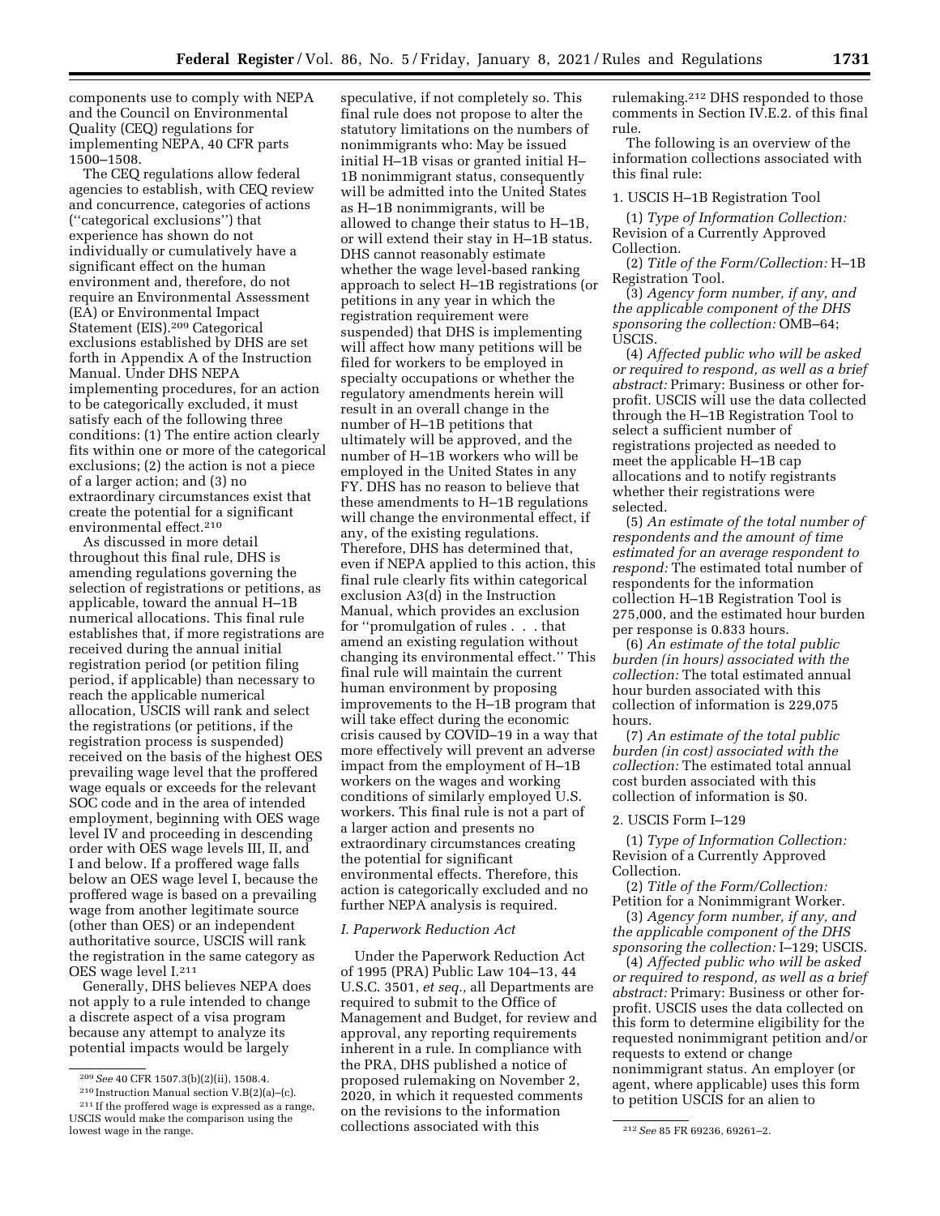components use to comply with NEPA and the Council on Environmental Quality (CEQ) regulations for implementing NEPA, 40 CFR parts 1500–1508.

The CEQ regulations allow federal agencies to establish, with CEQ review and concurrence, categories of actions (''categorical exclusions'') that experience has shown do not individually or cumulatively have a significant effect on the human environment and, therefore, do not require an Environmental Assessment (EA) or Environmental Impact Statement (EIS).[209] Categorical exclusions established by DHS are set forth in Appendix A of the Instruction Manual. Under DHS NEPA implementing procedures, for an action to be categorically excluded, it must satisfy each of the following three conditions: (1) The entire action clearly fits within one or more of the categorical exclusions; (2) the action is not a piece of a larger action; and (3) no extraordinary circumstances exist that create the potential for a significant environmental effect.[210]

As discussed in more detail throughout this final rule, DHS is amending regulations governing the selection of registrations or petitions, as applicable, toward the annual H–1B numerical allocations. This final rule establishes that, if more registrations are received during the annual initial registration period (or petition filing period, if applicable) than necessary to reach the applicable numerical allocation, USCIS will rank and select the registrations (or petitions, if the registration process is suspended) received on the basis of the highest OES prevailing wage level that the proffered wage equals or exceeds for the relevant SOC code and in the area of intended employment, beginning with OES wage level IV and proceeding in descending order with OES wage levels III, II, and I and below. If a proffered wage falls below an OES wage level I, because the proffered wage is based on a prevailing wage from another legitimate source (other than OES) or an independent authoritative source, USCIS will rank the registration in the same category as OES wage level I.[211]

Generally, DHS believes NEPA does not apply to a rule intended to change a discrete aspect of a visa program because any attempt to analyze its potential impacts would be largely speculative, if not completely so. This final rule does not propose to alter the statutory limitations on the numbers of nonimmigrants who: May be issued initial H–1B visas or granted initial H–1B nonimmigrant status, consequently will be admitted into the United States as H–1B nonimmigrants, will be allowed to change their status to H–1B, or will extend their stay in H–1B status. DHS cannot reasonably estimate whether the wage level-based ranking approach to select H–1B registrations (or petitions in any year in which the registration requirement were suspended) that DHS is implementing will affect how many petitions will be filed for workers to be employed in specialty occupations or whether the regulatory amendments herein will result in an overall change in the number of H–1B petitions that ultimately will be approved, and the number of H–1B workers who will be employed in the United States in any FY. DHS has no reason to believe that these amendments to H–1B regulations will change the environmental effect, if any, of the existing regulations. Therefore, DHS has determined that, even if NEPA applied to this action, this final rule clearly fits within categorical exclusion A3(d) in the Instruction Manual, which provides an exclusion for ''promulgation of rules . . . that amend an existing regulation without changing its environmental effect.'' This final rule will maintain the current human environment by proposing improvements to the H–1B program that will take effect during the economic crisis caused by COVID–19 in a way that more effectively will prevent an adverse impact from the employment of H–1B workers on the wages and working conditions of similarly employed U.S. workers. This final rule is not a part of a larger action and presents no extraordinary circumstances creating the potential for significant environmental effects. Therefore, this action is categorically excluded and no further NEPA analysis is required.

### *I. Paperwork Reduction Act*

Under the Paperwork Reduction Act of 1995 (PRA) Public Law 104–13, 44 U.S.C. 3501, *et seq.,* all Departments are required to submit to the Office of Management and Budget, for review and approval, any reporting requirements inherent in a rule. In compliance with the PRA, DHS published a notice of proposed rulemaking on November 2, 2020, in which it requested comments on the revisions to the information collections associated with this rulemaking.[212] DHS responded to those comments in Section IV.E.2. of this final rule.

The following is an overview of the information collections associated with this final rule:

1. USCIS H–1B Registration Tool

(1) *Type of Information Collection:* Revision of a Currently Approved Collection.

(2) *Title of the Form/Collection:* H–1B Registration Tool.

(3) *Agency form number, if any, and the applicable component of the DHS sponsoring the collection:* OMB–64; USCIS.

(4) *Affected public who will be asked or required to respond, as well as a brief abstract:* Primary: Business or other for-profit. USCIS will use the data collected through the H–1B Registration Tool to select a sufficient number of registrations projected as needed to meet the applicable H–1B cap allocations and to notify registrants whether their registrations were selected.

(5) *An estimate of the total number of respondents and the amount of time estimated for an average respondent to respond:* The estimated total number of respondents for the information collection H–1B Registration Tool is 275,000, and the estimated hour burden per response is 0.833 hours.

(6) *An estimate of the total public burden (in hours) associated with the collection:* The total estimated annual hour burden associated with this collection of information is 229,075 hours.

(7) *An estimate of the total public burden (in cost) associated with the collection:* The estimated total annual cost burden associated with this collection of information is $0.

2. USCIS Form I–129

(1) *Type of Information Collection:* Revision of a Currently Approved Collection.

(2) *Title of the Form/Collection:* Petition for a Nonimmigrant Worker.

(3) *Agency form number, if any, and the applicable component of the DHS sponsoring the collection:* I–129; USCIS.

(4) *Affected public who will be asked or required to respond, as well as a brief abstract:* Primary: Business or other for-profit. USCIS uses the data collected on this form to determine eligibility for the requested nonimmigrant petition and/or requests to extend or change nonimmigrant status. An employer (or agent, where applicable) uses this form to petition USCIS for an alien to

---

[209] *See* 40 CFR 1507.3(b)(2)(ii), 1508.4.

[210] Instruction Manual section V.B(2)(a)–(c).

[211] If the proffered wage is expressed as a range, USCIS would make the comparison using the lowest wage in the range.

[212] *See* 85 FR 69236, 69261–2.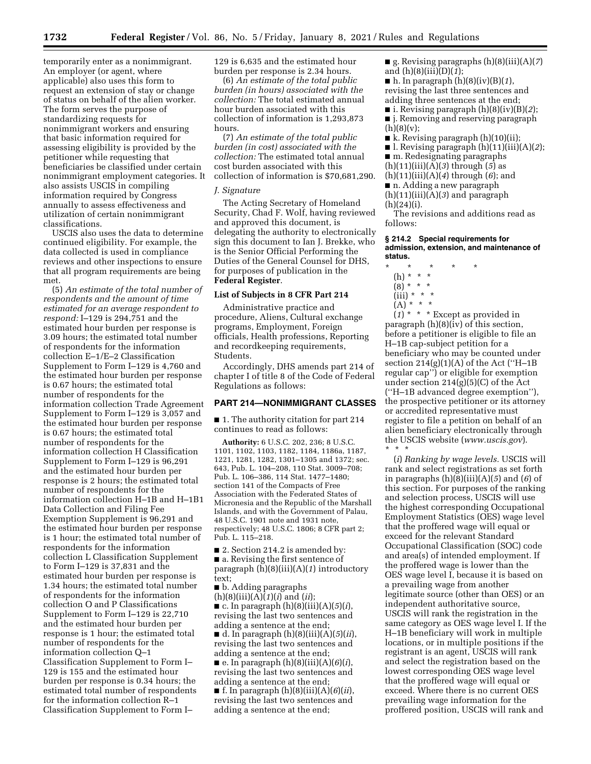temporarily enter as a nonimmigrant. An employer (or agent, where applicable) also uses this form to request an extension of stay or change of status on behalf of the alien worker. The form serves the purpose of standardizing requests for nonimmigrant workers and ensuring that basic information required for assessing eligibility is provided by the petitioner while requesting that beneficiaries be classified under certain nonimmigrant employment categories. It also assists USCIS in compiling information required by Congress annually to assess effectiveness and utilization of certain nonimmigrant classifications.

USCIS also uses the data to determine continued eligibility. For example, the data collected is used in compliance reviews and other inspections to ensure that all program requirements are being met.

(5) *An estimate of the total number of respondents and the amount of time estimated for an average respondent to respond:* I–129 is 294,751 and the estimated hour burden per response is 3.09 hours; the estimated total number of respondents for the information collection E–1/E–2 Classification Supplement to Form I–129 is 4,760 and the estimated hour burden per response is 0.67 hours; the estimated total number of respondents for the information collection Trade Agreement Supplement to Form I–129 is 3,057 and the estimated hour burden per response is 0.67 hours; the estimated total number of respondents for the information collection H Classification Supplement to Form I–129 is 96,291 and the estimated hour burden per response is 2 hours; the estimated total number of respondents for the information collection H–1B and H–1B1 Data Collection and Filing Fee Exemption Supplement is 96,291 and the estimated hour burden per response is 1 hour; the estimated total number of respondents for the information collection L Classification Supplement to Form I–129 is 37,831 and the estimated hour burden per response is 1.34 hours; the estimated total number of respondents for the information collection O and P Classifications Supplement to Form I–129 is 22,710 and the estimated hour burden per response is 1 hour; the estimated total number of respondents for the information collection Q–1 Classification Supplement to Form I–129 is 155 and the estimated hour burden per response is 0.34 hours; the estimated total number of respondents for the information collection R–1 Classification Supplement to Form I–129 is 6,635 and the estimated hour burden per response is 2.34 hours.

(6) *An estimate of the total public burden (in hours) associated with the collection:* The total estimated annual hour burden associated with this collection of information is 1,293,873 hours.

(7) *An estimate of the total public burden (in cost) associated with the collection:* The estimated total annual cost burden associated with this collection of information is $70,681,290.

*J. Signature*

The Acting Secretary of Homeland Security, Chad F. Wolf, having reviewed and approved this document, is delegating the authority to electronically sign this document to Ian J. Brekke, who is the Senior Official Performing the Duties of the General Counsel for DHS, for purposes of publication in the **Federal Register**.

**List of Subjects in 8 CFR Part 214**

Administrative practice and procedure, Aliens, Cultural exchange programs, Employment, Foreign officials, Health professions, Reporting and recordkeeping requirements, Students.

Accordingly, DHS amends part 214 of chapter I of title 8 of the Code of Federal Regulations as follows:

## PART 214—NONIMMIGRANT CLASSES

■ 1. The authority citation for part 214 continues to read as follows:

**Authority:** 6 U.S.C. 202, 236; 8 U.S.C. 1101, 1102, 1103, 1182, 1184, 1186a, 1187, 1221, 1281, 1282, 1301–1305 and 1372; sec. 643, Pub. L. 104–208, 110 Stat. 3009–708; Pub. L. 106–386, 114 Stat. 1477–1480; section 141 of the Compacts of Free Association with the Federated States of Micronesia and the Republic of the Marshall Islands, and with the Government of Palau, 48 U.S.C. 1901 note and 1931 note, respectively; 48 U.S.C. 1806; 8 CFR part 2; Pub. L. 115–218.

■ 2. Section 214.2 is amended by:

■ a. Revising the first sentence of paragraph (h)(8)(iii)(A)(*1*) introductory text;

■ b. Adding paragraphs (h)(8)(iii)(A)(*1*)(*i*) and (*ii*);

■ c. In paragraph (h)(8)(iii)(A)(*5*)(*i*), revising the last two sentences and adding a sentence at the end;

■ d. In paragraph (h)(8)(iii)(A)(*5*)(*ii*), revising the last two sentences and adding a sentence at the end;

■ e. In paragraph (h)(8)(iii)(A)(*6*)(*i*), revising the last two sentences and adding a sentence at the end;

■ f. In paragraph (h)(8)(iii)(A)(*6*)(*ii*), revising the last two sentences and adding a sentence at the end;

■ g. Revising paragraphs (h)(8)(iii)(A)(*7*) and (h)(8)(iii)(D)(*1*);

■ h. In paragraph (h)(8)(iv)(B)(*1*), revising the last three sentences and adding three sentences at the end;

■ i. Revising paragraph (h)(8)(iv)(B)(*2*);

■ j. Removing and reserving paragraph (h)(8)(v);

■ k. Revising paragraph (h)(10)(ii);

■ l. Revising paragraph (h)(11)(iii)(A)(*2*);

■ m. Redesignating paragraphs (h)(11)(iii)(A)(*3*) through (*5*) as (h)(11)(iii)(A)(*4*) through (*6*); and

■ n. Adding a new paragraph (h)(11)(iii)(A)(*3*) and paragraph (h)(24)(i).

The revisions and additions read as follows:

### § 214.2 Special requirements for admission, extension, and maintenance of status.

\* \* \* \* \*

(h) \* \* \*

(8) \* \* \*

(iii) \* \* \*

(A) \* \* \*

(*1*) \* \* \* Except as provided in paragraph (h)(8)(iv) of this section, before a petitioner is eligible to file an H–1B cap-subject petition for a beneficiary who may be counted under section 214(g)(1)(A) of the Act (''H–1B regular cap'') or eligible for exemption under section 214(g)(5)(C) of the Act (''H–1B advanced degree exemption''), the prospective petitioner or its attorney or accredited representative must register to file a petition on behalf of an alien beneficiary electronically through the USCIS website (*www.uscis.gov*). \* \* \*

(*i*) *Ranking by wage levels.* USCIS will rank and select registrations as set forth in paragraphs (h)(8)(iii)(A)(*5*) and (*6*) of this section. For purposes of the ranking and selection process, USCIS will use the highest corresponding Occupational Employment Statistics (OES) wage level that the proffered wage will equal or exceed for the relevant Standard Occupational Classification (SOC) code and area(s) of intended employment. If the proffered wage is lower than the OES wage level I, because it is based on a prevailing wage from another legitimate source (other than OES) or an independent authoritative source, USCIS will rank the registration in the same category as OES wage level I. If the H–1B beneficiary will work in multiple locations, or in multiple positions if the registrant is an agent, USCIS will rank and select the registration based on the lowest corresponding OES wage level that the proffered wage will equal or exceed. Where there is no current OES prevailing wage information for the proffered position, USCIS will rank and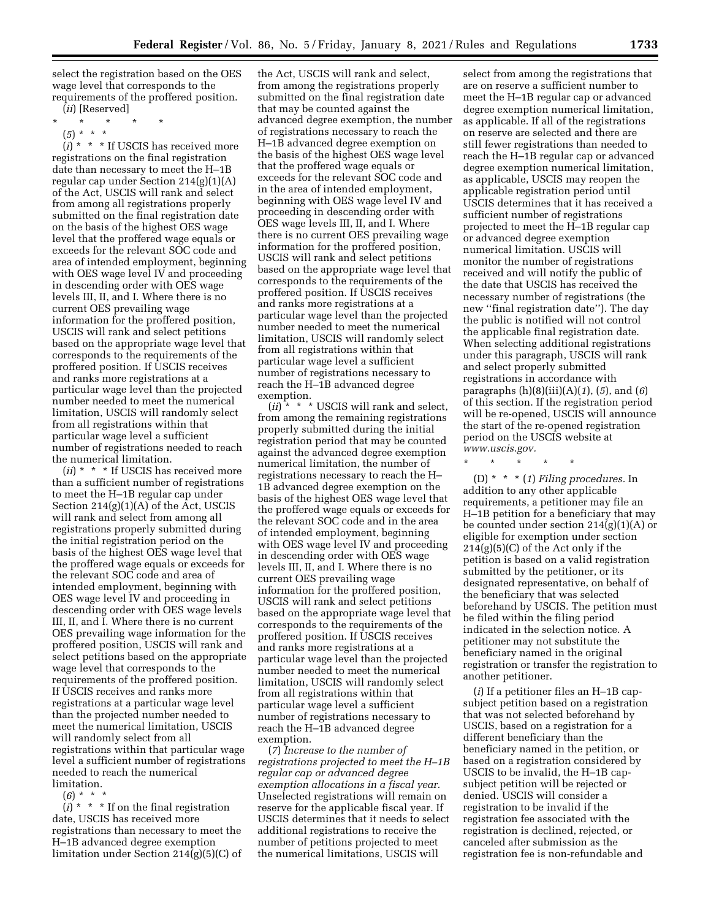select the registration based on the OES wage level that corresponds to the requirements of the proffered position.

(*ii*) [Reserved]

\* \* \* \* \*

(*5*) \* \* \*

(*i*) \* \* \* If USCIS has received more registrations on the final registration date than necessary to meet the H–1B regular cap under Section 214(g)(1)(A) of the Act, USCIS will rank and select from among all registrations properly submitted on the final registration date on the basis of the highest OES wage level that the proffered wage equals or exceeds for the relevant SOC code and area of intended employment, beginning with OES wage level IV and proceeding in descending order with OES wage levels III, II, and I. Where there is no current OES prevailing wage information for the proffered position, USCIS will rank and select petitions based on the appropriate wage level that corresponds to the requirements of the proffered position. If USCIS receives and ranks more registrations at a particular wage level than the projected number needed to meet the numerical limitation, USCIS will randomly select from all registrations within that particular wage level a sufficient number of registrations needed to reach the numerical limitation.

(*ii*) \* \* \* If USCIS has received more than a sufficient number of registrations to meet the H–1B regular cap under Section 214(g)(1)(A) of the Act, USCIS will rank and select from among all registrations properly submitted during the initial registration period on the basis of the highest OES wage level that the proffered wage equals or exceeds for the relevant SOC code and area of intended employment, beginning with OES wage level IV and proceeding in descending order with OES wage levels III, II, and I. Where there is no current OES prevailing wage information for the proffered position, USCIS will rank and select petitions based on the appropriate wage level that corresponds to the requirements of the proffered position. If USCIS receives and ranks more registrations at a particular wage level than the projected number needed to meet the numerical limitation, USCIS will randomly select from all registrations within that particular wage level a sufficient number of registrations needed to reach the numerical limitation.

(*6*) \* \* \*

(*i*) \* \* \* If on the final registration date, USCIS has received more registrations than necessary to meet the H–1B advanced degree exemption limitation under Section 214(g)(5)(C) of the Act, USCIS will rank and select, from among the registrations properly submitted on the final registration date that may be counted against the advanced degree exemption, the number of registrations necessary to reach the H–1B advanced degree exemption on the basis of the highest OES wage level that the proffered wage equals or exceeds for the relevant SOC code and in the area of intended employment, beginning with OES wage level IV and proceeding in descending order with OES wage levels III, II, and I. Where there is no current OES prevailing wage information for the proffered position, USCIS will rank and select petitions based on the appropriate wage level that corresponds to the requirements of the proffered position. If USCIS receives and ranks more registrations at a particular wage level than the projected number needed to meet the numerical limitation, USCIS will randomly select from all registrations within that particular wage level a sufficient number of registrations necessary to reach the H–1B advanced degree exemption.

(*ii*) \* \* \* USCIS will rank and select, from among the remaining registrations properly submitted during the initial registration period that may be counted against the advanced degree exemption numerical limitation, the number of registrations necessary to reach the H–1B advanced degree exemption on the basis of the highest OES wage level that the proffered wage equals or exceeds for the relevant SOC code and in the area of intended employment, beginning with OES wage level IV and proceeding in descending order with OES wage levels III, II, and I. Where there is no current OES prevailing wage information for the proffered position, USCIS will rank and select petitions based on the appropriate wage level that corresponds to the requirements of the proffered position. If USCIS receives and ranks more registrations at a particular wage level than the projected number needed to meet the numerical limitation, USCIS will randomly select from all registrations within that particular wage level a sufficient number of registrations necessary to reach the H–1B advanced degree exemption.

(*7*) *Increase to the number of registrations projected to meet the H–1B regular cap or advanced degree exemption allocations in a fiscal year.* Unselected registrations will remain on reserve for the applicable fiscal year. If USCIS determines that it needs to select additional registrations to receive the number of petitions projected to meet the numerical limitations, USCIS will select from among the registrations that are on reserve a sufficient number to meet the H–1B regular cap or advanced degree exemption numerical limitation, as applicable. If all of the registrations on reserve are selected and there are still fewer registrations than needed to reach the H–1B regular cap or advanced degree exemption numerical limitation, as applicable, USCIS may reopen the applicable registration period until USCIS determines that it has received a sufficient number of registrations projected to meet the H–1B regular cap or advanced degree exemption numerical limitation. USCIS will monitor the number of registrations received and will notify the public of the date that USCIS has received the necessary number of registrations (the new ''final registration date''). The day the public is notified will not control the applicable final registration date. When selecting additional registrations under this paragraph, USCIS will rank and select properly submitted registrations in accordance with paragraphs (h)(8)(iii)(A)(*1*), (*5*), and (*6*) of this section. If the registration period will be re-opened, USCIS will announce the start of the re-opened registration period on the USCIS website at *www.uscis.gov.*

\* \* \* \* \*

(D) \* \* \* (*1*) *Filing procedures.* In addition to any other applicable requirements, a petitioner may file an H–1B petition for a beneficiary that may be counted under section 214(g)(1)(A) or eligible for exemption under section 214(g)(5)(C) of the Act only if the petition is based on a valid registration submitted by the petitioner, or its designated representative, on behalf of the beneficiary that was selected beforehand by USCIS. The petition must be filed within the filing period indicated in the selection notice. A petitioner may not substitute the beneficiary named in the original registration or transfer the registration to another petitioner.

(*i*) If a petitioner files an H–1B cap-subject petition based on a registration that was not selected beforehand by USCIS, based on a registration for a different beneficiary than the beneficiary named in the petition, or based on a registration considered by USCIS to be invalid, the H–1B cap-subject petition will be rejected or denied. USCIS will consider a registration to be invalid if the registration fee associated with the registration is declined, rejected, or canceled after submission as the registration fee is non-refundable and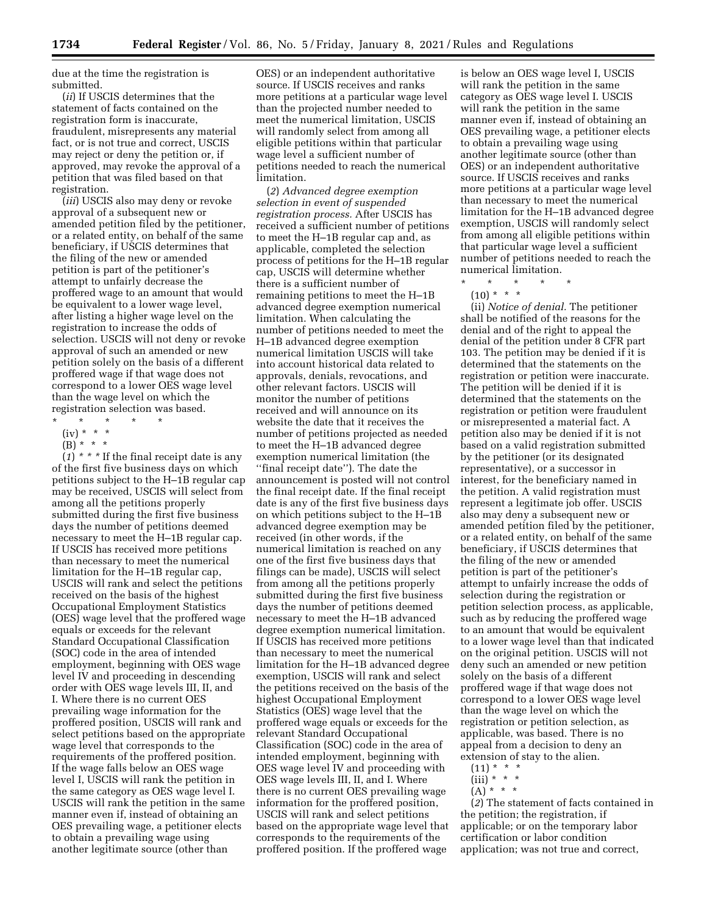due at the time the registration is submitted.

(*ii*) If USCIS determines that the statement of facts contained on the registration form is inaccurate, fraudulent, misrepresents any material fact, or is not true and correct, USCIS may reject or deny the petition or, if approved, may revoke the approval of a petition that was filed based on that registration.

(*iii*) USCIS also may deny or revoke approval of a subsequent new or amended petition filed by the petitioner, or a related entity, on behalf of the same beneficiary, if USCIS determines that the filing of the new or amended petition is part of the petitioner's attempt to unfairly decrease the proffered wage to an amount that would be equivalent to a lower wage level, after listing a higher wage level on the registration to increase the odds of selection. USCIS will not deny or revoke approval of such an amended or new petition solely on the basis of a different proffered wage if that wage does not correspond to a lower OES wage level than the wage level on which the registration selection was based.

\* \* \* \* \*

(iv) \* \* \*

(B) \* \* \*

(*1*) \* \* \* If the final receipt date is any of the first five business days on which petitions subject to the H–1B regular cap may be received, USCIS will select from among all the petitions properly submitted during the first five business days the number of petitions deemed necessary to meet the H–1B regular cap. If USCIS has received more petitions than necessary to meet the numerical limitation for the H–1B regular cap, USCIS will rank and select the petitions received on the basis of the highest Occupational Employment Statistics (OES) wage level that the proffered wage equals or exceeds for the relevant Standard Occupational Classification (SOC) code in the area of intended employment, beginning with OES wage level IV and proceeding in descending order with OES wage levels III, II, and I. Where there is no current OES prevailing wage information for the proffered position, USCIS will rank and select petitions based on the appropriate wage level that corresponds to the requirements of the proffered position. If the wage falls below an OES wage level I, USCIS will rank the petition in the same category as OES wage level I. USCIS will rank the petition in the same manner even if, instead of obtaining an OES prevailing wage, a petitioner elects to obtain a prevailing wage using another legitimate source (other than OES) or an independent authoritative source. If USCIS receives and ranks more petitions at a particular wage level than the projected number needed to meet the numerical limitation, USCIS will randomly select from among all eligible petitions within that particular wage level a sufficient number of petitions needed to reach the numerical limitation.

(*2*) *Advanced degree exemption selection in event of suspended registration process.* After USCIS has received a sufficient number of petitions to meet the H–1B regular cap and, as applicable, completed the selection process of petitions for the H–1B regular cap, USCIS will determine whether there is a sufficient number of remaining petitions to meet the H–1B advanced degree exemption numerical limitation. When calculating the number of petitions needed to meet the H–1B advanced degree exemption numerical limitation USCIS will take into account historical data related to approvals, denials, revocations, and other relevant factors. USCIS will monitor the number of petitions received and will announce on its website the date that it receives the number of petitions projected as needed to meet the H–1B advanced degree exemption numerical limitation (the "final receipt date"). The date the announcement is posted will not control the final receipt date. If the final receipt date is any of the first five business days on which petitions subject to the H–1B advanced degree exemption may be received (in other words, if the numerical limitation is reached on any one of the first five business days that filings can be made), USCIS will select from among all the petitions properly submitted during the first five business days the number of petitions deemed necessary to meet the H–1B advanced degree exemption numerical limitation. If USCIS has received more petitions than necessary to meet the numerical limitation for the H–1B advanced degree exemption, USCIS will rank and select the petitions received on the basis of the highest Occupational Employment Statistics (OES) wage level that the proffered wage equals or exceeds for the relevant Standard Occupational Classification (SOC) code in the area of intended employment, beginning with OES wage level IV and proceeding with OES wage levels III, II, and I. Where there is no current OES prevailing wage information for the proffered position, USCIS will rank and select petitions based on the appropriate wage level that corresponds to the requirements of the proffered position. If the proffered wage is below an OES wage level I, USCIS will rank the petition in the same category as OES wage level I. USCIS will rank the petition in the same manner even if, instead of obtaining an OES prevailing wage, a petitioner elects to obtain a prevailing wage using another legitimate source (other than OES) or an independent authoritative source. If USCIS receives and ranks more petitions at a particular wage level than necessary to meet the numerical limitation for the H–1B advanced degree exemption, USCIS will randomly select from among all eligible petitions within that particular wage level a sufficient number of petitions needed to reach the numerical limitation.

\* \* \* \* \*

(10) \* \* \*

(ii) *Notice of denial.* The petitioner shall be notified of the reasons for the denial and of the right to appeal the denial of the petition under 8 CFR part 103. The petition may be denied if it is determined that the statements on the registration or petition were inaccurate. The petition will be denied if it is determined that the statements on the registration or petition were fraudulent or misrepresented a material fact. A petition also may be denied if it is not based on a valid registration submitted by the petitioner (or its designated representative), or a successor in interest, for the beneficiary named in the petition. A valid registration must represent a legitimate job offer. USCIS also may deny a subsequent new or amended petition filed by the petitioner, or a related entity, on behalf of the same beneficiary, if USCIS determines that the filing of the new or amended petition is part of the petitioner's attempt to unfairly increase the odds of selection during the registration or petition selection process, as applicable, such as by reducing the proffered wage to an amount that would be equivalent to a lower wage level than that indicated on the original petition. USCIS will not deny such an amended or new petition solely on the basis of a different proffered wage if that wage does not correspond to a lower OES wage level than the wage level on which the registration or petition selection, as applicable, was based. There is no appeal from a decision to deny an extension of stay to the alien.

(11) \* \* \*

(iii) \* \* \*

(A) \* \* \*

(*2*) The statement of facts contained in the petition; the registration, if applicable; or on the temporary labor certification or labor condition application; was not true and correct,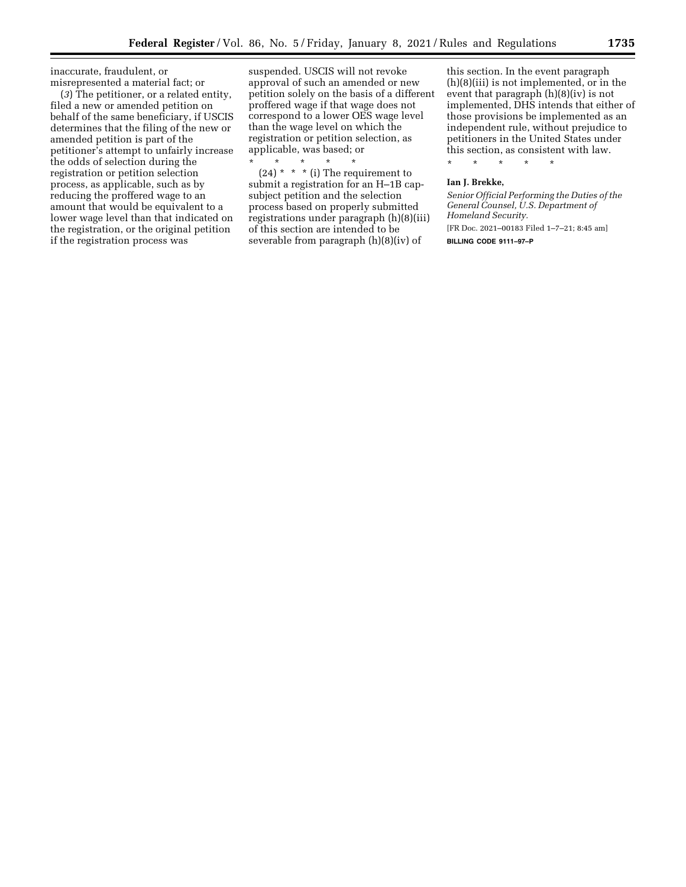inaccurate, fraudulent, or misrepresented a material fact; or

(*3*) The petitioner, or a related entity, filed a new or amended petition on behalf of the same beneficiary, if USCIS determines that the filing of the new or amended petition is part of the petitioner's attempt to unfairly increase the odds of selection during the registration or petition selection process, as applicable, such as by reducing the proffered wage to an amount that would be equivalent to a lower wage level than that indicated on the registration, or the original petition if the registration process was suspended. USCIS will not revoke approval of such an amended or new petition solely on the basis of a different proffered wage if that wage does not correspond to a lower OES wage level than the wage level on which the registration or petition selection, as applicable, was based; or

\* \* \* \* \*

(24) \* \* \* (i) The requirement to submit a registration for an H–1B cap-subject petition and the selection process based on properly submitted registrations under paragraph (h)(8)(iii) of this section are intended to be severable from paragraph (h)(8)(iv) of this section. In the event paragraph (h)(8)(iii) is not implemented, or in the event that paragraph (h)(8)(iv) is not implemented, DHS intends that either of those provisions be implemented as an independent rule, without prejudice to petitioners in the United States under this section, as consistent with law.

\* \* \* \* \*

**Ian J. Brekke,**

*Senior Official Performing the Duties of the General Counsel, U.S. Department of Homeland Security.*

[FR Doc. 2021–00183 Filed 1–7–21; 8:45 am]

**BILLING CODE 9111–97–P**